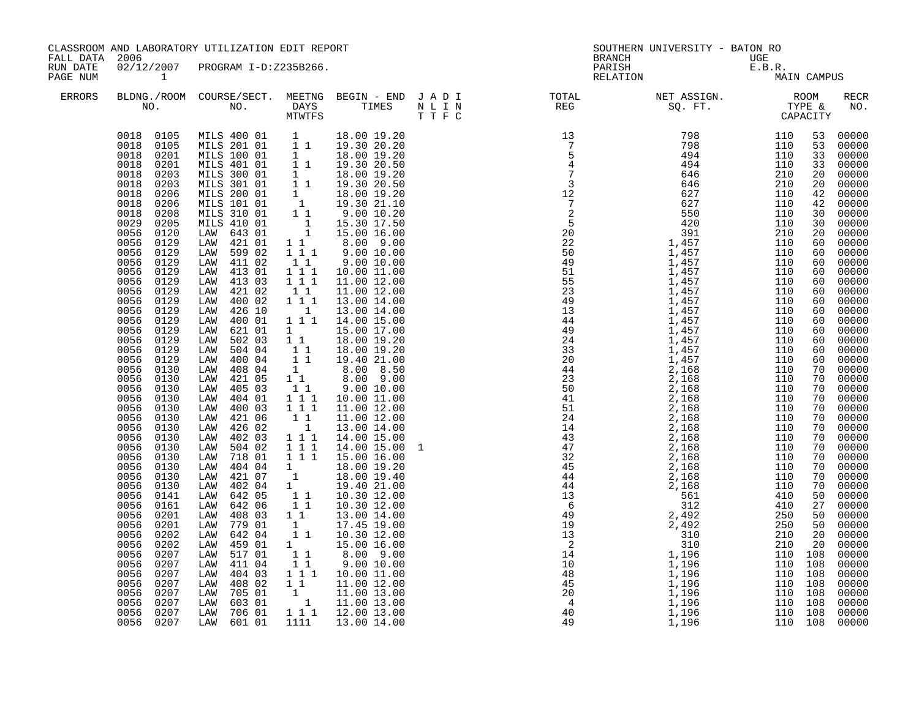CLASSROOM AND LABORATORY UTILIZATION EDIT REPORT
FALL DATA 2006
RUN DATE 02/12/2007 PROGRAM I-D:Z235B266.
PAGE NUM 1

SOUTHERN UNIVERSITY - BATON RO
BRANCH UGE
PARISH E.B.R.
RELATION MAIN CAMPUS

| ERRORS | BLDNG./ROOM NO. | COURSE/SECT. NO. | MEETNG DAYS MTWTFS | BEGIN - END TIMES | J A D I N L I N T T F C | TOTAL REG | NET ASSIGN. SQ. FT. | ROOM TYPE & CAPACITY | | RECR NO. |
|---|---|---|---|---|---|---|---|---|---|---|
| | 0018 0105 | MILS 400 01 | 1 | 18.00 19.20 | | 13 | 798 | 110 | 53 | 00000 |
| | 0018 0105 | MILS 201 01 | 1 1 | 19.30 20.20 | | 7 | 798 | 110 | 53 | 00000 |
| | 0018 0201 | MILS 100 01 | 1 | 18.00 19.20 | | 5 | 494 | 110 | 33 | 00000 |
| | 0018 0201 | MILS 401 01 | 1 1 | 19.30 20.50 | | 4 | 494 | 110 | 33 | 00000 |
| | 0018 0203 | MILS 300 01 | 1 | 18.00 19.20 | | 7 | 646 | 210 | 20 | 00000 |
| | 0018 0203 | MILS 301 01 | 1 1 | 19.30 20.50 | | 3 | 646 | 210 | 20 | 00000 |
| | 0018 0206 | MILS 200 01 | 1 | 18.00 19.20 | | 12 | 627 | 110 | 42 | 00000 |
| | 0018 0206 | MILS 101 01 | 1 | 19.30 21.10 | | 7 | 627 | 110 | 42 | 00000 |
| | 0018 0208 | MILS 310 01 | 1 1 | 9.00 10.20 | | 2 | 550 | 110 | 30 | 00000 |
| | 0029 0205 | MILS 410 01 | 1 | 15.30 17.50 | | 5 | 420 | 110 | 30 | 00000 |
| | 0056 0120 | LAW 643 01 | 1 | 15.00 16.00 | | 20 | 391 | 210 | 20 | 00000 |
| | 0056 0129 | LAW 421 01 | 1 1 | 8.00 9.00 | | 22 | 1,457 | 110 | 60 | 00000 |
| | 0056 0129 | LAW 599 02 | 1 1 1 | 9.00 10.00 | | 50 | 1,457 | 110 | 60 | 00000 |
| | 0056 0129 | LAW 411 02 | 1 1 | 9.00 10.00 | | 49 | 1,457 | 110 | 60 | 00000 |
| | 0056 0129 | LAW 413 01 | 1 1 1 | 10.00 11.00 | | 51 | 1,457 | 110 | 60 | 00000 |
| | 0056 0129 | LAW 413 03 | 1 1 1 | 11.00 12.00 | | 55 | 1,457 | 110 | 60 | 00000 |
| | 0056 0129 | LAW 421 02 | 1 1 | 11.00 12.00 | | 23 | 1,457 | 110 | 60 | 00000 |
| | 0056 0129 | LAW 400 02 | 1 1 1 | 13.00 14.00 | | 49 | 1,457 | 110 | 60 | 00000 |
| | 0056 0129 | LAW 426 10 | 1 | 13.00 14.00 | | 13 | 1,457 | 110 | 60 | 00000 |
| | 0056 0129 | LAW 400 01 | 1 1 1 | 14.00 15.00 | | 44 | 1,457 | 110 | 60 | 00000 |
| | 0056 0129 | LAW 621 01 | 1 | 15.00 17.00 | | 49 | 1,457 | 110 | 60 | 00000 |
| | 0056 0129 | LAW 502 03 | 1 1 | 18.00 19.20 | | 24 | 1,457 | 110 | 60 | 00000 |
| | 0056 0129 | LAW 504 04 | 1 1 | 18.00 19.20 | | 33 | 1,457 | 110 | 60 | 00000 |
| | 0056 0129 | LAW 400 04 | 1 1 | 19.40 21.00 | | 20 | 1,457 | 110 | 60 | 00000 |
| | 0056 0130 | LAW 408 04 | 1 | 8.00 8.50 | | 44 | 2,168 | 110 | 70 | 00000 |
| | 0056 0130 | LAW 421 05 | 1 1 | 8.00 9.00 | | 23 | 2,168 | 110 | 70 | 00000 |
| | 0056 0130 | LAW 405 03 | 1 1 | 9.00 10.00 | | 50 | 2,168 | 110 | 70 | 00000 |
| | 0056 0130 | LAW 404 01 | 1 1 1 | 10.00 11.00 | | 41 | 2,168 | 110 | 70 | 00000 |
| | 0056 0130 | LAW 400 03 | 1 1 1 | 11.00 12.00 | | 51 | 2,168 | 110 | 70 | 00000 |
| | 0056 0130 | LAW 421 06 | 1 1 | 11.00 12.00 | | 24 | 2,168 | 110 | 70 | 00000 |
| | 0056 0130 | LAW 426 02 | 1 | 13.00 14.00 | | 14 | 2,168 | 110 | 70 | 00000 |
| | 0056 0130 | LAW 402 03 | 1 1 1 | 14.00 15.00 | | 43 | 2,168 | 110 | 70 | 00000 |
| | 0056 0130 | LAW 504 02 | 1 1 1 | 14.00 15.00 | 1 | 47 | 2,168 | 110 | 70 | 00000 |
| | 0056 0130 | LAW 718 01 | 1 1 1 | 15.00 16.00 | | 32 | 2,168 | 110 | 70 | 00000 |
| | 0056 0130 | LAW 404 04 | 1 | 18.00 19.20 | | 45 | 2,168 | 110 | 70 | 00000 |
| | 0056 0130 | LAW 421 07 | 1 | 18.00 19.40 | | 44 | 2,168 | 110 | 70 | 00000 |
| | 0056 0130 | LAW 402 04 | 1 | 19.40 21.00 | | 44 | 2,168 | 110 | 70 | 00000 |
| | 0056 0141 | LAW 642 05 | 1 1 | 10.30 12.00 | | 13 | 561 | 410 | 50 | 00000 |
| | 0056 0161 | LAW 642 06 | 1 1 | 10.30 12.00 | | 6 | 312 | 410 | 27 | 00000 |
| | 0056 0201 | LAW 408 03 | 1 1 | 13.00 14.00 | | 49 | 2,492 | 250 | 50 | 00000 |
| | 0056 0201 | LAW 779 01 | 1 | 17.45 19.00 | | 19 | 2,492 | 250 | 50 | 00000 |
| | 0056 0202 | LAW 642 04 | 1 1 | 10.30 12.00 | | 13 | 310 | 210 | 20 | 00000 |
| | 0056 0202 | LAW 459 01 | 1 | 15.00 16.00 | | 2 | 310 | 210 | 20 | 00000 |
| | 0056 0207 | LAW 517 01 | 1 1 | 8.00 9.00 | | 14 | 1,196 | 110 | 108 | 00000 |
| | 0056 0207 | LAW 411 04 | 1 1 | 9.00 10.00 | | 10 | 1,196 | 110 | 108 | 00000 |
| | 0056 0207 | LAW 404 03 | 1 1 1 | 10.00 11.00 | | 48 | 1,196 | 110 | 108 | 00000 |
| | 0056 0207 | LAW 408 02 | 1 1 | 11.00 12.00 | | 45 | 1,196 | 110 | 108 | 00000 |
| | 0056 0207 | LAW 705 01 | 1 | 11.00 13.00 | | 20 | 1,196 | 110 | 108 | 00000 |
| | 0056 0207 | LAW 603 01 | 1 | 11.00 13.00 | | 4 | 1,196 | 110 | 108 | 00000 |
| | 0056 0207 | LAW 706 01 | 1 1 1 | 12.00 13.00 | | 40 | 1,196 | 110 | 108 | 00000 |
| | 0056 0207 | LAW 601 01 | 1111 | 13.00 14.00 | | 49 | 1,196 | 110 | 108 | 00000 |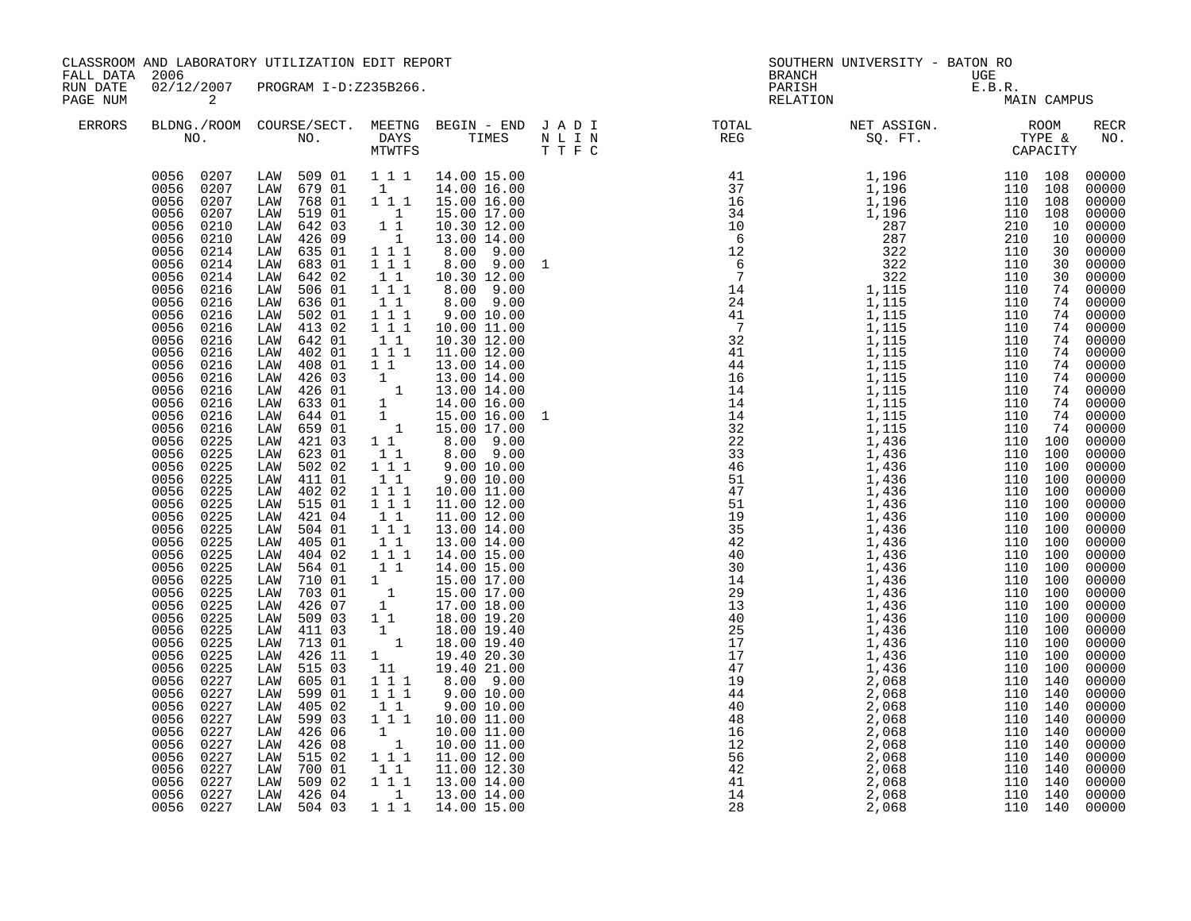CLASSROOM AND LABORATORY UTILIZATION EDIT REPORT
FALL DATA 2006
RUN DATE 02/12/2007 PROGRAM I-D:Z235B266.
PAGE NUM 2

SOUTHERN UNIVERSITY - BATON RO
BRANCH UGE
PARISH E.B.R.
RELATION MAIN CAMPUS

| ERRORS | BLDNG./ROOM NO. | COURSE/SECT. NO. | MEETNG DAYS MTWTFS | BEGIN - END TIMES | J A D I N L I N T T F C | TOTAL REG | NET ASSIGN. SQ. FT. | ROOM TYPE & CAPACITY | RECR NO. |
|---|---|---|---|---|---|---|---|---|---|
| | 0056 0207 | LAW 509 01 | 1 1 1 | 14.00 15.00 | | 41 | 1,196 | 110 108 | 00000 |
| | 0056 0207 | LAW 679 01 | 1 | 14.00 16.00 | | 37 | 1,196 | 110 108 | 00000 |
| | 0056 0207 | LAW 768 01 | 1 1 1 | 15.00 16.00 | | 16 | 1,196 | 110 108 | 00000 |
| | 0056 0207 | LAW 519 01 | 1 | 15.00 17.00 | | 34 | 1,196 | 110 108 | 00000 |
| | 0056 0210 | LAW 642 03 | 1 1 | 10.30 12.00 | | 10 | 287 | 210 10 | 00000 |
| | 0056 0210 | LAW 426 09 | 1 | 13.00 14.00 | | 6 | 287 | 210 10 | 00000 |
| | 0056 0214 | LAW 635 01 | 1 1 1 | 8.00 9.00 | | 12 | 322 | 110 30 | 00000 |
| | 0056 0214 | LAW 683 01 | 1 1 1 | 8.00 9.00 | 1 | 6 | 322 | 110 30 | 00000 |
| | 0056 0214 | LAW 642 02 | 1 1 | 10.30 12.00 | | 7 | 322 | 110 30 | 00000 |
| | 0056 0216 | LAW 506 01 | 1 1 1 | 8.00 9.00 | | 14 | 1,115 | 110 74 | 00000 |
| | 0056 0216 | LAW 636 01 | 1 1 | 8.00 9.00 | | 24 | 1,115 | 110 74 | 00000 |
| | 0056 0216 | LAW 502 01 | 1 1 1 | 9.00 10.00 | | 41 | 1,115 | 110 74 | 00000 |
| | 0056 0216 | LAW 413 02 | 1 1 1 | 10.00 11.00 | | 7 | 1,115 | 110 74 | 00000 |
| | 0056 0216 | LAW 642 01 | 1 1 | 10.30 12.00 | | 32 | 1,115 | 110 74 | 00000 |
| | 0056 0216 | LAW 402 01 | 1 1 1 | 11.00 12.00 | | 41 | 1,115 | 110 74 | 00000 |
| | 0056 0216 | LAW 408 01 | 1 1 | 13.00 14.00 | | 44 | 1,115 | 110 74 | 00000 |
| | 0056 0216 | LAW 426 03 | 1 | 13.00 14.00 | | 16 | 1,115 | 110 74 | 00000 |
| | 0056 0216 | LAW 426 01 | 1 | 13.00 14.00 | | 14 | 1,115 | 110 74 | 00000 |
| | 0056 0216 | LAW 633 01 | 1 | 14.00 16.00 | | 14 | 1,115 | 110 74 | 00000 |
| | 0056 0216 | LAW 644 01 | 1 | 15.00 16.00 | 1 | 14 | 1,115 | 110 74 | 00000 |
| | 0056 0216 | LAW 659 01 | 1 | 15.00 17.00 | | 32 | 1,115 | 110 74 | 00000 |
| | 0056 0225 | LAW 421 03 | 1 1 | 8.00 9.00 | | 22 | 1,436 | 110 100 | 00000 |
| | 0056 0225 | LAW 623 01 | 1 1 | 8.00 9.00 | | 33 | 1,436 | 110 100 | 00000 |
| | 0056 0225 | LAW 502 02 | 1 1 1 | 9.00 10.00 | | 46 | 1,436 | 110 100 | 00000 |
| | 0056 0225 | LAW 411 01 | 1 1 | 9.00 10.00 | | 51 | 1,436 | 110 100 | 00000 |
| | 0056 0225 | LAW 402 02 | 1 1 1 | 10.00 11.00 | | 47 | 1,436 | 110 100 | 00000 |
| | 0056 0225 | LAW 515 01 | 1 1 1 | 11.00 12.00 | | 51 | 1,436 | 110 100 | 00000 |
| | 0056 0225 | LAW 421 04 | 1 1 | 11.00 12.00 | | 19 | 1,436 | 110 100 | 00000 |
| | 0056 0225 | LAW 504 01 | 1 1 1 | 13.00 14.00 | | 35 | 1,436 | 110 100 | 00000 |
| | 0056 0225 | LAW 405 01 | 1 1 | 13.00 14.00 | | 42 | 1,436 | 110 100 | 00000 |
| | 0056 0225 | LAW 404 02 | 1 1 1 | 14.00 15.00 | | 40 | 1,436 | 110 100 | 00000 |
| | 0056 0225 | LAW 564 01 | 1 1 | 14.00 15.00 | | 30 | 1,436 | 110 100 | 00000 |
| | 0056 0225 | LAW 710 01 | 1 | 15.00 17.00 | | 14 | 1,436 | 110 100 | 00000 |
| | 0056 0225 | LAW 703 01 | 1 | 15.00 17.00 | | 29 | 1,436 | 110 100 | 00000 |
| | 0056 0225 | LAW 426 07 | 1 | 17.00 18.00 | | 13 | 1,436 | 110 100 | 00000 |
| | 0056 0225 | LAW 509 03 | 1 1 | 18.00 19.20 | | 40 | 1,436 | 110 100 | 00000 |
| | 0056 0225 | LAW 411 03 | 1 | 18.00 19.40 | | 25 | 1,436 | 110 100 | 00000 |
| | 0056 0225 | LAW 713 01 | 1 | 18.00 19.40 | | 17 | 1,436 | 110 100 | 00000 |
| | 0056 0225 | LAW 426 11 | 1 | 19.40 20.30 | | 17 | 1,436 | 110 100 | 00000 |
| | 0056 0225 | LAW 515 03 | 11 | 19.40 21.00 | | 47 | 1,436 | 110 100 | 00000 |
| | 0056 0227 | LAW 605 01 | 1 1 1 | 8.00 9.00 | | 19 | 2,068 | 110 140 | 00000 |
| | 0056 0227 | LAW 599 01 | 1 1 1 | 9.00 10.00 | | 44 | 2,068 | 110 140 | 00000 |
| | 0056 0227 | LAW 405 02 | 1 1 | 9.00 10.00 | | 40 | 2,068 | 110 140 | 00000 |
| | 0056 0227 | LAW 599 03 | 1 1 1 | 10.00 11.00 | | 48 | 2,068 | 110 140 | 00000 |
| | 0056 0227 | LAW 426 06 | 1 | 10.00 11.00 | | 16 | 2,068 | 110 140 | 00000 |
| | 0056 0227 | LAW 426 08 | 1 | 10.00 11.00 | | 12 | 2,068 | 110 140 | 00000 |
| | 0056 0227 | LAW 515 02 | 1 1 1 | 11.00 12.00 | | 56 | 2,068 | 110 140 | 00000 |
| | 0056 0227 | LAW 700 01 | 1 1 | 11.00 12.30 | | 42 | 2,068 | 110 140 | 00000 |
| | 0056 0227 | LAW 509 02 | 1 1 1 | 13.00 14.00 | | 41 | 2,068 | 110 140 | 00000 |
| | 0056 0227 | LAW 426 04 | 1 | 13.00 14.00 | | 14 | 2,068 | 110 140 | 00000 |
| | 0056 0227 | LAW 504 03 | 1 1 1 | 14.00 15.00 | | 28 | 2,068 | 110 140 | 00000 |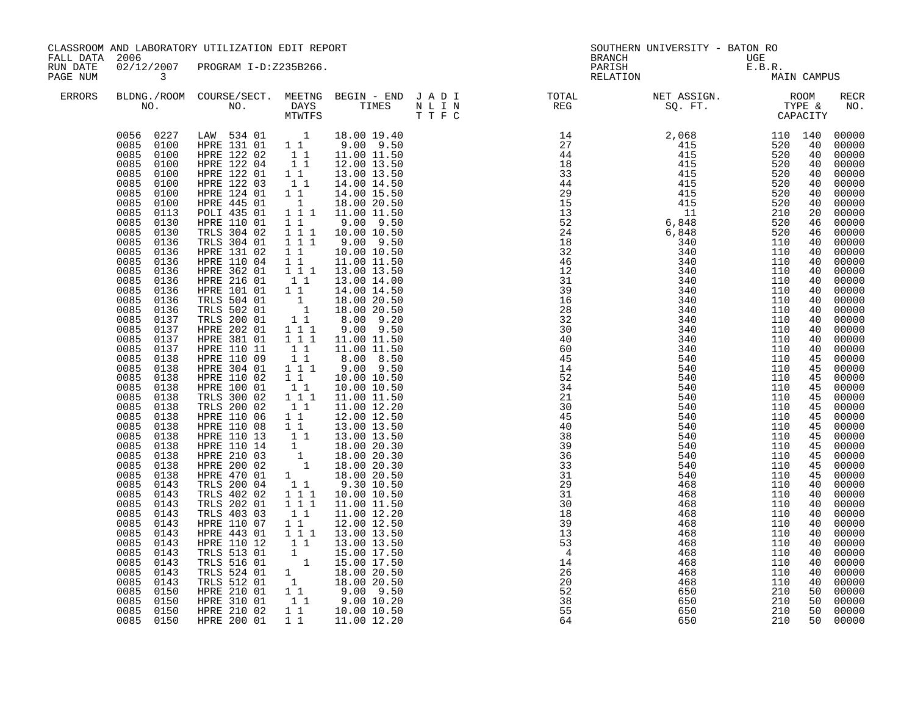CLASSROOM AND LABORATORY UTILIZATION EDIT REPORT
FALL DATA 2006
RUN DATE 02/12/2007 PROGRAM I-D:Z235B266.
PAGE NUM 3

SOUTHERN UNIVERSITY - BATON RO
BRANCH UGE
PARISH E.B.R.
RELATION MAIN CAMPUS

| ERRORS | BLDNG./ROOM NO. | COURSE/SECT. NO. | MEETNG DAYS MTWTFS | BEGIN - END TIMES | J A D I N L I N T T F C | TOTAL REG | NET ASSIGN. SQ. FT. | ROOM TYPE & CAPACITY | | RECR NO. |
|---|---|---|---|---|---|---|---|---|---|---|
| | 0056 0227 | LAW 534 01 | 1 | 18.00 19.40 | | 14 | 2,068 | 110 | 140 | 00000 |
| | 0085 0100 | HPRE 131 01 | 1 1 | 9.00 9.50 | | 27 | 415 | 520 | 40 | 00000 |
| | 0085 0100 | HPRE 122 02 | 1 1 | 11.00 11.50 | | 44 | 415 | 520 | 40 | 00000 |
| | 0085 0100 | HPRE 122 04 | 1 1 | 12.00 13.50 | | 18 | 415 | 520 | 40 | 00000 |
| | 0085 0100 | HPRE 122 01 | 1 1 | 13.00 13.50 | | 33 | 415 | 520 | 40 | 00000 |
| | 0085 0100 | HPRE 122 03 | 1 1 | 14.00 14.50 | | 44 | 415 | 520 | 40 | 00000 |
| | 0085 0100 | HPRE 124 01 | 1 1 | 14.00 15.50 | | 29 | 415 | 520 | 40 | 00000 |
| | 0085 0100 | HPRE 445 01 | 1 | 18.00 20.50 | | 15 | 415 | 520 | 40 | 00000 |
| | 0085 0113 | POLI 435 01 | 1 1 1 | 11.00 11.50 | | 13 | 11 | 210 | 20 | 00000 |
| | 0085 0130 | HPRE 110 01 | 1 1 | 9.00 9.50 | | 52 | 6,848 | 520 | 46 | 00000 |
| | 0085 0130 | TRLS 304 02 | 1 1 1 | 10.00 10.50 | | 24 | 6,848 | 520 | 46 | 00000 |
| | 0085 0136 | TRLS 304 01 | 1 1 1 | 9.00 9.50 | | 18 | 340 | 110 | 40 | 00000 |
| | 0085 0136 | HPRE 131 02 | 1 1 | 10.00 10.50 | | 32 | 340 | 110 | 40 | 00000 |
| | 0085 0136 | HPRE 110 04 | 1 1 | 11.00 11.50 | | 46 | 340 | 110 | 40 | 00000 |
| | 0085 0136 | HPRE 362 01 | 1 1 1 | 13.00 13.50 | | 12 | 340 | 110 | 40 | 00000 |
| | 0085 0136 | HPRE 216 01 | 1 1 | 13.00 14.00 | | 31 | 340 | 110 | 40 | 00000 |
| | 0085 0136 | HPRE 101 01 | 1 1 | 14.00 14.50 | | 39 | 340 | 110 | 40 | 00000 |
| | 0085 0136 | TRLS 504 01 | 1 | 18.00 20.50 | | 16 | 340 | 110 | 40 | 00000 |
| | 0085 0136 | TRLS 502 01 | 1 | 18.00 20.50 | | 28 | 340 | 110 | 40 | 00000 |
| | 0085 0137 | TRLS 200 01 | 1 1 | 8.00 9.20 | | 32 | 340 | 110 | 40 | 00000 |
| | 0085 0137 | HPRE 202 01 | 1 1 1 | 9.00 9.50 | | 30 | 340 | 110 | 40 | 00000 |
| | 0085 0137 | HPRE 381 01 | 1 1 1 | 11.00 11.50 | | 40 | 340 | 110 | 40 | 00000 |
| | 0085 0137 | HPRE 110 11 | 1 1 | 11.00 11.50 | | 60 | 340 | 110 | 40 | 00000 |
| | 0085 0138 | HPRE 110 09 | 1 1 | 8.00 8.50 | | 45 | 540 | 110 | 45 | 00000 |
| | 0085 0138 | HPRE 304 01 | 1 1 1 | 9.00 9.50 | | 14 | 540 | 110 | 45 | 00000 |
| | 0085 0138 | HPRE 110 02 | 1 1 | 10.00 10.50 | | 52 | 540 | 110 | 45 | 00000 |
| | 0085 0138 | HPRE 100 01 | 1 1 | 10.00 10.50 | | 34 | 540 | 110 | 45 | 00000 |
| | 0085 0138 | TRLS 300 02 | 1 1 1 | 11.00 11.50 | | 21 | 540 | 110 | 45 | 00000 |
| | 0085 0138 | TRLS 200 02 | 1 1 | 11.00 12.20 | | 30 | 540 | 110 | 45 | 00000 |
| | 0085 0138 | HPRE 110 06 | 1 1 | 12.00 12.50 | | 45 | 540 | 110 | 45 | 00000 |
| | 0085 0138 | HPRE 110 08 | 1 1 | 13.00 13.50 | | 40 | 540 | 110 | 45 | 00000 |
| | 0085 0138 | HPRE 110 13 | 1 1 | 13.00 13.50 | | 38 | 540 | 110 | 45 | 00000 |
| | 0085 0138 | HPRE 110 14 | 1 | 18.00 20.30 | | 39 | 540 | 110 | 45 | 00000 |
| | 0085 0138 | HPRE 210 03 | 1 | 18.00 20.30 | | 36 | 540 | 110 | 45 | 00000 |
| | 0085 0138 | HPRE 200 02 | 1 | 18.00 20.30 | | 33 | 540 | 110 | 45 | 00000 |
| | 0085 0138 | HPRE 470 01 | 1 | 18.00 20.50 | | 31 | 540 | 110 | 45 | 00000 |
| | 0085 0143 | TRLS 200 04 | 1 1 | 9.30 10.50 | | 29 | 468 | 110 | 40 | 00000 |
| | 0085 0143 | TRLS 402 02 | 1 1 1 | 10.00 10.50 | | 31 | 468 | 110 | 40 | 00000 |
| | 0085 0143 | TRLS 202 01 | 1 1 1 | 11.00 11.50 | | 30 | 468 | 110 | 40 | 00000 |
| | 0085 0143 | TRLS 403 03 | 1 1 | 11.00 12.20 | | 18 | 468 | 110 | 40 | 00000 |
| | 0085 0143 | HPRE 110 07 | 1 1 | 12.00 12.50 | | 39 | 468 | 110 | 40 | 00000 |
| | 0085 0143 | HPRE 443 01 | 1 1 1 | 13.00 13.50 | | 13 | 468 | 110 | 40 | 00000 |
| | 0085 0143 | HPRE 110 12 | 1 1 | 13.00 13.50 | | 53 | 468 | 110 | 40 | 00000 |
| | 0085 0143 | TRLS 513 01 | 1 | 15.00 17.50 | | 4 | 468 | 110 | 40 | 00000 |
| | 0085 0143 | TRLS 516 01 | 1 | 15.00 17.50 | | 14 | 468 | 110 | 40 | 00000 |
| | 0085 0143 | TRLS 524 01 | 1 | 18.00 20.50 | | 26 | 468 | 110 | 40 | 00000 |
| | 0085 0143 | TRLS 512 01 | 1 | 18.00 20.50 | | 20 | 468 | 110 | 40 | 00000 |
| | 0085 0150 | HPRE 210 01 | 1 1 | 9.00 9.50 | | 52 | 650 | 210 | 50 | 00000 |
| | 0085 0150 | HPRE 310 01 | 1 1 | 9.00 10.20 | | 38 | 650 | 210 | 50 | 00000 |
| | 0085 0150 | HPRE 210 02 | 1 1 | 10.00 10.50 | | 55 | 650 | 210 | 50 | 00000 |
| | 0085 0150 | HPRE 200 01 | 1 1 | 11.00 12.20 | | 64 | 650 | 210 | 50 | 00000 |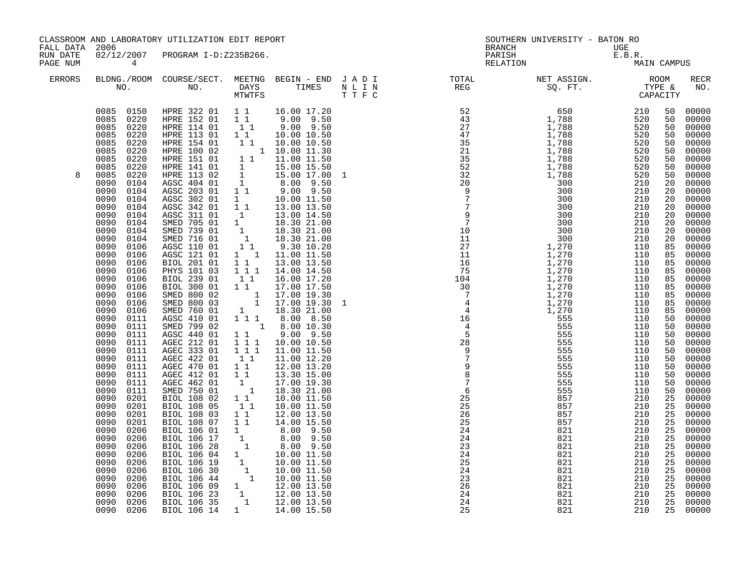CLASSROOM AND LABORATORY UTILIZATION EDIT REPORT
FALL DATA 2006
RUN DATE 02/12/2007 PROGRAM I-D:Z235B266.
PAGE NUM 4

SOUTHERN UNIVERSITY - BATON RO
BRANCH UGE
PARISH E.B.R.
RELATION MAIN CAMPUS

| ERRORS | BLDNG./ROOM NO. | COURSE/SECT. NO. | MEETNG DAYS MTWTFS | BEGIN - END TIMES | J A D I N L I N T T F C | TOTAL REG | NET ASSIGN. SQ. FT. | ROOM TYPE & CAPACITY | | RECR NO. |
|---|---|---|---|---|---|---|---|---|---|---|
| | 0085 0150 | HPRE 322 01 | 1 1 | 16.00 17.20 | | 52 | 650 | 210 | 50 | 00000 |
| | 0085 0220 | HPRE 152 01 | 1 1 | 9.00 9.50 | | 43 | 1,788 | 520 | 50 | 00000 |
| | 0085 0220 | HPRE 114 01 | 1 1 | 9.00 9.50 | | 27 | 1,788 | 520 | 50 | 00000 |
| | 0085 0220 | HPRE 113 01 | 1 1 | 10.00 10.50 | | 47 | 1,788 | 520 | 50 | 00000 |
| | 0085 0220 | HPRE 154 01 | 1 1 | 10.00 10.50 | | 35 | 1,788 | 520 | 50 | 00000 |
| | 0085 0220 | HPRE 100 02 | 1 | 10.00 11.30 | | 21 | 1,788 | 520 | 50 | 00000 |
| | 0085 0220 | HPRE 151 01 | 1 1 | 11.00 11.50 | | 35 | 1,788 | 520 | 50 | 00000 |
| | 0085 0220 | HPRE 141 01 | 1 | 15.00 15.50 | | 52 | 1,788 | 520 | 50 | 00000 |
| 8 | 0085 0220 | HPRE 113 02 | 1 | 15.00 17.00 | 1 | 32 | 1,788 | 520 | 50 | 00000 |
| | 0090 0104 | AGSC 404 01 | 1 | 8.00 9.50 | | 20 | 300 | 210 | 20 | 00000 |
| | 0090 0104 | AGSC 203 01 | 1 1 | 9.00 9.50 | | 9 | 300 | 210 | 20 | 00000 |
| | 0090 0104 | AGSC 302 01 | 1 | 10.00 11.50 | | 7 | 300 | 210 | 20 | 00000 |
| | 0090 0104 | AGSC 342 01 | 1 1 | 13.00 13.50 | | 7 | 300 | 210 | 20 | 00000 |
| | 0090 0104 | AGSC 311 01 | 1 | 13.00 14.50 | | 9 | 300 | 210 | 20 | 00000 |
| | 0090 0104 | SMED 705 01 | 1 | 18.30 21.00 | | 7 | 300 | 210 | 20 | 00000 |
| | 0090 0104 | SMED 739 01 | 1 | 18.30 21.00 | | 10 | 300 | 210 | 20 | 00000 |
| | 0090 0104 | SMED 716 01 | 1 | 18.30 21.00 | | 11 | 300 | 210 | 20 | 00000 |
| | 0090 0106 | AGSC 110 01 | 1 1 | 9.30 10.20 | | 27 | 1,270 | 110 | 85 | 00000 |
| | 0090 0106 | AGSC 121 01 | 1 1 | 11.00 11.50 | | 11 | 1,270 | 110 | 85 | 00000 |
| | 0090 0106 | BIOL 201 01 | 1 1 | 13.00 13.50 | | 16 | 1,270 | 110 | 85 | 00000 |
| | 0090 0106 | PHYS 101 03 | 1 1 1 | 14.00 14.50 | | 75 | 1,270 | 110 | 85 | 00000 |
| | 0090 0106 | BIOL 239 01 | 1 1 | 16.00 17.20 | | 104 | 1,270 | 110 | 85 | 00000 |
| | 0090 0106 | BIOL 300 01 | 1 1 | 17.00 17.50 | | 30 | 1,270 | 110 | 85 | 00000 |
| | 0090 0106 | SMED 800 02 | 1 | 17.00 19.30 | | 7 | 1,270 | 110 | 85 | 00000 |
| | 0090 0106 | SMED 800 03 | 1 | 17.00 19.30 | 1 | 4 | 1,270 | 110 | 85 | 00000 |
| | 0090 0106 | SMED 760 01 | 1 | 18.30 21.00 | | 4 | 1,270 | 110 | 85 | 00000 |
| | 0090 0111 | AGSC 410 01 | 1 1 1 | 8.00 8.50 | | 16 | 555 | 110 | 50 | 00000 |
| | 0090 0111 | SMED 799 02 | 1 | 8.00 10.30 | | 4 | 555 | 110 | 50 | 00000 |
| | 0090 0111 | AGSC 440 01 | 1 1 | 9.00 9.50 | | 5 | 555 | 110 | 50 | 00000 |
| | 0090 0111 | AGEC 212 01 | 1 1 1 | 10.00 10.50 | | 28 | 555 | 110 | 50 | 00000 |
| | 0090 0111 | AGEC 333 01 | 1 1 1 | 11.00 11.50 | | 9 | 555 | 110 | 50 | 00000 |
| | 0090 0111 | AGEC 422 01 | 1 1 | 11.00 12.20 | | 7 | 555 | 110 | 50 | 00000 |
| | 0090 0111 | AGEC 470 01 | 1 1 | 12.00 13.20 | | 9 | 555 | 110 | 50 | 00000 |
| | 0090 0111 | AGEC 412 01 | 1 1 | 13.30 15.00 | | 8 | 555 | 110 | 50 | 00000 |
| | 0090 0111 | AGEC 462 01 | 1 | 17.00 19.30 | | 7 | 555 | 110 | 50 | 00000 |
| | 0090 0111 | SMED 750 01 | 1 | 18.30 21.00 | | 6 | 555 | 110 | 50 | 00000 |
| | 0090 0201 | BIOL 108 02 | 1 1 | 10.00 11.50 | | 25 | 857 | 210 | 25 | 00000 |
| | 0090 0201 | BIOL 108 05 | 1 1 | 10.00 11.50 | | 25 | 857 | 210 | 25 | 00000 |
| | 0090 0201 | BIOL 108 03 | 1 1 | 12.00 13.50 | | 26 | 857 | 210 | 25 | 00000 |
| | 0090 0201 | BIOL 108 07 | 1 1 | 14.00 15.50 | | 25 | 857 | 210 | 25 | 00000 |
| | 0090 0206 | BIOL 106 01 | 1 | 8.00 9.50 | | 24 | 821 | 210 | 25 | 00000 |
| | 0090 0206 | BIOL 106 17 | 1 | 8.00 9.50 | | 24 | 821 | 210 | 25 | 00000 |
| | 0090 0206 | BIOL 106 28 | 1 | 8.00 9.50 | | 23 | 821 | 210 | 25 | 00000 |
| | 0090 0206 | BIOL 106 04 | 1 | 10.00 11.50 | | 24 | 821 | 210 | 25 | 00000 |
| | 0090 0206 | BIOL 106 19 | 1 | 10.00 11.50 | | 25 | 821 | 210 | 25 | 00000 |
| | 0090 0206 | BIOL 106 30 | 1 | 10.00 11.50 | | 24 | 821 | 210 | 25 | 00000 |
| | 0090 0206 | BIOL 106 44 | 1 | 10.00 11.50 | | 23 | 821 | 210 | 25 | 00000 |
| | 0090 0206 | BIOL 106 09 | 1 | 12.00 13.50 | | 26 | 821 | 210 | 25 | 00000 |
| | 0090 0206 | BIOL 106 23 | 1 | 12.00 13.50 | | 24 | 821 | 210 | 25 | 00000 |
| | 0090 0206 | BIOL 106 35 | 1 | 12.00 13.50 | | 24 | 821 | 210 | 25 | 00000 |
| | 0090 0206 | BIOL 106 14 | 1 | 14.00 15.50 | | 25 | 821 | 210 | 25 | 00000 |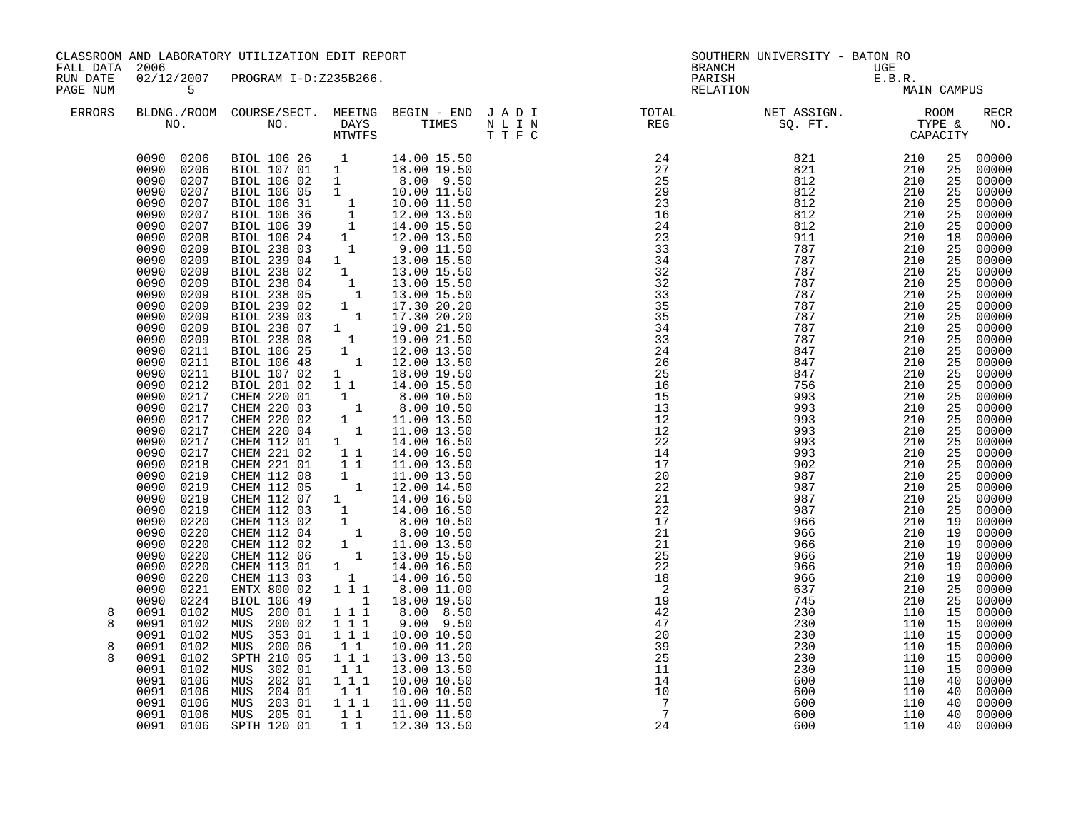CLASSROOM AND LABORATORY UTILIZATION EDIT REPORT
FALL DATA 2006
RUN DATE 02/12/2007 PROGRAM I-D:Z235B266.
PAGE NUM 5

SOUTHERN UNIVERSITY - BATON RO
BRANCH UGE
PARISH E.B.R.
RELATION MAIN CAMPUS

| ERRORS | BLDNG./ROOM NO. | COURSE/SECT. NO. | MEETNG DAYS MTWTFS | BEGIN - END TIMES | J A D I N L I N T T F C | TOTAL REG | NET ASSIGN. SQ. FT. | ROOM TYPE & CAPACITY | | RECR NO. |
|---|---|---|---|---|---|---|---|---|---|---|
| | 0090 0206 | BIOL 106 26 | 1 | 14.00 15.50 | | 24 | 821 | 210 | 25 | 00000 |
| | 0090 0206 | BIOL 107 01 | 1 | 18.00 19.50 | | 27 | 821 | 210 | 25 | 00000 |
| | 0090 0207 | BIOL 106 02 | 1 | 8.00 9.50 | | 25 | 812 | 210 | 25 | 00000 |
| | 0090 0207 | BIOL 106 05 | 1 | 10.00 11.50 | | 29 | 812 | 210 | 25 | 00000 |
| | 0090 0207 | BIOL 106 31 | 1 | 10.00 11.50 | | 23 | 812 | 210 | 25 | 00000 |
| | 0090 0207 | BIOL 106 36 | 1 | 12.00 13.50 | | 16 | 812 | 210 | 25 | 00000 |
| | 0090 0207 | BIOL 106 39 | 1 | 14.00 15.50 | | 24 | 812 | 210 | 25 | 00000 |
| | 0090 0208 | BIOL 106 24 | 1 | 12.00 13.50 | | 23 | 911 | 210 | 18 | 00000 |
| | 0090 0209 | BIOL 238 03 | 1 | 9.00 11.50 | | 33 | 787 | 210 | 25 | 00000 |
| | 0090 0209 | BIOL 239 04 | 1 | 13.00 15.50 | | 34 | 787 | 210 | 25 | 00000 |
| | 0090 0209 | BIOL 238 02 | 1 | 13.00 15.50 | | 32 | 787 | 210 | 25 | 00000 |
| | 0090 0209 | BIOL 238 04 | 1 | 13.00 15.50 | | 32 | 787 | 210 | 25 | 00000 |
| | 0090 0209 | BIOL 238 05 | 1 | 13.00 15.50 | | 33 | 787 | 210 | 25 | 00000 |
| | 0090 0209 | BIOL 239 02 | 1 | 17.30 20.20 | | 35 | 787 | 210 | 25 | 00000 |
| | 0090 0209 | BIOL 239 03 | 1 | 17.30 20.20 | | 35 | 787 | 210 | 25 | 00000 |
| | 0090 0209 | BIOL 238 07 | 1 | 19.00 21.50 | | 34 | 787 | 210 | 25 | 00000 |
| | 0090 0209 | BIOL 238 08 | 1 | 19.00 21.50 | | 33 | 787 | 210 | 25 | 00000 |
| | 0090 0211 | BIOL 106 25 | 1 | 12.00 13.50 | | 24 | 847 | 210 | 25 | 00000 |
| | 0090 0211 | BIOL 106 48 | 1 | 12.00 13.50 | | 26 | 847 | 210 | 25 | 00000 |
| | 0090 0211 | BIOL 107 02 | 1 | 18.00 19.50 | | 25 | 847 | 210 | 25 | 00000 |
| | 0090 0212 | BIOL 201 02 | 1 1 | 14.00 15.50 | | 16 | 756 | 210 | 25 | 00000 |
| | 0090 0217 | CHEM 220 01 | 1 | 8.00 10.50 | | 15 | 993 | 210 | 25 | 00000 |
| | 0090 0217 | CHEM 220 03 | 1 | 8.00 10.50 | | 13 | 993 | 210 | 25 | 00000 |
| | 0090 0217 | CHEM 220 02 | 1 | 11.00 13.50 | | 12 | 993 | 210 | 25 | 00000 |
| | 0090 0217 | CHEM 220 04 | 1 | 11.00 13.50 | | 12 | 993 | 210 | 25 | 00000 |
| | 0090 0217 | CHEM 112 01 | 1 | 14.00 16.50 | | 22 | 993 | 210 | 25 | 00000 |
| | 0090 0217 | CHEM 221 02 | 1 1 | 14.00 16.50 | | 14 | 993 | 210 | 25 | 00000 |
| | 0090 0218 | CHEM 221 01 | 1 1 | 11.00 13.50 | | 17 | 902 | 210 | 25 | 00000 |
| | 0090 0219 | CHEM 112 08 | 1 | 11.00 13.50 | | 20 | 987 | 210 | 25 | 00000 |
| | 0090 0219 | CHEM 112 05 | 1 | 12.00 14.50 | | 22 | 987 | 210 | 25 | 00000 |
| | 0090 0219 | CHEM 112 07 | 1 | 14.00 16.50 | | 21 | 987 | 210 | 25 | 00000 |
| | 0090 0219 | CHEM 112 03 | 1 | 14.00 16.50 | | 22 | 987 | 210 | 25 | 00000 |
| | 0090 0220 | CHEM 113 02 | 1 | 8.00 10.50 | | 17 | 966 | 210 | 19 | 00000 |
| | 0090 0220 | CHEM 112 04 | 1 | 8.00 10.50 | | 21 | 966 | 210 | 19 | 00000 |
| | 0090 0220 | CHEM 112 02 | 1 | 11.00 13.50 | | 21 | 966 | 210 | 19 | 00000 |
| | 0090 0220 | CHEM 112 06 | 1 | 13.00 15.50 | | 25 | 966 | 210 | 19 | 00000 |
| | 0090 0220 | CHEM 113 01 | 1 | 14.00 16.50 | | 22 | 966 | 210 | 19 | 00000 |
| | 0090 0220 | CHEM 113 03 | 1 | 14.00 16.50 | | 18 | 966 | 210 | 19 | 00000 |
| | 0090 0221 | ENTX 800 02 | 1 1 1 | 8.00 11.00 | | 2 | 637 | 210 | 25 | 00000 |
| | 0090 0224 | BIOL 106 49 | 1 | 18.00 19.50 | | 19 | 745 | 210 | 25 | 00000 |
| 8 | 0091 0102 | MUS 200 01 | 1 1 1 | 8.00 8.50 | | 42 | 230 | 110 | 15 | 00000 |
| 8 | 0091 0102 | MUS 200 02 | 1 1 1 | 9.00 9.50 | | 47 | 230 | 110 | 15 | 00000 |
| | 0091 0102 | MUS 353 01 | 1 1 1 | 10.00 10.50 | | 20 | 230 | 110 | 15 | 00000 |
| 8 | 0091 0102 | MUS 200 06 | 1 1 | 10.00 11.20 | | 39 | 230 | 110 | 15 | 00000 |
| 8 | 0091 0102 | SPTH 210 05 | 1 1 1 | 13.00 13.50 | | 25 | 230 | 110 | 15 | 00000 |
| | 0091 0102 | MUS 302 01 | 1 1 | 13.00 13.50 | | 11 | 230 | 110 | 15 | 00000 |
| | 0091 0106 | MUS 202 01 | 1 1 1 | 10.00 10.50 | | 14 | 600 | 110 | 40 | 00000 |
| | 0091 0106 | MUS 204 01 | 1 1 | 10.00 10.50 | | 10 | 600 | 110 | 40 | 00000 |
| | 0091 0106 | MUS 203 01 | 1 1 1 | 11.00 11.50 | | 7 | 600 | 110 | 40 | 00000 |
| | 0091 0106 | MUS 205 01 | 1 1 | 11.00 11.50 | | 7 | 600 | 110 | 40 | 00000 |
| | 0091 0106 | SPTH 120 01 | 1 1 | 12.30 13.50 | | 24 | 600 | 110 | 40 | 00000 |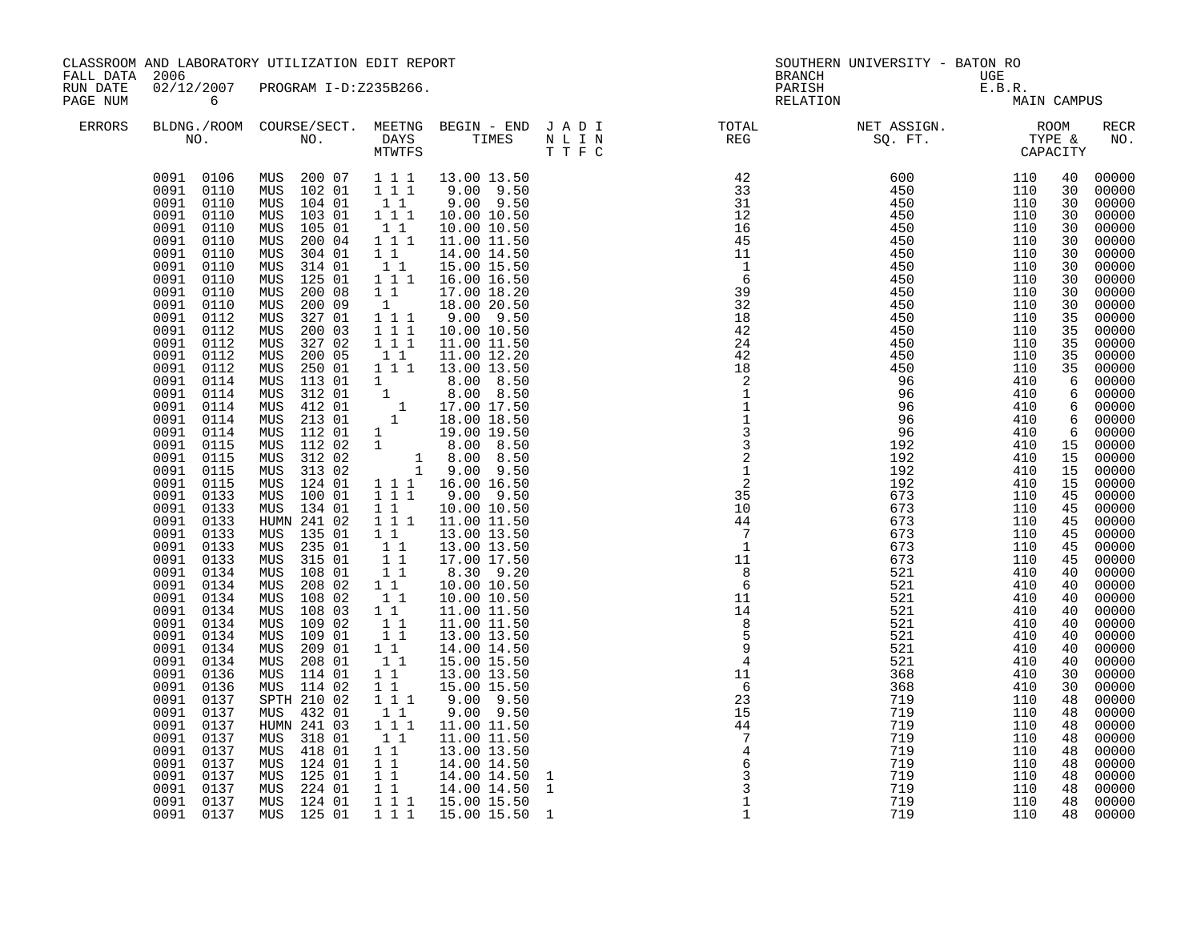CLASSROOM AND LABORATORY UTILIZATION EDIT REPORT
FALL DATA 2006
RUN DATE 02/12/2007 PROGRAM I-D:Z235B266.
PAGE NUM 6

SOUTHERN UNIVERSITY - BATON RO
BRANCH UGE
PARISH E.B.R.
RELATION MAIN CAMPUS

| ERRORS | BLDNG./ROOM NO. | COURSE/SECT. NO. | MEETNG DAYS MTWTFS | BEGIN - END TIMES | J A D I N L I N T T F C | TOTAL REG | NET ASSIGN. SQ. FT. | ROOM TYPE & CAPACITY | | RECR NO. |
|---|---|---|---|---|---|---|---|---|---|---|
| | 0091 0106 | MUS 200 07 | 1 1 1 | 13.00 13.50 | | 42 | 600 | 110 | 40 | 00000 |
| | 0091 0110 | MUS 102 01 | 1 1 1 | 9.00 9.50 | | 33 | 450 | 110 | 30 | 00000 |
| | 0091 0110 | MUS 104 01 | 1 1 | 9.00 9.50 | | 31 | 450 | 110 | 30 | 00000 |
| | 0091 0110 | MUS 103 01 | 1 1 1 | 10.00 10.50 | | 12 | 450 | 110 | 30 | 00000 |
| | 0091 0110 | MUS 105 01 | 1 1 | 10.00 10.50 | | 16 | 450 | 110 | 30 | 00000 |
| | 0091 0110 | MUS 200 04 | 1 1 1 | 11.00 11.50 | | 45 | 450 | 110 | 30 | 00000 |
| | 0091 0110 | MUS 304 01 | 1 1 | 14.00 14.50 | | 11 | 450 | 110 | 30 | 00000 |
| | 0091 0110 | MUS 314 01 | 1 1 | 15.00 15.50 | | 1 | 450 | 110 | 30 | 00000 |
| | 0091 0110 | MUS 125 01 | 1 1 1 | 16.00 16.50 | | 6 | 450 | 110 | 30 | 00000 |
| | 0091 0110 | MUS 200 08 | 1 1 | 17.00 18.20 | | 39 | 450 | 110 | 30 | 00000 |
| | 0091 0110 | MUS 200 09 | 1 | 18.00 20.50 | | 32 | 450 | 110 | 30 | 00000 |
| | 0091 0112 | MUS 327 01 | 1 1 1 | 9.00 9.50 | | 18 | 450 | 110 | 35 | 00000 |
| | 0091 0112 | MUS 200 03 | 1 1 1 | 10.00 10.50 | | 42 | 450 | 110 | 35 | 00000 |
| | 0091 0112 | MUS 327 02 | 1 1 1 | 11.00 11.50 | | 24 | 450 | 110 | 35 | 00000 |
| | 0091 0112 | MUS 200 05 | 1 1 | 11.00 12.20 | | 42 | 450 | 110 | 35 | 00000 |
| | 0091 0112 | MUS 250 01 | 1 1 1 | 13.00 13.50 | | 18 | 450 | 110 | 35 | 00000 |
| | 0091 0114 | MUS 113 01 | 1 | 8.00 8.50 | | 2 | 96 | 410 | 6 | 00000 |
| | 0091 0114 | MUS 312 01 | 1 | 8.00 8.50 | | 1 | 96 | 410 | 6 | 00000 |
| | 0091 0114 | MUS 412 01 | 1 | 17.00 17.50 | | 1 | 96 | 410 | 6 | 00000 |
| | 0091 0114 | MUS 213 01 | 1 | 18.00 18.50 | | 1 | 96 | 410 | 6 | 00000 |
| | 0091 0114 | MUS 112 01 | 1 | 19.00 19.50 | | 3 | 96 | 410 | 6 | 00000 |
| | 0091 0115 | MUS 112 02 | 1 | 8.00 8.50 | | 3 | 192 | 410 | 15 | 00000 |
| | 0091 0115 | MUS 312 02 | 1 | 8.00 8.50 | | 2 | 192 | 410 | 15 | 00000 |
| | 0091 0115 | MUS 313 02 | 1 | 9.00 9.50 | | 1 | 192 | 410 | 15 | 00000 |
| | 0091 0115 | MUS 124 01 | 1 1 1 | 16.00 16.50 | | 2 | 192 | 410 | 15 | 00000 |
| | 0091 0133 | MUS 100 01 | 1 1 1 | 9.00 9.50 | | 35 | 673 | 110 | 45 | 00000 |
| | 0091 0133 | MUS 134 01 | 1 1 | 10.00 10.50 | | 10 | 673 | 110 | 45 | 00000 |
| | 0091 0133 | HUMN 241 02 | 1 1 1 | 11.00 11.50 | | 44 | 673 | 110 | 45 | 00000 |
| | 0091 0133 | MUS 135 01 | 1 1 | 13.00 13.50 | | 7 | 673 | 110 | 45 | 00000 |
| | 0091 0133 | MUS 235 01 | 1 1 | 13.00 13.50 | | 1 | 673 | 110 | 45 | 00000 |
| | 0091 0133 | MUS 315 01 | 1 1 | 17.00 17.50 | | 11 | 673 | 110 | 45 | 00000 |
| | 0091 0134 | MUS 108 01 | 1 1 | 8.30 9.20 | | 8 | 521 | 410 | 40 | 00000 |
| | 0091 0134 | MUS 208 02 | 1 1 | 10.00 10.50 | | 6 | 521 | 410 | 40 | 00000 |
| | 0091 0134 | MUS 108 02 | 1 1 | 10.00 10.50 | | 11 | 521 | 410 | 40 | 00000 |
| | 0091 0134 | MUS 108 03 | 1 1 | 11.00 11.50 | | 14 | 521 | 410 | 40 | 00000 |
| | 0091 0134 | MUS 109 02 | 1 1 | 11.00 11.50 | | 8 | 521 | 410 | 40 | 00000 |
| | 0091 0134 | MUS 109 01 | 1 1 | 13.00 13.50 | | 5 | 521 | 410 | 40 | 00000 |
| | 0091 0134 | MUS 209 01 | 1 1 | 14.00 14.50 | | 9 | 521 | 410 | 40 | 00000 |
| | 0091 0134 | MUS 208 01 | 1 1 | 15.00 15.50 | | 4 | 521 | 410 | 40 | 00000 |
| | 0091 0136 | MUS 114 01 | 1 1 | 13.00 13.50 | | 11 | 368 | 410 | 30 | 00000 |
| | 0091 0136 | MUS 114 02 | 1 1 | 15.00 15.50 | | 6 | 368 | 410 | 30 | 00000 |
| | 0091 0137 | SPTH 210 02 | 1 1 1 | 9.00 9.50 | | 23 | 719 | 110 | 48 | 00000 |
| | 0091 0137 | MUS 432 01 | 1 1 | 9.00 9.50 | | 15 | 719 | 110 | 48 | 00000 |
| | 0091 0137 | HUMN 241 03 | 1 1 1 | 11.00 11.50 | | 44 | 719 | 110 | 48 | 00000 |
| | 0091 0137 | MUS 318 01 | 1 1 | 11.00 11.50 | | 7 | 719 | 110 | 48 | 00000 |
| | 0091 0137 | MUS 418 01 | 1 1 | 13.00 13.50 | | 4 | 719 | 110 | 48 | 00000 |
| | 0091 0137 | MUS 124 01 | 1 1 | 14.00 14.50 | | 6 | 719 | 110 | 48 | 00000 |
| | 0091 0137 | MUS 125 01 | 1 1 | 14.00 14.50 | 1 | 3 | 719 | 110 | 48 | 00000 |
| | 0091 0137 | MUS 224 01 | 1 1 | 14.00 14.50 | 1 | 3 | 719 | 110 | 48 | 00000 |
| | 0091 0137 | MUS 124 01 | 1 1 1 | 15.00 15.50 | | 1 | 719 | 110 | 48 | 00000 |
| | 0091 0137 | MUS 125 01 | 1 1 1 | 15.00 15.50 | 1 | 1 | 719 | 110 | 48 | 00000 |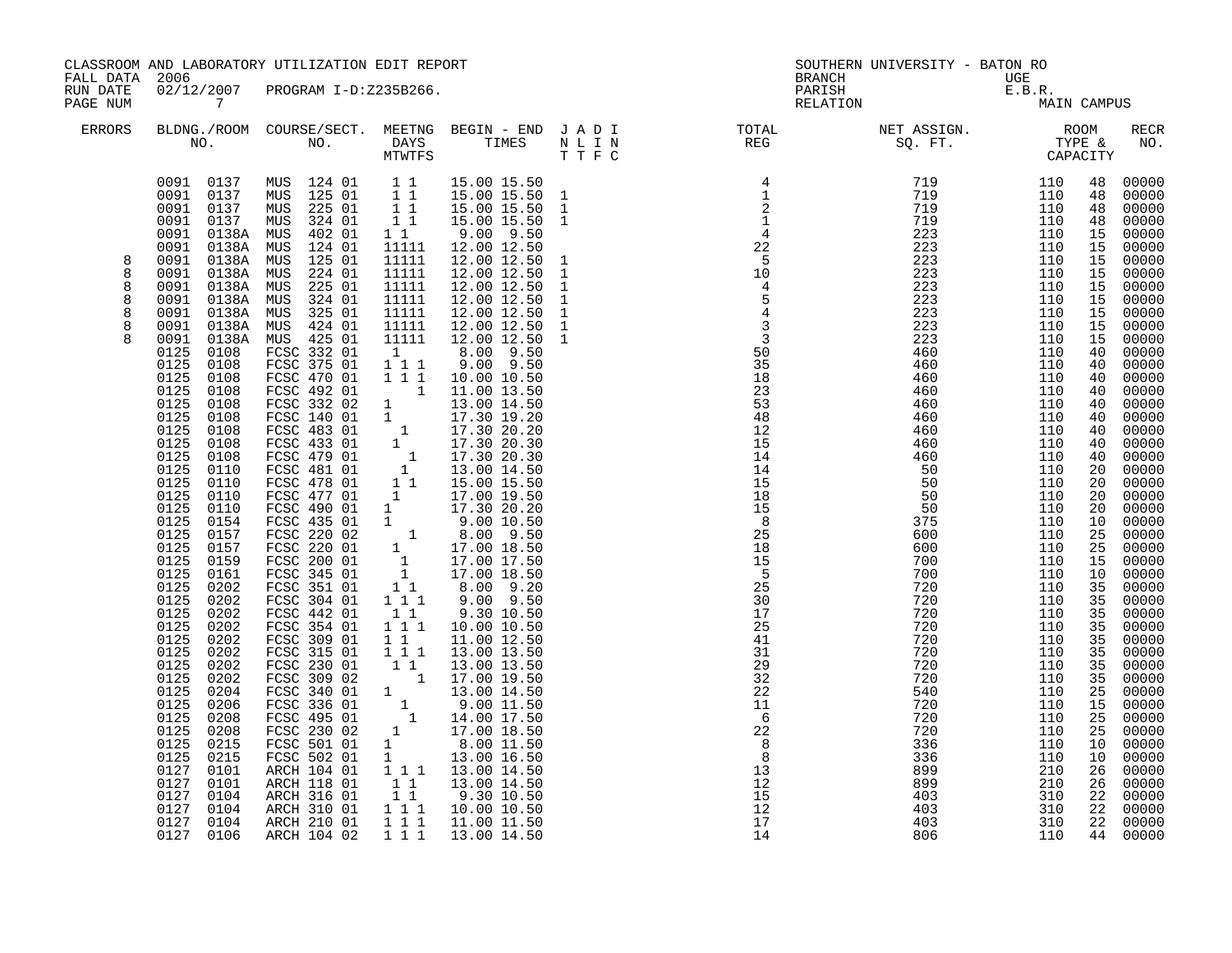CLASSROOM AND LABORATORY UTILIZATION EDIT REPORT
FALL DATA 2006
RUN DATE 02/12/2007 PROGRAM I-D:Z235B266.

SOUTHERN UNIVERSITY - BATON RO
BRANCH UGE
PARISH E.B.R.
RELATION MAIN CAMPUS

| ERRORS | BLDNG./ROOM NO. | COURSE/SECT. NO. | MEETNG DAYS MTWTFS | BEGIN - END TIMES | J A D I N L I N T T F C | TOTAL REG | NET ASSIGN. SQ. FT. | ROOM TYPE & CAPACITY | | RECR NO. |
|---|---|---|---|---|---|---|---|---|---|---|
| | 0091 0137 | MUS 124 01 | 1 1 | 15.00 15.50 | | 4 | 719 | 110 | 48 | 00000 |
| | 0091 0137 | MUS 125 01 | 1 1 | 15.00 15.50 | 1 | 1 | 719 | 110 | 48 | 00000 |
| | 0091 0137 | MUS 225 01 | 1 1 | 15.00 15.50 | 1 | 2 | 719 | 110 | 48 | 00000 |
| | 0091 0137 | MUS 324 01 | 1 1 | 15.00 15.50 | 1 | 1 | 719 | 110 | 48 | 00000 |
| | 0091 0138A | MUS 402 01 | 1 1 | 9.00 9.50 | | 4 | 223 | 110 | 15 | 00000 |
| | 0091 0138A | MUS 124 01 | 11111 | 12.00 12.50 | | 22 | 223 | 110 | 15 | 00000 |
| 8 | 0091 0138A | MUS 125 01 | 11111 | 12.00 12.50 | 1 | 5 | 223 | 110 | 15 | 00000 |
| 8 | 0091 0138A | MUS 224 01 | 11111 | 12.00 12.50 | 1 | 10 | 223 | 110 | 15 | 00000 |
| 8 | 0091 0138A | MUS 225 01 | 11111 | 12.00 12.50 | 1 | 4 | 223 | 110 | 15 | 00000 |
| 8 | 0091 0138A | MUS 324 01 | 11111 | 12.00 12.50 | 1 | 5 | 223 | 110 | 15 | 00000 |
| 8 | 0091 0138A | MUS 325 01 | 11111 | 12.00 12.50 | 1 | 4 | 223 | 110 | 15 | 00000 |
| 8 | 0091 0138A | MUS 424 01 | 11111 | 12.00 12.50 | 1 | 3 | 223 | 110 | 15 | 00000 |
| 8 | 0091 0138A | MUS 425 01 | 11111 | 12.00 12.50 | 1 | 3 | 223 | 110 | 15 | 00000 |
| | 0125 0108 | FCSC 332 01 | 1 | 8.00 9.50 | | 50 | 460 | 110 | 40 | 00000 |
| | 0125 0108 | FCSC 375 01 | 1 1 1 | 9.00 9.50 | | 35 | 460 | 110 | 40 | 00000 |
| | 0125 0108 | FCSC 470 01 | 1 1 1 | 10.00 10.50 | | 18 | 460 | 110 | 40 | 00000 |
| | 0125 0108 | FCSC 492 01 | 1 | 11.00 13.50 | | 23 | 460 | 110 | 40 | 00000 |
| | 0125 0108 | FCSC 332 02 | 1 | 13.00 14.50 | | 53 | 460 | 110 | 40 | 00000 |
| | 0125 0108 | FCSC 140 01 | 1 | 17.30 19.20 | | 48 | 460 | 110 | 40 | 00000 |
| | 0125 0108 | FCSC 483 01 | 1 | 17.30 20.20 | | 12 | 460 | 110 | 40 | 00000 |
| | 0125 0108 | FCSC 433 01 | 1 | 17.30 20.30 | | 15 | 460 | 110 | 40 | 00000 |
| | 0125 0108 | FCSC 479 01 | 1 | 17.30 20.30 | | 14 | 460 | 110 | 40 | 00000 |
| | 0125 0110 | FCSC 481 01 | 1 | 13.00 14.50 | | 14 | 50 | 110 | 20 | 00000 |
| | 0125 0110 | FCSC 478 01 | 1 1 | 15.00 15.50 | | 15 | 50 | 110 | 20 | 00000 |
| | 0125 0110 | FCSC 477 01 | 1 | 17.00 19.50 | | 18 | 50 | 110 | 20 | 00000 |
| | 0125 0110 | FCSC 490 01 | 1 | 17.30 20.20 | | 15 | 50 | 110 | 20 | 00000 |
| | 0125 0154 | FCSC 435 01 | 1 | 9.00 10.50 | | 8 | 375 | 110 | 10 | 00000 |
| | 0125 0157 | FCSC 220 02 | 1 | 8.00 9.50 | | 25 | 600 | 110 | 25 | 00000 |
| | 0125 0157 | FCSC 220 01 | 1 | 17.00 18.50 | | 18 | 600 | 110 | 25 | 00000 |
| | 0125 0159 | FCSC 200 01 | 1 | 17.00 17.50 | | 15 | 700 | 110 | 15 | 00000 |
| | 0125 0161 | FCSC 345 01 | 1 | 17.00 18.50 | | 5 | 700 | 110 | 10 | 00000 |
| | 0125 0202 | FCSC 351 01 | 1 1 | 8.00 9.20 | | 25 | 720 | 110 | 35 | 00000 |
| | 0125 0202 | FCSC 304 01 | 1 1 1 | 9.00 9.50 | | 30 | 720 | 110 | 35 | 00000 |
| | 0125 0202 | FCSC 442 01 | 1 1 | 9.30 10.50 | | 17 | 720 | 110 | 35 | 00000 |
| | 0125 0202 | FCSC 354 01 | 1 1 1 | 10.00 10.50 | | 25 | 720 | 110 | 35 | 00000 |
| | 0125 0202 | FCSC 309 01 | 1 1 | 11.00 12.50 | | 41 | 720 | 110 | 35 | 00000 |
| | 0125 0202 | FCSC 315 01 | 1 1 1 | 13.00 13.50 | | 31 | 720 | 110 | 35 | 00000 |
| | 0125 0202 | FCSC 230 01 | 1 1 | 13.00 13.50 | | 29 | 720 | 110 | 35 | 00000 |
| | 0125 0202 | FCSC 309 02 | 1 | 17.00 19.50 | | 32 | 720 | 110 | 35 | 00000 |
| | 0125 0204 | FCSC 340 01 | 1 | 13.00 14.50 | | 22 | 540 | 110 | 25 | 00000 |
| | 0125 0206 | FCSC 336 01 | 1 | 9.00 11.50 | | 11 | 720 | 110 | 15 | 00000 |
| | 0125 0208 | FCSC 495 01 | 1 | 14.00 17.50 | | 6 | 720 | 110 | 25 | 00000 |
| | 0125 0208 | FCSC 230 02 | 1 | 17.00 18.50 | | 22 | 720 | 110 | 25 | 00000 |
| | 0125 0215 | FCSC 501 01 | 1 | 8.00 11.50 | | 8 | 336 | 110 | 10 | 00000 |
| | 0125 0215 | FCSC 502 01 | 1 | 13.00 16.50 | | 8 | 336 | 110 | 10 | 00000 |
| | 0127 0101 | ARCH 104 01 | 1 1 1 | 13.00 14.50 | | 13 | 899 | 210 | 26 | 00000 |
| | 0127 0101 | ARCH 118 01 | 1 1 | 13.00 14.50 | | 12 | 899 | 210 | 26 | 00000 |
| | 0127 0104 | ARCH 316 01 | 1 1 | 9.30 10.50 | | 15 | 403 | 310 | 22 | 00000 |
| | 0127 0104 | ARCH 310 01 | 1 1 1 | 10.00 10.50 | | 12 | 403 | 310 | 22 | 00000 |
| | 0127 0104 | ARCH 210 01 | 1 1 1 | 11.00 11.50 | | 17 | 403 | 310 | 22 | 00000 |
| | 0127 0106 | ARCH 104 02 | 1 1 1 | 13.00 14.50 | | 14 | 806 | 110 | 44 | 00000 |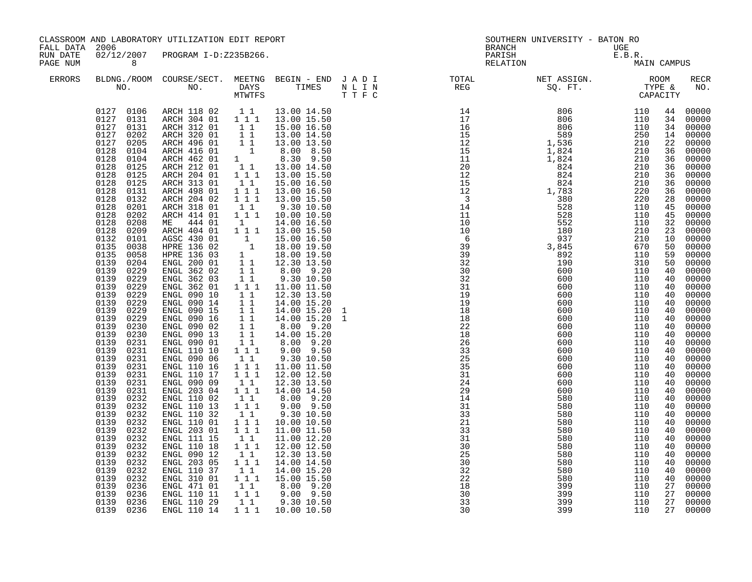CLASSROOM AND LABORATORY UTILIZATION EDIT REPORT
FALL DATA 2006
RUN DATE 02/12/2007 PROGRAM I-D:Z235B266.

SOUTHERN UNIVERSITY - BATON RO
BRANCH UGE
PARISH E.B.R.
RELATION MAIN CAMPUS

| ERRORS | BLDNG./ROOM NO. | COURSE/SECT. NO. | MEETNG DAYS MTWTFS | BEGIN - END TIMES | J A D I N L I N T T F C | TOTAL REG | NET ASSIGN. SQ. FT. | ROOM TYPE & CAPACITY | | RECR NO. |
|---|---|---|---|---|---|---|---|---|---|---|
| | 0127 0106 | ARCH 118 02 | 1 1 | 13.00 14.50 | | 14 | 806 | 110 | 44 | 00000 |
| | 0127 0131 | ARCH 304 01 | 1 1 1 | 13.00 15.50 | | 17 | 806 | 110 | 34 | 00000 |
| | 0127 0131 | ARCH 312 01 | 1 1 | 15.00 16.50 | | 16 | 806 | 110 | 34 | 00000 |
| | 0127 0202 | ARCH 320 01 | 1 1 | 13.00 14.50 | | 15 | 589 | 250 | 14 | 00000 |
| | 0127 0205 | ARCH 496 01 | 1 1 | 13.00 13.50 | | 12 | 1,536 | 210 | 22 | 00000 |
| | 0128 0104 | ARCH 416 01 | 1 | 8.00 8.50 | | 15 | 1,824 | 210 | 36 | 00000 |
| | 0128 0104 | ARCH 462 01 | 1 | 8.30 9.50 | | 11 | 1,824 | 210 | 36 | 00000 |
| | 0128 0125 | ARCH 212 01 | 1 1 | 13.00 14.50 | | 20 | 824 | 210 | 36 | 00000 |
| | 0128 0125 | ARCH 204 01 | 1 1 1 | 13.00 15.50 | | 12 | 824 | 210 | 36 | 00000 |
| | 0128 0125 | ARCH 313 01 | 1 1 | 15.00 16.50 | | 15 | 824 | 210 | 36 | 00000 |
| | 0128 0131 | ARCH 498 01 | 1 1 1 | 13.00 16.50 | | 12 | 1,783 | 220 | 36 | 00000 |
| | 0128 0132 | ARCH 204 02 | 1 1 1 | 13.00 15.50 | | 3 | 380 | 220 | 28 | 00000 |
| | 0128 0201 | ARCH 318 01 | 1 1 | 9.30 10.50 | | 14 | 528 | 110 | 45 | 00000 |
| | 0128 0202 | ARCH 414 01 | 1 1 1 | 10.00 10.50 | | 11 | 528 | 110 | 45 | 00000 |
| | 0128 0208 | ME 444 01 | 1 | 14.00 16.50 | | 10 | 552 | 110 | 32 | 00000 |
| | 0128 0209 | ARCH 404 01 | 1 1 1 | 13.00 15.50 | | 10 | 180 | 210 | 23 | 00000 |
| | 0132 0101 | AGSC 430 01 | 1 | 15.00 16.50 | | 6 | 937 | 210 | 10 | 00000 |
| | 0135 0038 | HPRE 136 02 | 1 | 18.00 19.50 | | 39 | 3,845 | 670 | 50 | 00000 |
| | 0135 0058 | HPRE 136 03 | 1 | 18.00 19.50 | | 39 | 892 | 110 | 59 | 00000 |
| | 0139 0204 | ENGL 200 01 | 1 1 | 12.30 13.50 | | 32 | 190 | 310 | 50 | 00000 |
| | 0139 0229 | ENGL 362 02 | 1 1 | 8.00 9.20 | | 30 | 600 | 110 | 40 | 00000 |
| | 0139 0229 | ENGL 362 03 | 1 1 | 9.30 10.50 | | 32 | 600 | 110 | 40 | 00000 |
| | 0139 0229 | ENGL 362 01 | 1 1 1 | 11.00 11.50 | | 31 | 600 | 110 | 40 | 00000 |
| | 0139 0229 | ENGL 090 10 | 1 1 | 12.30 13.50 | | 19 | 600 | 110 | 40 | 00000 |
| | 0139 0229 | ENGL 090 14 | 1 1 | 14.00 15.20 | | 19 | 600 | 110 | 40 | 00000 |
| | 0139 0229 | ENGL 090 15 | 1 1 | 14.00 15.20 | 1 | 18 | 600 | 110 | 40 | 00000 |
| | 0139 0229 | ENGL 090 16 | 1 1 | 14.00 15.20 | 1 | 18 | 600 | 110 | 40 | 00000 |
| | 0139 0230 | ENGL 090 02 | 1 1 | 8.00 9.20 | | 22 | 600 | 110 | 40 | 00000 |
| | 0139 0230 | ENGL 090 13 | 1 1 | 14.00 15.20 | | 18 | 600 | 110 | 40 | 00000 |
| | 0139 0231 | ENGL 090 01 | 1 1 | 8.00 9.20 | | 26 | 600 | 110 | 40 | 00000 |
| | 0139 0231 | ENGL 110 10 | 1 1 1 | 9.00 9.50 | | 33 | 600 | 110 | 40 | 00000 |
| | 0139 0231 | ENGL 090 06 | 1 1 | 9.30 10.50 | | 25 | 600 | 110 | 40 | 00000 |
| | 0139 0231 | ENGL 110 16 | 1 1 1 | 11.00 11.50 | | 35 | 600 | 110 | 40 | 00000 |
| | 0139 0231 | ENGL 110 17 | 1 1 1 | 12.00 12.50 | | 31 | 600 | 110 | 40 | 00000 |
| | 0139 0231 | ENGL 090 09 | 1 1 | 12.30 13.50 | | 24 | 600 | 110 | 40 | 00000 |
| | 0139 0231 | ENGL 203 04 | 1 1 1 | 14.00 14.50 | | 29 | 600 | 110 | 40 | 00000 |
| | 0139 0232 | ENGL 110 02 | 1 1 | 8.00 9.20 | | 14 | 580 | 110 | 40 | 00000 |
| | 0139 0232 | ENGL 110 13 | 1 1 1 | 9.00 9.50 | | 31 | 580 | 110 | 40 | 00000 |
| | 0139 0232 | ENGL 110 32 | 1 1 | 9.30 10.50 | | 33 | 580 | 110 | 40 | 00000 |
| | 0139 0232 | ENGL 110 01 | 1 1 1 | 10.00 10.50 | | 21 | 580 | 110 | 40 | 00000 |
| | 0139 0232 | ENGL 203 01 | 1 1 1 | 11.00 11.50 | | 33 | 580 | 110 | 40 | 00000 |
| | 0139 0232 | ENGL 111 15 | 1 1 | 11.00 12.20 | | 31 | 580 | 110 | 40 | 00000 |
| | 0139 0232 | ENGL 110 18 | 1 1 1 | 12.00 12.50 | | 30 | 580 | 110 | 40 | 00000 |
| | 0139 0232 | ENGL 090 12 | 1 1 | 12.30 13.50 | | 25 | 580 | 110 | 40 | 00000 |
| | 0139 0232 | ENGL 203 05 | 1 1 1 | 14.00 14.50 | | 30 | 580 | 110 | 40 | 00000 |
| | 0139 0232 | ENGL 110 37 | 1 1 | 14.00 15.20 | | 32 | 580 | 110 | 40 | 00000 |
| | 0139 0232 | ENGL 310 01 | 1 1 1 | 15.00 15.50 | | 22 | 580 | 110 | 40 | 00000 |
| | 0139 0236 | ENGL 471 01 | 1 1 | 8.00 9.20 | | 18 | 399 | 110 | 27 | 00000 |
| | 0139 0236 | ENGL 110 11 | 1 1 1 | 9.00 9.50 | | 30 | 399 | 110 | 27 | 00000 |
| | 0139 0236 | ENGL 110 29 | 1 1 | 9.30 10.50 | | 33 | 399 | 110 | 27 | 00000 |
| | 0139 0236 | ENGL 110 14 | 1 1 1 | 10.00 10.50 | | 30 | 399 | 110 | 27 | 00000 |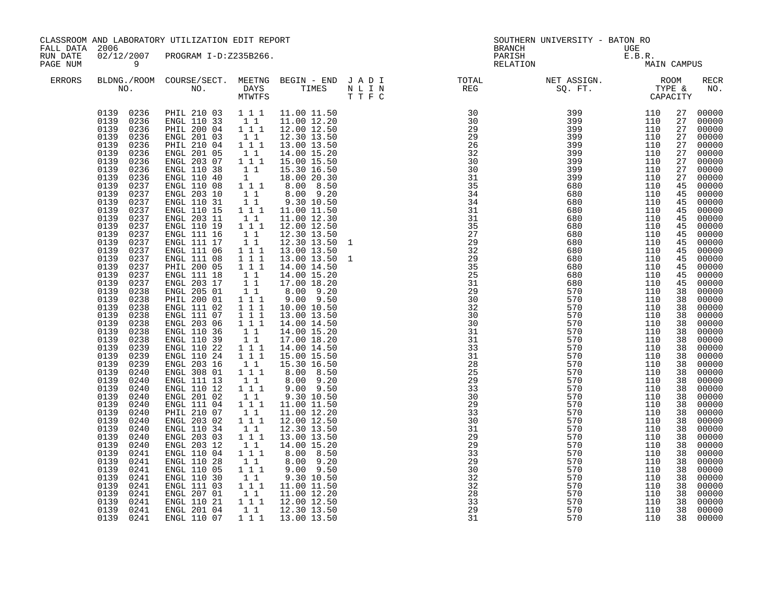CLASSROOM AND LABORATORY UTILIZATION EDIT REPORT
FALL DATA 2006
RUN DATE 02/12/2007 PROGRAM I-D:Z235B266.
PAGE NUM 9

SOUTHERN UNIVERSITY - BATON RO
BRANCH UGE
PARISH E.B.R.
RELATION MAIN CAMPUS

| ERRORS | BLDNG./ROOM NO. | COURSE/SECT. NO. | MEETNG DAYS MTWTFS | BEGIN - END TIMES | J A D I N L I N T T F C | TOTAL REG | NET ASSIGN. SQ. FT. | ROOM TYPE & CAPACITY | | RECR NO. |
|---|---|---|---|---|---|---|---|---|---|---|
| | 0139 0236 | PHIL 210 03 | 1 1 1 | 11.00 11.50 | | 30 | 399 | 110 | 27 | 00000 |
| | 0139 0236 | ENGL 110 33 | 1 1 | 11.00 12.20 | | 30 | 399 | 110 | 27 | 00000 |
| | 0139 0236 | PHIL 200 04 | 1 1 1 | 12.00 12.50 | | 29 | 399 | 110 | 27 | 00000 |
| | 0139 0236 | ENGL 201 03 | 1 1 | 12.30 13.50 | | 29 | 399 | 110 | 27 | 00000 |
| | 0139 0236 | PHIL 210 04 | 1 1 1 | 13.00 13.50 | | 26 | 399 | 110 | 27 | 00000 |
| | 0139 0236 | ENGL 201 05 | 1 1 | 14.00 15.20 | | 32 | 399 | 110 | 27 | 00000 |
| | 0139 0236 | ENGL 203 07 | 1 1 1 | 15.00 15.50 | | 30 | 399 | 110 | 27 | 00000 |
| | 0139 0236 | ENGL 110 38 | 1 1 | 15.30 16.50 | | 30 | 399 | 110 | 27 | 00000 |
| | 0139 0236 | ENGL 110 40 | 1 | 18.00 20.30 | | 31 | 399 | 110 | 27 | 00000 |
| | 0139 0237 | ENGL 110 08 | 1 1 1 | 8.00 8.50 | | 35 | 680 | 110 | 45 | 00000 |
| | 0139 0237 | ENGL 203 10 | 1 1 | 8.00 9.20 | | 34 | 680 | 110 | 45 | 00000 |
| | 0139 0237 | ENGL 110 31 | 1 1 | 9.30 10.50 | | 34 | 680 | 110 | 45 | 00000 |
| | 0139 0237 | ENGL 110 15 | 1 1 1 | 11.00 11.50 | | 31 | 680 | 110 | 45 | 00000 |
| | 0139 0237 | ENGL 203 11 | 1 1 | 11.00 12.30 | | 31 | 680 | 110 | 45 | 00000 |
| | 0139 0237 | ENGL 110 19 | 1 1 1 | 12.00 12.50 | | 35 | 680 | 110 | 45 | 00000 |
| | 0139 0237 | ENGL 111 16 | 1 1 | 12.30 13.50 | | 27 | 680 | 110 | 45 | 00000 |
| | 0139 0237 | ENGL 111 17 | 1 1 | 12.30 13.50 | 1 | 29 | 680 | 110 | 45 | 00000 |
| | 0139 0237 | ENGL 111 06 | 1 1 1 | 13.00 13.50 | | 32 | 680 | 110 | 45 | 00000 |
| | 0139 0237 | ENGL 111 08 | 1 1 1 | 13.00 13.50 | 1 | 29 | 680 | 110 | 45 | 00000 |
| | 0139 0237 | PHIL 200 05 | 1 1 1 | 14.00 14.50 | | 35 | 680 | 110 | 45 | 00000 |
| | 0139 0237 | ENGL 111 18 | 1 1 | 14.00 15.20 | | 25 | 680 | 110 | 45 | 00000 |
| | 0139 0237 | ENGL 203 17 | 1 1 | 17.00 18.20 | | 31 | 680 | 110 | 45 | 00000 |
| | 0139 0238 | ENGL 205 01 | 1 1 | 8.00 9.20 | | 29 | 570 | 110 | 38 | 00000 |
| | 0139 0238 | PHIL 200 01 | 1 1 1 | 9.00 9.50 | | 30 | 570 | 110 | 38 | 00000 |
| | 0139 0238 | ENGL 111 02 | 1 1 1 | 10.00 10.50 | | 32 | 570 | 110 | 38 | 00000 |
| | 0139 0238 | ENGL 111 07 | 1 1 1 | 13.00 13.50 | | 30 | 570 | 110 | 38 | 00000 |
| | 0139 0238 | ENGL 203 06 | 1 1 1 | 14.00 14.50 | | 30 | 570 | 110 | 38 | 00000 |
| | 0139 0238 | ENGL 110 36 | 1 1 | 14.00 15.20 | | 31 | 570 | 110 | 38 | 00000 |
| | 0139 0238 | ENGL 110 39 | 1 1 | 17.00 18.20 | | 31 | 570 | 110 | 38 | 00000 |
| | 0139 0239 | ENGL 110 22 | 1 1 1 | 14.00 14.50 | | 33 | 570 | 110 | 38 | 00000 |
| | 0139 0239 | ENGL 110 24 | 1 1 1 | 15.00 15.50 | | 31 | 570 | 110 | 38 | 00000 |
| | 0139 0239 | ENGL 203 16 | 1 1 | 15.30 16.50 | | 28 | 570 | 110 | 38 | 00000 |
| | 0139 0240 | ENGL 308 01 | 1 1 1 | 8.00 8.50 | | 25 | 570 | 110 | 38 | 00000 |
| | 0139 0240 | ENGL 111 13 | 1 1 | 8.00 9.20 | | 29 | 570 | 110 | 38 | 00000 |
| | 0139 0240 | ENGL 110 12 | 1 1 1 | 9.00 9.50 | | 33 | 570 | 110 | 38 | 00000 |
| | 0139 0240 | ENGL 201 02 | 1 1 | 9.30 10.50 | | 30 | 570 | 110 | 38 | 00000 |
| | 0139 0240 | ENGL 111 04 | 1 1 1 | 11.00 11.50 | | 29 | 570 | 110 | 38 | 00000 |
| | 0139 0240 | PHIL 210 07 | 1 1 | 11.00 12.20 | | 33 | 570 | 110 | 38 | 00000 |
| | 0139 0240 | ENGL 203 02 | 1 1 1 | 12.00 12.50 | | 30 | 570 | 110 | 38 | 00000 |
| | 0139 0240 | ENGL 110 34 | 1 1 | 12.30 13.50 | | 31 | 570 | 110 | 38 | 00000 |
| | 0139 0240 | ENGL 203 03 | 1 1 1 | 13.00 13.50 | | 29 | 570 | 110 | 38 | 00000 |
| | 0139 0240 | ENGL 203 12 | 1 1 | 14.00 15.20 | | 29 | 570 | 110 | 38 | 00000 |
| | 0139 0241 | ENGL 110 04 | 1 1 1 | 8.00 8.50 | | 33 | 570 | 110 | 38 | 00000 |
| | 0139 0241 | ENGL 110 28 | 1 1 | 8.00 9.20 | | 29 | 570 | 110 | 38 | 00000 |
| | 0139 0241 | ENGL 110 05 | 1 1 1 | 9.00 9.50 | | 30 | 570 | 110 | 38 | 00000 |
| | 0139 0241 | ENGL 110 30 | 1 1 | 9.30 10.50 | | 32 | 570 | 110 | 38 | 00000 |
| | 0139 0241 | ENGL 111 03 | 1 1 1 | 11.00 11.50 | | 32 | 570 | 110 | 38 | 00000 |
| | 0139 0241 | ENGL 207 01 | 1 1 | 11.00 12.20 | | 28 | 570 | 110 | 38 | 00000 |
| | 0139 0241 | ENGL 110 21 | 1 1 1 | 12.00 12.50 | | 33 | 570 | 110 | 38 | 00000 |
| | 0139 0241 | ENGL 201 04 | 1 1 | 12.30 13.50 | | 29 | 570 | 110 | 38 | 00000 |
| | 0139 0241 | ENGL 110 07 | 1 1 1 | 13.00 13.50 | | 31 | 570 | 110 | 38 | 00000 |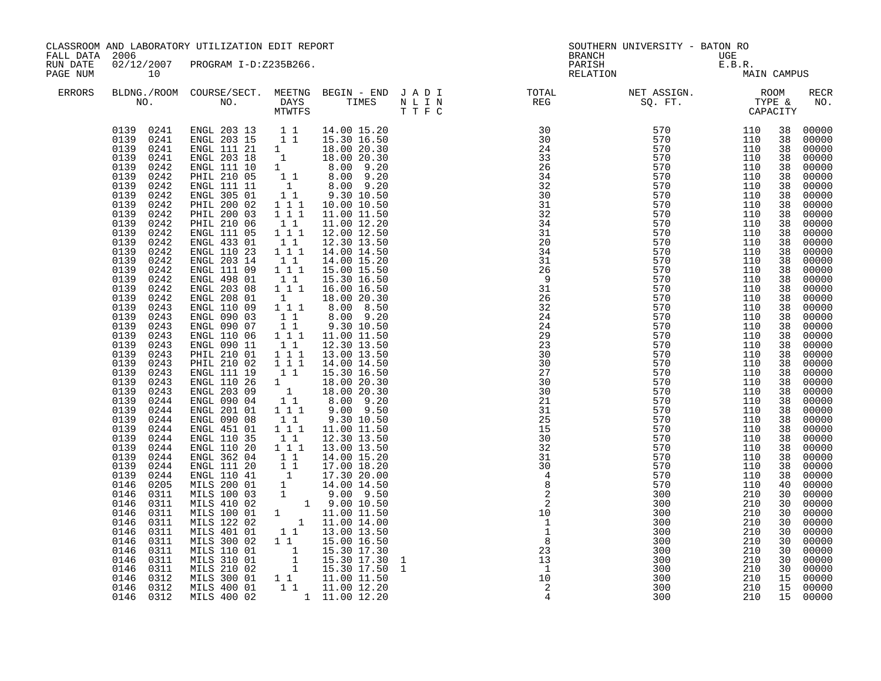CLASSROOM AND LABORATORY UTILIZATION EDIT REPORT
FALL DATA 2006
RUN DATE 02/12/2007 PROGRAM I-D:Z235B266.

SOUTHERN UNIVERSITY - BATON RO
BRANCH UGE
PARISH E.B.R.
RELATION MAIN CAMPUS

| ERRORS | BLDNG. NO. | ROOM NO. | COURSE/SECT. NO. | M | T | W | T | F | S | BEGIN TIME | END TIME | J | A | D | I | TOTAL REG | NET ASSIGN. SQ. FT. | ROOM TYPE | CAPACITY | RECR NO. |
|---|---|---|---|---|---|---|---|---|---|---|---|---|---|---|---|---|---|---|---|---|
| | 0139 | 0241 | ENGL 203 13 | | 1 | | 1 | | | 14.00 | 15.20 | | | | | 30 | 570 | 110 | 38 | 00000 |
| | 0139 | 0241 | ENGL 203 15 | | 1 | | 1 | | | 15.30 | 16.50 | | | | | 30 | 570 | 110 | 38 | 00000 |
| | 0139 | 0241 | ENGL 111 21 | 1 | | | | | | 18.00 | 20.30 | | | | | 24 | 570 | 110 | 38 | 00000 |
| | 0139 | 0241 | ENGL 203 18 | | 1 | | | | | 18.00 | 20.30 | | | | | 33 | 570 | 110 | 38 | 00000 |
| | 0139 | 0242 | ENGL 111 10 | 1 | | | | | | 8.00 | 9.20 | | | | | 26 | 570 | 110 | 38 | 00000 |
| | 0139 | 0242 | PHIL 210 05 | | 1 | | 1 | | | 8.00 | 9.20 | | | | | 34 | 570 | 110 | 38 | 00000 |
| | 0139 | 0242 | ENGL 111 11 | | 1 | | | | | 8.00 | 9.20 | | | | | 32 | 570 | 110 | 38 | 00000 |
| | 0139 | 0242 | ENGL 305 01 | | 1 | | 1 | | | 9.30 | 10.50 | | | | | 30 | 570 | 110 | 38 | 00000 |
| | 0139 | 0242 | PHIL 200 02 | 1 | | 1 | | 1 | | 10.00 | 10.50 | | | | | 31 | 570 | 110 | 38 | 00000 |
| | 0139 | 0242 | PHIL 200 03 | 1 | | 1 | | 1 | | 11.00 | 11.50 | | | | | 32 | 570 | 110 | 38 | 00000 |
| | 0139 | 0242 | PHIL 210 06 | | 1 | | 1 | | | 11.00 | 12.20 | | | | | 34 | 570 | 110 | 38 | 00000 |
| | 0139 | 0242 | ENGL 111 05 | 1 | | 1 | | 1 | | 12.00 | 12.50 | | | | | 31 | 570 | 110 | 38 | 00000 |
| | 0139 | 0242 | ENGL 433 01 | | 1 | | 1 | | | 12.30 | 13.50 | | | | | 20 | 570 | 110 | 38 | 00000 |
| | 0139 | 0242 | ENGL 110 23 | 1 | | 1 | | 1 | | 14.00 | 14.50 | | | | | 34 | 570 | 110 | 38 | 00000 |
| | 0139 | 0242 | ENGL 203 14 | | 1 | | 1 | | | 14.00 | 15.20 | | | | | 31 | 570 | 110 | 38 | 00000 |
| | 0139 | 0242 | ENGL 111 09 | 1 | | 1 | | 1 | | 15.00 | 15.50 | | | | | 26 | 570 | 110 | 38 | 00000 |
| | 0139 | 0242 | ENGL 498 01 | | 1 | | 1 | | | 15.30 | 16.50 | | | | | 9 | 570 | 110 | 38 | 00000 |
| | 0139 | 0242 | ENGL 203 08 | 1 | | 1 | | 1 | | 16.00 | 16.50 | | | | | 31 | 570 | 110 | 38 | 00000 |
| | 0139 | 0242 | ENGL 208 01 | | 1 | | | | | 18.00 | 20.30 | | | | | 26 | 570 | 110 | 38 | 00000 |
| | 0139 | 0243 | ENGL 110 09 | 1 | | 1 | | 1 | | 8.00 | 8.50 | | | | | 32 | 570 | 110 | 38 | 00000 |
| | 0139 | 0243 | ENGL 090 03 | | 1 | | 1 | | | 8.00 | 9.20 | | | | | 24 | 570 | 110 | 38 | 00000 |
| | 0139 | 0243 | ENGL 090 07 | | 1 | | 1 | | | 9.30 | 10.50 | | | | | 24 | 570 | 110 | 38 | 00000 |
| | 0139 | 0243 | ENGL 110 06 | 1 | | 1 | | 1 | | 11.00 | 11.50 | | | | | 29 | 570 | 110 | 38 | 00000 |
| | 0139 | 0243 | ENGL 090 11 | | 1 | | 1 | | | 12.30 | 13.50 | | | | | 23 | 570 | 110 | 38 | 00000 |
| | 0139 | 0243 | PHIL 210 01 | 1 | | 1 | | 1 | | 13.00 | 13.50 | | | | | 30 | 570 | 110 | 38 | 00000 |
| | 0139 | 0243 | PHIL 210 02 | 1 | | 1 | | 1 | | 14.00 | 14.50 | | | | | 30 | 570 | 110 | 38 | 00000 |
| | 0139 | 0243 | ENGL 111 19 | | 1 | | 1 | | | 15.30 | 16.50 | | | | | 27 | 570 | 110 | 38 | 00000 |
| | 0139 | 0243 | ENGL 110 26 | 1 | | | | | | 18.00 | 20.30 | | | | | 30 | 570 | 110 | 38 | 00000 |
| | 0139 | 0243 | ENGL 203 09 | | | 1 | | | | 18.00 | 20.30 | | | | | 30 | 570 | 110 | 38 | 00000 |
| | 0139 | 0244 | ENGL 090 04 | | 1 | | 1 | | | 8.00 | 9.20 | | | | | 21 | 570 | 110 | 38 | 00000 |
| | 0139 | 0244 | ENGL 201 01 | 1 | | 1 | | 1 | | 9.00 | 9.50 | | | | | 31 | 570 | 110 | 38 | 00000 |
| | 0139 | 0244 | ENGL 090 08 | | 1 | | 1 | | | 9.30 | 10.50 | | | | | 25 | 570 | 110 | 38 | 00000 |
| | 0139 | 0244 | ENGL 451 01 | 1 | | 1 | | 1 | | 11.00 | 11.50 | | | | | 15 | 570 | 110 | 38 | 00000 |
| | 0139 | 0244 | ENGL 110 35 | | 1 | | 1 | | | 12.30 | 13.50 | | | | | 30 | 570 | 110 | 38 | 00000 |
| | 0139 | 0244 | ENGL 110 20 | 1 | | 1 | | 1 | | 13.00 | 13.50 | | | | | 32 | 570 | 110 | 38 | 00000 |
| | 0139 | 0244 | ENGL 362 04 | | 1 | | 1 | | | 14.00 | 15.20 | | | | | 31 | 570 | 110 | 38 | 00000 |
| | 0139 | 0244 | ENGL 111 20 | | 1 | | 1 | | | 17.00 | 18.20 | | | | | 30 | 570 | 110 | 38 | 00000 |
| | 0139 | 0244 | ENGL 110 41 | | | 1 | | | | 17.30 | 20.00 | | | | | 4 | 570 | 110 | 38 | 00000 |
| | 0146 | 0205 | MILS 200 01 | | 1 | | | | | 14.00 | 14.50 | | | | | 8 | 570 | 110 | 40 | 00000 |
| | 0146 | 0311 | MILS 100 03 | | 1 | | | | | 9.00 | 9.50 | | | | | 2 | 300 | 210 | 30 | 00000 |
| | 0146 | 0311 | MILS 410 02 | | | | | | 1 | 9.00 | 10.50 | | | | | 2 | 300 | 210 | 30 | 00000 |
| | 0146 | 0311 | MILS 100 01 | 1 | | | | | | 11.00 | 11.50 | | | | | 10 | 300 | 210 | 30 | 00000 |
| | 0146 | 0311 | MILS 122 02 | | | | | 1 | | 11.00 | 14.00 | | | | | 1 | 300 | 210 | 30 | 00000 |
| | 0146 | 0311 | MILS 401 01 | | 1 | | 1 | | | 13.00 | 13.50 | | | | | 1 | 300 | 210 | 30 | 00000 |
| | 0146 | 0311 | MILS 300 02 | 1 | | 1 | | | | 15.00 | 16.50 | | | | | 8 | 300 | 210 | 30 | 00000 |
| | 0146 | 0311 | MILS 110 01 | | | | 1 | | | 15.30 | 17.30 | | | | | 23 | 300 | 210 | 30 | 00000 |
| | 0146 | 0311 | MILS 310 01 | | | | 1 | | | 15.30 | 17.30 | 1 | | | | 13 | 300 | 210 | 30 | 00000 |
| | 0146 | 0311 | MILS 210 02 | | | | 1 | | | 15.30 | 17.50 | 1 | | | | 1 | 300 | 210 | 30 | 00000 |
| | 0146 | 0312 | MILS 300 01 | 1 | | 1 | | | | 11.00 | 11.50 | | | | | 10 | 300 | 210 | 15 | 00000 |
| | 0146 | 0312 | MILS 400 01 | | 1 | | 1 | | | 11.00 | 12.20 | | | | | 2 | 300 | 210 | 15 | 00000 |
| | 0146 | 0312 | MILS 400 02 | | | | | | 1 | 11.00 | 12.20 | | | | | 4 | 300 | 210 | 15 | 00000 |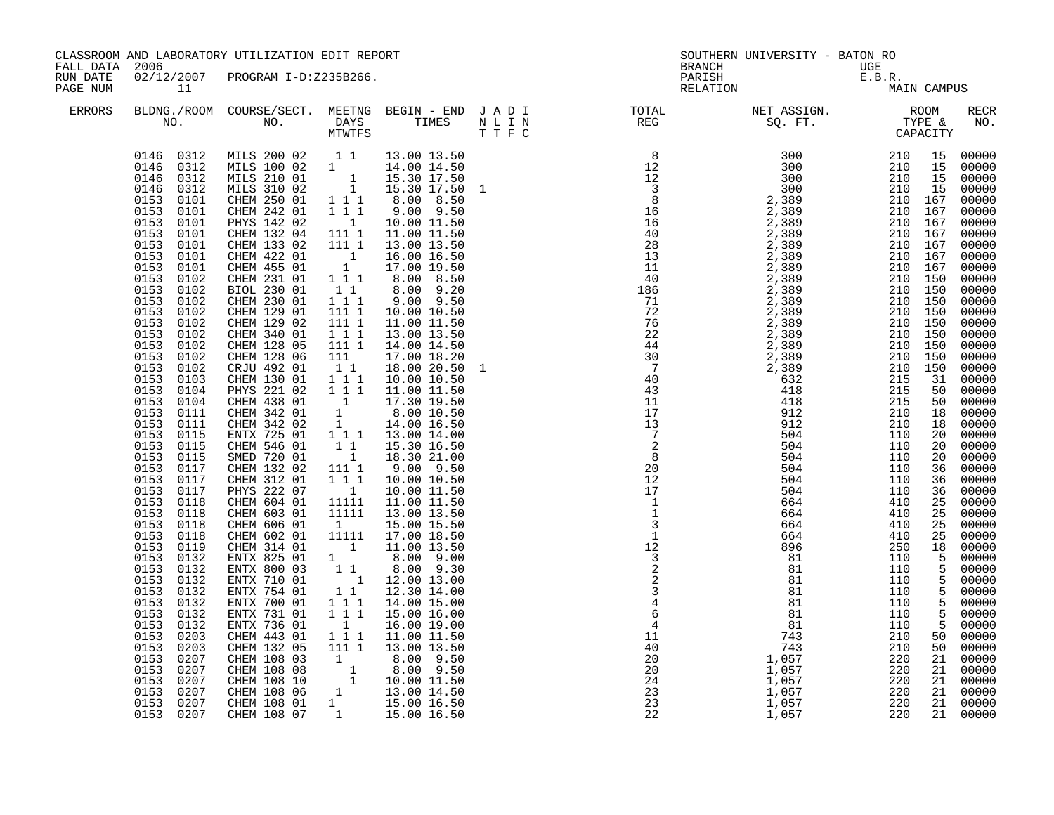CLASSROOM AND LABORATORY UTILIZATION EDIT REPORT
FALL DATA 2006
RUN DATE 02/12/2007 PROGRAM I-D:Z235B266.
PAGE NUM 11

SOUTHERN UNIVERSITY - BATON RO
BRANCH UGE
PARISH E.B.R.
RELATION MAIN CAMPUS

| ERRORS | BLDNG./ROOM NO. | COURSE/SECT. NO. | MEETNG DAYS MTWTFS | BEGIN - END TIMES | J A D I N L I N T T F C | TOTAL REG | NET ASSIGN. SQ. FT. | ROOM TYPE & CAPACITY | | RECR NO. |
|---|---|---|---|---|---|---|---|---|---|---|
| | 0146 0312 | MILS 200 02 | 1 1 | 13.00 13.50 | | 8 | 300 | 210 | 15 | 00000 |
| | 0146 0312 | MILS 100 02 | 1 | 14.00 14.50 | | 12 | 300 | 210 | 15 | 00000 |
| | 0146 0312 | MILS 210 01 | 1 | 15.30 17.50 | | 12 | 300 | 210 | 15 | 00000 |
| | 0146 0312 | MILS 310 02 | 1 | 15.30 17.50 | 1 | 3 | 300 | 210 | 15 | 00000 |
| | 0153 0101 | CHEM 250 01 | 1 1 1 | 8.00 8.50 | | 8 | 2,389 | 210 | 167 | 00000 |
| | 0153 0101 | CHEM 242 01 | 1 1 1 | 9.00 9.50 | | 16 | 2,389 | 210 | 167 | 00000 |
| | 0153 0101 | PHYS 142 02 | 1 | 10.00 11.50 | | 16 | 2,389 | 210 | 167 | 00000 |
| | 0153 0101 | CHEM 132 04 | 111 1 | 11.00 11.50 | | 40 | 2,389 | 210 | 167 | 00000 |
| | 0153 0101 | CHEM 133 02 | 111 1 | 13.00 13.50 | | 28 | 2,389 | 210 | 167 | 00000 |
| | 0153 0101 | CHEM 422 01 | 1 | 16.00 16.50 | | 13 | 2,389 | 210 | 167 | 00000 |
| | 0153 0101 | CHEM 455 01 | 1 | 17.00 19.50 | | 11 | 2,389 | 210 | 167 | 00000 |
| | 0153 0102 | CHEM 231 01 | 1 1 1 | 8.00 8.50 | | 40 | 2,389 | 210 | 150 | 00000 |
| | 0153 0102 | BIOL 230 01 | 1 1 | 8.00 9.20 | | 186 | 2,389 | 210 | 150 | 00000 |
| | 0153 0102 | CHEM 230 01 | 1 1 1 | 9.00 9.50 | | 71 | 2,389 | 210 | 150 | 00000 |
| | 0153 0102 | CHEM 129 01 | 111 1 | 10.00 10.50 | | 72 | 2,389 | 210 | 150 | 00000 |
| | 0153 0102 | CHEM 129 02 | 111 1 | 11.00 11.50 | | 76 | 2,389 | 210 | 150 | 00000 |
| | 0153 0102 | CHEM 340 01 | 1 1 1 | 13.00 13.50 | | 22 | 2,389 | 210 | 150 | 00000 |
| | 0153 0102 | CHEM 128 05 | 111 1 | 14.00 14.50 | | 44 | 2,389 | 210 | 150 | 00000 |
| | 0153 0102 | CHEM 128 06 | 111 | 17.00 18.20 | | 30 | 2,389 | 210 | 150 | 00000 |
| | 0153 0102 | CRJU 492 01 | 1 1 | 18.00 20.50 | 1 | 7 | 2,389 | 210 | 150 | 00000 |
| | 0153 0103 | CHEM 130 01 | 1 1 1 | 10.00 10.50 | | 40 | 632 | 215 | 31 | 00000 |
| | 0153 0104 | PHYS 221 02 | 1 1 1 | 11.00 11.50 | | 43 | 418 | 215 | 50 | 00000 |
| | 0153 0104 | CHEM 438 01 | 1 | 17.30 19.50 | | 11 | 418 | 215 | 50 | 00000 |
| | 0153 0111 | CHEM 342 01 | 1 | 8.00 10.50 | | 17 | 912 | 210 | 18 | 00000 |
| | 0153 0111 | CHEM 342 02 | 1 | 14.00 16.50 | | 13 | 912 | 210 | 18 | 00000 |
| | 0153 0115 | ENTX 725 01 | 1 1 1 | 13.00 14.00 | | 7 | 504 | 110 | 20 | 00000 |
| | 0153 0115 | CHEM 546 01 | 1 1 | 15.30 16.50 | | 2 | 504 | 110 | 20 | 00000 |
| | 0153 0115 | SMED 720 01 | 1 | 18.30 21.00 | | 8 | 504 | 110 | 20 | 00000 |
| | 0153 0117 | CHEM 132 02 | 111 1 | 9.00 9.50 | | 20 | 504 | 110 | 36 | 00000 |
| | 0153 0117 | CHEM 312 01 | 1 1 1 | 10.00 10.50 | | 12 | 504 | 110 | 36 | 00000 |
| | 0153 0117 | PHYS 222 07 | 1 | 10.00 11.50 | | 17 | 504 | 110 | 36 | 00000 |
| | 0153 0118 | CHEM 604 01 | 11111 | 11.00 11.50 | | 1 | 664 | 410 | 25 | 00000 |
| | 0153 0118 | CHEM 603 01 | 11111 | 13.00 13.50 | | 1 | 664 | 410 | 25 | 00000 |
| | 0153 0118 | CHEM 606 01 | 1 | 15.00 15.50 | | 3 | 664 | 410 | 25 | 00000 |
| | 0153 0118 | CHEM 602 01 | 11111 | 17.00 18.50 | | 1 | 664 | 410 | 25 | 00000 |
| | 0153 0119 | CHEM 314 01 | 1 | 11.00 13.50 | | 12 | 896 | 250 | 18 | 00000 |
| | 0153 0132 | ENTX 825 01 | 1 | 8.00 9.00 | | 3 | 81 | 110 | 5 | 00000 |
| | 0153 0132 | ENTX 800 03 | 1 1 | 8.00 9.30 | | 2 | 81 | 110 | 5 | 00000 |
| | 0153 0132 | ENTX 710 01 | 1 | 12.00 13.00 | | 2 | 81 | 110 | 5 | 00000 |
| | 0153 0132 | ENTX 754 01 | 1 1 | 12.30 14.00 | | 3 | 81 | 110 | 5 | 00000 |
| | 0153 0132 | ENTX 700 01 | 1 1 1 | 14.00 15.00 | | 4 | 81 | 110 | 5 | 00000 |
| | 0153 0132 | ENTX 731 01 | 1 1 1 | 15.00 16.00 | | 6 | 81 | 110 | 5 | 00000 |
| | 0153 0132 | ENTX 736 01 | 1 | 16.00 19.00 | | 4 | 81 | 110 | 5 | 00000 |
| | 0153 0203 | CHEM 443 01 | 1 1 1 | 11.00 11.50 | | 11 | 743 | 210 | 50 | 00000 |
| | 0153 0203 | CHEM 132 05 | 111 1 | 13.00 13.50 | | 40 | 743 | 210 | 50 | 00000 |
| | 0153 0207 | CHEM 108 03 | 1 | 8.00 9.50 | | 20 | 1,057 | 220 | 21 | 00000 |
| | 0153 0207 | CHEM 108 08 | 1 | 8.00 9.50 | | 20 | 1,057 | 220 | 21 | 00000 |
| | 0153 0207 | CHEM 108 10 | 1 | 10.00 11.50 | | 24 | 1,057 | 220 | 21 | 00000 |
| | 0153 0207 | CHEM 108 06 | 1 | 13.00 14.50 | | 23 | 1,057 | 220 | 21 | 00000 |
| | 0153 0207 | CHEM 108 01 | 1 | 15.00 16.50 | | 23 | 1,057 | 220 | 21 | 00000 |
| | 0153 0207 | CHEM 108 07 | 1 | 15.00 16.50 | | 22 | 1,057 | 220 | 21 | 00000 |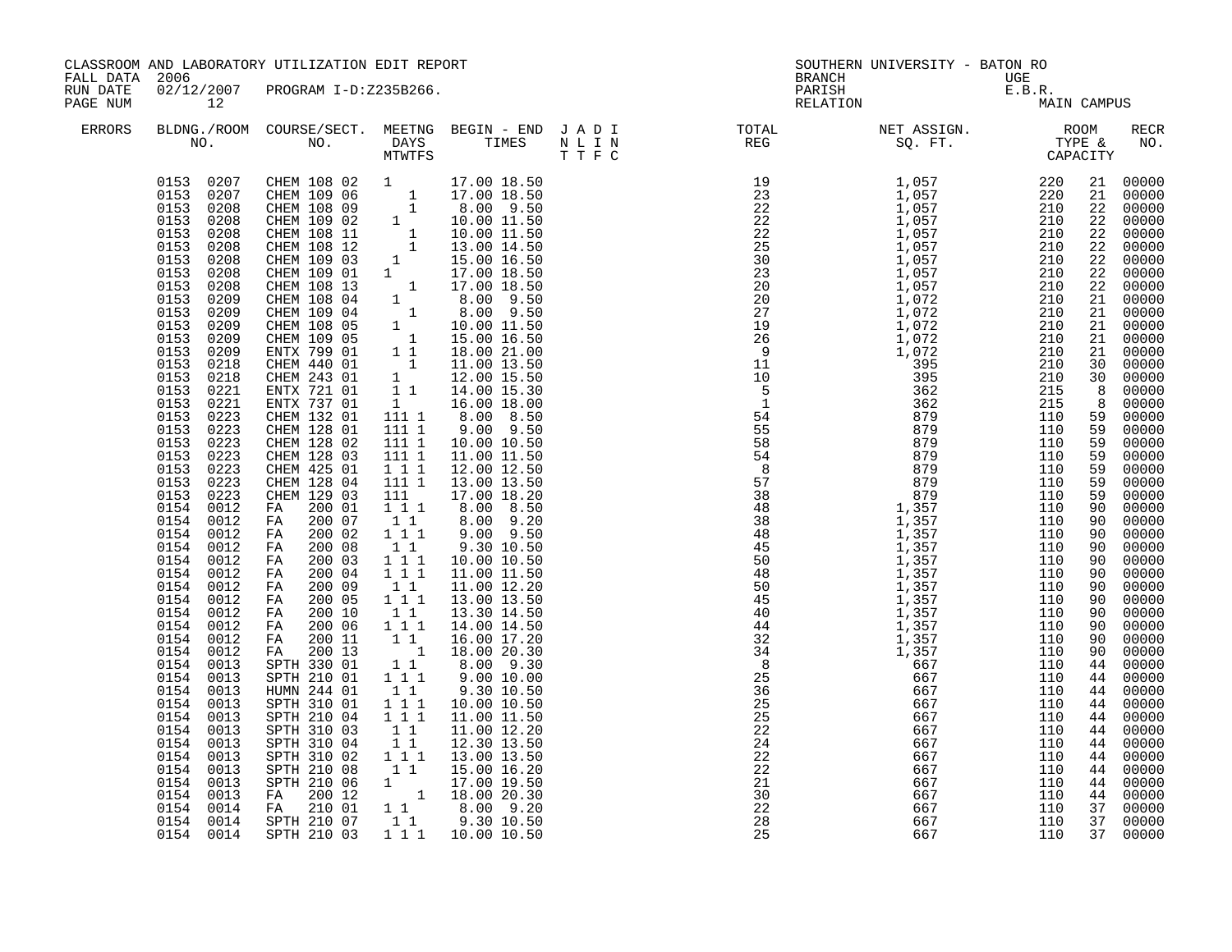CLASSROOM AND LABORATORY UTILIZATION EDIT REPORT
FALL DATA 2006
RUN DATE 02/12/2007 PROGRAM I-D:Z235B266.
PAGE NUM 12

SOUTHERN UNIVERSITY - BATON RO
BRANCH UGE
PARISH E.B.R.
RELATION MAIN CAMPUS

| ERRORS | BLDNG./ROOM NO. | COURSE/SECT. NO. | MEETNG DAYS MTWTFS | BEGIN - END TIMES | J A D I N L I N T T F C | TOTAL REG | NET ASSIGN. SQ. FT. | ROOM TYPE & CAPACITY | | RECR NO. |
|---|---|---|---|---|---|---|---|---|---|---|
| | 0153 0207 | CHEM 108 02 | 1 | 17.00 18.50 | | 19 | 1,057 | 220 | 21 | 00000 |
| | 0153 0207 | CHEM 109 06 | 1 | 17.00 18.50 | | 23 | 1,057 | 220 | 21 | 00000 |
| | 0153 0208 | CHEM 108 09 | 1 | 8.00 9.50 | | 22 | 1,057 | 210 | 22 | 00000 |
| | 0153 0208 | CHEM 109 02 | 1 | 10.00 11.50 | | 22 | 1,057 | 210 | 22 | 00000 |
| | 0153 0208 | CHEM 108 11 | 1 | 10.00 11.50 | | 22 | 1,057 | 210 | 22 | 00000 |
| | 0153 0208 | CHEM 108 12 | 1 | 13.00 14.50 | | 25 | 1,057 | 210 | 22 | 00000 |
| | 0153 0208 | CHEM 109 03 | 1 | 15.00 16.50 | | 30 | 1,057 | 210 | 22 | 00000 |
| | 0153 0208 | CHEM 109 01 | 1 | 17.00 18.50 | | 23 | 1,057 | 210 | 22 | 00000 |
| | 0153 0208 | CHEM 108 13 | 1 | 17.00 18.50 | | 20 | 1,057 | 210 | 22 | 00000 |
| | 0153 0209 | CHEM 108 04 | 1 | 8.00 9.50 | | 20 | 1,072 | 210 | 21 | 00000 |
| | 0153 0209 | CHEM 109 04 | 1 | 8.00 9.50 | | 27 | 1,072 | 210 | 21 | 00000 |
| | 0153 0209 | CHEM 108 05 | 1 | 10.00 11.50 | | 19 | 1,072 | 210 | 21 | 00000 |
| | 0153 0209 | CHEM 109 05 | 1 | 15.00 16.50 | | 26 | 1,072 | 210 | 21 | 00000 |
| | 0153 0209 | ENTX 799 01 | 1 1 | 18.00 21.00 | | 9 | 1,072 | 210 | 21 | 00000 |
| | 0153 0218 | CHEM 440 01 | 1 | 11.00 13.50 | | 11 | 395 | 210 | 30 | 00000 |
| | 0153 0218 | CHEM 243 01 | 1 | 12.00 15.50 | | 10 | 395 | 210 | 30 | 00000 |
| | 0153 0221 | ENTX 721 01 | 1 1 | 14.00 15.30 | | 5 | 362 | 215 | 8 | 00000 |
| | 0153 0221 | ENTX 737 01 | 1 | 16.00 18.00 | | 1 | 362 | 215 | 8 | 00000 |
| | 0153 0223 | CHEM 132 01 | 111 1 | 8.00 8.50 | | 54 | 879 | 110 | 59 | 00000 |
| | 0153 0223 | CHEM 128 01 | 111 1 | 9.00 9.50 | | 55 | 879 | 110 | 59 | 00000 |
| | 0153 0223 | CHEM 128 02 | 111 1 | 10.00 10.50 | | 58 | 879 | 110 | 59 | 00000 |
| | 0153 0223 | CHEM 128 03 | 111 1 | 11.00 11.50 | | 54 | 879 | 110 | 59 | 00000 |
| | 0153 0223 | CHEM 425 01 | 1 1 1 | 12.00 12.50 | | 8 | 879 | 110 | 59 | 00000 |
| | 0153 0223 | CHEM 128 04 | 111 1 | 13.00 13.50 | | 57 | 879 | 110 | 59 | 00000 |
| | 0153 0223 | CHEM 129 03 | 111 | 17.00 18.20 | | 38 | 879 | 110 | 59 | 00000 |
| | 0154 0012 | FA 200 01 | 1 1 1 | 8.00 8.50 | | 48 | 1,357 | 110 | 90 | 00000 |
| | 0154 0012 | FA 200 07 | 1 1 | 8.00 9.20 | | 38 | 1,357 | 110 | 90 | 00000 |
| | 0154 0012 | FA 200 02 | 1 1 1 | 9.00 9.50 | | 48 | 1,357 | 110 | 90 | 00000 |
| | 0154 0012 | FA 200 08 | 1 1 | 9.30 10.50 | | 45 | 1,357 | 110 | 90 | 00000 |
| | 0154 0012 | FA 200 03 | 1 1 1 | 10.00 10.50 | | 50 | 1,357 | 110 | 90 | 00000 |
| | 0154 0012 | FA 200 04 | 1 1 1 | 11.00 11.50 | | 48 | 1,357 | 110 | 90 | 00000 |
| | 0154 0012 | FA 200 09 | 1 1 | 11.00 12.20 | | 50 | 1,357 | 110 | 90 | 00000 |
| | 0154 0012 | FA 200 05 | 1 1 1 | 13.00 13.50 | | 45 | 1,357 | 110 | 90 | 00000 |
| | 0154 0012 | FA 200 10 | 1 1 | 13.30 14.50 | | 40 | 1,357 | 110 | 90 | 00000 |
| | 0154 0012 | FA 200 06 | 1 1 1 | 14.00 14.50 | | 44 | 1,357 | 110 | 90 | 00000 |
| | 0154 0012 | FA 200 11 | 1 1 | 16.00 17.20 | | 32 | 1,357 | 110 | 90 | 00000 |
| | 0154 0012 | FA 200 13 | 1 | 18.00 20.30 | | 34 | 1,357 | 110 | 90 | 00000 |
| | 0154 0013 | SPTH 330 01 | 1 1 | 8.00 9.30 | | 8 | 667 | 110 | 44 | 00000 |
| | 0154 0013 | SPTH 210 01 | 1 1 1 | 9.00 10.00 | | 25 | 667 | 110 | 44 | 00000 |
| | 0154 0013 | HUMN 244 01 | 1 1 | 9.30 10.50 | | 36 | 667 | 110 | 44 | 00000 |
| | 0154 0013 | SPTH 310 01 | 1 1 1 | 10.00 10.50 | | 25 | 667 | 110 | 44 | 00000 |
| | 0154 0013 | SPTH 210 04 | 1 1 1 | 11.00 11.50 | | 25 | 667 | 110 | 44 | 00000 |
| | 0154 0013 | SPTH 310 03 | 1 1 | 11.00 12.20 | | 22 | 667 | 110 | 44 | 00000 |
| | 0154 0013 | SPTH 310 04 | 1 1 | 12.30 13.50 | | 24 | 667 | 110 | 44 | 00000 |
| | 0154 0013 | SPTH 310 02 | 1 1 1 | 13.00 13.50 | | 22 | 667 | 110 | 44 | 00000 |
| | 0154 0013 | SPTH 210 08 | 1 1 | 15.00 16.20 | | 22 | 667 | 110 | 44 | 00000 |
| | 0154 0013 | SPTH 210 06 | 1 | 17.00 19.50 | | 21 | 667 | 110 | 44 | 00000 |
| | 0154 0013 | FA 200 12 | 1 | 18.00 20.30 | | 30 | 667 | 110 | 44 | 00000 |
| | 0154 0014 | FA 210 01 | 1 1 | 8.00 9.20 | | 22 | 667 | 110 | 37 | 00000 |
| | 0154 0014 | SPTH 210 07 | 1 1 | 9.30 10.50 | | 28 | 667 | 110 | 37 | 00000 |
| | 0154 0014 | SPTH 210 03 | 1 1 1 | 10.00 10.50 | | 25 | 667 | 110 | 37 | 00000 |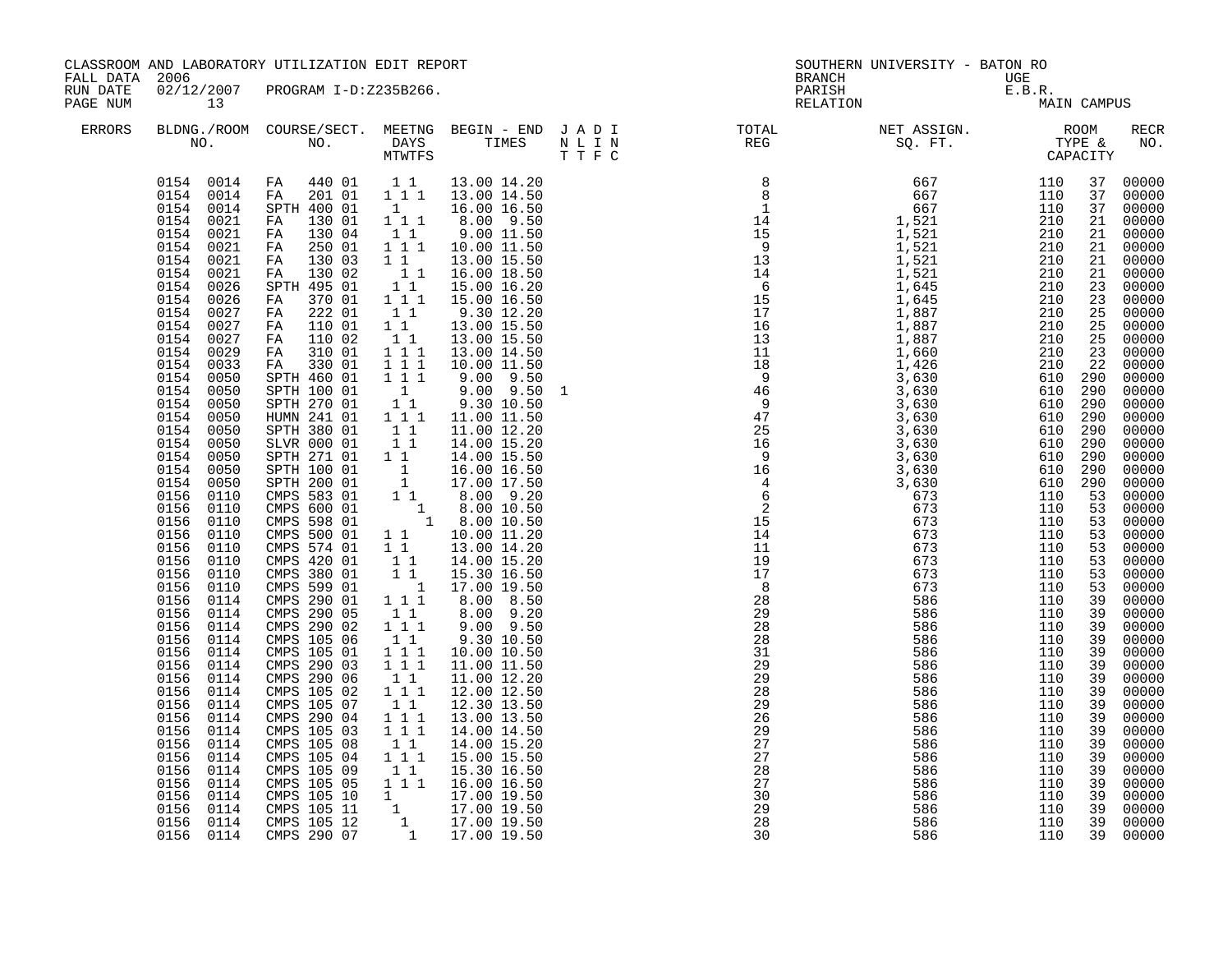CLASSROOM AND LABORATORY UTILIZATION EDIT REPORT
FALL DATA 2006
RUN DATE 02/12/2007 PROGRAM I-D:Z235B266.
PAGE NUM 13

SOUTHERN UNIVERSITY - BATON RO
BRANCH UGE
PARISH E.B.R.
RELATION MAIN CAMPUS

| ERRORS | BLDNG./ROOM NO. | COURSE/SECT. NO. | MEETNG DAYS MTWTFS | BEGIN - END TIMES | J A D I N L I N T T F C | TOTAL REG | NET ASSIGN. SQ. FT. | ROOM TYPE & CAPACITY | RECR NO. |
|---|---|---|---|---|---|---|---|---|---|
| | 0154 0014 | FA 440 01 | 1 1 | 13.00 14.20 | | 8 | 667 | 110 37 | 00000 |
| | 0154 0014 | FA 201 01 | 1 1 1 | 13.00 14.50 | | 8 | 667 | 110 37 | 00000 |
| | 0154 0014 | SPTH 400 01 | 1 | 16.00 16.50 | | 1 | 667 | 110 37 | 00000 |
| | 0154 0021 | FA 130 01 | 1 1 1 | 8.00 9.50 | | 14 | 1,521 | 210 21 | 00000 |
| | 0154 0021 | FA 130 04 | 1 1 | 9.00 11.50 | | 15 | 1,521 | 210 21 | 00000 |
| | 0154 0021 | FA 250 01 | 1 1 1 | 10.00 11.50 | | 9 | 1,521 | 210 21 | 00000 |
| | 0154 0021 | FA 130 03 | 1 1 | 13.00 15.50 | | 13 | 1,521 | 210 21 | 00000 |
| | 0154 0021 | FA 130 02 | 1 1 | 16.00 18.50 | | 14 | 1,521 | 210 21 | 00000 |
| | 0154 0026 | SPTH 495 01 | 1 1 | 15.00 16.20 | | 6 | 1,645 | 210 23 | 00000 |
| | 0154 0026 | FA 370 01 | 1 1 1 | 15.00 16.50 | | 15 | 1,645 | 210 23 | 00000 |
| | 0154 0027 | FA 222 01 | 1 1 | 9.30 12.20 | | 17 | 1,887 | 210 25 | 00000 |
| | 0154 0027 | FA 110 01 | 1 1 | 13.00 15.50 | | 16 | 1,887 | 210 25 | 00000 |
| | 0154 0027 | FA 110 02 | 1 1 | 13.00 15.50 | | 13 | 1,887 | 210 25 | 00000 |
| | 0154 0029 | FA 310 01 | 1 1 1 | 13.00 14.50 | | 11 | 1,660 | 210 23 | 00000 |
| | 0154 0033 | FA 330 01 | 1 1 1 | 10.00 11.50 | | 18 | 1,426 | 210 22 | 00000 |
| | 0154 0050 | SPTH 460 01 | 1 1 1 | 9.00 9.50 | | 9 | 3,630 | 610 290 | 00000 |
| | 0154 0050 | SPTH 100 01 | 1 | 9.00 9.50 | 1 | 46 | 3,630 | 610 290 | 00000 |
| | 0154 0050 | SPTH 270 01 | 1 1 | 9.30 10.50 | | 9 | 3,630 | 610 290 | 00000 |
| | 0154 0050 | HUMN 241 01 | 1 1 1 | 11.00 11.50 | | 47 | 3,630 | 610 290 | 00000 |
| | 0154 0050 | SPTH 380 01 | 1 1 | 11.00 12.20 | | 25 | 3,630 | 610 290 | 00000 |
| | 0154 0050 | SLVR 000 01 | 1 1 | 14.00 15.20 | | 16 | 3,630 | 610 290 | 00000 |
| | 0154 0050 | SPTH 271 01 | 1 1 | 14.00 15.50 | | 9 | 3,630 | 610 290 | 00000 |
| | 0154 0050 | SPTH 100 01 | 1 | 16.00 16.50 | | 16 | 3,630 | 610 290 | 00000 |
| | 0154 0050 | SPTH 200 01 | 1 | 17.00 17.50 | | 4 | 3,630 | 610 290 | 00000 |
| | 0156 0110 | CMPS 583 01 | 1 1 | 8.00 9.20 | | 6 | 673 | 110 53 | 00000 |
| | 0156 0110 | CMPS 600 01 | 1 | 8.00 10.50 | | 2 | 673 | 110 53 | 00000 |
| | 0156 0110 | CMPS 598 01 | 1 | 8.00 10.50 | | 15 | 673 | 110 53 | 00000 |
| | 0156 0110 | CMPS 500 01 | 1 1 | 10.00 11.20 | | 14 | 673 | 110 53 | 00000 |
| | 0156 0110 | CMPS 574 01 | 1 1 | 13.00 14.20 | | 11 | 673 | 110 53 | 00000 |
| | 0156 0110 | CMPS 420 01 | 1 1 | 14.00 15.20 | | 19 | 673 | 110 53 | 00000 |
| | 0156 0110 | CMPS 380 01 | 1 1 | 15.30 16.50 | | 17 | 673 | 110 53 | 00000 |
| | 0156 0110 | CMPS 599 01 | 1 | 17.00 19.50 | | 8 | 673 | 110 53 | 00000 |
| | 0156 0114 | CMPS 290 01 | 1 1 1 | 8.00 8.50 | | 28 | 586 | 110 39 | 00000 |
| | 0156 0114 | CMPS 290 05 | 1 1 | 8.00 9.20 | | 29 | 586 | 110 39 | 00000 |
| | 0156 0114 | CMPS 290 02 | 1 1 1 | 9.00 9.50 | | 28 | 586 | 110 39 | 00000 |
| | 0156 0114 | CMPS 105 06 | 1 1 | 9.30 10.50 | | 28 | 586 | 110 39 | 00000 |
| | 0156 0114 | CMPS 105 01 | 1 1 1 | 10.00 10.50 | | 31 | 586 | 110 39 | 00000 |
| | 0156 0114 | CMPS 290 03 | 1 1 1 | 11.00 11.50 | | 29 | 586 | 110 39 | 00000 |
| | 0156 0114 | CMPS 290 06 | 1 1 | 11.00 12.20 | | 29 | 586 | 110 39 | 00000 |
| | 0156 0114 | CMPS 105 02 | 1 1 1 | 12.00 12.50 | | 28 | 586 | 110 39 | 00000 |
| | 0156 0114 | CMPS 105 07 | 1 1 | 12.30 13.50 | | 29 | 586 | 110 39 | 00000 |
| | 0156 0114 | CMPS 290 04 | 1 1 1 | 13.00 13.50 | | 26 | 586 | 110 39 | 00000 |
| | 0156 0114 | CMPS 105 03 | 1 1 1 | 14.00 14.50 | | 29 | 586 | 110 39 | 00000 |
| | 0156 0114 | CMPS 105 08 | 1 1 | 14.00 15.20 | | 27 | 586 | 110 39 | 00000 |
| | 0156 0114 | CMPS 105 04 | 1 1 1 | 15.00 15.50 | | 27 | 586 | 110 39 | 00000 |
| | 0156 0114 | CMPS 105 09 | 1 1 | 15.30 16.50 | | 28 | 586 | 110 39 | 00000 |
| | 0156 0114 | CMPS 105 05 | 1 1 1 | 16.00 16.50 | | 27 | 586 | 110 39 | 00000 |
| | 0156 0114 | CMPS 105 10 | 1 | 17.00 19.50 | | 30 | 586 | 110 39 | 00000 |
| | 0156 0114 | CMPS 105 11 | 1 | 17.00 19.50 | | 29 | 586 | 110 39 | 00000 |
| | 0156 0114 | CMPS 105 12 | 1 | 17.00 19.50 | | 28 | 586 | 110 39 | 00000 |
| | 0156 0114 | CMPS 290 07 | 1 | 17.00 19.50 | | 30 | 586 | 110 39 | 00000 |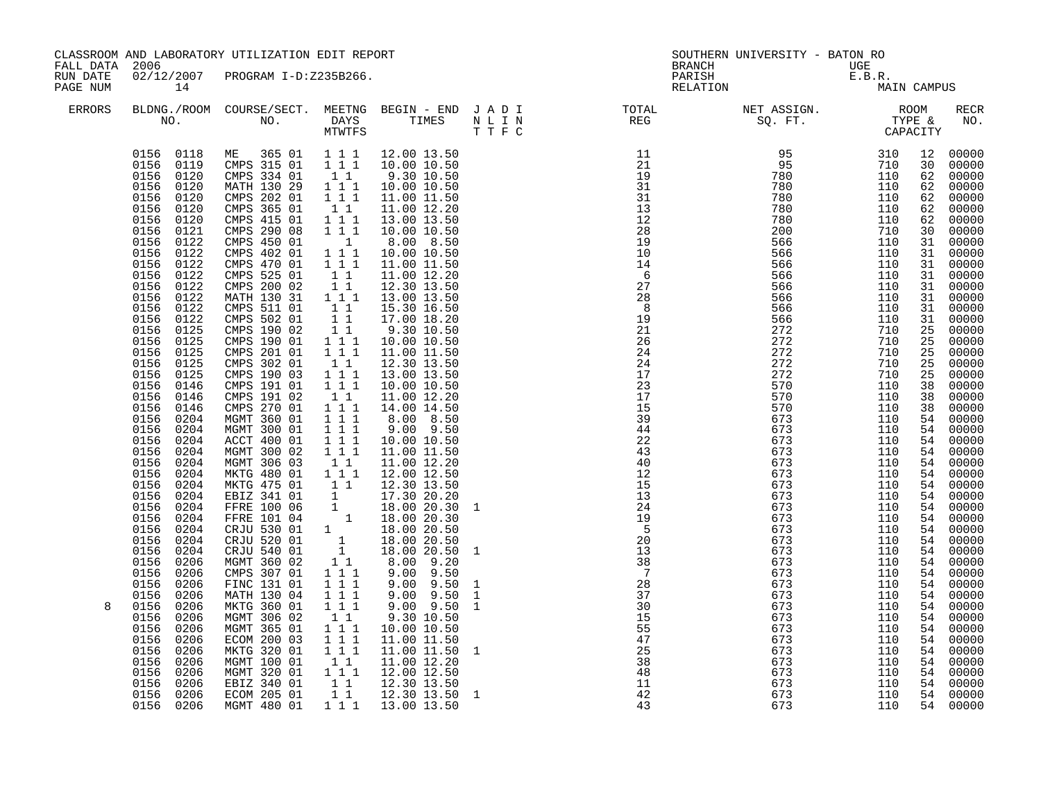CLASSROOM AND LABORATORY UTILIZATION EDIT REPORT
FALL DATA 2006
RUN DATE 02/12/2007 PROGRAM I-D:Z235B266.
PAGE NUM 14

SOUTHERN UNIVERSITY - BATON RO
BRANCH UGE
PARISH E.B.R.
RELATION MAIN CAMPUS

| ERRORS | BLDNG./ROOM NO. | COURSE/SECT. NO. | MEETNG DAYS MTWTFS | BEGIN - END TIMES | J A D I N L I N T T F C | TOTAL REG | NET ASSIGN. SQ. FT. | ROOM TYPE & CAPACITY | | RECR NO. |
|---|---|---|---|---|---|---|---|---|---|---|
| | 0156 0118 | ME 365 01 | 1 1 1 | 12.00 13.50 | | 11 | 95 | 310 | 12 | 00000 |
| | 0156 0119 | CMPS 315 01 | 1 1 1 | 10.00 10.50 | | 21 | 95 | 710 | 30 | 00000 |
| | 0156 0120 | CMPS 334 01 | 1 1 | 9.30 10.50 | | 19 | 780 | 110 | 62 | 00000 |
| | 0156 0120 | MATH 130 29 | 1 1 1 | 10.00 10.50 | | 31 | 780 | 110 | 62 | 00000 |
| | 0156 0120 | CMPS 202 01 | 1 1 1 | 11.00 11.50 | | 31 | 780 | 110 | 62 | 00000 |
| | 0156 0120 | CMPS 365 01 | 1 1 | 11.00 12.20 | | 13 | 780 | 110 | 62 | 00000 |
| | 0156 0120 | CMPS 415 01 | 1 1 1 | 13.00 13.50 | | 12 | 780 | 110 | 62 | 00000 |
| | 0156 0121 | CMPS 290 08 | 1 1 1 | 10.00 10.50 | | 28 | 200 | 710 | 30 | 00000 |
| | 0156 0122 | CMPS 450 01 | 1 | 8.00 8.50 | | 19 | 566 | 110 | 31 | 00000 |
| | 0156 0122 | CMPS 402 01 | 1 1 1 | 10.00 10.50 | | 10 | 566 | 110 | 31 | 00000 |
| | 0156 0122 | CMPS 470 01 | 1 1 1 | 11.00 11.50 | | 14 | 566 | 110 | 31 | 00000 |
| | 0156 0122 | CMPS 525 01 | 1 1 | 11.00 12.20 | | 6 | 566 | 110 | 31 | 00000 |
| | 0156 0122 | CMPS 200 02 | 1 1 | 12.30 13.50 | | 27 | 566 | 110 | 31 | 00000 |
| | 0156 0122 | MATH 130 31 | 1 1 1 | 13.00 13.50 | | 28 | 566 | 110 | 31 | 00000 |
| | 0156 0122 | CMPS 511 01 | 1 1 | 15.30 16.50 | | 8 | 566 | 110 | 31 | 00000 |
| | 0156 0122 | CMPS 502 01 | 1 1 | 17.00 18.20 | | 19 | 566 | 110 | 31 | 00000 |
| | 0156 0125 | CMPS 190 02 | 1 1 | 9.30 10.50 | | 21 | 272 | 710 | 25 | 00000 |
| | 0156 0125 | CMPS 190 01 | 1 1 1 | 10.00 10.50 | | 26 | 272 | 710 | 25 | 00000 |
| | 0156 0125 | CMPS 201 01 | 1 1 1 | 11.00 11.50 | | 24 | 272 | 710 | 25 | 00000 |
| | 0156 0125 | CMPS 302 01 | 1 1 | 12.30 13.50 | | 24 | 272 | 710 | 25 | 00000 |
| | 0156 0125 | CMPS 190 03 | 1 1 1 | 13.00 13.50 | | 17 | 272 | 710 | 25 | 00000 |
| | 0156 0146 | CMPS 191 01 | 1 1 1 | 10.00 10.50 | | 23 | 570 | 110 | 38 | 00000 |
| | 0156 0146 | CMPS 191 02 | 1 1 | 11.00 12.20 | | 17 | 570 | 110 | 38 | 00000 |
| | 0156 0146 | CMPS 270 01 | 1 1 1 | 14.00 14.50 | | 15 | 570 | 110 | 38 | 00000 |
| | 0156 0204 | MGMT 360 01 | 1 1 1 | 8.00 8.50 | | 39 | 673 | 110 | 54 | 00000 |
| | 0156 0204 | MGMT 300 01 | 1 1 1 | 9.00 9.50 | | 44 | 673 | 110 | 54 | 00000 |
| | 0156 0204 | ACCT 400 01 | 1 1 1 | 10.00 10.50 | | 22 | 673 | 110 | 54 | 00000 |
| | 0156 0204 | MGMT 300 02 | 1 1 1 | 11.00 11.50 | | 43 | 673 | 110 | 54 | 00000 |
| | 0156 0204 | MGMT 306 03 | 1 1 | 11.00 12.20 | | 40 | 673 | 110 | 54 | 00000 |
| | 0156 0204 | MKTG 480 01 | 1 1 1 | 12.00 12.50 | | 12 | 673 | 110 | 54 | 00000 |
| | 0156 0204 | MKTG 475 01 | 1 1 | 12.30 13.50 | | 15 | 673 | 110 | 54 | 00000 |
| | 0156 0204 | EBIZ 341 01 | 1 | 17.30 20.20 | | 13 | 673 | 110 | 54 | 00000 |
| | 0156 0204 | FFRE 100 06 | 1 | 18.00 20.30 | 1 | 24 | 673 | 110 | 54 | 00000 |
| | 0156 0204 | FFRE 101 04 | 1 | 18.00 20.30 | | 19 | 673 | 110 | 54 | 00000 |
| | 0156 0204 | CRJU 530 01 | 1 | 18.00 20.50 | | 5 | 673 | 110 | 54 | 00000 |
| | 0156 0204 | CRJU 520 01 | 1 | 18.00 20.50 | | 20 | 673 | 110 | 54 | 00000 |
| | 0156 0204 | CRJU 540 01 | 1 | 18.00 20.50 | 1 | 13 | 673 | 110 | 54 | 00000 |
| | 0156 0206 | MGMT 360 02 | 1 1 | 8.00 9.20 | | 38 | 673 | 110 | 54 | 00000 |
| | 0156 0206 | CMPS 307 01 | 1 1 1 | 9.00 9.50 | | 7 | 673 | 110 | 54 | 00000 |
| | 0156 0206 | FINC 131 01 | 1 1 1 | 9.00 9.50 | 1 | 28 | 673 | 110 | 54 | 00000 |
| | 0156 0206 | MATH 130 04 | 1 1 1 | 9.00 9.50 | 1 | 37 | 673 | 110 | 54 | 00000 |
| 8 | 0156 0206 | MKTG 360 01 | 1 1 1 | 9.00 9.50 | 1 | 30 | 673 | 110 | 54 | 00000 |
| | 0156 0206 | MGMT 306 02 | 1 1 | 9.30 10.50 | | 15 | 673 | 110 | 54 | 00000 |
| | 0156 0206 | MGMT 365 01 | 1 1 1 | 10.00 10.50 | | 55 | 673 | 110 | 54 | 00000 |
| | 0156 0206 | ECOM 200 03 | 1 1 1 | 11.00 11.50 | | 47 | 673 | 110 | 54 | 00000 |
| | 0156 0206 | MKTG 320 01 | 1 1 1 | 11.00 11.50 | 1 | 25 | 673 | 110 | 54 | 00000 |
| | 0156 0206 | MGMT 100 01 | 1 1 | 11.00 12.20 | | 38 | 673 | 110 | 54 | 00000 |
| | 0156 0206 | MGMT 320 01 | 1 1 1 | 12.00 12.50 | | 48 | 673 | 110 | 54 | 00000 |
| | 0156 0206 | EBIZ 340 01 | 1 1 | 12.30 13.50 | | 11 | 673 | 110 | 54 | 00000 |
| | 0156 0206 | ECOM 205 01 | 1 1 | 12.30 13.50 | 1 | 42 | 673 | 110 | 54 | 00000 |
| | 0156 0206 | MGMT 480 01 | 1 1 1 | 13.00 13.50 | | 43 | 673 | 110 | 54 | 00000 |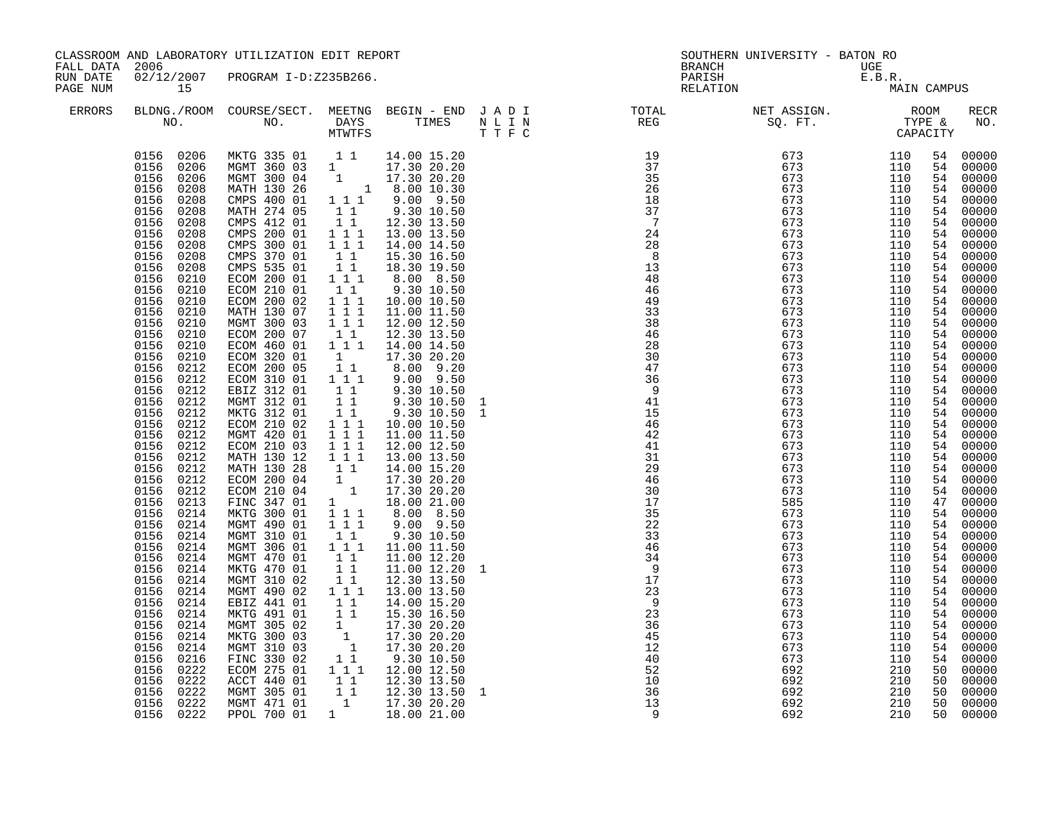CLASSROOM AND LABORATORY UTILIZATION EDIT REPORT
FALL DATA 2006
RUN DATE 02/12/2007 PROGRAM I-D:Z235B266.

SOUTHERN UNIVERSITY - BATON RO
BRANCH UGE
PARISH E.B.R.
RELATION MAIN CAMPUS

| ERRORS | BLDG. NO. | ROOM NO. | COURSE/SECT. NO. | MEETNG DAYS MTWTFS | BEGIN - END TIMES | J A D I / N L I N / T T F C | TOTAL REG | NET ASSIGN. SQ. FT. | ROOM TYPE | CAPACITY | RECR NO. |
|---|---|---|---|---|---|---|---|---|---|---|---|
| | 0156 | 0206 | MKTG 335 01 | 1 1 | 14.00 15.20 | | 19 | 673 | 110 | 54 | 00000 |
| | 0156 | 0206 | MGMT 360 03 | 1 | 17.30 20.20 | | 37 | 673 | 110 | 54 | 00000 |
| | 0156 | 0206 | MGMT 300 04 | 1 | 17.30 20.20 | | 35 | 673 | 110 | 54 | 00000 |
| | 0156 | 0208 | MATH 130 26 | 1 | 8.00 10.30 | | 26 | 673 | 110 | 54 | 00000 |
| | 0156 | 0208 | CMPS 400 01 | 1 1 1 | 9.00 9.50 | | 18 | 673 | 110 | 54 | 00000 |
| | 0156 | 0208 | MATH 274 05 | 1 1 | 9.30 10.50 | | 37 | 673 | 110 | 54 | 00000 |
| | 0156 | 0208 | CMPS 412 01 | 1 1 | 12.30 13.50 | | 7 | 673 | 110 | 54 | 00000 |
| | 0156 | 0208 | CMPS 200 01 | 1 1 1 | 13.00 13.50 | | 24 | 673 | 110 | 54 | 00000 |
| | 0156 | 0208 | CMPS 300 01 | 1 1 1 | 14.00 14.50 | | 28 | 673 | 110 | 54 | 00000 |
| | 0156 | 0208 | CMPS 370 01 | 1 1 | 15.30 16.50 | | 8 | 673 | 110 | 54 | 00000 |
| | 0156 | 0208 | CMPS 535 01 | 1 1 | 18.30 19.50 | | 13 | 673 | 110 | 54 | 00000 |
| | 0156 | 0210 | ECOM 200 01 | 1 1 1 | 8.00 8.50 | | 48 | 673 | 110 | 54 | 00000 |
| | 0156 | 0210 | ECOM 210 01 | 1 1 | 9.30 10.50 | | 46 | 673 | 110 | 54 | 00000 |
| | 0156 | 0210 | ECOM 200 02 | 1 1 1 | 10.00 10.50 | | 49 | 673 | 110 | 54 | 00000 |
| | 0156 | 0210 | MATH 130 07 | 1 1 1 | 11.00 11.50 | | 33 | 673 | 110 | 54 | 00000 |
| | 0156 | 0210 | MGMT 300 03 | 1 1 1 | 12.00 12.50 | | 38 | 673 | 110 | 54 | 00000 |
| | 0156 | 0210 | ECOM 200 07 | 1 1 | 12.30 13.50 | | 46 | 673 | 110 | 54 | 00000 |
| | 0156 | 0210 | ECOM 460 01 | 1 1 1 | 14.00 14.50 | | 28 | 673 | 110 | 54 | 00000 |
| | 0156 | 0210 | ECOM 320 01 | 1 | 17.30 20.20 | | 30 | 673 | 110 | 54 | 00000 |
| | 0156 | 0212 | ECOM 200 05 | 1 1 | 8.00 9.20 | | 47 | 673 | 110 | 54 | 00000 |
| | 0156 | 0212 | ECOM 310 01 | 1 1 1 | 9.00 9.50 | | 36 | 673 | 110 | 54 | 00000 |
| | 0156 | 0212 | EBIZ 312 01 | 1 1 | 9.30 10.50 | | 9 | 673 | 110 | 54 | 00000 |
| | 0156 | 0212 | MGMT 312 01 | 1 1 | 9.30 10.50 | 1 | 41 | 673 | 110 | 54 | 00000 |
| | 0156 | 0212 | MKTG 312 01 | 1 1 | 9.30 10.50 | 1 | 15 | 673 | 110 | 54 | 00000 |
| | 0156 | 0212 | ECOM 210 02 | 1 1 1 | 10.00 10.50 | | 46 | 673 | 110 | 54 | 00000 |
| | 0156 | 0212 | MGMT 420 01 | 1 1 1 | 11.00 11.50 | | 42 | 673 | 110 | 54 | 00000 |
| | 0156 | 0212 | ECOM 210 03 | 1 1 1 | 12.00 12.50 | | 41 | 673 | 110 | 54 | 00000 |
| | 0156 | 0212 | MATH 130 12 | 1 1 1 | 13.00 13.50 | | 31 | 673 | 110 | 54 | 00000 |
| | 0156 | 0212 | MATH 130 28 | 1 1 | 14.00 15.20 | | 29 | 673 | 110 | 54 | 00000 |
| | 0156 | 0212 | ECOM 200 04 | 1 | 17.30 20.20 | | 46 | 673 | 110 | 54 | 00000 |
| | 0156 | 0212 | ECOM 210 04 | 1 | 17.30 20.20 | | 30 | 673 | 110 | 54 | 00000 |
| | 0156 | 0213 | FINC 347 01 | 1 | 18.00 21.00 | | 17 | 585 | 110 | 47 | 00000 |
| | 0156 | 0214 | MKTG 300 01 | 1 1 1 | 8.00 8.50 | | 35 | 673 | 110 | 54 | 00000 |
| | 0156 | 0214 | MGMT 490 01 | 1 1 1 | 9.00 9.50 | | 22 | 673 | 110 | 54 | 00000 |
| | 0156 | 0214 | MGMT 310 01 | 1 1 | 9.30 10.50 | | 33 | 673 | 110 | 54 | 00000 |
| | 0156 | 0214 | MGMT 306 01 | 1 1 1 | 11.00 11.50 | | 46 | 673 | 110 | 54 | 00000 |
| | 0156 | 0214 | MGMT 470 01 | 1 1 | 11.00 12.20 | | 34 | 673 | 110 | 54 | 00000 |
| | 0156 | 0214 | MKTG 470 01 | 1 1 | 11.00 12.20 | 1 | 9 | 673 | 110 | 54 | 00000 |
| | 0156 | 0214 | MGMT 310 02 | 1 1 | 12.30 13.50 | | 17 | 673 | 110 | 54 | 00000 |
| | 0156 | 0214 | MGMT 490 02 | 1 1 1 | 13.00 13.50 | | 23 | 673 | 110 | 54 | 00000 |
| | 0156 | 0214 | EBIZ 441 01 | 1 1 | 14.00 15.20 | | 9 | 673 | 110 | 54 | 00000 |
| | 0156 | 0214 | MKTG 491 01 | 1 1 | 15.30 16.50 | | 23 | 673 | 110 | 54 | 00000 |
| | 0156 | 0214 | MGMT 305 02 | 1 | 17.30 20.20 | | 36 | 673 | 110 | 54 | 00000 |
| | 0156 | 0214 | MKTG 300 03 | 1 | 17.30 20.20 | | 45 | 673 | 110 | 54 | 00000 |
| | 0156 | 0214 | MGMT 310 03 | 1 | 17.30 20.20 | | 12 | 673 | 110 | 54 | 00000 |
| | 0156 | 0216 | FINC 330 02 | 1 1 | 9.30 10.50 | | 40 | 673 | 110 | 54 | 00000 |
| | 0156 | 0222 | ECOM 275 01 | 1 1 1 | 12.00 12.50 | | 52 | 692 | 210 | 50 | 00000 |
| | 0156 | 0222 | ACCT 440 01 | 1 1 | 12.30 13.50 | | 10 | 692 | 210 | 50 | 00000 |
| | 0156 | 0222 | MGMT 305 01 | 1 1 | 12.30 13.50 | 1 | 36 | 692 | 210 | 50 | 00000 |
| | 0156 | 0222 | MGMT 471 01 | 1 | 17.30 20.20 | | 13 | 692 | 210 | 50 | 00000 |
| | 0156 | 0222 | PPOL 700 01 | 1 | 18.00 21.00 | | 9 | 692 | 210 | 50 | 00000 |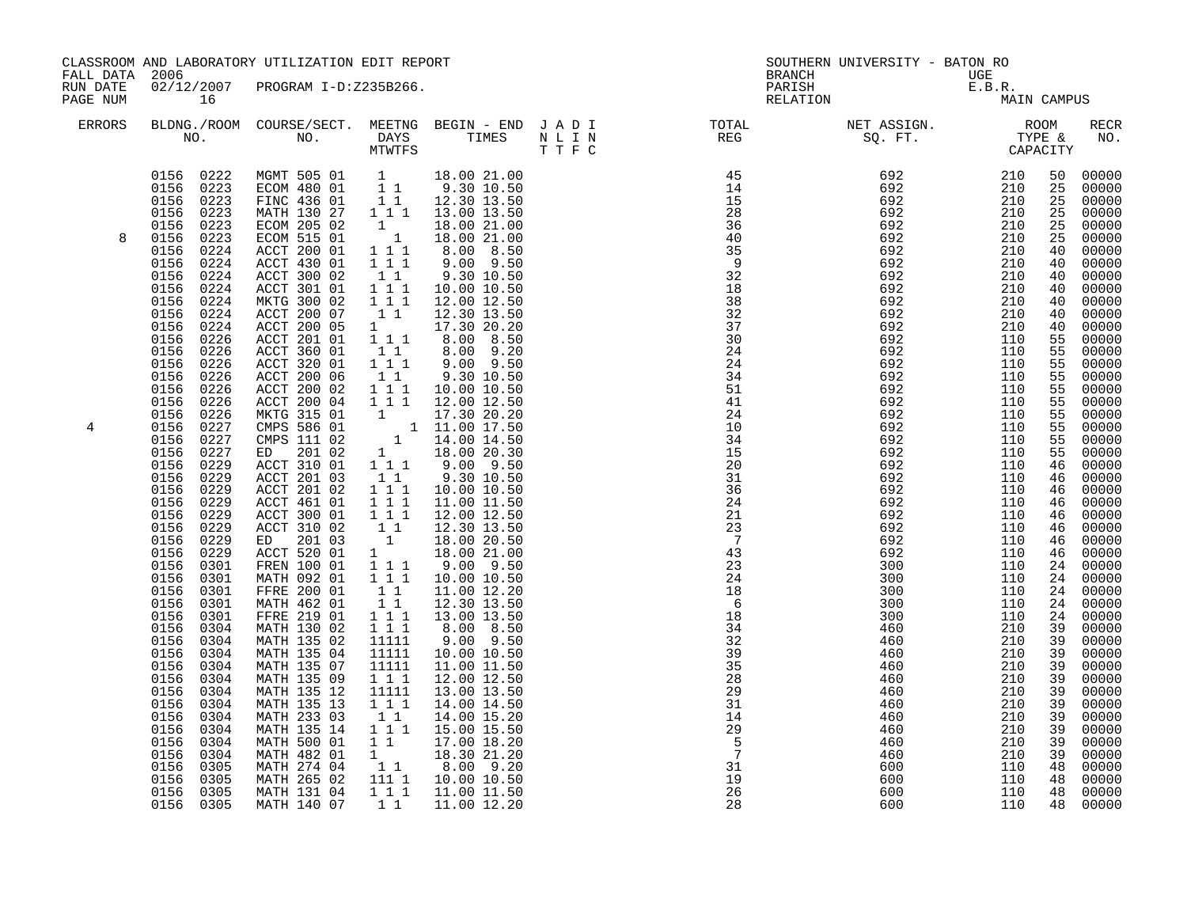CLASSROOM AND LABORATORY UTILIZATION EDIT REPORT
FALL DATA 2006
RUN DATE 02/12/2007 PROGRAM I-D:Z235B266.
PAGE NUM 16

SOUTHERN UNIVERSITY - BATON RO
BRANCH UGE
PARISH E.B.R.
RELATION MAIN CAMPUS

| ERRORS | BLDNG./ROOM NO. | COURSE/SECT. NO. | MEETNG DAYS MTWTFS | BEGIN - END TIMES | J A D I N L I N T T F C | TOTAL REG | NET ASSIGN. SQ. FT. | ROOM TYPE & CAPACITY | | RECR NO. |
|---|---|---|---|---|---|---|---|---|---|---|
| | 0156 0222 | MGMT 505 01 | 1 | 18.00 21.00 | | 45 | 692 | 210 | 50 | 00000 |
| | 0156 0223 | ECOM 480 01 | 1 1 | 9.30 10.50 | | 14 | 692 | 210 | 25 | 00000 |
| | 0156 0223 | FINC 436 01 | 1 1 | 12.30 13.50 | | 15 | 692 | 210 | 25 | 00000 |
| | 0156 0223 | MATH 130 27 | 1 1 1 | 13.00 13.50 | | 28 | 692 | 210 | 25 | 00000 |
| | 0156 0223 | ECOM 205 02 | 1 | 18.00 21.00 | | 36 | 692 | 210 | 25 | 00000 |
| 8 | 0156 0223 | ECOM 515 01 | 1 | 18.00 21.00 | | 40 | 692 | 210 | 25 | 00000 |
| | 0156 0224 | ACCT 200 01 | 1 1 1 | 8.00 8.50 | | 35 | 692 | 210 | 40 | 00000 |
| | 0156 0224 | ACCT 430 01 | 1 1 1 | 9.00 9.50 | | 9 | 692 | 210 | 40 | 00000 |
| | 0156 0224 | ACCT 300 02 | 1 1 | 9.30 10.50 | | 32 | 692 | 210 | 40 | 00000 |
| | 0156 0224 | ACCT 301 01 | 1 1 1 | 10.00 10.50 | | 18 | 692 | 210 | 40 | 00000 |
| | 0156 0224 | MKTG 300 02 | 1 1 1 | 12.00 12.50 | | 38 | 692 | 210 | 40 | 00000 |
| | 0156 0224 | ACCT 200 07 | 1 1 | 12.30 13.50 | | 32 | 692 | 210 | 40 | 00000 |
| | 0156 0224 | ACCT 200 05 | 1 | 17.30 20.20 | | 37 | 692 | 210 | 40 | 00000 |
| | 0156 0226 | ACCT 201 01 | 1 1 1 | 8.00 8.50 | | 30 | 692 | 110 | 55 | 00000 |
| | 0156 0226 | ACCT 360 01 | 1 1 | 8.00 9.20 | | 24 | 692 | 110 | 55 | 00000 |
| | 0156 0226 | ACCT 320 01 | 1 1 1 | 9.00 9.50 | | 24 | 692 | 110 | 55 | 00000 |
| | 0156 0226 | ACCT 200 06 | 1 1 | 9.30 10.50 | | 34 | 692 | 110 | 55 | 00000 |
| | 0156 0226 | ACCT 200 02 | 1 1 1 | 10.00 10.50 | | 51 | 692 | 110 | 55 | 00000 |
| | 0156 0226 | ACCT 200 04 | 1 1 1 | 12.00 12.50 | | 41 | 692 | 110 | 55 | 00000 |
| | 0156 0226 | MKTG 315 01 | 1 | 17.30 20.20 | | 24 | 692 | 110 | 55 | 00000 |
| 4 | 0156 0227 | CMPS 586 01 | 1 | 11.00 17.50 | | 10 | 692 | 110 | 55 | 00000 |
| | 0156 0227 | CMPS 111 02 | 1 | 14.00 14.50 | | 34 | 692 | 110 | 55 | 00000 |
| | 0156 0227 | ED 201 02 | 1 | 18.00 20.30 | | 15 | 692 | 110 | 55 | 00000 |
| | 0156 0229 | ACCT 310 01 | 1 1 1 | 9.00 9.50 | | 20 | 692 | 110 | 46 | 00000 |
| | 0156 0229 | ACCT 201 03 | 1 1 | 9.30 10.50 | | 31 | 692 | 110 | 46 | 00000 |
| | 0156 0229 | ACCT 201 02 | 1 1 1 | 10.00 10.50 | | 36 | 692 | 110 | 46 | 00000 |
| | 0156 0229 | ACCT 461 01 | 1 1 1 | 11.00 11.50 | | 24 | 692 | 110 | 46 | 00000 |
| | 0156 0229 | ACCT 300 01 | 1 1 1 | 12.00 12.50 | | 21 | 692 | 110 | 46 | 00000 |
| | 0156 0229 | ACCT 310 02 | 1 1 | 12.30 13.50 | | 23 | 692 | 110 | 46 | 00000 |
| | 0156 0229 | ED 201 03 | 1 | 18.00 20.50 | | 7 | 692 | 110 | 46 | 00000 |
| | 0156 0229 | ACCT 520 01 | 1 | 18.00 21.00 | | 43 | 692 | 110 | 46 | 00000 |
| | 0156 0301 | FREN 100 01 | 1 1 1 | 9.00 9.50 | | 23 | 300 | 110 | 24 | 00000 |
| | 0156 0301 | MATH 092 01 | 1 1 1 | 10.00 10.50 | | 24 | 300 | 110 | 24 | 00000 |
| | 0156 0301 | FFRE 200 01 | 1 1 | 11.00 12.20 | | 18 | 300 | 110 | 24 | 00000 |
| | 0156 0301 | MATH 462 01 | 1 1 | 12.30 13.50 | | 6 | 300 | 110 | 24 | 00000 |
| | 0156 0301 | FFRE 219 01 | 1 1 1 | 13.00 13.50 | | 18 | 300 | 110 | 24 | 00000 |
| | 0156 0304 | MATH 130 02 | 1 1 1 | 8.00 8.50 | | 34 | 460 | 210 | 39 | 00000 |
| | 0156 0304 | MATH 135 02 | 11111 | 9.00 9.50 | | 32 | 460 | 210 | 39 | 00000 |
| | 0156 0304 | MATH 135 04 | 11111 | 10.00 10.50 | | 39 | 460 | 210 | 39 | 00000 |
| | 0156 0304 | MATH 135 07 | 11111 | 11.00 11.50 | | 35 | 460 | 210 | 39 | 00000 |
| | 0156 0304 | MATH 135 09 | 1 1 1 | 12.00 12.50 | | 28 | 460 | 210 | 39 | 00000 |
| | 0156 0304 | MATH 135 12 | 11111 | 13.00 13.50 | | 29 | 460 | 210 | 39 | 00000 |
| | 0156 0304 | MATH 135 13 | 1 1 1 | 14.00 14.50 | | 31 | 460 | 210 | 39 | 00000 |
| | 0156 0304 | MATH 233 03 | 1 1 | 14.00 15.20 | | 14 | 460 | 210 | 39 | 00000 |
| | 0156 0304 | MATH 135 14 | 1 1 1 | 15.00 15.50 | | 29 | 460 | 210 | 39 | 00000 |
| | 0156 0304 | MATH 500 01 | 1 1 | 17.00 18.20 | | 5 | 460 | 210 | 39 | 00000 |
| | 0156 0304 | MATH 482 01 | 1 | 18.30 21.20 | | 7 | 460 | 210 | 39 | 00000 |
| | 0156 0305 | MATH 274 04 | 1 1 | 8.00 9.20 | | 31 | 600 | 110 | 48 | 00000 |
| | 0156 0305 | MATH 265 02 | 111 1 | 10.00 10.50 | | 19 | 600 | 110 | 48 | 00000 |
| | 0156 0305 | MATH 131 04 | 1 1 1 | 11.00 11.50 | | 26 | 600 | 110 | 48 | 00000 |
| | 0156 0305 | MATH 140 07 | 1 1 | 11.00 12.20 | | 28 | 600 | 110 | 48 | 00000 |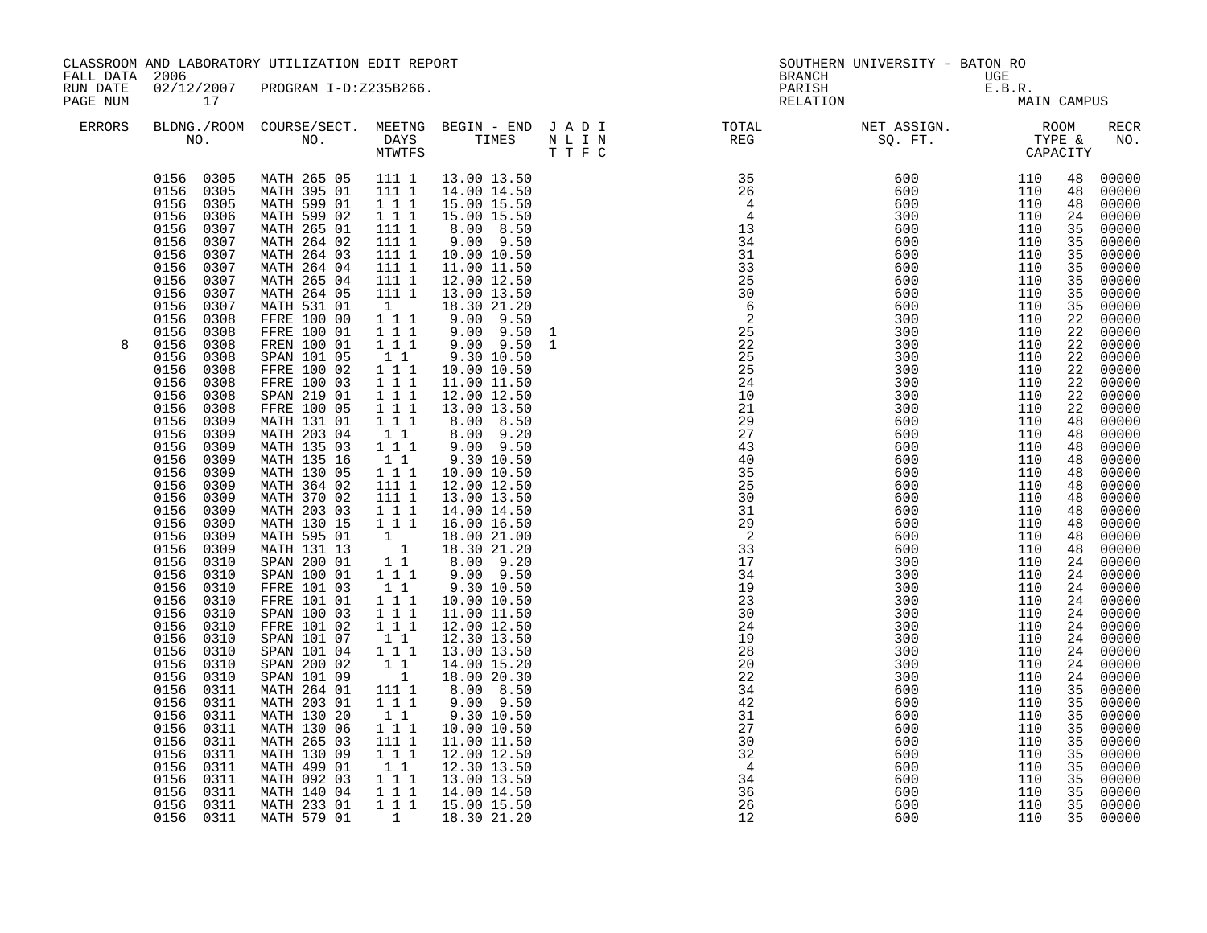CLASSROOM AND LABORATORY UTILIZATION EDIT REPORT
FALL DATA 2006
RUN DATE 02/12/2007 PROGRAM I-D:Z235B266.
PAGE NUM 17

SOUTHERN UNIVERSITY - BATON RO
BRANCH UGE
PARISH E.B.R.
RELATION MAIN CAMPUS

| ERRORS | BLDNG./ROOM NO. | COURSE/SECT. NO. | MEETNG DAYS MTWTFS | BEGIN - END TIMES | J A D I N L I N T T F C | TOTAL REG | NET ASSIGN. SQ. FT. | ROOM TYPE & CAPACITY | | RECR NO. |
|---|---|---|---|---|---|---|---|---|---|---|
| | 0156 0305 | MATH 265 05 | 111 1 | 13.00 13.50 | | 35 | 600 | 110 | 48 | 00000 |
| | 0156 0305 | MATH 395 01 | 111 1 | 14.00 14.50 | | 26 | 600 | 110 | 48 | 00000 |
| | 0156 0305 | MATH 599 01 | 1 1 1 | 15.00 15.50 | | 4 | 600 | 110 | 48 | 00000 |
| | 0156 0306 | MATH 599 02 | 1 1 1 | 15.00 15.50 | | 4 | 300 | 110 | 24 | 00000 |
| | 0156 0307 | MATH 265 01 | 111 1 | 8.00 8.50 | | 13 | 600 | 110 | 35 | 00000 |
| | 0156 0307 | MATH 264 02 | 111 1 | 9.00 9.50 | | 34 | 600 | 110 | 35 | 00000 |
| | 0156 0307 | MATH 264 03 | 111 1 | 10.00 10.50 | | 31 | 600 | 110 | 35 | 00000 |
| | 0156 0307 | MATH 264 04 | 111 1 | 11.00 11.50 | | 33 | 600 | 110 | 35 | 00000 |
| | 0156 0307 | MATH 265 04 | 111 1 | 12.00 12.50 | | 25 | 600 | 110 | 35 | 00000 |
| | 0156 0307 | MATH 264 05 | 111 1 | 13.00 13.50 | | 30 | 600 | 110 | 35 | 00000 |
| | 0156 0307 | MATH 531 01 | 1 | 18.30 21.20 | | 6 | 600 | 110 | 35 | 00000 |
| | 0156 0308 | FFRE 100 00 | 1 1 1 | 9.00 9.50 | | 2 | 300 | 110 | 22 | 00000 |
| | 0156 0308 | FFRE 100 01 | 1 1 1 | 9.00 9.50 | 1 | 25 | 300 | 110 | 22 | 00000 |
| 8 | 0156 0308 | FREN 100 01 | 1 1 1 | 9.00 9.50 | 1 | 22 | 300 | 110 | 22 | 00000 |
| | 0156 0308 | SPAN 101 05 | 1 1 | 9.30 10.50 | | 25 | 300 | 110 | 22 | 00000 |
| | 0156 0308 | FFRE 100 02 | 1 1 1 | 10.00 10.50 | | 25 | 300 | 110 | 22 | 00000 |
| | 0156 0308 | FFRE 100 03 | 1 1 1 | 11.00 11.50 | | 24 | 300 | 110 | 22 | 00000 |
| | 0156 0308 | SPAN 219 01 | 1 1 1 | 12.00 12.50 | | 10 | 300 | 110 | 22 | 00000 |
| | 0156 0308 | FFRE 100 05 | 1 1 1 | 13.00 13.50 | | 21 | 300 | 110 | 22 | 00000 |
| | 0156 0309 | MATH 131 01 | 1 1 1 | 8.00 8.50 | | 29 | 600 | 110 | 48 | 00000 |
| | 0156 0309 | MATH 203 04 | 1 1 | 8.00 9.20 | | 27 | 600 | 110 | 48 | 00000 |
| | 0156 0309 | MATH 135 03 | 1 1 1 | 9.00 9.50 | | 43 | 600 | 110 | 48 | 00000 |
| | 0156 0309 | MATH 135 16 | 1 1 | 9.30 10.50 | | 40 | 600 | 110 | 48 | 00000 |
| | 0156 0309 | MATH 130 05 | 1 1 1 | 10.00 10.50 | | 35 | 600 | 110 | 48 | 00000 |
| | 0156 0309 | MATH 364 02 | 111 1 | 12.00 12.50 | | 25 | 600 | 110 | 48 | 00000 |
| | 0156 0309 | MATH 370 02 | 111 1 | 13.00 13.50 | | 30 | 600 | 110 | 48 | 00000 |
| | 0156 0309 | MATH 203 03 | 1 1 1 | 14.00 14.50 | | 31 | 600 | 110 | 48 | 00000 |
| | 0156 0309 | MATH 130 15 | 1 1 1 | 16.00 16.50 | | 29 | 600 | 110 | 48 | 00000 |
| | 0156 0309 | MATH 595 01 | 1 | 18.00 21.00 | | 2 | 600 | 110 | 48 | 00000 |
| | 0156 0309 | MATH 131 13 | 1 | 18.30 21.20 | | 33 | 600 | 110 | 48 | 00000 |
| | 0156 0310 | SPAN 200 01 | 1 1 | 8.00 9.20 | | 17 | 300 | 110 | 24 | 00000 |
| | 0156 0310 | SPAN 100 01 | 1 1 1 | 9.00 9.50 | | 34 | 300 | 110 | 24 | 00000 |
| | 0156 0310 | FFRE 101 03 | 1 1 | 9.30 10.50 | | 19 | 300 | 110 | 24 | 00000 |
| | 0156 0310 | FFRE 101 01 | 1 1 1 | 10.00 10.50 | | 23 | 300 | 110 | 24 | 00000 |
| | 0156 0310 | SPAN 100 03 | 1 1 1 | 11.00 11.50 | | 30 | 300 | 110 | 24 | 00000 |
| | 0156 0310 | FFRE 101 02 | 1 1 1 | 12.00 12.50 | | 24 | 300 | 110 | 24 | 00000 |
| | 0156 0310 | SPAN 101 07 | 1 1 | 12.30 13.50 | | 19 | 300 | 110 | 24 | 00000 |
| | 0156 0310 | SPAN 101 04 | 1 1 1 | 13.00 13.50 | | 28 | 300 | 110 | 24 | 00000 |
| | 0156 0310 | SPAN 200 02 | 1 1 | 14.00 15.20 | | 20 | 300 | 110 | 24 | 00000 |
| | 0156 0310 | SPAN 101 09 | 1 | 18.00 20.30 | | 22 | 300 | 110 | 24 | 00000 |
| | 0156 0311 | MATH 264 01 | 111 1 | 8.00 8.50 | | 34 | 600 | 110 | 35 | 00000 |
| | 0156 0311 | MATH 203 01 | 1 1 1 | 9.00 9.50 | | 42 | 600 | 110 | 35 | 00000 |
| | 0156 0311 | MATH 130 20 | 1 1 | 9.30 10.50 | | 31 | 600 | 110 | 35 | 00000 |
| | 0156 0311 | MATH 130 06 | 1 1 1 | 10.00 10.50 | | 27 | 600 | 110 | 35 | 00000 |
| | 0156 0311 | MATH 265 03 | 111 1 | 11.00 11.50 | | 30 | 600 | 110 | 35 | 00000 |
| | 0156 0311 | MATH 130 09 | 1 1 1 | 12.00 12.50 | | 32 | 600 | 110 | 35 | 00000 |
| | 0156 0311 | MATH 499 01 | 1 1 | 12.30 13.50 | | 4 | 600 | 110 | 35 | 00000 |
| | 0156 0311 | MATH 092 03 | 1 1 1 | 13.00 13.50 | | 34 | 600 | 110 | 35 | 00000 |
| | 0156 0311 | MATH 140 04 | 1 1 1 | 14.00 14.50 | | 36 | 600 | 110 | 35 | 00000 |
| | 0156 0311 | MATH 233 01 | 1 1 1 | 15.00 15.50 | | 26 | 600 | 110 | 35 | 00000 |
| | 0156 0311 | MATH 579 01 | 1 | 18.30 21.20 | | 12 | 600 | 110 | 35 | 00000 |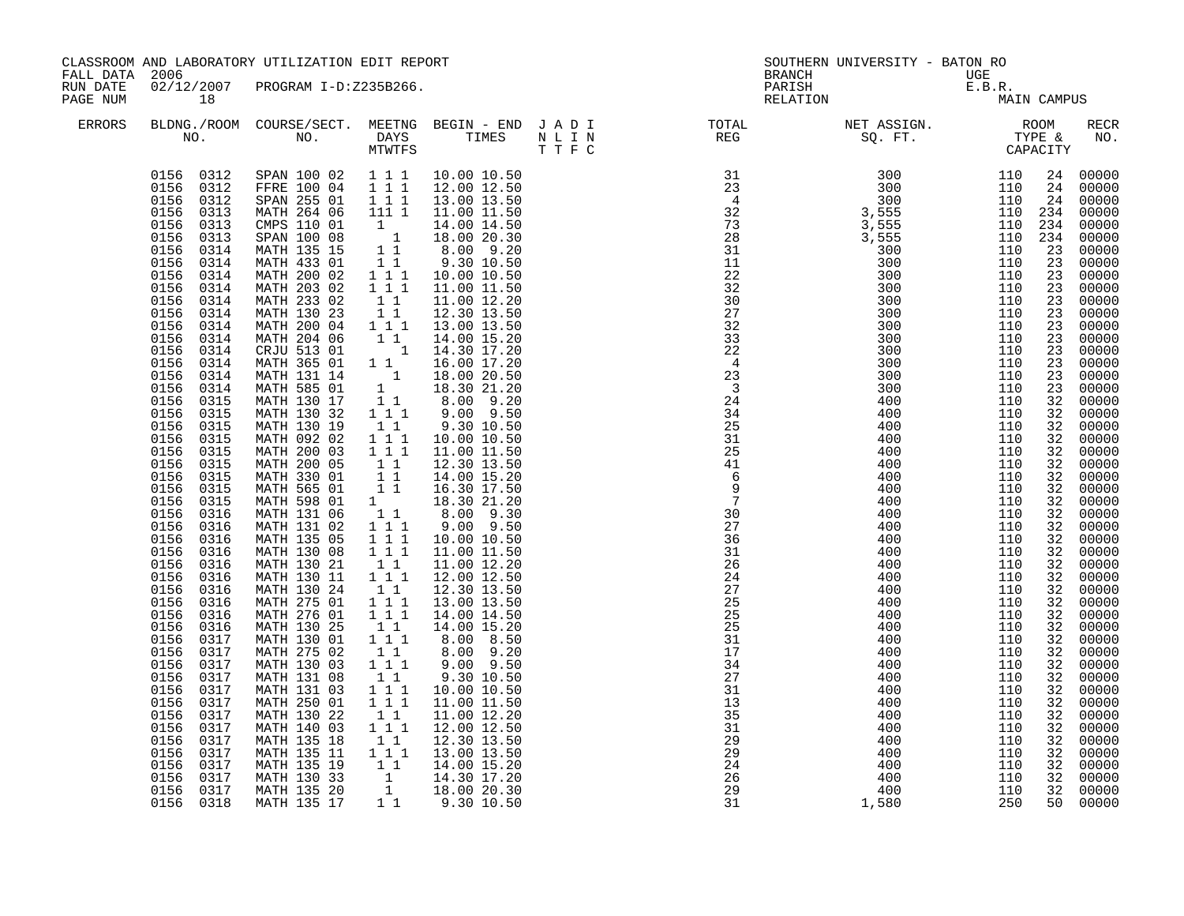CLASSROOM AND LABORATORY UTILIZATION EDIT REPORT
FALL DATA 2006
RUN DATE 02/12/2007 PROGRAM I-D:Z235B266.
PAGE NUM 18

SOUTHERN UNIVERSITY - BATON RO
BRANCH UGE
PARISH E.B.R.
RELATION MAIN CAMPUS

| ERRORS | BLDNG./ROOM NO. | COURSE/SECT. NO. | MEETNG DAYS MTWTFS | BEGIN - END TIMES | J A D I N L I N T T F C | TOTAL REG | NET ASSIGN. SQ. FT. | ROOM TYPE & CAPACITY | | RECR NO. |
|---|---|---|---|---|---|---|---|---|---|---|
| | 0156 0312 | SPAN 100 02 | 1 1 1 | 10.00 10.50 | | 31 | 300 | 110 | 24 | 00000 |
| | 0156 0312 | FFRE 100 04 | 1 1 1 | 12.00 12.50 | | 23 | 300 | 110 | 24 | 00000 |
| | 0156 0312 | SPAN 255 01 | 1 1 1 | 13.00 13.50 | | 4 | 300 | 110 | 24 | 00000 |
| | 0156 0313 | MATH 264 06 | 111 1 | 11.00 11.50 | | 32 | 3,555 | 110 | 234 | 00000 |
| | 0156 0313 | CMPS 110 01 | 1 | 14.00 14.50 | | 73 | 3,555 | 110 | 234 | 00000 |
| | 0156 0313 | SPAN 100 08 | 1 | 18.00 20.30 | | 28 | 3,555 | 110 | 234 | 00000 |
| | 0156 0314 | MATH 135 15 | 1 1 | 8.00 9.20 | | 31 | 300 | 110 | 23 | 00000 |
| | 0156 0314 | MATH 433 01 | 1 1 | 9.30 10.50 | | 11 | 300 | 110 | 23 | 00000 |
| | 0156 0314 | MATH 200 02 | 1 1 1 | 10.00 10.50 | | 22 | 300 | 110 | 23 | 00000 |
| | 0156 0314 | MATH 203 02 | 1 1 1 | 11.00 11.50 | | 32 | 300 | 110 | 23 | 00000 |
| | 0156 0314 | MATH 233 02 | 1 1 | 11.00 12.20 | | 30 | 300 | 110 | 23 | 00000 |
| | 0156 0314 | MATH 130 23 | 1 1 | 12.30 13.50 | | 27 | 300 | 110 | 23 | 00000 |
| | 0156 0314 | MATH 200 04 | 1 1 1 | 13.00 13.50 | | 32 | 300 | 110 | 23 | 00000 |
| | 0156 0314 | MATH 204 06 | 1 1 | 14.00 15.20 | | 33 | 300 | 110 | 23 | 00000 |
| | 0156 0314 | CRJU 513 01 | 1 | 14.30 17.20 | | 22 | 300 | 110 | 23 | 00000 |
| | 0156 0314 | MATH 365 01 | 1 1 | 16.00 17.20 | | 4 | 300 | 110 | 23 | 00000 |
| | 0156 0314 | MATH 131 14 | 1 | 18.00 20.50 | | 23 | 300 | 110 | 23 | 00000 |
| | 0156 0314 | MATH 585 01 | 1 | 18.30 21.20 | | 3 | 300 | 110 | 23 | 00000 |
| | 0156 0315 | MATH 130 17 | 1 1 | 8.00 9.20 | | 24 | 400 | 110 | 32 | 00000 |
| | 0156 0315 | MATH 130 32 | 1 1 1 | 9.00 9.50 | | 34 | 400 | 110 | 32 | 00000 |
| | 0156 0315 | MATH 130 19 | 1 1 | 9.30 10.50 | | 25 | 400 | 110 | 32 | 00000 |
| | 0156 0315 | MATH 092 02 | 1 1 1 | 10.00 10.50 | | 31 | 400 | 110 | 32 | 00000 |
| | 0156 0315 | MATH 200 03 | 1 1 1 | 11.00 11.50 | | 25 | 400 | 110 | 32 | 00000 |
| | 0156 0315 | MATH 200 05 | 1 1 | 12.30 13.50 | | 41 | 400 | 110 | 32 | 00000 |
| | 0156 0315 | MATH 330 01 | 1 1 | 14.00 15.20 | | 6 | 400 | 110 | 32 | 00000 |
| | 0156 0315 | MATH 565 01 | 1 1 | 16.30 17.50 | | 9 | 400 | 110 | 32 | 00000 |
| | 0156 0315 | MATH 598 01 | 1 | 18.30 21.20 | | 7 | 400 | 110 | 32 | 00000 |
| | 0156 0316 | MATH 131 06 | 1 1 | 8.00 9.30 | | 30 | 400 | 110 | 32 | 00000 |
| | 0156 0316 | MATH 131 02 | 1 1 1 | 9.00 9.50 | | 27 | 400 | 110 | 32 | 00000 |
| | 0156 0316 | MATH 135 05 | 1 1 1 | 10.00 10.50 | | 36 | 400 | 110 | 32 | 00000 |
| | 0156 0316 | MATH 130 08 | 1 1 1 | 11.00 11.50 | | 31 | 400 | 110 | 32 | 00000 |
| | 0156 0316 | MATH 130 21 | 1 1 | 11.00 12.20 | | 26 | 400 | 110 | 32 | 00000 |
| | 0156 0316 | MATH 130 11 | 1 1 1 | 12.00 12.50 | | 24 | 400 | 110 | 32 | 00000 |
| | 0156 0316 | MATH 130 24 | 1 1 | 12.30 13.50 | | 27 | 400 | 110 | 32 | 00000 |
| | 0156 0316 | MATH 275 01 | 1 1 1 | 13.00 13.50 | | 25 | 400 | 110 | 32 | 00000 |
| | 0156 0316 | MATH 276 01 | 1 1 1 | 14.00 14.50 | | 25 | 400 | 110 | 32 | 00000 |
| | 0156 0316 | MATH 130 25 | 1 1 | 14.00 15.20 | | 25 | 400 | 110 | 32 | 00000 |
| | 0156 0317 | MATH 130 01 | 1 1 1 | 8.00 8.50 | | 31 | 400 | 110 | 32 | 00000 |
| | 0156 0317 | MATH 275 02 | 1 1 | 8.00 9.20 | | 17 | 400 | 110 | 32 | 00000 |
| | 0156 0317 | MATH 130 03 | 1 1 1 | 9.00 9.50 | | 34 | 400 | 110 | 32 | 00000 |
| | 0156 0317 | MATH 131 08 | 1 1 | 9.30 10.50 | | 27 | 400 | 110 | 32 | 00000 |
| | 0156 0317 | MATH 131 03 | 1 1 1 | 10.00 10.50 | | 31 | 400 | 110 | 32 | 00000 |
| | 0156 0317 | MATH 250 01 | 1 1 1 | 11.00 11.50 | | 13 | 400 | 110 | 32 | 00000 |
| | 0156 0317 | MATH 130 22 | 1 1 | 11.00 12.20 | | 35 | 400 | 110 | 32 | 00000 |
| | 0156 0317 | MATH 140 03 | 1 1 1 | 12.00 12.50 | | 31 | 400 | 110 | 32 | 00000 |
| | 0156 0317 | MATH 135 18 | 1 1 | 12.30 13.50 | | 29 | 400 | 110 | 32 | 00000 |
| | 0156 0317 | MATH 135 11 | 1 1 1 | 13.00 13.50 | | 29 | 400 | 110 | 32 | 00000 |
| | 0156 0317 | MATH 135 19 | 1 1 | 14.00 15.20 | | 24 | 400 | 110 | 32 | 00000 |
| | 0156 0317 | MATH 130 33 | 1 | 14.30 17.20 | | 26 | 400 | 110 | 32 | 00000 |
| | 0156 0317 | MATH 135 20 | 1 | 18.00 20.30 | | 29 | 400 | 110 | 32 | 00000 |
| | 0156 0318 | MATH 135 17 | 1 1 | 9.30 10.50 | | 31 | 1,580 | 250 | 50 | 00000 |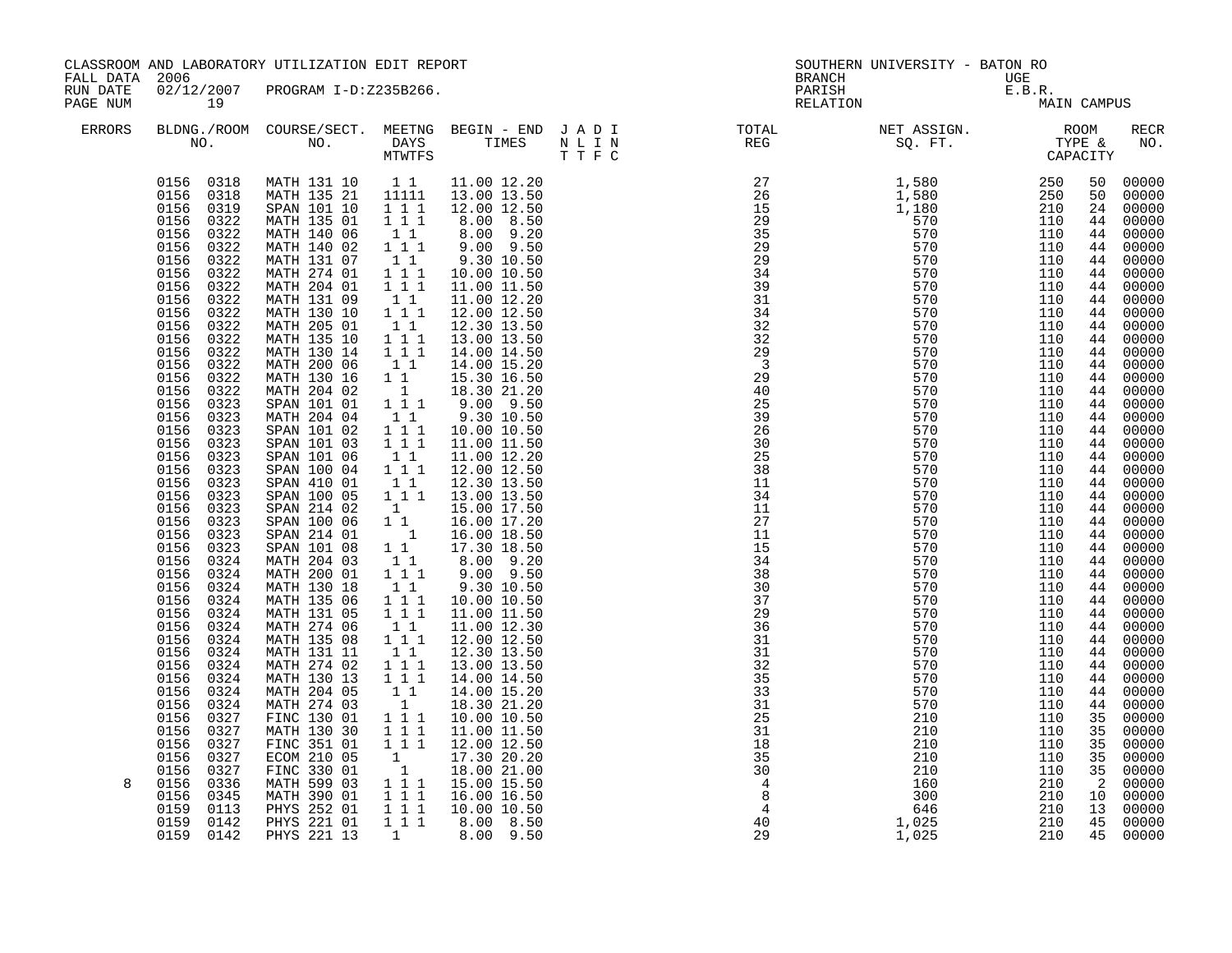CLASSROOM AND LABORATORY UTILIZATION EDIT REPORT
FALL DATA 2006
RUN DATE 02/12/2007 PROGRAM I-D:Z235B266.
PAGE NUM 19

SOUTHERN UNIVERSITY - BATON RO
BRANCH UGE
PARISH E.B.R.
RELATION MAIN CAMPUS

| ERRORS | BLDNG./ROOM NO. | COURSE/SECT. NO. | MEETNG DAYS MTWTFS | BEGIN - END TIMES | J A D I N L I N T T F C | TOTAL REG | NET ASSIGN. SQ. FT. | ROOM TYPE & CAPACITY | | RECR NO. |
|---|---|---|---|---|---|---|---|---|---|---|
| | 0156 0318 | MATH 131 10 | 1 1 | 11.00 12.20 | | 27 | 1,580 | 250 | 50 | 00000 |
| | 0156 0318 | MATH 135 21 | 11111 | 13.00 13.50 | | 26 | 1,580 | 250 | 50 | 00000 |
| | 0156 0319 | SPAN 101 10 | 1 1 1 | 12.00 12.50 | | 15 | 1,180 | 210 | 24 | 00000 |
| | 0156 0322 | MATH 135 01 | 1 1 1 | 8.00 8.50 | | 29 | 570 | 110 | 44 | 00000 |
| | 0156 0322 | MATH 140 06 | 1 1 | 8.00 9.20 | | 35 | 570 | 110 | 44 | 00000 |
| | 0156 0322 | MATH 140 02 | 1 1 1 | 9.00 9.50 | | 29 | 570 | 110 | 44 | 00000 |
| | 0156 0322 | MATH 131 07 | 1 1 | 9.30 10.50 | | 29 | 570 | 110 | 44 | 00000 |
| | 0156 0322 | MATH 274 01 | 1 1 1 | 10.00 10.50 | | 34 | 570 | 110 | 44 | 00000 |
| | 0156 0322 | MATH 204 01 | 1 1 1 | 11.00 11.50 | | 39 | 570 | 110 | 44 | 00000 |
| | 0156 0322 | MATH 131 09 | 1 1 | 11.00 12.20 | | 31 | 570 | 110 | 44 | 00000 |
| | 0156 0322 | MATH 130 10 | 1 1 1 | 12.00 12.50 | | 34 | 570 | 110 | 44 | 00000 |
| | 0156 0322 | MATH 205 01 | 1 1 | 12.30 13.50 | | 32 | 570 | 110 | 44 | 00000 |
| | 0156 0322 | MATH 135 10 | 1 1 1 | 13.00 13.50 | | 32 | 570 | 110 | 44 | 00000 |
| | 0156 0322 | MATH 130 14 | 1 1 1 | 14.00 14.50 | | 29 | 570 | 110 | 44 | 00000 |
| | 0156 0322 | MATH 200 06 | 1 1 | 14.00 15.20 | | 3 | 570 | 110 | 44 | 00000 |
| | 0156 0322 | MATH 130 16 | 1 1 | 15.30 16.50 | | 29 | 570 | 110 | 44 | 00000 |
| | 0156 0322 | MATH 204 02 | 1 | 18.30 21.20 | | 40 | 570 | 110 | 44 | 00000 |
| | 0156 0323 | SPAN 101 01 | 1 1 1 | 9.00 9.50 | | 25 | 570 | 110 | 44 | 00000 |
| | 0156 0323 | MATH 204 04 | 1 1 | 9.30 10.50 | | 39 | 570 | 110 | 44 | 00000 |
| | 0156 0323 | SPAN 101 02 | 1 1 1 | 10.00 10.50 | | 26 | 570 | 110 | 44 | 00000 |
| | 0156 0323 | SPAN 101 03 | 1 1 1 | 11.00 11.50 | | 30 | 570 | 110 | 44 | 00000 |
| | 0156 0323 | SPAN 101 06 | 1 1 | 11.00 12.20 | | 25 | 570 | 110 | 44 | 00000 |
| | 0156 0323 | SPAN 100 04 | 1 1 1 | 12.00 12.50 | | 38 | 570 | 110 | 44 | 00000 |
| | 0156 0323 | SPAN 410 01 | 1 1 | 12.30 13.50 | | 11 | 570 | 110 | 44 | 00000 |
| | 0156 0323 | SPAN 100 05 | 1 1 1 | 13.00 13.50 | | 34 | 570 | 110 | 44 | 00000 |
| | 0156 0323 | SPAN 214 02 | 1 | 15.00 17.50 | | 11 | 570 | 110 | 44 | 00000 |
| | 0156 0323 | SPAN 100 06 | 1 1 | 16.00 17.20 | | 27 | 570 | 110 | 44 | 00000 |
| | 0156 0323 | SPAN 214 01 | 1 | 16.00 18.50 | | 11 | 570 | 110 | 44 | 00000 |
| | 0156 0323 | SPAN 101 08 | 1 1 | 17.30 18.50 | | 15 | 570 | 110 | 44 | 00000 |
| | 0156 0324 | MATH 204 03 | 1 1 | 8.00 9.20 | | 34 | 570 | 110 | 44 | 00000 |
| | 0156 0324 | MATH 200 01 | 1 1 1 | 9.00 9.50 | | 38 | 570 | 110 | 44 | 00000 |
| | 0156 0324 | MATH 130 18 | 1 1 | 9.30 10.50 | | 30 | 570 | 110 | 44 | 00000 |
| | 0156 0324 | MATH 135 06 | 1 1 1 | 10.00 10.50 | | 37 | 570 | 110 | 44 | 00000 |
| | 0156 0324 | MATH 131 05 | 1 1 1 | 11.00 11.50 | | 29 | 570 | 110 | 44 | 00000 |
| | 0156 0324 | MATH 274 06 | 1 1 | 11.00 12.30 | | 36 | 570 | 110 | 44 | 00000 |
| | 0156 0324 | MATH 135 08 | 1 1 1 | 12.00 12.50 | | 31 | 570 | 110 | 44 | 00000 |
| | 0156 0324 | MATH 131 11 | 1 1 | 12.30 13.50 | | 31 | 570 | 110 | 44 | 00000 |
| | 0156 0324 | MATH 274 02 | 1 1 1 | 13.00 13.50 | | 32 | 570 | 110 | 44 | 00000 |
| | 0156 0324 | MATH 130 13 | 1 1 1 | 14.00 14.50 | | 35 | 570 | 110 | 44 | 00000 |
| | 0156 0324 | MATH 204 05 | 1 1 | 14.00 15.20 | | 33 | 570 | 110 | 44 | 00000 |
| | 0156 0324 | MATH 274 03 | 1 | 18.30 21.20 | | 31 | 570 | 110 | 44 | 00000 |
| | 0156 0327 | FINC 130 01 | 1 1 1 | 10.00 10.50 | | 25 | 210 | 110 | 35 | 00000 |
| | 0156 0327 | MATH 130 30 | 1 1 1 | 11.00 11.50 | | 31 | 210 | 110 | 35 | 00000 |
| | 0156 0327 | FINC 351 01 | 1 1 1 | 12.00 12.50 | | 18 | 210 | 110 | 35 | 00000 |
| | 0156 0327 | ECOM 210 05 | 1 | 17.30 20.20 | | 35 | 210 | 110 | 35 | 00000 |
| | 0156 0327 | FINC 330 01 | 1 | 18.00 21.00 | | 30 | 210 | 110 | 35 | 00000 |
| 8 | 0156 0336 | MATH 599 03 | 1 1 1 | 15.00 15.50 | | 4 | 160 | 210 | 2 | 00000 |
| | 0156 0345 | MATH 390 01 | 1 1 1 | 16.00 16.50 | | 8 | 300 | 210 | 10 | 00000 |
| | 0159 0113 | PHYS 252 01 | 1 1 1 | 10.00 10.50 | | 4 | 646 | 210 | 13 | 00000 |
| | 0159 0142 | PHYS 221 01 | 1 1 1 | 8.00 8.50 | | 40 | 1,025 | 210 | 45 | 00000 |
| | 0159 0142 | PHYS 221 13 | 1 | 8.00 9.50 | | 29 | 1,025 | 210 | 45 | 00000 |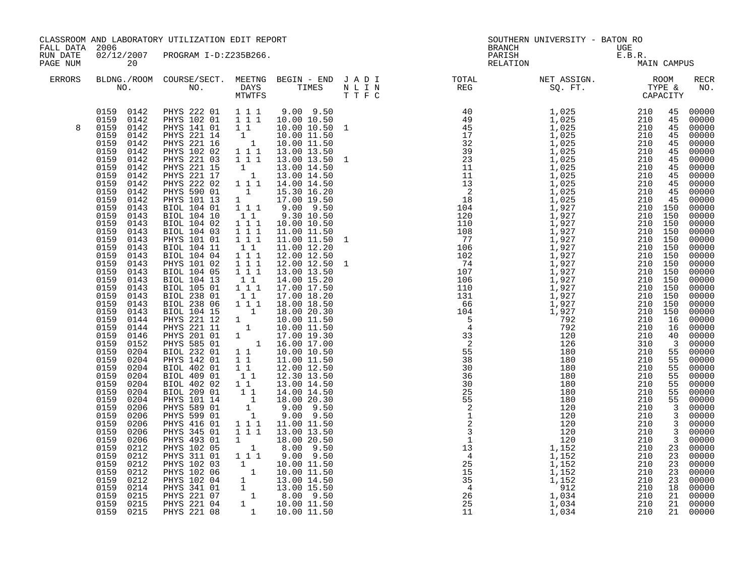CLASSROOM AND LABORATORY UTILIZATION EDIT REPORT
FALL DATA 2006
RUN DATE 02/12/2007 PROGRAM I-D:Z235B266.

SOUTHERN UNIVERSITY - BATON RO
BRANCH UGE
PARISH E.B.R.
RELATION MAIN CAMPUS

| ERRORS | BLDNG./ROOM NO. | COURSE/SECT. NO. | MEETNG DAYS MTWTFS | BEGIN - END TIMES | J A D I N L I N T T F C | TOTAL REG | NET ASSIGN. SQ. FT. | ROOM TYPE & CAPACITY | RECR NO. |
|---|---|---|---|---|---|---|---|---|---|
| | 0159 0142 | PHYS 222 01 | 1 1 1 | 9.00 9.50 | | 40 | 1,025 | 210 45 | 00000 |
| | 0159 0142 | PHYS 102 01 | 1 1 1 | 10.00 10.50 | | 49 | 1,025 | 210 45 | 00000 |
| 8 | 0159 0142 | PHYS 141 01 | 1 1 | 10.00 10.50 | 1 | 45 | 1,025 | 210 45 | 00000 |
| | 0159 0142 | PHYS 221 14 | 1 | 10.00 11.50 | | 17 | 1,025 | 210 45 | 00000 |
| | 0159 0142 | PHYS 221 16 | 1 | 10.00 11.50 | | 32 | 1,025 | 210 45 | 00000 |
| | 0159 0142 | PHYS 102 02 | 1 1 1 | 13.00 13.50 | | 39 | 1,025 | 210 45 | 00000 |
| | 0159 0142 | PHYS 221 03 | 1 1 1 | 13.00 13.50 | 1 | 23 | 1,025 | 210 45 | 00000 |
| | 0159 0142 | PHYS 221 15 | 1 | 13.00 14.50 | | 11 | 1,025 | 210 45 | 00000 |
| | 0159 0142 | PHYS 221 17 | 1 | 13.00 14.50 | | 11 | 1,025 | 210 45 | 00000 |
| | 0159 0142 | PHYS 222 02 | 1 1 1 | 14.00 14.50 | | 13 | 1,025 | 210 45 | 00000 |
| | 0159 0142 | PHYS 590 01 | 1 | 15.30 16.20 | | 2 | 1,025 | 210 45 | 00000 |
| | 0159 0142 | PHYS 101 13 | 1 | 17.00 19.50 | | 18 | 1,025 | 210 45 | 00000 |
| | 0159 0143 | BIOL 104 01 | 1 1 1 | 9.00 9.50 | | 104 | 1,927 | 210 150 | 00000 |
| | 0159 0143 | BIOL 104 10 | 1 1 | 9.30 10.50 | | 120 | 1,927 | 210 150 | 00000 |
| | 0159 0143 | BIOL 104 02 | 1 1 1 | 10.00 10.50 | | 110 | 1,927 | 210 150 | 00000 |
| | 0159 0143 | BIOL 104 03 | 1 1 1 | 11.00 11.50 | | 108 | 1,927 | 210 150 | 00000 |
| | 0159 0143 | PHYS 101 01 | 1 1 1 | 11.00 11.50 | 1 | 77 | 1,927 | 210 150 | 00000 |
| | 0159 0143 | BIOL 104 11 | 1 1 | 11.00 12.20 | | 106 | 1,927 | 210 150 | 00000 |
| | 0159 0143 | BIOL 104 04 | 1 1 1 | 12.00 12.50 | | 102 | 1,927 | 210 150 | 00000 |
| | 0159 0143 | PHYS 101 02 | 1 1 1 | 12.00 12.50 | 1 | 74 | 1,927 | 210 150 | 00000 |
| | 0159 0143 | BIOL 104 05 | 1 1 1 | 13.00 13.50 | | 107 | 1,927 | 210 150 | 00000 |
| | 0159 0143 | BIOL 104 13 | 1 1 | 14.00 15.20 | | 106 | 1,927 | 210 150 | 00000 |
| | 0159 0143 | BIOL 105 01 | 1 1 1 | 17.00 17.50 | | 110 | 1,927 | 210 150 | 00000 |
| | 0159 0143 | BIOL 238 01 | 1 1 | 17.00 18.20 | | 131 | 1,927 | 210 150 | 00000 |
| | 0159 0143 | BIOL 238 06 | 1 1 1 | 18.00 18.50 | | 66 | 1,927 | 210 150 | 00000 |
| | 0159 0143 | BIOL 104 15 | 1 | 18.00 20.30 | | 104 | 1,927 | 210 150 | 00000 |
| | 0159 0144 | PHYS 221 12 | 1 | 10.00 11.50 | | 5 | 792 | 210 16 | 00000 |
| | 0159 0144 | PHYS 221 11 | 1 | 10.00 11.50 | | 4 | 792 | 210 16 | 00000 |
| | 0159 0146 | PHYS 201 01 | 1 | 17.00 19.30 | | 33 | 120 | 210 40 | 00000 |
| | 0159 0152 | PHYS 585 01 | 1 | 16.00 17.00 | | 2 | 126 | 310 3 | 00000 |
| | 0159 0204 | BIOL 232 01 | 1 1 | 10.00 10.50 | | 55 | 180 | 210 55 | 00000 |
| | 0159 0204 | PHYS 142 01 | 1 1 | 11.00 11.50 | | 38 | 180 | 210 55 | 00000 |
| | 0159 0204 | BIOL 402 01 | 1 1 | 12.00 12.50 | | 30 | 180 | 210 55 | 00000 |
| | 0159 0204 | BIOL 409 01 | 1 1 | 12.30 13.50 | | 36 | 180 | 210 55 | 00000 |
| | 0159 0204 | BIOL 402 02 | 1 1 | 13.00 14.50 | | 30 | 180 | 210 55 | 00000 |
| | 0159 0204 | BIOL 209 01 | 1 1 | 14.00 14.50 | | 25 | 180 | 210 55 | 00000 |
| | 0159 0204 | PHYS 101 14 | 1 | 18.00 20.30 | | 55 | 180 | 210 55 | 00000 |
| | 0159 0206 | PHYS 589 01 | 1 | 9.00 9.50 | | 2 | 120 | 210 3 | 00000 |
| | 0159 0206 | PHYS 599 01 | 1 | 9.00 9.50 | | 1 | 120 | 210 3 | 00000 |
| | 0159 0206 | PHYS 416 01 | 1 1 1 | 11.00 11.50 | | 2 | 120 | 210 3 | 00000 |
| | 0159 0206 | PHYS 345 01 | 1 1 1 | 13.00 13.50 | | 3 | 120 | 210 3 | 00000 |
| | 0159 0206 | PHYS 493 01 | 1 | 18.00 20.50 | | 1 | 120 | 210 3 | 00000 |
| | 0159 0212 | PHYS 102 05 | 1 | 8.00 9.50 | | 13 | 1,152 | 210 23 | 00000 |
| | 0159 0212 | PHYS 311 01 | 1 1 1 | 9.00 9.50 | | 4 | 1,152 | 210 23 | 00000 |
| | 0159 0212 | PHYS 102 03 | 1 | 10.00 11.50 | | 25 | 1,152 | 210 23 | 00000 |
| | 0159 0212 | PHYS 102 06 | 1 | 10.00 11.50 | | 15 | 1,152 | 210 23 | 00000 |
| | 0159 0212 | PHYS 102 04 | 1 | 13.00 14.50 | | 35 | 1,152 | 210 23 | 00000 |
| | 0159 0214 | PHYS 341 01 | 1 | 13.00 15.50 | | 4 | 912 | 210 18 | 00000 |
| | 0159 0215 | PHYS 221 07 | 1 | 8.00 9.50 | | 26 | 1,034 | 210 21 | 00000 |
| | 0159 0215 | PHYS 221 04 | 1 | 10.00 11.50 | | 25 | 1,034 | 210 21 | 00000 |
| | 0159 0215 | PHYS 221 08 | 1 | 10.00 11.50 | | 11 | 1,034 | 210 21 | 00000 |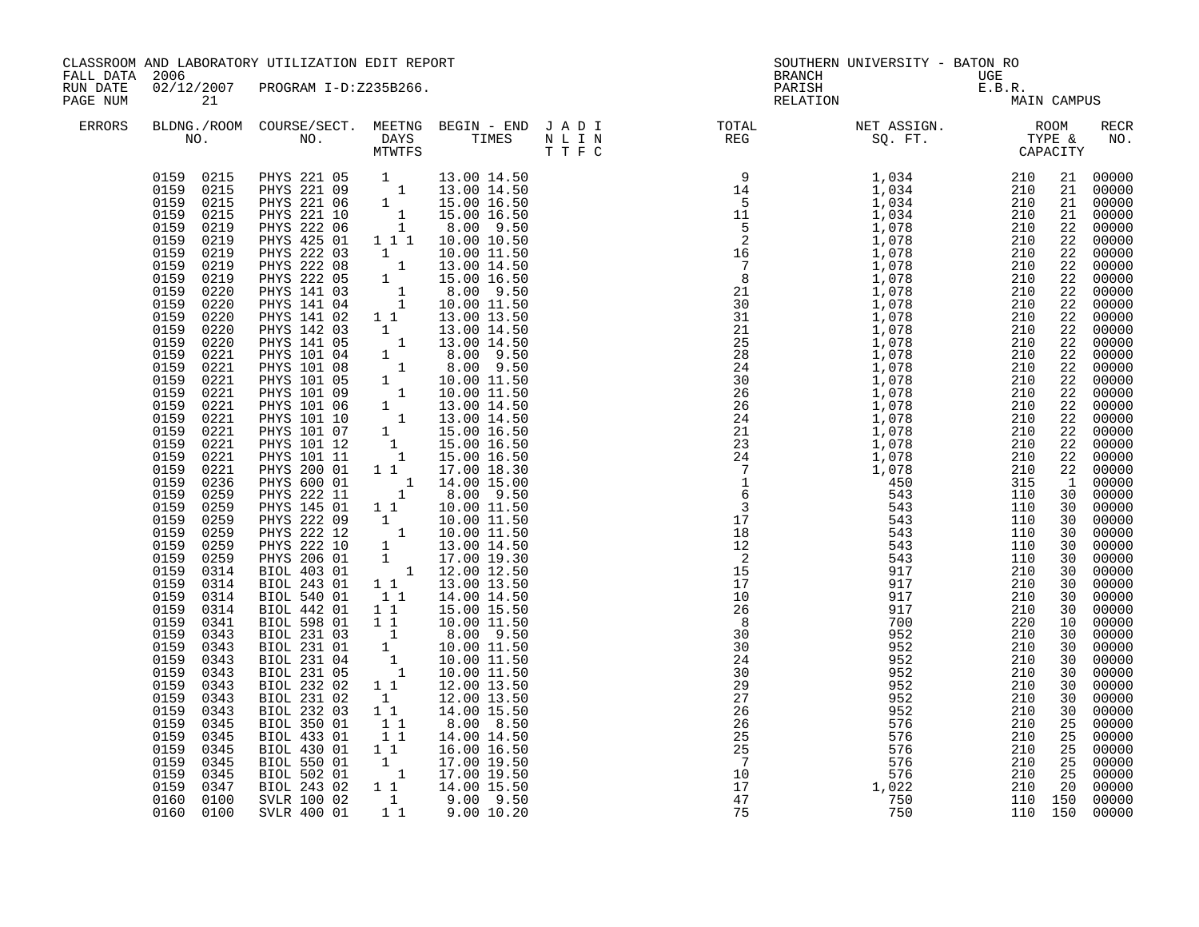CLASSROOM AND LABORATORY UTILIZATION EDIT REPORT
FALL DATA 2006
RUN DATE 02/12/2007 PROGRAM I-D:Z235B266.

SOUTHERN UNIVERSITY - BATON RO
BRANCH UGE
PARISH E.B.R.
RELATION MAIN CAMPUS

| ERRORS | BLDNG. NO. | ROOM NO. | COURSE/SECT. NO. | M | T | W | T | F | S | BEGIN - END TIMES | J A D I / N L I N / T T F C | TOTAL REG | NET ASSIGN. SQ. FT. | ROOM TYPE & | CAPACITY | RECR NO. |
|---|---|---|---|---|---|---|---|---|---|---|---|---|---|---|---|---|
| | 0159 | 0215 | PHYS 221 05 | | 1 | | | | | 13.00 14.50 | | 9 | 1,034 | 210 | 21 | 00000 |
| | 0159 | 0215 | PHYS 221 09 | | | 1 | | | | 13.00 14.50 | | 14 | 1,034 | 210 | 21 | 00000 |
| | 0159 | 0215 | PHYS 221 06 | | 1 | | | | | 15.00 16.50 | | 5 | 1,034 | 210 | 21 | 00000 |
| | 0159 | 0215 | PHYS 221 10 | | | | 1 | | | 15.00 16.50 | | 11 | 1,034 | 210 | 21 | 00000 |
| | 0159 | 0219 | PHYS 222 06 | | | | 1 | | | 8.00 9.50 | | 5 | 1,078 | 210 | 22 | 00000 |
| | 0159 | 0219 | PHYS 425 01 | 1 | | 1 | | 1 | | 10.00 10.50 | | 2 | 1,078 | 210 | 22 | 00000 |
| | 0159 | 0219 | PHYS 222 03 | | 1 | | | | | 10.00 11.50 | | 16 | 1,078 | 210 | 22 | 00000 |
| | 0159 | 0219 | PHYS 222 08 | | | | 1 | | | 13.00 14.50 | | 7 | 1,078 | 210 | 22 | 00000 |
| | 0159 | 0219 | PHYS 222 05 | | 1 | | | | | 15.00 16.50 | | 8 | 1,078 | 210 | 22 | 00000 |
| | 0159 | 0220 | PHYS 141 03 | | | | 1 | | | 8.00 9.50 | | 21 | 1,078 | 210 | 22 | 00000 |
| | 0159 | 0220 | PHYS 141 04 | | | | 1 | | | 10.00 11.50 | | 30 | 1,078 | 210 | 22 | 00000 |
| | 0159 | 0220 | PHYS 141 02 | 1 | | 1 | | | | 13.00 13.50 | | 31 | 1,078 | 210 | 22 | 00000 |
| | 0159 | 0220 | PHYS 142 03 | | 1 | | | | | 13.00 14.50 | | 21 | 1,078 | 210 | 22 | 00000 |
| | 0159 | 0220 | PHYS 141 05 | | | | 1 | | | 13.00 14.50 | | 25 | 1,078 | 210 | 22 | 00000 |
| | 0159 | 0221 | PHYS 101 04 | | 1 | | | | | 8.00 9.50 | | 28 | 1,078 | 210 | 22 | 00000 |
| | 0159 | 0221 | PHYS 101 08 | | | | 1 | | | 8.00 9.50 | | 24 | 1,078 | 210 | 22 | 00000 |
| | 0159 | 0221 | PHYS 101 05 | | 1 | | | | | 10.00 11.50 | | 30 | 1,078 | 210 | 22 | 00000 |
| | 0159 | 0221 | PHYS 101 09 | | | | 1 | | | 10.00 11.50 | | 26 | 1,078 | 210 | 22 | 00000 |
| | 0159 | 0221 | PHYS 101 06 | | 1 | | | | | 13.00 14.50 | | 26 | 1,078 | 210 | 22 | 00000 |
| | 0159 | 0221 | PHYS 101 10 | | | | 1 | | | 13.00 14.50 | | 24 | 1,078 | 210 | 22 | 00000 |
| | 0159 | 0221 | PHYS 101 07 | | 1 | | | | | 15.00 16.50 | | 21 | 1,078 | 210 | 22 | 00000 |
| | 0159 | 0221 | PHYS 101 12 | | | 1 | | | | 15.00 16.50 | | 23 | 1,078 | 210 | 22 | 00000 |
| | 0159 | 0221 | PHYS 101 11 | | | | 1 | | | 15.00 16.50 | | 24 | 1,078 | 210 | 22 | 00000 |
| | 0159 | 0221 | PHYS 200 01 | 1 | | 1 | | | | 17.00 18.30 | | 7 | 1,078 | 210 | 22 | 00000 |
| | 0159 | 0236 | PHYS 600 01 | | | | | 1 | | 14.00 15.00 | | 1 | 450 | 315 | 1 | 00000 |
| | 0159 | 0259 | PHYS 222 11 | | | | 1 | | | 8.00 9.50 | | 6 | 543 | 110 | 30 | 00000 |
| | 0159 | 0259 | PHYS 145 01 | 1 | | 1 | | | | 10.00 11.50 | | 3 | 543 | 110 | 30 | 00000 |
| | 0159 | 0259 | PHYS 222 09 | | 1 | | | | | 10.00 11.50 | | 17 | 543 | 110 | 30 | 00000 |
| | 0159 | 0259 | PHYS 222 12 | | | | 1 | | | 10.00 11.50 | | 18 | 543 | 110 | 30 | 00000 |
| | 0159 | 0259 | PHYS 222 10 | | 1 | | | | | 13.00 14.50 | | 12 | 543 | 110 | 30 | 00000 |
| | 0159 | 0259 | PHYS 206 01 | | 1 | | | | | 17.00 19.30 | | 2 | 543 | 110 | 30 | 00000 |
| | 0159 | 0314 | BIOL 403 01 | | | | | 1 | | 12.00 12.50 | | 15 | 917 | 210 | 30 | 00000 |
| | 0159 | 0314 | BIOL 243 01 | 1 | | 1 | | | | 13.00 13.50 | | 17 | 917 | 210 | 30 | 00000 |
| | 0159 | 0314 | BIOL 540 01 | | 1 | | 1 | | | 14.00 14.50 | | 10 | 917 | 210 | 30 | 00000 |
| | 0159 | 0314 | BIOL 442 01 | 1 | | 1 | | | | 15.00 15.50 | | 26 | 917 | 210 | 30 | 00000 |
| | 0159 | 0341 | BIOL 598 01 | 1 | | 1 | | | | 10.00 11.50 | | 8 | 700 | 220 | 10 | 00000 |
| | 0159 | 0343 | BIOL 231 03 | | | 1 | | | | 8.00 9.50 | | 30 | 952 | 210 | 30 | 00000 |
| | 0159 | 0343 | BIOL 231 01 | | 1 | | | | | 10.00 11.50 | | 30 | 952 | 210 | 30 | 00000 |
| | 0159 | 0343 | BIOL 231 04 | | | 1 | | | | 10.00 11.50 | | 24 | 952 | 210 | 30 | 00000 |
| | 0159 | 0343 | BIOL 231 05 | | | | 1 | | | 10.00 11.50 | | 30 | 952 | 210 | 30 | 00000 |
| | 0159 | 0343 | BIOL 232 02 | 1 | | 1 | | | | 12.00 13.50 | | 29 | 952 | 210 | 30 | 00000 |
| | 0159 | 0343 | BIOL 231 02 | | 1 | | | | | 12.00 13.50 | | 27 | 952 | 210 | 30 | 00000 |
| | 0159 | 0343 | BIOL 232 03 | 1 | | 1 | | | | 14.00 15.50 | | 26 | 952 | 210 | 30 | 00000 |
| | 0159 | 0345 | BIOL 350 01 | | 1 | | 1 | | | 8.00 8.50 | | 26 | 576 | 210 | 25 | 00000 |
| | 0159 | 0345 | BIOL 433 01 | | 1 | | 1 | | | 14.00 14.50 | | 25 | 576 | 210 | 25 | 00000 |
| | 0159 | 0345 | BIOL 430 01 | 1 | | 1 | | | | 16.00 16.50 | | 25 | 576 | 210 | 25 | 00000 |
| | 0159 | 0345 | BIOL 550 01 | | 1 | | | | | 17.00 19.50 | | 7 | 576 | 210 | 25 | 00000 |
| | 0159 | 0345 | BIOL 502 01 | | | | 1 | | | 17.00 19.50 | | 10 | 576 | 210 | 25 | 00000 |
| | 0159 | 0347 | BIOL 243 02 | 1 | | 1 | | | | 14.00 15.50 | | 17 | 1,022 | 210 | 20 | 00000 |
| | 0160 | 0100 | SVLR 100 02 | | | 1 | | | | 9.00 9.50 | | 47 | 750 | 110 | 150 | 00000 |
| | 0160 | 0100 | SVLR 400 01 | 1 | | 1 | | | | 9.00 10.20 | | 75 | 750 | 110 | 150 | 00000 |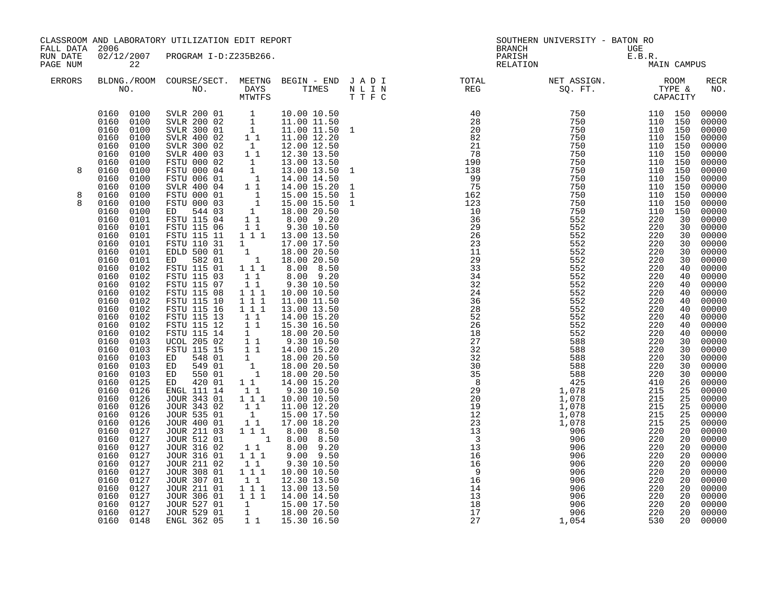CLASSROOM AND LABORATORY UTILIZATION EDIT REPORT
FALL DATA 2006
RUN DATE 02/12/2007 PROGRAM I-D:Z235B266.
PAGE NUM 22

SOUTHERN UNIVERSITY - BATON RO
BRANCH UGE
PARISH E.B.R.
RELATION MAIN CAMPUS

| ERRORS | BLDNG./ROOM NO. | COURSE/SECT. NO. | MEETNG DAYS MTWTFS | BEGIN - END TIMES | J A D I N L I N T T F C | TOTAL REG | NET ASSIGN. SQ. FT. | ROOM TYPE & CAPACITY | | RECR NO. |
|---|---|---|---|---|---|---|---|---|---|---|
| | 0160 0100 | SVLR 200 01 | 1 | 10.00 10.50 | | 40 | 750 | 110 | 150 | 00000 |
| | 0160 0100 | SVLR 200 02 | 1 | 11.00 11.50 | | 28 | 750 | 110 | 150 | 00000 |
| | 0160 0100 | SVLR 300 01 | 1 | 11.00 11.50 | 1 | 20 | 750 | 110 | 150 | 00000 |
| | 0160 0100 | SVLR 400 02 | 1 1 | 11.00 12.20 | | 82 | 750 | 110 | 150 | 00000 |
| | 0160 0100 | SVLR 300 02 | 1 | 12.00 12.50 | | 21 | 750 | 110 | 150 | 00000 |
| | 0160 0100 | SVLR 400 03 | 1 1 | 12.30 13.50 | | 78 | 750 | 110 | 150 | 00000 |
| | 0160 0100 | FSTU 000 02 | 1 | 13.00 13.50 | | 190 | 750 | 110 | 150 | 00000 |
| 8 | 0160 0100 | FSTU 000 04 | 1 | 13.00 13.50 | 1 | 138 | 750 | 110 | 150 | 00000 |
| | 0160 0100 | FSTU 006 01 | 1 | 14.00 14.50 | | 99 | 750 | 110 | 150 | 00000 |
| | 0160 0100 | SVLR 400 04 | 1 1 | 14.00 15.20 | 1 | 75 | 750 | 110 | 150 | 00000 |
| 8 | 0160 0100 | FSTU 000 01 | 1 | 15.00 15.50 | 1 | 162 | 750 | 110 | 150 | 00000 |
| 8 | 0160 0100 | FSTU 000 03 | 1 | 15.00 15.50 | 1 | 123 | 750 | 110 | 150 | 00000 |
| | 0160 0100 | ED 544 03 | 1 | 18.00 20.50 | | 10 | 750 | 110 | 150 | 00000 |
| | 0160 0101 | FSTU 115 04 | 1 1 | 8.00 9.20 | | 36 | 552 | 220 | 30 | 00000 |
| | 0160 0101 | FSTU 115 06 | 1 1 | 9.30 10.50 | | 29 | 552 | 220 | 30 | 00000 |
| | 0160 0101 | FSTU 115 11 | 1 1 1 | 13.00 13.50 | | 26 | 552 | 220 | 30 | 00000 |
| | 0160 0101 | FSTU 110 31 | 1 | 17.00 17.50 | | 23 | 552 | 220 | 30 | 00000 |
| | 0160 0101 | EDLD 500 01 | 1 | 18.00 20.50 | | 11 | 552 | 220 | 30 | 00000 |
| | 0160 0101 | ED 582 01 | 1 | 18.00 20.50 | | 29 | 552 | 220 | 30 | 00000 |
| | 0160 0102 | FSTU 115 01 | 1 1 1 | 8.00 8.50 | | 33 | 552 | 220 | 40 | 00000 |
| | 0160 0102 | FSTU 115 03 | 1 1 | 8.00 9.20 | | 34 | 552 | 220 | 40 | 00000 |
| | 0160 0102 | FSTU 115 07 | 1 1 | 9.30 10.50 | | 32 | 552 | 220 | 40 | 00000 |
| | 0160 0102 | FSTU 115 08 | 1 1 1 | 10.00 10.50 | | 24 | 552 | 220 | 40 | 00000 |
| | 0160 0102 | FSTU 115 10 | 1 1 1 | 11.00 11.50 | | 36 | 552 | 220 | 40 | 00000 |
| | 0160 0102 | FSTU 115 16 | 1 1 1 | 13.00 13.50 | | 28 | 552 | 220 | 40 | 00000 |
| | 0160 0102 | FSTU 115 13 | 1 1 | 14.00 15.20 | | 52 | 552 | 220 | 40 | 00000 |
| | 0160 0102 | FSTU 115 12 | 1 1 | 15.30 16.50 | | 26 | 552 | 220 | 40 | 00000 |
| | 0160 0102 | FSTU 115 14 | 1 | 18.00 20.50 | | 18 | 552 | 220 | 40 | 00000 |
| | 0160 0103 | UCOL 205 02 | 1 1 | 9.30 10.50 | | 27 | 588 | 220 | 30 | 00000 |
| | 0160 0103 | FSTU 115 15 | 1 1 | 14.00 15.20 | | 32 | 588 | 220 | 30 | 00000 |
| | 0160 0103 | ED 548 01 | 1 | 18.00 20.50 | | 32 | 588 | 220 | 30 | 00000 |
| | 0160 0103 | ED 549 01 | 1 | 18.00 20.50 | | 30 | 588 | 220 | 30 | 00000 |
| | 0160 0103 | ED 550 01 | 1 | 18.00 20.50 | | 35 | 588 | 220 | 30 | 00000 |
| | 0160 0125 | ED 420 01 | 1 1 | 14.00 15.20 | | 8 | 425 | 410 | 26 | 00000 |
| | 0160 0126 | ENGL 111 14 | 1 1 | 9.30 10.50 | | 29 | 1,078 | 215 | 25 | 00000 |
| | 0160 0126 | JOUR 343 01 | 1 1 1 | 10.00 10.50 | | 20 | 1,078 | 215 | 25 | 00000 |
| | 0160 0126 | JOUR 343 02 | 1 1 | 11.00 12.20 | | 19 | 1,078 | 215 | 25 | 00000 |
| | 0160 0126 | JOUR 535 01 | 1 | 15.00 17.50 | | 12 | 1,078 | 215 | 25 | 00000 |
| | 0160 0126 | JOUR 400 01 | 1 1 | 17.00 18.20 | | 23 | 1,078 | 215 | 25 | 00000 |
| | 0160 0127 | JOUR 211 03 | 1 1 1 | 8.00 8.50 | | 13 | 906 | 220 | 20 | 00000 |
| | 0160 0127 | JOUR 512 01 | 1 | 8.00 8.50 | | 3 | 906 | 220 | 20 | 00000 |
| | 0160 0127 | JOUR 316 02 | 1 1 | 8.00 9.20 | | 13 | 906 | 220 | 20 | 00000 |
| | 0160 0127 | JOUR 316 01 | 1 1 1 | 9.00 9.50 | | 16 | 906 | 220 | 20 | 00000 |
| | 0160 0127 | JOUR 211 02 | 1 1 | 9.30 10.50 | | 16 | 906 | 220 | 20 | 00000 |
| | 0160 0127 | JOUR 308 01 | 1 1 1 | 10.00 10.50 | | 9 | 906 | 220 | 20 | 00000 |
| | 0160 0127 | JOUR 307 01 | 1 1 | 12.30 13.50 | | 16 | 906 | 220 | 20 | 00000 |
| | 0160 0127 | JOUR 211 01 | 1 1 1 | 13.00 13.50 | | 14 | 906 | 220 | 20 | 00000 |
| | 0160 0127 | JOUR 306 01 | 1 1 1 | 14.00 14.50 | | 13 | 906 | 220 | 20 | 00000 |
| | 0160 0127 | JOUR 527 01 | 1 | 15.00 17.50 | | 18 | 906 | 220 | 20 | 00000 |
| | 0160 0127 | JOUR 529 01 | 1 | 18.00 20.50 | | 17 | 906 | 220 | 20 | 00000 |
| | 0160 0148 | ENGL 362 05 | 1 1 | 15.30 16.50 | | 27 | 1,054 | 530 | 20 | 00000 |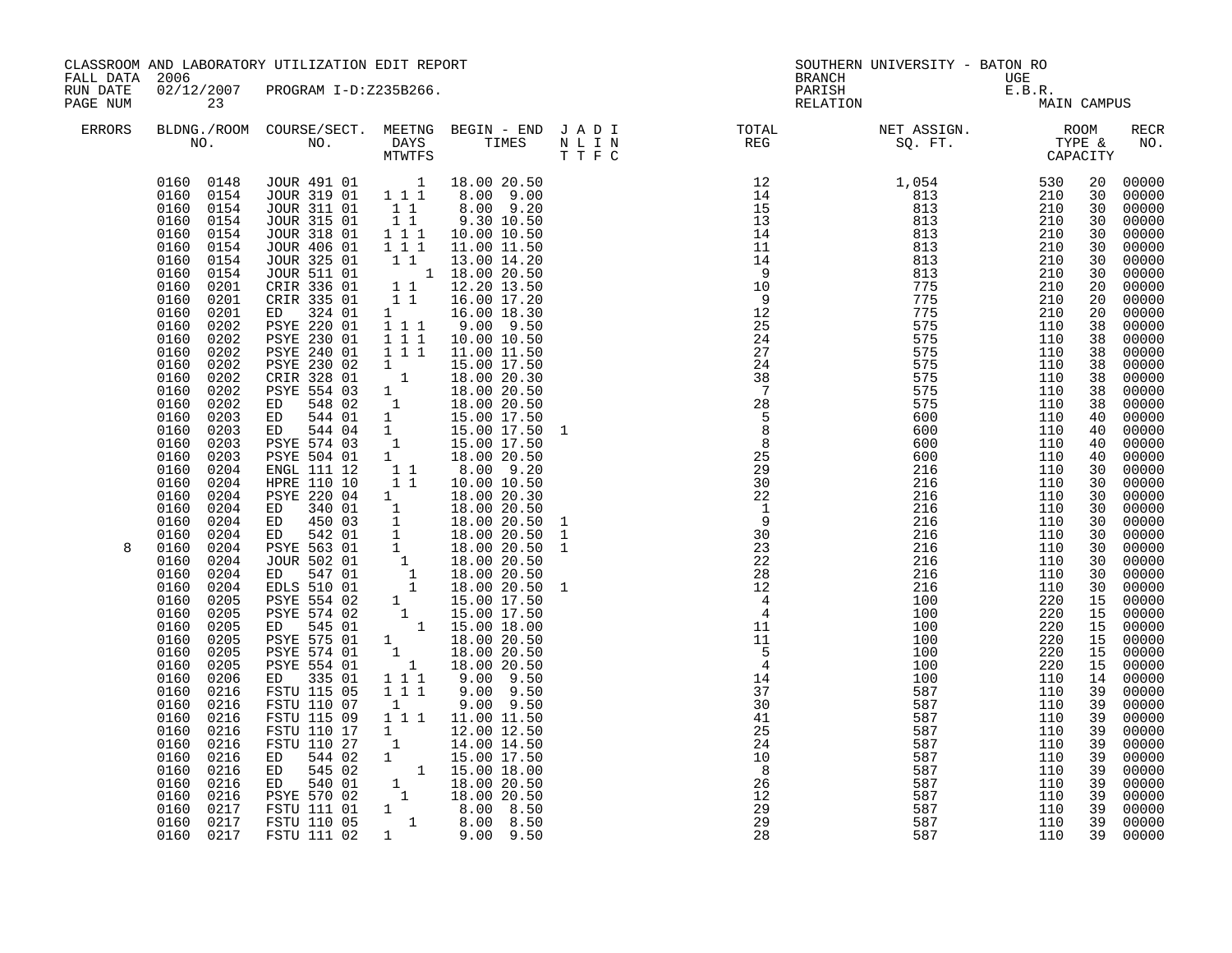CLASSROOM AND LABORATORY UTILIZATION EDIT REPORT
FALL DATA 2006
RUN DATE 02/12/2007 PROGRAM I-D:Z235B266.
PAGE NUM 23

SOUTHERN UNIVERSITY - BATON RO
BRANCH UGE
PARISH E.B.R.
RELATION MAIN CAMPUS

| ERRORS | BLDNG./ROOM NO. | COURSE/SECT. NO. | MEETNG DAYS MTWTFS | BEGIN - END TIMES | J A D I N L I N T T F C | TOTAL REG | NET ASSIGN. SQ. FT. | ROOM TYPE & CAPACITY | | RECR NO. |
|---|---|---|---|---|---|---|---|---|---|---|
| | 0160 0148 | JOUR 491 01 | 1 | 18.00 20.50 | | 12 | 1,054 | 530 | 20 | 00000 |
| | 0160 0154 | JOUR 319 01 | 1 1 1 | 8.00 9.00 | | 14 | 813 | 210 | 30 | 00000 |
| | 0160 0154 | JOUR 311 01 | 1 1 | 8.00 9.20 | | 15 | 813 | 210 | 30 | 00000 |
| | 0160 0154 | JOUR 315 01 | 1 1 | 9.30 10.50 | | 13 | 813 | 210 | 30 | 00000 |
| | 0160 0154 | JOUR 318 01 | 1 1 1 | 10.00 10.50 | | 14 | 813 | 210 | 30 | 00000 |
| | 0160 0154 | JOUR 406 01 | 1 1 1 | 11.00 11.50 | | 11 | 813 | 210 | 30 | 00000 |
| | 0160 0154 | JOUR 325 01 | 1 1 | 13.00 14.20 | | 14 | 813 | 210 | 30 | 00000 |
| | 0160 0154 | JOUR 511 01 | 1 | 18.00 20.50 | | 9 | 813 | 210 | 30 | 00000 |
| | 0160 0201 | CRIR 336 01 | 1 1 | 12.20 13.50 | | 10 | 775 | 210 | 20 | 00000 |
| | 0160 0201 | CRIR 335 01 | 1 1 | 16.00 17.20 | | 9 | 775 | 210 | 20 | 00000 |
| | 0160 0201 | ED 324 01 | 1 | 16.00 18.30 | | 12 | 775 | 210 | 20 | 00000 |
| | 0160 0202 | PSYE 220 01 | 1 1 1 | 9.00 9.50 | | 25 | 575 | 110 | 38 | 00000 |
| | 0160 0202 | PSYE 230 01 | 1 1 1 | 10.00 10.50 | | 24 | 575 | 110 | 38 | 00000 |
| | 0160 0202 | PSYE 240 01 | 1 1 1 | 11.00 11.50 | | 27 | 575 | 110 | 38 | 00000 |
| | 0160 0202 | PSYE 230 02 | 1 | 15.00 17.50 | | 24 | 575 | 110 | 38 | 00000 |
| | 0160 0202 | CRIR 328 01 | 1 | 18.00 20.30 | | 38 | 575 | 110 | 38 | 00000 |
| | 0160 0202 | PSYE 554 03 | 1 | 18.00 20.50 | | 7 | 575 | 110 | 38 | 00000 |
| | 0160 0202 | ED 548 02 | 1 | 18.00 20.50 | | 28 | 575 | 110 | 38 | 00000 |
| | 0160 0203 | ED 544 01 | 1 | 15.00 17.50 | | 5 | 600 | 110 | 40 | 00000 |
| | 0160 0203 | ED 544 04 | 1 | 15.00 17.50 | 1 | 8 | 600 | 110 | 40 | 00000 |
| | 0160 0203 | PSYE 574 03 | 1 | 15.00 17.50 | | 8 | 600 | 110 | 40 | 00000 |
| | 0160 0203 | PSYE 504 01 | 1 | 18.00 20.50 | | 25 | 600 | 110 | 40 | 00000 |
| | 0160 0204 | ENGL 111 12 | 1 1 | 8.00 9.20 | | 29 | 216 | 110 | 30 | 00000 |
| | 0160 0204 | HPRE 110 10 | 1 1 | 10.00 10.50 | | 30 | 216 | 110 | 30 | 00000 |
| | 0160 0204 | PSYE 220 04 | 1 | 18.00 20.30 | | 22 | 216 | 110 | 30 | 00000 |
| | 0160 0204 | ED 340 01 | 1 | 18.00 20.50 | | 1 | 216 | 110 | 30 | 00000 |
| | 0160 0204 | ED 450 03 | 1 | 18.00 20.50 | 1 | 9 | 216 | 110 | 30 | 00000 |
| | 0160 0204 | ED 542 01 | 1 | 18.00 20.50 | 1 | 30 | 216 | 110 | 30 | 00000 |
| 8 | 0160 0204 | PSYE 563 01 | 1 | 18.00 20.50 | 1 | 23 | 216 | 110 | 30 | 00000 |
| | 0160 0204 | JOUR 502 01 | 1 | 18.00 20.50 | | 22 | 216 | 110 | 30 | 00000 |
| | 0160 0204 | ED 547 01 | 1 | 18.00 20.50 | | 28 | 216 | 110 | 30 | 00000 |
| | 0160 0204 | EDLS 510 01 | 1 | 18.00 20.50 | 1 | 12 | 216 | 110 | 30 | 00000 |
| | 0160 0205 | PSYE 554 02 | 1 | 15.00 17.50 | | 4 | 100 | 220 | 15 | 00000 |
| | 0160 0205 | PSYE 574 02 | 1 | 15.00 17.50 | | 4 | 100 | 220 | 15 | 00000 |
| | 0160 0205 | ED 545 01 | 1 | 15.00 18.00 | | 11 | 100 | 220 | 15 | 00000 |
| | 0160 0205 | PSYE 575 01 | 1 | 18.00 20.50 | | 11 | 100 | 220 | 15 | 00000 |
| | 0160 0205 | PSYE 574 01 | 1 | 18.00 20.50 | | 5 | 100 | 220 | 15 | 00000 |
| | 0160 0205 | PSYE 554 01 | 1 | 18.00 20.50 | | 4 | 100 | 220 | 15 | 00000 |
| | 0160 0206 | ED 335 01 | 1 1 1 | 9.00 9.50 | | 14 | 100 | 110 | 14 | 00000 |
| | 0160 0216 | FSTU 115 05 | 1 1 1 | 9.00 9.50 | | 37 | 587 | 110 | 39 | 00000 |
| | 0160 0216 | FSTU 110 07 | 1 | 9.00 9.50 | | 30 | 587 | 110 | 39 | 00000 |
| | 0160 0216 | FSTU 115 09 | 1 1 1 | 11.00 11.50 | | 41 | 587 | 110 | 39 | 00000 |
| | 0160 0216 | FSTU 110 17 | 1 | 12.00 12.50 | | 25 | 587 | 110 | 39 | 00000 |
| | 0160 0216 | FSTU 110 27 | 1 | 14.00 14.50 | | 24 | 587 | 110 | 39 | 00000 |
| | 0160 0216 | ED 544 02 | 1 | 15.00 17.50 | | 10 | 587 | 110 | 39 | 00000 |
| | 0160 0216 | ED 545 02 | 1 | 15.00 18.00 | | 8 | 587 | 110 | 39 | 00000 |
| | 0160 0216 | ED 540 01 | 1 | 18.00 20.50 | | 26 | 587 | 110 | 39 | 00000 |
| | 0160 0216 | PSYE 570 02 | 1 | 18.00 20.50 | | 12 | 587 | 110 | 39 | 00000 |
| | 0160 0217 | FSTU 111 01 | 1 | 8.00 8.50 | | 29 | 587 | 110 | 39 | 00000 |
| | 0160 0217 | FSTU 110 05 | 1 | 8.00 8.50 | | 29 | 587 | 110 | 39 | 00000 |
| | 0160 0217 | FSTU 111 02 | 1 | 9.00 9.50 | | 28 | 587 | 110 | 39 | 00000 |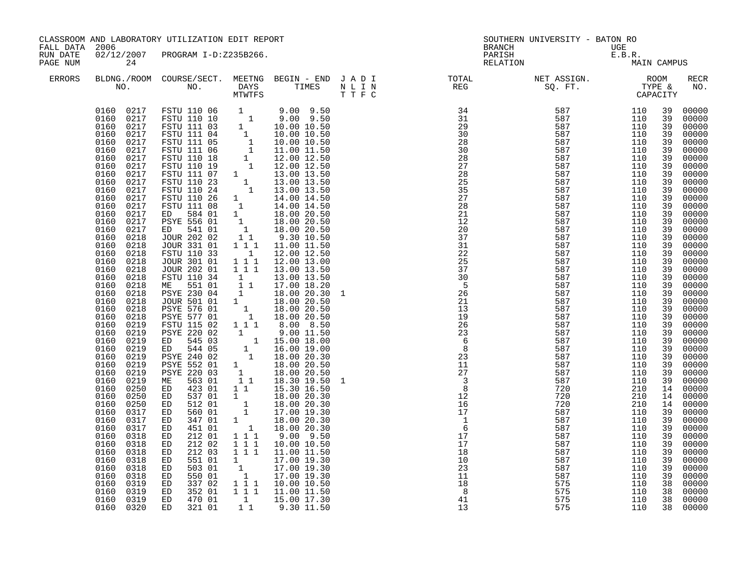CLASSROOM AND LABORATORY UTILIZATION EDIT REPORT
FALL DATA 2006
RUN DATE 02/12/2007 PROGRAM I-D:Z235B266.
PAGE NUM 24

SOUTHERN UNIVERSITY - BATON RO
BRANCH UGE
PARISH E.B.R.
RELATION MAIN CAMPUS

| ERRORS | BLDG./ROOM NO. | | COURSE/SECT. NO. | M | T | W | T | F | S | BEGIN | END | J | A | D | I | TOTAL REG | NET ASSIGN. SQ. FT. | ROOM TYPE | CAPACITY | RECR NO. |
|---|---|---|---|---|---|---|---|---|---|---|---|---|---|---|---|---|---|---|---|---|
| | 0160 | 0217 | FSTU 110 06 | | 1 | | | | | 9.00 | 9.50 | | | | | 34 | 587 | 110 | 39 | 00000 |
| | 0160 | 0217 | FSTU 110 10 | | | | 1 | | | 9.00 | 9.50 | | | | | 31 | 587 | 110 | 39 | 00000 |
| | 0160 | 0217 | FSTU 111 03 | 1 | | | | | | 10.00 | 10.50 | | | | | 29 | 587 | 110 | 39 | 00000 |
| | 0160 | 0217 | FSTU 111 04 | | 1 | | | | | 10.00 | 10.50 | | | | | 30 | 587 | 110 | 39 | 00000 |
| | 0160 | 0217 | FSTU 111 05 | | | | 1 | | | 10.00 | 10.50 | | | | | 28 | 587 | 110 | 39 | 00000 |
| | 0160 | 0217 | FSTU 111 06 | | | | 1 | | | 11.00 | 11.50 | | | | | 30 | 587 | 110 | 39 | 00000 |
| | 0160 | 0217 | FSTU 110 18 | | 1 | | | | | 12.00 | 12.50 | | | | | 28 | 587 | 110 | 39 | 00000 |
| | 0160 | 0217 | FSTU 110 19 | | | | 1 | | | 12.00 | 12.50 | | | | | 27 | 587 | 110 | 39 | 00000 |
| | 0160 | 0217 | FSTU 111 07 | 1 | | | | | | 13.00 | 13.50 | | | | | 28 | 587 | 110 | 39 | 00000 |
| | 0160 | 0217 | FSTU 110 23 | | 1 | | | | | 13.00 | 13.50 | | | | | 25 | 587 | 110 | 39 | 00000 |
| | 0160 | 0217 | FSTU 110 24 | | | | 1 | | | 13.00 | 13.50 | | | | | 35 | 587 | 110 | 39 | 00000 |
| | 0160 | 0217 | FSTU 110 26 | 1 | | | | | | 14.00 | 14.50 | | | | | 27 | 587 | 110 | 39 | 00000 |
| | 0160 | 0217 | FSTU 111 08 | | 1 | | | | | 14.00 | 14.50 | | | | | 28 | 587 | 110 | 39 | 00000 |
| | 0160 | 0217 | ED 584 01 | 1 | | | | | | 18.00 | 20.50 | | | | | 21 | 587 | 110 | 39 | 00000 |
| | 0160 | 0217 | PSYE 556 01 | | 1 | | | | | 18.00 | 20.50 | | | | | 12 | 587 | 110 | 39 | 00000 |
| | 0160 | 0217 | ED 541 01 | | | 1 | | | | 18.00 | 20.50 | | | | | 20 | 587 | 110 | 39 | 00000 |
| | 0160 | 0218 | JOUR 202 02 | | 1 | | 1 | | | 9.30 | 10.50 | | | | | 37 | 587 | 110 | 39 | 00000 |
| | 0160 | 0218 | JOUR 331 01 | 1 | | 1 | | 1 | | 11.00 | 11.50 | | | | | 31 | 587 | 110 | 39 | 00000 |
| | 0160 | 0218 | FSTU 110 33 | | | | 1 | | | 12.00 | 12.50 | | | | | 22 | 587 | 110 | 39 | 00000 |
| | 0160 | 0218 | JOUR 301 01 | 1 | | 1 | | 1 | | 12.00 | 13.00 | | | | | 25 | 587 | 110 | 39 | 00000 |
| | 0160 | 0218 | JOUR 202 01 | 1 | | 1 | | 1 | | 13.00 | 13.50 | | | | | 37 | 587 | 110 | 39 | 00000 |
| | 0160 | 0218 | FSTU 110 34 | | 1 | | | | | 13.00 | 13.50 | | | | | 30 | 587 | 110 | 39 | 00000 |
| | 0160 | 0218 | ME 551 01 | | 1 | | 1 | | | 17.00 | 18.20 | | | | | 5 | 587 | 110 | 39 | 00000 |
| | 0160 | 0218 | PSYE 230 04 | | 1 | | | | | 18.00 | 20.30 | 1 | | | | 26 | 587 | 110 | 39 | 00000 |
| | 0160 | 0218 | JOUR 501 01 | 1 | | | | | | 18.00 | 20.50 | | | | | 21 | 587 | 110 | 39 | 00000 |
| | 0160 | 0218 | PSYE 576 01 | | | 1 | | | | 18.00 | 20.50 | | | | | 13 | 587 | 110 | 39 | 00000 |
| | 0160 | 0218 | PSYE 577 01 | | | | 1 | | | 18.00 | 20.50 | | | | | 19 | 587 | 110 | 39 | 00000 |
| | 0160 | 0219 | FSTU 115 02 | 1 | | 1 | | 1 | | 8.00 | 8.50 | | | | | 26 | 587 | 110 | 39 | 00000 |
| | 0160 | 0219 | PSYE 220 02 | | 1 | | | | | 9.00 | 11.50 | | | | | 23 | 587 | 110 | 39 | 00000 |
| | 0160 | 0219 | ED 545 03 | | | | 1 | | | 15.00 | 18.00 | | | | | 6 | 587 | 110 | 39 | 00000 |
| | 0160 | 0219 | ED 544 05 | | | 1 | | | | 16.00 | 19.00 | | | | | 8 | 587 | 110 | 39 | 00000 |
| | 0160 | 0219 | PSYE 240 02 | | | | 1 | | | 18.00 | 20.30 | | | | | 23 | 587 | 110 | 39 | 00000 |
| | 0160 | 0219 | PSYE 552 01 | 1 | | | | | | 18.00 | 20.50 | | | | | 11 | 587 | 110 | 39 | 00000 |
| | 0160 | 0219 | PSYE 220 03 | | 1 | | | | | 18.00 | 20.50 | | | | | 27 | 587 | 110 | 39 | 00000 |
| | 0160 | 0219 | ME 563 01 | | 1 | | 1 | | | 18.30 | 19.50 | 1 | | | | 3 | 587 | 110 | 39 | 00000 |
| | 0160 | 0250 | ED 423 01 | 1 | | 1 | | | | 15.30 | 16.50 | | | | | 8 | 720 | 210 | 14 | 00000 |
| | 0160 | 0250 | ED 537 01 | 1 | | | | | | 18.00 | 20.30 | | | | | 12 | 720 | 210 | 14 | 00000 |
| | 0160 | 0250 | ED 512 01 | | | 1 | | | | 18.00 | 20.30 | | | | | 16 | 720 | 210 | 14 | 00000 |
| | 0160 | 0317 | ED 560 01 | | | 1 | | | | 17.00 | 19.30 | | | | | 17 | 587 | 110 | 39 | 00000 |
| | 0160 | 0317 | ED 347 01 | 1 | | | | | | 18.00 | 20.30 | | | | | 1 | 587 | 110 | 39 | 00000 |
| | 0160 | 0317 | ED 451 01 | | | | 1 | | | 18.00 | 20.30 | | | | | 6 | 587 | 110 | 39 | 00000 |
| | 0160 | 0318 | ED 212 01 | 1 | | 1 | | 1 | | 9.00 | 9.50 | | | | | 17 | 587 | 110 | 39 | 00000 |
| | 0160 | 0318 | ED 212 02 | 1 | | 1 | | 1 | | 10.00 | 10.50 | | | | | 17 | 587 | 110 | 39 | 00000 |
| | 0160 | 0318 | ED 212 03 | 1 | | 1 | | 1 | | 11.00 | 11.50 | | | | | 18 | 587 | 110 | 39 | 00000 |
| | 0160 | 0318 | ED 551 01 | 1 | | | | | | 17.00 | 19.30 | | | | | 10 | 587 | 110 | 39 | 00000 |
| | 0160 | 0318 | ED 503 01 | | 1 | | | | | 17.00 | 19.30 | | | | | 23 | 587 | 110 | 39 | 00000 |
| | 0160 | 0318 | ED 550 01 | | | 1 | | | | 17.00 | 19.30 | | | | | 11 | 587 | 110 | 39 | 00000 |
| | 0160 | 0319 | ED 337 02 | 1 | | 1 | | 1 | | 10.00 | 10.50 | | | | | 18 | 575 | 110 | 38 | 00000 |
| | 0160 | 0319 | ED 352 01 | 1 | | 1 | | 1 | | 11.00 | 11.50 | | | | | 8 | 575 | 110 | 38 | 00000 |
| | 0160 | 0319 | ED 470 01 | | | 1 | | | | 15.00 | 17.30 | | | | | 41 | 575 | 110 | 38 | 00000 |
| | 0160 | 0320 | ED 321 01 | | 1 | | 1 | | | 9.30 | 11.50 | | | | | 13 | 575 | 110 | 38 | 00000 |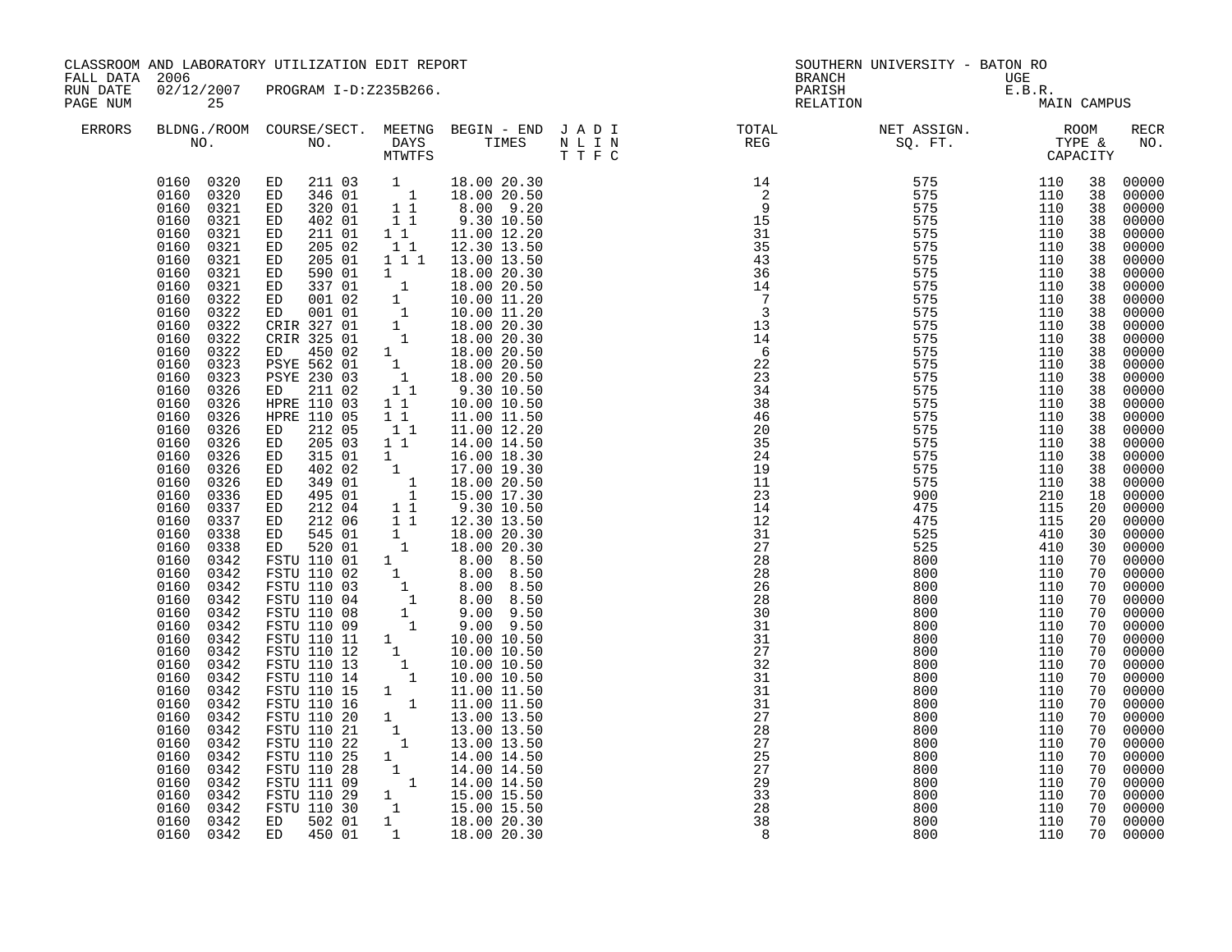CLASSROOM AND LABORATORY UTILIZATION EDIT REPORT
FALL DATA 2006
RUN DATE 02/12/2007 PROGRAM I-D:Z235B266.

SOUTHERN UNIVERSITY - BATON RO
BRANCH UGE
PARISH E.B.R.
RELATION MAIN CAMPUS

| ERRORS | BLDG. NO. | ROOM NO. | COURSE | SECT. NO. | M | T | W | T | F | S | BEGIN TIME | END TIME | J A D I / N L I N / T T F C | TOTAL REG | NET ASSIGN. SQ. FT. | ROOM TYPE | CAPACITY | RECR NO. |
|---|---|---|---|---|---|---|---|---|---|---|---|---|---|---|---|---|---|---|
| | 0160 | 0320 | ED | 211 03 | 1 | | | | | | 18.00 | 20.30 | | 14 | 575 | 110 | 38 | 00000 |
| | 0160 | 0320 | ED | 346 01 | | | | 1 | | | 18.00 | 20.50 | | 2 | 575 | 110 | 38 | 00000 |
| | 0160 | 0321 | ED | 320 01 | | 1 | | 1 | | | 8.00 | 9.20 | | 9 | 575 | 110 | 38 | 00000 |
| | 0160 | 0321 | ED | 402 01 | | 1 | | 1 | | | 9.30 | 10.50 | | 15 | 575 | 110 | 38 | 00000 |
| | 0160 | 0321 | ED | 211 01 | 1 | | 1 | | | | 11.00 | 12.20 | | 31 | 575 | 110 | 38 | 00000 |
| | 0160 | 0321 | ED | 205 02 | | 1 | | 1 | | | 12.30 | 13.50 | | 35 | 575 | 110 | 38 | 00000 |
| | 0160 | 0321 | ED | 205 01 | 1 | | 1 | | 1 | | 13.00 | 13.50 | | 43 | 575 | 110 | 38 | 00000 |
| | 0160 | 0321 | ED | 590 01 | 1 | | | | | | 18.00 | 20.30 | | 36 | 575 | 110 | 38 | 00000 |
| | 0160 | 0321 | ED | 337 01 | | | 1 | | | | 18.00 | 20.50 | | 14 | 575 | 110 | 38 | 00000 |
| | 0160 | 0322 | ED | 001 02 | | 1 | | | | | 10.00 | 11.20 | | 7 | 575 | 110 | 38 | 00000 |
| | 0160 | 0322 | ED | 001 01 | | | 1 | | | | 10.00 | 11.20 | | 3 | 575 | 110 | 38 | 00000 |
| | 0160 | 0322 | CRIR | 327 01 | | 1 | | | | | 18.00 | 20.30 | | 13 | 575 | 110 | 38 | 00000 |
| | 0160 | 0322 | CRIR | 325 01 | | | 1 | | | | 18.00 | 20.30 | | 14 | 575 | 110 | 38 | 00000 |
| | 0160 | 0322 | ED | 450 02 | 1 | | | | | | 18.00 | 20.50 | | 6 | 575 | 110 | 38 | 00000 |
| | 0160 | 0323 | PSYE | 562 01 | | 1 | | | | | 18.00 | 20.50 | | 22 | 575 | 110 | 38 | 00000 |
| | 0160 | 0323 | PSYE | 230 03 | | | 1 | | | | 18.00 | 20.50 | | 23 | 575 | 110 | 38 | 00000 |
| | 0160 | 0326 | ED | 211 02 | | 1 | | 1 | | | 9.30 | 10.50 | | 34 | 575 | 110 | 38 | 00000 |
| | 0160 | 0326 | HPRE | 110 03 | 1 | | 1 | | | | 10.00 | 10.50 | | 38 | 575 | 110 | 38 | 00000 |
| | 0160 | 0326 | HPRE | 110 05 | 1 | | 1 | | | | 11.00 | 11.50 | | 46 | 575 | 110 | 38 | 00000 |
| | 0160 | 0326 | ED | 212 05 | | 1 | | 1 | | | 11.00 | 12.20 | | 20 | 575 | 110 | 38 | 00000 |
| | 0160 | 0326 | ED | 205 03 | 1 | | 1 | | | | 14.00 | 14.50 | | 35 | 575 | 110 | 38 | 00000 |
| | 0160 | 0326 | ED | 315 01 | 1 | | | | | | 16.00 | 18.30 | | 24 | 575 | 110 | 38 | 00000 |
| | 0160 | 0326 | ED | 402 02 | | 1 | | | | | 17.00 | 19.30 | | 19 | 575 | 110 | 38 | 00000 |
| | 0160 | 0326 | ED | 349 01 | | | | 1 | | | 18.00 | 20.50 | | 11 | 575 | 110 | 38 | 00000 |
| | 0160 | 0336 | ED | 495 01 | | | | 1 | | | 15.00 | 17.30 | | 23 | 900 | 210 | 18 | 00000 |
| | 0160 | 0337 | ED | 212 04 | | 1 | | 1 | | | 9.30 | 10.50 | | 14 | 475 | 115 | 20 | 00000 |
| | 0160 | 0337 | ED | 212 06 | | 1 | | 1 | | | 12.30 | 13.50 | | 12 | 475 | 115 | 20 | 00000 |
| | 0160 | 0338 | ED | 545 01 | | 1 | | | | | 18.00 | 20.30 | | 31 | 525 | 410 | 30 | 00000 |
| | 0160 | 0338 | ED | 520 01 | | | 1 | | | | 18.00 | 20.30 | | 27 | 525 | 410 | 30 | 00000 |
| | 0160 | 0342 | FSTU | 110 01 | 1 | | | | | | 8.00 | 8.50 | | 28 | 800 | 110 | 70 | 00000 |
| | 0160 | 0342 | FSTU | 110 02 | | 1 | | | | | 8.00 | 8.50 | | 28 | 800 | 110 | 70 | 00000 |
| | 0160 | 0342 | FSTU | 110 03 | | | 1 | | | | 8.00 | 8.50 | | 26 | 800 | 110 | 70 | 00000 |
| | 0160 | 0342 | FSTU | 110 04 | | | | 1 | | | 8.00 | 8.50 | | 28 | 800 | 110 | 70 | 00000 |
| | 0160 | 0342 | FSTU | 110 08 | | | 1 | | | | 9.00 | 9.50 | | 30 | 800 | 110 | 70 | 00000 |
| | 0160 | 0342 | FSTU | 110 09 | | | | 1 | | | 9.00 | 9.50 | | 31 | 800 | 110 | 70 | 00000 |
| | 0160 | 0342 | FSTU | 110 11 | 1 | | | | | | 10.00 | 10.50 | | 31 | 800 | 110 | 70 | 00000 |
| | 0160 | 0342 | FSTU | 110 12 | | 1 | | | | | 10.00 | 10.50 | | 27 | 800 | 110 | 70 | 00000 |
| | 0160 | 0342 | FSTU | 110 13 | | | 1 | | | | 10.00 | 10.50 | | 32 | 800 | 110 | 70 | 00000 |
| | 0160 | 0342 | FSTU | 110 14 | | | | 1 | | | 10.00 | 10.50 | | 31 | 800 | 110 | 70 | 00000 |
| | 0160 | 0342 | FSTU | 110 15 | 1 | | | | | | 11.00 | 11.50 | | 31 | 800 | 110 | 70 | 00000 |
| | 0160 | 0342 | FSTU | 110 16 | | | | 1 | | | 11.00 | 11.50 | | 31 | 800 | 110 | 70 | 00000 |
| | 0160 | 0342 | FSTU | 110 20 | 1 | | | | | | 13.00 | 13.50 | | 27 | 800 | 110 | 70 | 00000 |
| | 0160 | 0342 | FSTU | 110 21 | | 1 | | | | | 13.00 | 13.50 | | 28 | 800 | 110 | 70 | 00000 |
| | 0160 | 0342 | FSTU | 110 22 | | | 1 | | | | 13.00 | 13.50 | | 27 | 800 | 110 | 70 | 00000 |
| | 0160 | 0342 | FSTU | 110 25 | 1 | | | | | | 14.00 | 14.50 | | 25 | 800 | 110 | 70 | 00000 |
| | 0160 | 0342 | FSTU | 110 28 | | 1 | | | | | 14.00 | 14.50 | | 27 | 800 | 110 | 70 | 00000 |
| | 0160 | 0342 | FSTU | 111 09 | | | | 1 | | | 14.00 | 14.50 | | 29 | 800 | 110 | 70 | 00000 |
| | 0160 | 0342 | FSTU | 110 29 | 1 | | | | | | 15.00 | 15.50 | | 33 | 800 | 110 | 70 | 00000 |
| | 0160 | 0342 | FSTU | 110 30 | | 1 | | | | | 15.00 | 15.50 | | 28 | 800 | 110 | 70 | 00000 |
| | 0160 | 0342 | ED | 502 01 | 1 | | | | | | 18.00 | 20.30 | | 38 | 800 | 110 | 70 | 00000 |
| | 0160 | 0342 | ED | 450 01 | | 1 | | | | | 18.00 | 20.30 | | 8 | 800 | 110 | 70 | 00000 |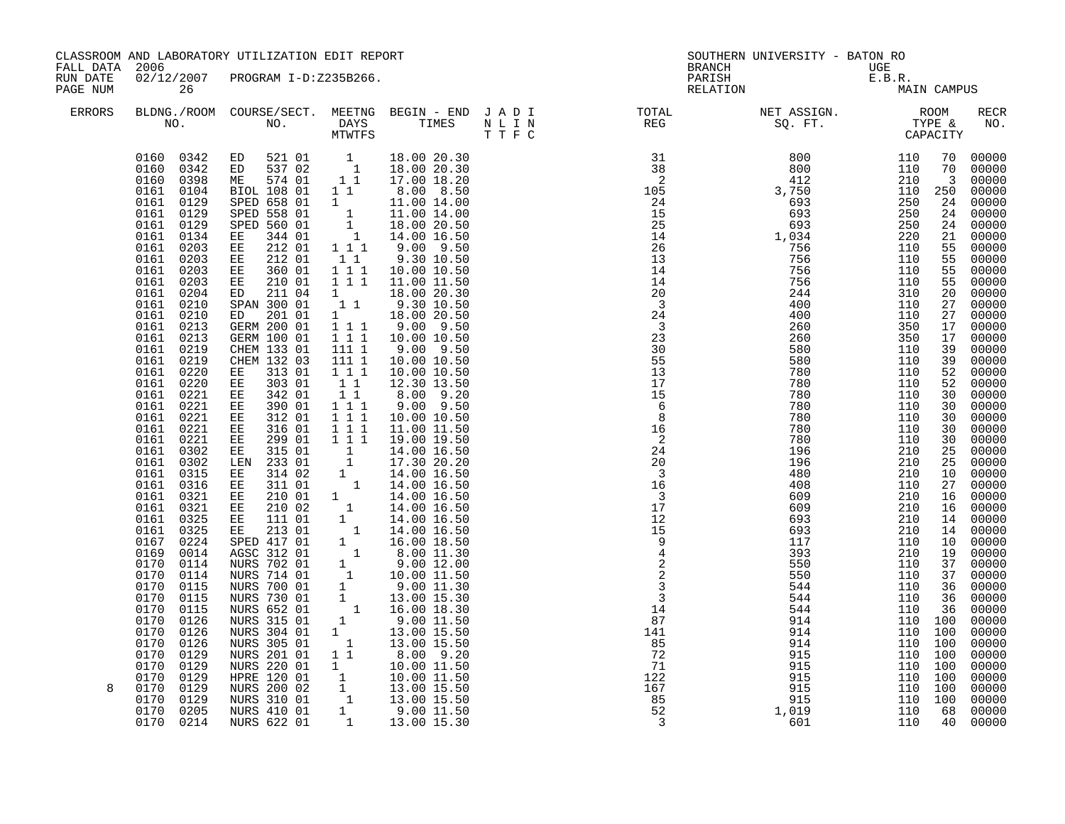CLASSROOM AND LABORATORY UTILIZATION EDIT REPORT
FALL DATA 2006
RUN DATE 02/12/2007 PROGRAM I-D:Z235B266.
PAGE NUM 26

SOUTHERN UNIVERSITY - BATON RO
BRANCH UGE
PARISH E.B.R.
RELATION MAIN CAMPUS

| ERRORS | BLDNG./ROOM NO. | COURSE/SECT. NO. | MEETNG DAYS MTWTFS | BEGIN - END TIMES | J A D I N L I N T T F C | TOTAL REG | NET ASSIGN. SQ. FT. | ROOM TYPE & CAPACITY | | RECR NO. |
|---|---|---|---|---|---|---|---|---|---|---|
| | 0160 0342 | ED 521 01 | 1 | 18.00 20.30 | | 31 | 800 | 110 | 70 | 00000 |
| | 0160 0342 | ED 537 02 | 1 | 18.00 20.30 | | 38 | 800 | 110 | 70 | 00000 |
| | 0160 0398 | ME 574 01 | 1 1 | 17.00 18.20 | | 2 | 412 | 210 | 3 | 00000 |
| | 0161 0104 | BIOL 108 01 | 1 1 | 8.00 8.50 | | 105 | 3,750 | 110 | 250 | 00000 |
| | 0161 0129 | SPED 658 01 | 1 | 11.00 14.00 | | 24 | 693 | 250 | 24 | 00000 |
| | 0161 0129 | SPED 558 01 | 1 | 11.00 14.00 | | 15 | 693 | 250 | 24 | 00000 |
| | 0161 0129 | SPED 560 01 | 1 | 18.00 20.50 | | 25 | 693 | 250 | 24 | 00000 |
| | 0161 0134 | EE 344 01 | 1 | 14.00 16.50 | | 14 | 1,034 | 220 | 21 | 00000 |
| | 0161 0203 | EE 212 01 | 1 1 1 | 9.00 9.50 | | 26 | 756 | 110 | 55 | 00000 |
| | 0161 0203 | EE 212 01 | 1 1 | 9.30 10.50 | | 13 | 756 | 110 | 55 | 00000 |
| | 0161 0203 | EE 360 01 | 1 1 1 | 10.00 10.50 | | 14 | 756 | 110 | 55 | 00000 |
| | 0161 0203 | EE 210 01 | 1 1 1 | 11.00 11.50 | | 14 | 756 | 110 | 55 | 00000 |
| | 0161 0204 | ED 211 04 | 1 | 18.00 20.30 | | 20 | 244 | 310 | 20 | 00000 |
| | 0161 0210 | SPAN 300 01 | 1 1 | 9.30 10.50 | | 3 | 400 | 110 | 27 | 00000 |
| | 0161 0210 | ED 201 01 | 1 | 18.00 20.50 | | 24 | 400 | 110 | 27 | 00000 |
| | 0161 0213 | GERM 200 01 | 1 1 1 | 9.00 9.50 | | 3 | 260 | 350 | 17 | 00000 |
| | 0161 0213 | GERM 100 01 | 1 1 1 | 10.00 10.50 | | 23 | 260 | 350 | 17 | 00000 |
| | 0161 0219 | CHEM 133 01 | 111 1 | 9.00 9.50 | | 30 | 580 | 110 | 39 | 00000 |
| | 0161 0219 | CHEM 132 03 | 111 1 | 10.00 10.50 | | 55 | 580 | 110 | 39 | 00000 |
| | 0161 0220 | EE 313 01 | 1 1 1 | 10.00 10.50 | | 13 | 780 | 110 | 52 | 00000 |
| | 0161 0220 | EE 303 01 | 1 1 | 12.30 13.50 | | 17 | 780 | 110 | 52 | 00000 |
| | 0161 0221 | EE 342 01 | 1 1 | 8.00 9.20 | | 15 | 780 | 110 | 30 | 00000 |
| | 0161 0221 | EE 390 01 | 1 1 1 | 9.00 9.50 | | 6 | 780 | 110 | 30 | 00000 |
| | 0161 0221 | EE 312 01 | 1 1 1 | 10.00 10.50 | | 8 | 780 | 110 | 30 | 00000 |
| | 0161 0221 | EE 316 01 | 1 1 1 | 11.00 11.50 | | 16 | 780 | 110 | 30 | 00000 |
| | 0161 0221 | EE 299 01 | 1 1 1 | 19.00 19.50 | | 2 | 780 | 110 | 30 | 00000 |
| | 0161 0302 | EE 315 01 | 1 | 14.00 16.50 | | 24 | 196 | 210 | 25 | 00000 |
| | 0161 0302 | LEN 233 01 | 1 | 17.30 20.20 | | 20 | 196 | 210 | 25 | 00000 |
| | 0161 0315 | EE 314 02 | 1 | 14.00 16.50 | | 3 | 480 | 210 | 10 | 00000 |
| | 0161 0316 | EE 311 01 | 1 | 14.00 16.50 | | 16 | 408 | 110 | 27 | 00000 |
| | 0161 0321 | EE 210 01 | 1 | 14.00 16.50 | | 3 | 609 | 210 | 16 | 00000 |
| | 0161 0321 | EE 210 02 | 1 | 14.00 16.50 | | 17 | 609 | 210 | 16 | 00000 |
| | 0161 0325 | EE 111 01 | 1 | 14.00 16.50 | | 12 | 693 | 210 | 14 | 00000 |
| | 0161 0325 | EE 213 01 | 1 | 14.00 16.50 | | 15 | 693 | 210 | 14 | 00000 |
| | 0167 0224 | SPED 417 01 | 1 | 16.00 18.50 | | 9 | 117 | 110 | 10 | 00000 |
| | 0169 0014 | AGSC 312 01 | 1 | 8.00 11.30 | | 4 | 393 | 210 | 19 | 00000 |
| | 0170 0114 | NURS 702 01 | 1 | 9.00 12.00 | | 2 | 550 | 110 | 37 | 00000 |
| | 0170 0114 | NURS 714 01 | 1 | 10.00 11.50 | | 2 | 550 | 110 | 37 | 00000 |
| | 0170 0115 | NURS 700 01 | 1 | 9.00 11.30 | | 3 | 544 | 110 | 36 | 00000 |
| | 0170 0115 | NURS 730 01 | 1 | 13.00 15.30 | | 3 | 544 | 110 | 36 | 00000 |
| | 0170 0115 | NURS 652 01 | 1 | 16.00 18.30 | | 14 | 544 | 110 | 36 | 00000 |
| | 0170 0126 | NURS 315 01 | 1 | 9.00 11.50 | | 87 | 914 | 110 | 100 | 00000 |
| | 0170 0126 | NURS 304 01 | 1 | 13.00 15.50 | | 141 | 914 | 110 | 100 | 00000 |
| | 0170 0126 | NURS 305 01 | 1 | 13.00 15.50 | | 85 | 914 | 110 | 100 | 00000 |
| | 0170 0129 | NURS 201 01 | 1 1 | 8.00 9.20 | | 72 | 915 | 110 | 100 | 00000 |
| | 0170 0129 | NURS 220 01 | 1 | 10.00 11.50 | | 71 | 915 | 110 | 100 | 00000 |
| | 0170 0129 | HPRE 120 01 | 1 | 10.00 11.50 | | 122 | 915 | 110 | 100 | 00000 |
| 8 | 0170 0129 | NURS 200 02 | 1 | 13.00 15.50 | | 167 | 915 | 110 | 100 | 00000 |
| | 0170 0129 | NURS 310 01 | 1 | 13.00 15.50 | | 85 | 915 | 110 | 100 | 00000 |
| | 0170 0205 | NURS 410 01 | 1 | 9.00 11.50 | | 52 | 1,019 | 110 | 68 | 00000 |
| | 0170 0214 | NURS 622 01 | 1 | 13.00 15.30 | | 3 | 601 | 110 | 40 | 00000 |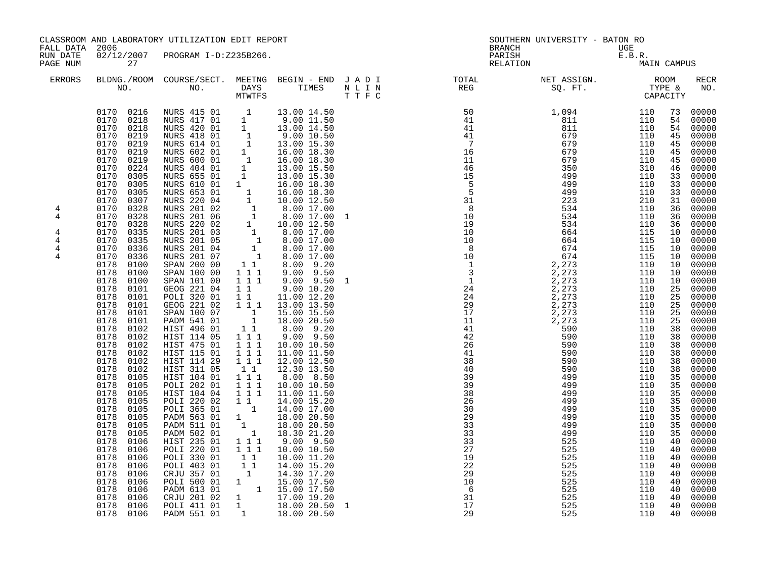CLASSROOM AND LABORATORY UTILIZATION EDIT REPORT
FALL DATA 2006
RUN DATE 02/12/2007 PROGRAM I-D:Z235B266.
PAGE NUM 27

SOUTHERN UNIVERSITY - BATON RO
BRANCH UGE
PARISH E.B.R.
RELATION MAIN CAMPUS

| ERRORS | BLDNG./ROOM NO. | COURSE/SECT. NO. | MEETNG DAYS MTWTFS | BEGIN - END TIMES | J A D I / N L I N / T T F C | TOTAL REG | NET ASSIGN. SQ. FT. | ROOM TYPE & CAPACITY | | RECR NO. |
|---|---|---|---|---|---|---|---|---|---|---|
| | 0170 0216 | NURS 415 01 | 1 | 13.00 14.50 | | 50 | 1,094 | 110 | 73 | 00000 |
| | 0170 0218 | NURS 417 01 | 1 | 9.00 11.50 | | 41 | 811 | 110 | 54 | 00000 |
| | 0170 0218 | NURS 420 01 | 1 | 13.00 14.50 | | 41 | 811 | 110 | 54 | 00000 |
| | 0170 0219 | NURS 418 01 | 1 | 9.00 10.50 | | 41 | 679 | 110 | 45 | 00000 |
| | 0170 0219 | NURS 614 01 | 1 | 13.00 15.30 | | 7 | 679 | 110 | 45 | 00000 |
| | 0170 0219 | NURS 602 01 | 1 | 16.00 18.30 | | 16 | 679 | 110 | 45 | 00000 |
| | 0170 0219 | NURS 600 01 | 1 | 16.00 18.30 | | 11 | 679 | 110 | 45 | 00000 |
| | 0170 0224 | NURS 404 01 | 1 | 13.00 15.50 | | 46 | 350 | 310 | 46 | 00000 |
| | 0170 0305 | NURS 655 01 | 1 | 13.00 15.30 | | 15 | 499 | 110 | 33 | 00000 |
| | 0170 0305 | NURS 610 01 | 1 | 16.00 18.30 | | 5 | 499 | 110 | 33 | 00000 |
| | 0170 0305 | NURS 653 01 | 1 | 16.00 18.30 | | 5 | 499 | 110 | 33 | 00000 |
| | 0170 0307 | NURS 220 04 | 1 | 10.00 12.50 | | 31 | 223 | 210 | 31 | 00000 |
| 4 | 0170 0328 | NURS 201 02 | 1 | 8.00 17.00 | | 8 | 534 | 110 | 36 | 00000 |
| 4 | 0170 0328 | NURS 201 06 | 1 | 8.00 17.00 | 1 | 10 | 534 | 110 | 36 | 00000 |
| | 0170 0328 | NURS 220 02 | 1 | 10.00 12.50 | | 19 | 534 | 110 | 36 | 00000 |
| 4 | 0170 0335 | NURS 201 03 | 1 | 8.00 17.00 | | 10 | 664 | 115 | 10 | 00000 |
| 4 | 0170 0335 | NURS 201 05 | 1 | 8.00 17.00 | | 10 | 664 | 115 | 10 | 00000 |
| 4 | 0170 0336 | NURS 201 04 | 1 | 8.00 17.00 | | 8 | 674 | 115 | 10 | 00000 |
| 4 | 0170 0336 | NURS 201 07 | 1 | 8.00 17.00 | | 10 | 674 | 115 | 10 | 00000 |
| | 0178 0100 | SPAN 200 00 | 1 1 | 8.00 9.20 | | 1 | 2,273 | 110 | 10 | 00000 |
| | 0178 0100 | SPAN 100 00 | 1 1 1 | 9.00 9.50 | | 3 | 2,273 | 110 | 10 | 00000 |
| | 0178 0100 | SPAN 101 00 | 1 1 1 | 9.00 9.50 | 1 | 1 | 2,273 | 110 | 10 | 00000 |
| | 0178 0101 | GEOG 221 04 | 1 1 | 9.00 10.20 | | 24 | 2,273 | 110 | 25 | 00000 |
| | 0178 0101 | POLI 320 01 | 1 1 | 11.00 12.20 | | 24 | 2,273 | 110 | 25 | 00000 |
| | 0178 0101 | GEOG 221 02 | 1 1 1 | 13.00 13.50 | | 29 | 2,273 | 110 | 25 | 00000 |
| | 0178 0101 | SPAN 100 07 | 1 | 15.00 15.50 | | 17 | 2,273 | 110 | 25 | 00000 |
| | 0178 0101 | PADM 541 01 | 1 | 18.00 20.50 | | 11 | 2,273 | 110 | 25 | 00000 |
| | 0178 0102 | HIST 496 01 | 1 1 | 8.00 9.20 | | 41 | 590 | 110 | 38 | 00000 |
| | 0178 0102 | HIST 114 05 | 1 1 1 | 9.00 9.50 | | 42 | 590 | 110 | 38 | 00000 |
| | 0178 0102 | HIST 475 01 | 1 1 1 | 10.00 10.50 | | 26 | 590 | 110 | 38 | 00000 |
| | 0178 0102 | HIST 115 01 | 1 1 1 | 11.00 11.50 | | 41 | 590 | 110 | 38 | 00000 |
| | 0178 0102 | HIST 114 29 | 1 1 1 | 12.00 12.50 | | 38 | 590 | 110 | 38 | 00000 |
| | 0178 0102 | HIST 311 05 | 1 1 | 12.30 13.50 | | 40 | 590 | 110 | 38 | 00000 |
| | 0178 0105 | HIST 104 01 | 1 1 1 | 8.00 8.50 | | 39 | 499 | 110 | 35 | 00000 |
| | 0178 0105 | POLI 202 01 | 1 1 1 | 10.00 10.50 | | 39 | 499 | 110 | 35 | 00000 |
| | 0178 0105 | HIST 104 04 | 1 1 1 | 11.00 11.50 | | 38 | 499 | 110 | 35 | 00000 |
| | 0178 0105 | POLI 220 02 | 1 1 | 14.00 15.20 | | 26 | 499 | 110 | 35 | 00000 |
| | 0178 0105 | POLI 365 01 | 1 | 14.00 17.00 | | 30 | 499 | 110 | 35 | 00000 |
| | 0178 0105 | PADM 563 01 | 1 | 18.00 20.50 | | 29 | 499 | 110 | 35 | 00000 |
| | 0178 0105 | PADM 511 01 | 1 | 18.00 20.50 | | 33 | 499 | 110 | 35 | 00000 |
| | 0178 0105 | PADM 502 01 | 1 | 18.30 21.20 | | 33 | 499 | 110 | 35 | 00000 |
| | 0178 0106 | HIST 235 01 | 1 1 1 | 9.00 9.50 | | 33 | 525 | 110 | 40 | 00000 |
| | 0178 0106 | POLI 220 01 | 1 1 1 | 10.00 10.50 | | 27 | 525 | 110 | 40 | 00000 |
| | 0178 0106 | POLI 330 01 | 1 1 | 10.00 11.20 | | 19 | 525 | 110 | 40 | 00000 |
| | 0178 0106 | POLI 403 01 | 1 1 | 14.00 15.20 | | 22 | 525 | 110 | 40 | 00000 |
| | 0178 0106 | CRJU 357 01 | 1 | 14.30 17.20 | | 29 | 525 | 110 | 40 | 00000 |
| | 0178 0106 | POLI 500 01 | 1 | 15.00 17.50 | | 10 | 525 | 110 | 40 | 00000 |
| | 0178 0106 | PADM 613 01 | 1 | 15.00 17.50 | | 6 | 525 | 110 | 40 | 00000 |
| | 0178 0106 | CRJU 201 02 | 1 | 17.00 19.20 | | 31 | 525 | 110 | 40 | 00000 |
| | 0178 0106 | POLI 411 01 | 1 | 18.00 20.50 | 1 | 17 | 525 | 110 | 40 | 00000 |
| | 0178 0106 | PADM 551 01 | 1 | 18.00 20.50 | | 29 | 525 | 110 | 40 | 00000 |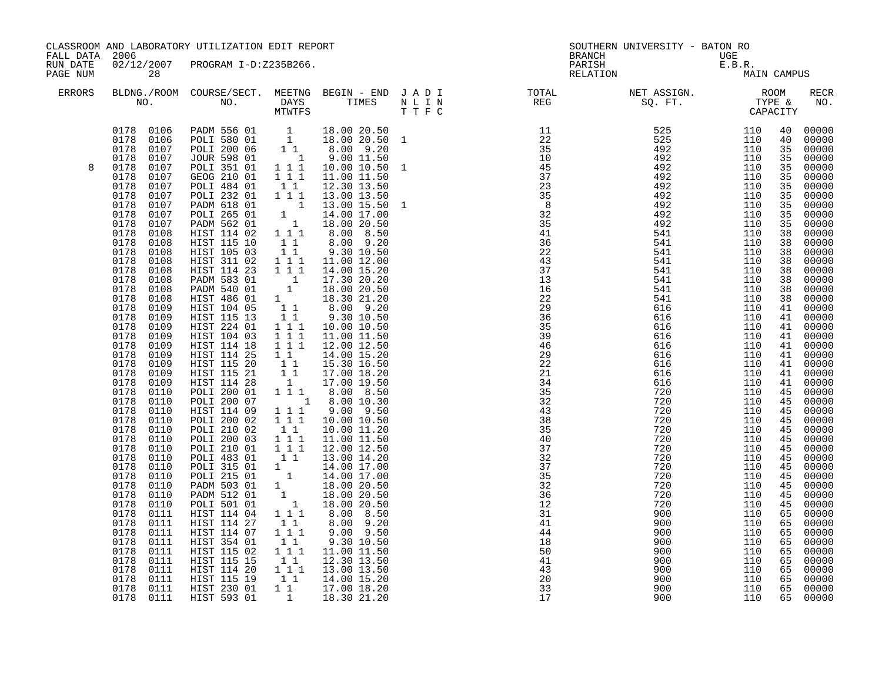CLASSROOM AND LABORATORY UTILIZATION EDIT REPORT
FALL DATA 2006
RUN DATE 02/12/2007 PROGRAM I-D:Z235B266.
PAGE NUM 28

SOUTHERN UNIVERSITY - BATON RO
BRANCH UGE
PARISH E.B.R.
RELATION MAIN CAMPUS

| ERRORS | BLDNG./ROOM NO. | COURSE/SECT. NO. | MEETNG DAYS MTWTFS | BEGIN - END TIMES | J A D I N L I N T T F C | TOTAL REG | NET ASSIGN. SQ. FT. | ROOM TYPE & CAPACITY | | RECR NO. |
|---|---|---|---|---|---|---|---|---|---|---|
| | 0178 0106 | PADM 556 01 | 1 | 18.00 20.50 | | 11 | 525 | 110 | 40 | 00000 |
| | 0178 0106 | POLI 580 01 | 1 | 18.00 20.50 | 1 | 22 | 525 | 110 | 40 | 00000 |
| | 0178 0107 | POLI 200 06 | 1 1 | 8.00 9.20 | | 35 | 492 | 110 | 35 | 00000 |
| | 0178 0107 | JOUR 598 01 | 1 | 9.00 11.50 | | 10 | 492 | 110 | 35 | 00000 |
| 8 | 0178 0107 | POLI 351 01 | 1 1 1 | 10.00 10.50 | 1 | 45 | 492 | 110 | 35 | 00000 |
| | 0178 0107 | GEOG 210 01 | 1 1 1 | 11.00 11.50 | | 37 | 492 | 110 | 35 | 00000 |
| | 0178 0107 | POLI 484 01 | 1 1 | 12.30 13.50 | | 23 | 492 | 110 | 35 | 00000 |
| | 0178 0107 | POLI 232 01 | 1 1 1 | 13.00 13.50 | | 35 | 492 | 110 | 35 | 00000 |
| | 0178 0107 | PADM 618 01 | 1 | 13.00 15.50 | 1 | 8 | 492 | 110 | 35 | 00000 |
| | 0178 0107 | POLI 265 01 | 1 | 14.00 17.00 | | 32 | 492 | 110 | 35 | 00000 |
| | 0178 0107 | PADM 562 01 | 1 | 18.00 20.50 | | 35 | 492 | 110 | 35 | 00000 |
| | 0178 0108 | HIST 114 02 | 1 1 1 | 8.00 8.50 | | 41 | 541 | 110 | 38 | 00000 |
| | 0178 0108 | HIST 115 10 | 1 1 | 8.00 9.20 | | 36 | 541 | 110 | 38 | 00000 |
| | 0178 0108 | HIST 105 03 | 1 1 | 9.30 10.50 | | 22 | 541 | 110 | 38 | 00000 |
| | 0178 0108 | HIST 311 02 | 1 1 1 | 11.00 12.00 | | 43 | 541 | 110 | 38 | 00000 |
| | 0178 0108 | HIST 114 23 | 1 1 1 | 14.00 15.20 | | 37 | 541 | 110 | 38 | 00000 |
| | 0178 0108 | PADM 583 01 | 1 | 17.30 20.20 | | 13 | 541 | 110 | 38 | 00000 |
| | 0178 0108 | PADM 540 01 | 1 | 18.00 20.50 | | 16 | 541 | 110 | 38 | 00000 |
| | 0178 0108 | HIST 486 01 | 1 | 18.30 21.20 | | 22 | 541 | 110 | 38 | 00000 |
| | 0178 0109 | HIST 104 05 | 1 1 | 8.00 9.20 | | 29 | 616 | 110 | 41 | 00000 |
| | 0178 0109 | HIST 115 13 | 1 1 | 9.30 10.50 | | 36 | 616 | 110 | 41 | 00000 |
| | 0178 0109 | HIST 224 01 | 1 1 1 | 10.00 10.50 | | 35 | 616 | 110 | 41 | 00000 |
| | 0178 0109 | HIST 104 03 | 1 1 1 | 11.00 11.50 | | 39 | 616 | 110 | 41 | 00000 |
| | 0178 0109 | HIST 114 18 | 1 1 1 | 12.00 12.50 | | 46 | 616 | 110 | 41 | 00000 |
| | 0178 0109 | HIST 114 25 | 1 1 | 14.00 15.20 | | 29 | 616 | 110 | 41 | 00000 |
| | 0178 0109 | HIST 115 20 | 1 1 | 15.30 16.50 | | 22 | 616 | 110 | 41 | 00000 |
| | 0178 0109 | HIST 115 21 | 1 1 | 17.00 18.20 | | 21 | 616 | 110 | 41 | 00000 |
| | 0178 0109 | HIST 114 28 | 1 | 17.00 19.50 | | 34 | 616 | 110 | 41 | 00000 |
| | 0178 0110 | POLI 200 01 | 1 1 1 | 8.00 8.50 | | 35 | 720 | 110 | 45 | 00000 |
| | 0178 0110 | POLI 200 07 | 1 | 8.00 10.30 | | 32 | 720 | 110 | 45 | 00000 |
| | 0178 0110 | HIST 114 09 | 1 1 1 | 9.00 9.50 | | 43 | 720 | 110 | 45 | 00000 |
| | 0178 0110 | POLI 200 02 | 1 1 1 | 10.00 10.50 | | 38 | 720 | 110 | 45 | 00000 |
| | 0178 0110 | POLI 210 02 | 1 1 | 10.00 11.20 | | 35 | 720 | 110 | 45 | 00000 |
| | 0178 0110 | POLI 200 03 | 1 1 1 | 11.00 11.50 | | 40 | 720 | 110 | 45 | 00000 |
| | 0178 0110 | POLI 210 01 | 1 1 1 | 12.00 12.50 | | 37 | 720 | 110 | 45 | 00000 |
| | 0178 0110 | POLI 483 01 | 1 1 | 13.00 14.20 | | 32 | 720 | 110 | 45 | 00000 |
| | 0178 0110 | POLI 315 01 | 1 | 14.00 17.00 | | 37 | 720 | 110 | 45 | 00000 |
| | 0178 0110 | POLI 215 01 | 1 | 14.00 17.00 | | 35 | 720 | 110 | 45 | 00000 |
| | 0178 0110 | PADM 503 01 | 1 | 18.00 20.50 | | 32 | 720 | 110 | 45 | 00000 |
| | 0178 0110 | PADM 512 01 | 1 | 18.00 20.50 | | 36 | 720 | 110 | 45 | 00000 |
| | 0178 0110 | POLI 501 01 | 1 | 18.00 20.50 | | 12 | 720 | 110 | 45 | 00000 |
| | 0178 0111 | HIST 114 04 | 1 1 1 | 8.00 8.50 | | 31 | 900 | 110 | 65 | 00000 |
| | 0178 0111 | HIST 114 27 | 1 1 | 8.00 9.20 | | 41 | 900 | 110 | 65 | 00000 |
| | 0178 0111 | HIST 114 07 | 1 1 1 | 9.00 9.50 | | 44 | 900 | 110 | 65 | 00000 |
| | 0178 0111 | HIST 354 01 | 1 1 | 9.30 10.50 | | 18 | 900 | 110 | 65 | 00000 |
| | 0178 0111 | HIST 115 02 | 1 1 1 | 11.00 11.50 | | 50 | 900 | 110 | 65 | 00000 |
| | 0178 0111 | HIST 115 15 | 1 1 | 12.30 13.50 | | 41 | 900 | 110 | 65 | 00000 |
| | 0178 0111 | HIST 114 20 | 1 1 1 | 13.00 13.50 | | 43 | 900 | 110 | 65 | 00000 |
| | 0178 0111 | HIST 115 19 | 1 1 | 14.00 15.20 | | 20 | 900 | 110 | 65 | 00000 |
| | 0178 0111 | HIST 230 01 | 1 1 | 17.00 18.20 | | 33 | 900 | 110 | 65 | 00000 |
| | 0178 0111 | HIST 593 01 | 1 | 18.30 21.20 | | 17 | 900 | 110 | 65 | 00000 |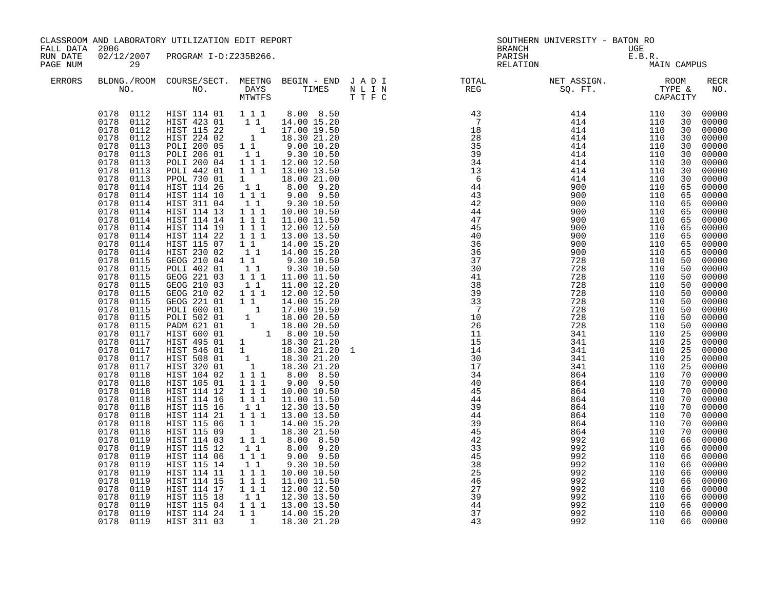CLASSROOM AND LABORATORY UTILIZATION EDIT REPORT
FALL DATA 2006
RUN DATE 02/12/2007 PROGRAM I-D:Z235B266.
PAGE NUM 29

SOUTHERN UNIVERSITY - BATON RO
BRANCH UGE
PARISH E.B.R.
RELATION MAIN CAMPUS

| ERRORS | BLDNG./ROOM NO. | COURSE/SECT. NO. | MEETNG DAYS MTWTFS | BEGIN - END TIMES | J A D I N L I N T T F C | TOTAL REG | NET ASSIGN. SQ. FT. | ROOM TYPE & CAPACITY | | RECR NO. |
|---|---|---|---|---|---|---|---|---|---|---|
| | 0178 0112 | HIST 114 01 | 1 1 1 | 8.00 8.50 | | 43 | 414 | 110 | 30 | 00000 |
| | 0178 0112 | HIST 423 01 | 1 1 | 14.00 15.20 | | 7 | 414 | 110 | 30 | 00000 |
| | 0178 0112 | HIST 115 22 | 1 | 17.00 19.50 | | 18 | 414 | 110 | 30 | 00000 |
| | 0178 0112 | HIST 224 02 | 1 | 18.30 21.20 | | 28 | 414 | 110 | 30 | 00000 |
| | 0178 0113 | POLI 200 05 | 1 1 | 9.00 10.20 | | 35 | 414 | 110 | 30 | 00000 |
| | 0178 0113 | POLI 206 01 | 1 1 | 9.30 10.50 | | 39 | 414 | 110 | 30 | 00000 |
| | 0178 0113 | POLI 200 04 | 1 1 1 | 12.00 12.50 | | 34 | 414 | 110 | 30 | 00000 |
| | 0178 0113 | POLI 442 01 | 1 1 1 | 13.00 13.50 | | 13 | 414 | 110 | 30 | 00000 |
| | 0178 0113 | PPOL 730 01 | 1 | 18.00 21.00 | | 6 | 414 | 110 | 30 | 00000 |
| | 0178 0114 | HIST 114 26 | 1 1 | 8.00 9.20 | | 44 | 900 | 110 | 65 | 00000 |
| | 0178 0114 | HIST 114 10 | 1 1 1 | 9.00 9.50 | | 43 | 900 | 110 | 65 | 00000 |
| | 0178 0114 | HIST 311 04 | 1 1 | 9.30 10.50 | | 42 | 900 | 110 | 65 | 00000 |
| | 0178 0114 | HIST 114 13 | 1 1 1 | 10.00 10.50 | | 44 | 900 | 110 | 65 | 00000 |
| | 0178 0114 | HIST 114 14 | 1 1 1 | 11.00 11.50 | | 47 | 900 | 110 | 65 | 00000 |
| | 0178 0114 | HIST 114 19 | 1 1 1 | 12.00 12.50 | | 45 | 900 | 110 | 65 | 00000 |
| | 0178 0114 | HIST 114 22 | 1 1 1 | 13.00 13.50 | | 40 | 900 | 110 | 65 | 00000 |
| | 0178 0114 | HIST 115 07 | 1 1 | 14.00 15.20 | | 36 | 900 | 110 | 65 | 00000 |
| | 0178 0114 | HIST 230 02 | 1 1 | 14.00 15.20 | | 36 | 900 | 110 | 65 | 00000 |
| | 0178 0115 | GEOG 210 04 | 1 1 | 9.30 10.50 | | 37 | 728 | 110 | 50 | 00000 |
| | 0178 0115 | POLI 402 01 | 1 1 | 9.30 10.50 | | 30 | 728 | 110 | 50 | 00000 |
| | 0178 0115 | GEOG 221 03 | 1 1 1 | 11.00 11.50 | | 41 | 728 | 110 | 50 | 00000 |
| | 0178 0115 | GEOG 210 03 | 1 1 | 11.00 12.20 | | 38 | 728 | 110 | 50 | 00000 |
| | 0178 0115 | GEOG 210 02 | 1 1 1 | 12.00 12.50 | | 39 | 728 | 110 | 50 | 00000 |
| | 0178 0115 | GEOG 221 01 | 1 1 | 14.00 15.20 | | 33 | 728 | 110 | 50 | 00000 |
| | 0178 0115 | POLI 600 01 | 1 | 17.00 19.50 | | 7 | 728 | 110 | 50 | 00000 |
| | 0178 0115 | POLI 502 01 | 1 | 18.00 20.50 | | 10 | 728 | 110 | 50 | 00000 |
| | 0178 0115 | PADM 621 01 | 1 | 18.00 20.50 | | 26 | 728 | 110 | 50 | 00000 |
| | 0178 0117 | HIST 600 01 | 1 | 8.00 10.50 | | 11 | 341 | 110 | 25 | 00000 |
| | 0178 0117 | HIST 495 01 | 1 | 18.30 21.20 | | 15 | 341 | 110 | 25 | 00000 |
| | 0178 0117 | HIST 546 01 | 1 | 18.30 21.20 | 1 | 14 | 341 | 110 | 25 | 00000 |
| | 0178 0117 | HIST 508 01 | 1 | 18.30 21.20 | | 30 | 341 | 110 | 25 | 00000 |
| | 0178 0117 | HIST 320 01 | 1 | 18.30 21.20 | | 17 | 341 | 110 | 25 | 00000 |
| | 0178 0118 | HIST 104 02 | 1 1 1 | 8.00 8.50 | | 34 | 864 | 110 | 70 | 00000 |
| | 0178 0118 | HIST 105 01 | 1 1 1 | 9.00 9.50 | | 40 | 864 | 110 | 70 | 00000 |
| | 0178 0118 | HIST 114 12 | 1 1 1 | 10.00 10.50 | | 45 | 864 | 110 | 70 | 00000 |
| | 0178 0118 | HIST 114 16 | 1 1 1 | 11.00 11.50 | | 44 | 864 | 110 | 70 | 00000 |
| | 0178 0118 | HIST 115 16 | 1 1 | 12.30 13.50 | | 39 | 864 | 110 | 70 | 00000 |
| | 0178 0118 | HIST 114 21 | 1 1 1 | 13.00 13.50 | | 44 | 864 | 110 | 70 | 00000 |
| | 0178 0118 | HIST 115 06 | 1 1 | 14.00 15.20 | | 39 | 864 | 110 | 70 | 00000 |
| | 0178 0118 | HIST 115 09 | 1 | 18.30 21.50 | | 45 | 864 | 110 | 70 | 00000 |
| | 0178 0119 | HIST 114 03 | 1 1 1 | 8.00 8.50 | | 42 | 992 | 110 | 66 | 00000 |
| | 0178 0119 | HIST 115 12 | 1 1 | 8.00 9.20 | | 33 | 992 | 110 | 66 | 00000 |
| | 0178 0119 | HIST 114 06 | 1 1 1 | 9.00 9.50 | | 45 | 992 | 110 | 66 | 00000 |
| | 0178 0119 | HIST 115 14 | 1 1 | 9.30 10.50 | | 38 | 992 | 110 | 66 | 00000 |
| | 0178 0119 | HIST 114 11 | 1 1 1 | 10.00 10.50 | | 25 | 992 | 110 | 66 | 00000 |
| | 0178 0119 | HIST 114 15 | 1 1 1 | 11.00 11.50 | | 46 | 992 | 110 | 66 | 00000 |
| | 0178 0119 | HIST 114 17 | 1 1 1 | 12.00 12.50 | | 27 | 992 | 110 | 66 | 00000 |
| | 0178 0119 | HIST 115 18 | 1 1 | 12.30 13.50 | | 39 | 992 | 110 | 66 | 00000 |
| | 0178 0119 | HIST 115 04 | 1 1 1 | 13.00 13.50 | | 44 | 992 | 110 | 66 | 00000 |
| | 0178 0119 | HIST 114 24 | 1 1 | 14.00 15.20 | | 37 | 992 | 110 | 66 | 00000 |
| | 0178 0119 | HIST 311 03 | 1 | 18.30 21.20 | | 43 | 992 | 110 | 66 | 00000 |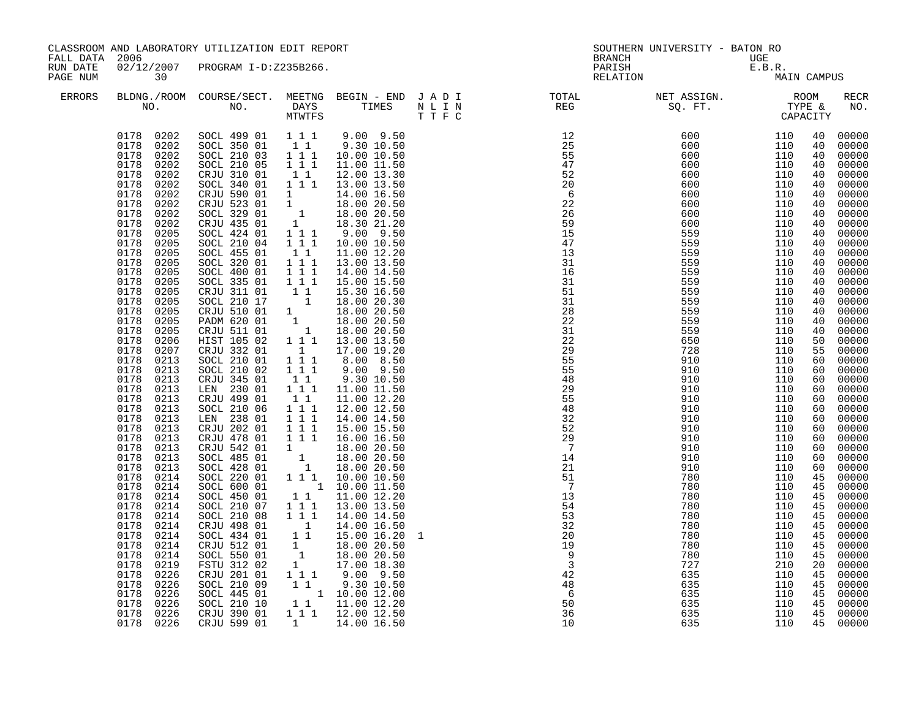CLASSROOM AND LABORATORY UTILIZATION EDIT REPORT
FALL DATA 2006
RUN DATE 02/12/2007 PROGRAM I-D:Z235B266.
PAGE NUM 30

SOUTHERN UNIVERSITY - BATON RO
BRANCH UGE
PARISH E.B.R.
RELATION MAIN CAMPUS

| ERRORS | BLDNG./ROOM NO. | COURSE/SECT. NO. | MEETNG DAYS MTWTFS | BEGIN - END TIMES | J A D I N L I N T T F C | TOTAL REG | NET ASSIGN. SQ. FT. | ROOM TYPE & CAPACITY | | RECR NO. |
|---|---|---|---|---|---|---|---|---|---|---|
| | 0178 0202 | SOCL 499 01 | 1 1 1 | 9.00 9.50 | | 12 | 600 | 110 | 40 | 00000 |
| | 0178 0202 | SOCL 350 01 | 1 1 | 9.30 10.50 | | 25 | 600 | 110 | 40 | 00000 |
| | 0178 0202 | SOCL 210 03 | 1 1 1 | 10.00 10.50 | | 55 | 600 | 110 | 40 | 00000 |
| | 0178 0202 | SOCL 210 05 | 1 1 1 | 11.00 11.50 | | 47 | 600 | 110 | 40 | 00000 |
| | 0178 0202 | CRJU 310 01 | 1 1 | 12.00 13.30 | | 52 | 600 | 110 | 40 | 00000 |
| | 0178 0202 | SOCL 340 01 | 1 1 1 | 13.00 13.50 | | 20 | 600 | 110 | 40 | 00000 |
| | 0178 0202 | CRJU 590 01 | 1 | 14.00 16.50 | | 6 | 600 | 110 | 40 | 00000 |
| | 0178 0202 | CRJU 523 01 | 1 | 18.00 20.50 | | 22 | 600 | 110 | 40 | 00000 |
| | 0178 0202 | SOCL 329 01 | 1 | 18.00 20.50 | | 26 | 600 | 110 | 40 | 00000 |
| | 0178 0202 | CRJU 435 01 | 1 | 18.30 21.20 | | 59 | 600 | 110 | 40 | 00000 |
| | 0178 0205 | SOCL 424 01 | 1 1 1 | 9.00 9.50 | | 15 | 559 | 110 | 40 | 00000 |
| | 0178 0205 | SOCL 210 04 | 1 1 1 | 10.00 10.50 | | 47 | 559 | 110 | 40 | 00000 |
| | 0178 0205 | SOCL 455 01 | 1 1 | 11.00 12.20 | | 13 | 559 | 110 | 40 | 00000 |
| | 0178 0205 | SOCL 320 01 | 1 1 1 | 13.00 13.50 | | 31 | 559 | 110 | 40 | 00000 |
| | 0178 0205 | SOCL 400 01 | 1 1 1 | 14.00 14.50 | | 16 | 559 | 110 | 40 | 00000 |
| | 0178 0205 | SOCL 335 01 | 1 1 1 | 15.00 15.50 | | 31 | 559 | 110 | 40 | 00000 |
| | 0178 0205 | CRJU 311 01 | 1 1 | 15.30 16.50 | | 51 | 559 | 110 | 40 | 00000 |
| | 0178 0205 | SOCL 210 17 | 1 | 18.00 20.30 | | 31 | 559 | 110 | 40 | 00000 |
| | 0178 0205 | CRJU 510 01 | 1 | 18.00 20.50 | | 28 | 559 | 110 | 40 | 00000 |
| | 0178 0205 | PADM 620 01 | 1 | 18.00 20.50 | | 22 | 559 | 110 | 40 | 00000 |
| | 0178 0205 | CRJU 511 01 | 1 | 18.00 20.50 | | 31 | 559 | 110 | 40 | 00000 |
| | 0178 0206 | HIST 105 02 | 1 1 1 | 13.00 13.50 | | 22 | 650 | 110 | 50 | 00000 |
| | 0178 0207 | CRJU 332 01 | 1 | 17.00 19.20 | | 29 | 728 | 110 | 55 | 00000 |
| | 0178 0213 | SOCL 210 01 | 1 1 1 | 8.00 8.50 | | 55 | 910 | 110 | 60 | 00000 |
| | 0178 0213 | SOCL 210 02 | 1 1 1 | 9.00 9.50 | | 55 | 910 | 110 | 60 | 00000 |
| | 0178 0213 | CRJU 345 01 | 1 1 | 9.30 10.50 | | 48 | 910 | 110 | 60 | 00000 |
| | 0178 0213 | LEN 230 01 | 1 1 1 | 11.00 11.50 | | 29 | 910 | 110 | 60 | 00000 |
| | 0178 0213 | CRJU 499 01 | 1 1 | 11.00 12.20 | | 55 | 910 | 110 | 60 | 00000 |
| | 0178 0213 | SOCL 210 06 | 1 1 1 | 12.00 12.50 | | 48 | 910 | 110 | 60 | 00000 |
| | 0178 0213 | LEN 238 01 | 1 1 1 | 14.00 14.50 | | 32 | 910 | 110 | 60 | 00000 |
| | 0178 0213 | CRJU 202 01 | 1 1 1 | 15.00 15.50 | | 52 | 910 | 110 | 60 | 00000 |
| | 0178 0213 | CRJU 478 01 | 1 1 1 | 16.00 16.50 | | 29 | 910 | 110 | 60 | 00000 |
| | 0178 0213 | CRJU 542 01 | 1 | 18.00 20.50 | | 7 | 910 | 110 | 60 | 00000 |
| | 0178 0213 | SOCL 485 01 | 1 | 18.00 20.50 | | 14 | 910 | 110 | 60 | 00000 |
| | 0178 0213 | SOCL 428 01 | 1 | 18.00 20.50 | | 21 | 910 | 110 | 60 | 00000 |
| | 0178 0214 | SOCL 220 01 | 1 1 1 | 10.00 10.50 | | 51 | 780 | 110 | 45 | 00000 |
| | 0178 0214 | SOCL 600 01 | 1 | 10.00 11.50 | | 7 | 780 | 110 | 45 | 00000 |
| | 0178 0214 | SOCL 450 01 | 1 1 | 11.00 12.20 | | 13 | 780 | 110 | 45 | 00000 |
| | 0178 0214 | SOCL 210 07 | 1 1 1 | 13.00 13.50 | | 54 | 780 | 110 | 45 | 00000 |
| | 0178 0214 | SOCL 210 08 | 1 1 1 | 14.00 14.50 | | 53 | 780 | 110 | 45 | 00000 |
| | 0178 0214 | CRJU 498 01 | 1 | 14.00 16.50 | | 32 | 780 | 110 | 45 | 00000 |
| | 0178 0214 | SOCL 434 01 | 1 1 | 15.00 16.20 | 1 | 20 | 780 | 110 | 45 | 00000 |
| | 0178 0214 | CRJU 512 01 | 1 | 18.00 20.50 | | 19 | 780 | 110 | 45 | 00000 |
| | 0178 0214 | SOCL 550 01 | 1 | 18.00 20.50 | | 9 | 780 | 110 | 45 | 00000 |
| | 0178 0219 | FSTU 312 02 | 1 | 17.00 18.30 | | 3 | 727 | 210 | 20 | 00000 |
| | 0178 0226 | CRJU 201 01 | 1 1 1 | 9.00 9.50 | | 42 | 635 | 110 | 45 | 00000 |
| | 0178 0226 | SOCL 210 09 | 1 1 | 9.30 10.50 | | 48 | 635 | 110 | 45 | 00000 |
| | 0178 0226 | SOCL 445 01 | 1 | 10.00 12.00 | | 6 | 635 | 110 | 45 | 00000 |
| | 0178 0226 | SOCL 210 10 | 1 1 | 11.00 12.20 | | 50 | 635 | 110 | 45 | 00000 |
| | 0178 0226 | CRJU 390 01 | 1 1 1 | 12.00 12.50 | | 36 | 635 | 110 | 45 | 00000 |
| | 0178 0226 | CRJU 599 01 | 1 | 14.00 16.50 | | 10 | 635 | 110 | 45 | 00000 |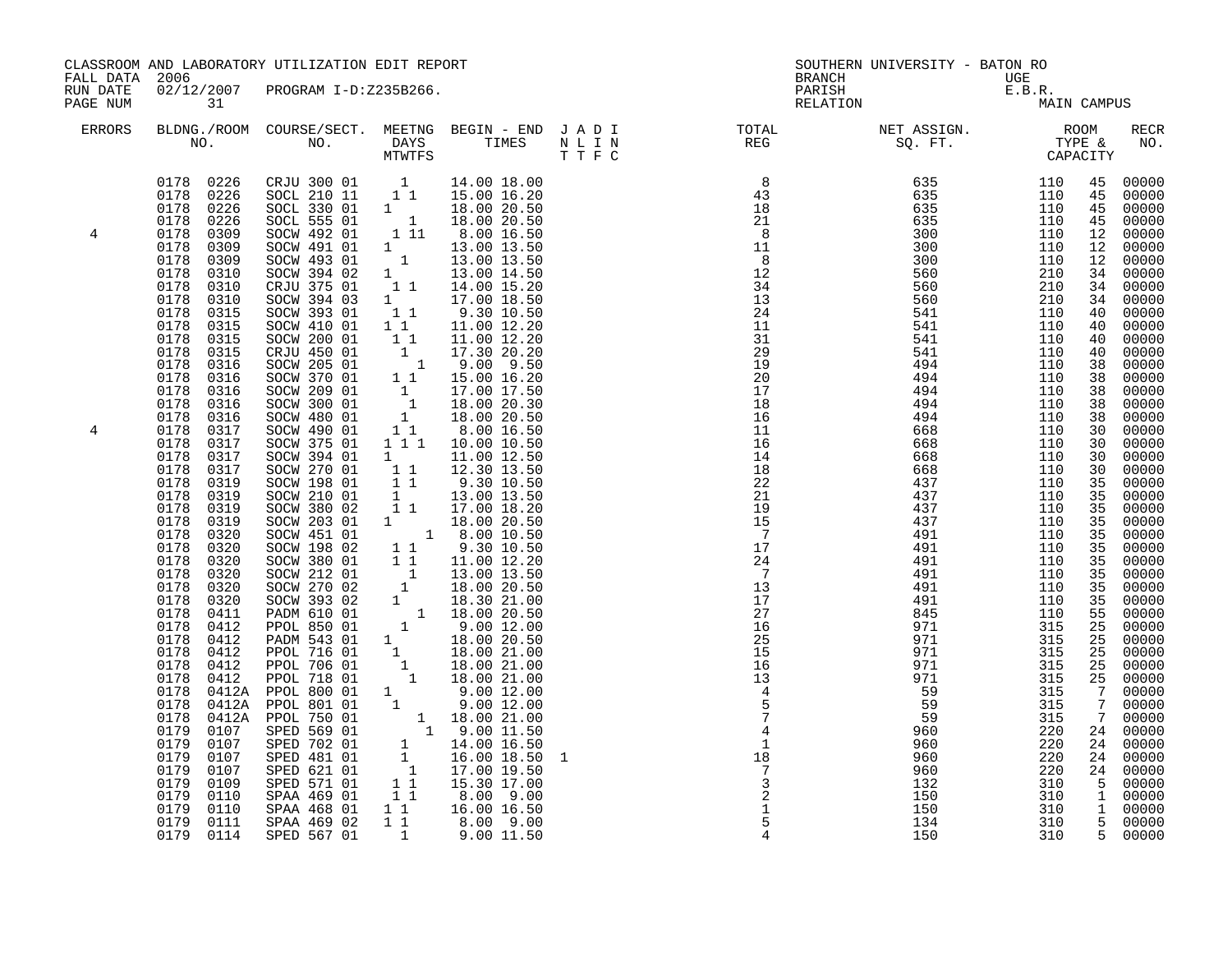CLASSROOM AND LABORATORY UTILIZATION EDIT REPORT
FALL DATA 2006
RUN DATE 02/12/2007 PROGRAM I-D:Z235B266.
PAGE NUM 31

SOUTHERN UNIVERSITY - BATON RO
BRANCH UGE
PARISH E.B.R.
RELATION MAIN CAMPUS

| ERRORS | BLDNG./ROOM NO. | COURSE/SECT. NO. | MEETNG DAYS MTWTFS | BEGIN - END TIMES | J A D I N L I N T T F C | TOTAL REG | NET ASSIGN. SQ. FT. | ROOM TYPE & CAPACITY | | RECR NO. |
|---|---|---|---|---|---|---|---|---|---|---|
| | 0178 0226 | CRJU 300 01 | 1 | 14.00 18.00 | | 8 | 635 | 110 | 45 | 00000 |
| | 0178 0226 | SOCL 210 11 | 1 1 | 15.00 16.20 | | 43 | 635 | 110 | 45 | 00000 |
| | 0178 0226 | SOCL 330 01 | 1 | 18.00 20.50 | | 18 | 635 | 110 | 45 | 00000 |
| | 0178 0226 | SOCL 555 01 | 1 | 18.00 20.50 | | 21 | 635 | 110 | 45 | 00000 |
| 4 | 0178 0309 | SOCW 492 01 | 1 11 | 8.00 16.50 | | 8 | 300 | 110 | 12 | 00000 |
| | 0178 0309 | SOCW 491 01 | 1 | 13.00 13.50 | | 11 | 300 | 110 | 12 | 00000 |
| | 0178 0309 | SOCW 493 01 | 1 | 13.00 13.50 | | 8 | 300 | 110 | 12 | 00000 |
| | 0178 0310 | SOCW 394 02 | 1 | 13.00 14.50 | | 12 | 560 | 210 | 34 | 00000 |
| | 0178 0310 | CRJU 375 01 | 1 1 | 14.00 15.20 | | 34 | 560 | 210 | 34 | 00000 |
| | 0178 0310 | SOCW 394 03 | 1 | 17.00 18.50 | | 13 | 560 | 210 | 34 | 00000 |
| | 0178 0315 | SOCW 393 01 | 1 1 | 9.30 10.50 | | 24 | 541 | 110 | 40 | 00000 |
| | 0178 0315 | SOCW 410 01 | 1 1 | 11.00 12.20 | | 11 | 541 | 110 | 40 | 00000 |
| | 0178 0315 | SOCW 200 01 | 1 1 | 11.00 12.20 | | 31 | 541 | 110 | 40 | 00000 |
| | 0178 0315 | CRJU 450 01 | 1 | 17.30 20.20 | | 29 | 541 | 110 | 40 | 00000 |
| | 0178 0316 | SOCW 205 01 | 1 | 9.00 9.50 | | 19 | 494 | 110 | 38 | 00000 |
| | 0178 0316 | SOCW 370 01 | 1 1 | 15.00 16.20 | | 20 | 494 | 110 | 38 | 00000 |
| | 0178 0316 | SOCW 209 01 | 1 | 17.00 17.50 | | 17 | 494 | 110 | 38 | 00000 |
| | 0178 0316 | SOCW 300 01 | 1 | 18.00 20.30 | | 18 | 494 | 110 | 38 | 00000 |
| | 0178 0316 | SOCW 480 01 | 1 | 18.00 20.50 | | 16 | 494 | 110 | 38 | 00000 |
| 4 | 0178 0317 | SOCW 490 01 | 1 1 | 8.00 16.50 | | 11 | 668 | 110 | 30 | 00000 |
| | 0178 0317 | SOCW 375 01 | 1 1 1 | 10.00 10.50 | | 16 | 668 | 110 | 30 | 00000 |
| | 0178 0317 | SOCW 394 01 | 1 | 11.00 12.50 | | 14 | 668 | 110 | 30 | 00000 |
| | 0178 0317 | SOCW 270 01 | 1 1 | 12.30 13.50 | | 18 | 668 | 110 | 30 | 00000 |
| | 0178 0319 | SOCW 198 01 | 1 1 | 9.30 10.50 | | 22 | 437 | 110 | 35 | 00000 |
| | 0178 0319 | SOCW 210 01 | 1 | 13.00 13.50 | | 21 | 437 | 110 | 35 | 00000 |
| | 0178 0319 | SOCW 380 02 | 1 1 | 17.00 18.20 | | 19 | 437 | 110 | 35 | 00000 |
| | 0178 0319 | SOCW 203 01 | 1 | 18.00 20.50 | | 15 | 437 | 110 | 35 | 00000 |
| | 0178 0320 | SOCW 451 01 | 1 | 8.00 10.50 | | 7 | 491 | 110 | 35 | 00000 |
| | 0178 0320 | SOCW 198 02 | 1 1 | 9.30 10.50 | | 17 | 491 | 110 | 35 | 00000 |
| | 0178 0320 | SOCW 380 01 | 1 1 | 11.00 12.20 | | 24 | 491 | 110 | 35 | 00000 |
| | 0178 0320 | SOCW 212 01 | 1 | 13.00 13.50 | | 7 | 491 | 110 | 35 | 00000 |
| | 0178 0320 | SOCW 270 02 | 1 | 18.00 20.50 | | 13 | 491 | 110 | 35 | 00000 |
| | 0178 0320 | SOCW 393 02 | 1 | 18.30 21.00 | | 17 | 491 | 110 | 35 | 00000 |
| | 0178 0411 | PADM 610 01 | 1 | 18.00 20.50 | | 27 | 845 | 110 | 55 | 00000 |
| | 0178 0412 | PPOL 850 01 | 1 | 9.00 12.00 | | 16 | 971 | 315 | 25 | 00000 |
| | 0178 0412 | PADM 543 01 | 1 | 18.00 20.50 | | 25 | 971 | 315 | 25 | 00000 |
| | 0178 0412 | PPOL 716 01 | 1 | 18.00 21.00 | | 15 | 971 | 315 | 25 | 00000 |
| | 0178 0412 | PPOL 706 01 | 1 | 18.00 21.00 | | 16 | 971 | 315 | 25 | 00000 |
| | 0178 0412 | PPOL 718 01 | 1 | 18.00 21.00 | | 13 | 971 | 315 | 25 | 00000 |
| | 0178 0412A | PPOL 800 01 | 1 | 9.00 12.00 | | 4 | 59 | 315 | 7 | 00000 |
| | 0178 0412A | PPOL 801 01 | 1 | 9.00 12.00 | | 5 | 59 | 315 | 7 | 00000 |
| | 0178 0412A | PPOL 750 01 | 1 | 18.00 21.00 | | 7 | 59 | 315 | 7 | 00000 |
| | 0179 0107 | SPED 569 01 | 1 | 9.00 11.50 | | 4 | 960 | 220 | 24 | 00000 |
| | 0179 0107 | SPED 702 01 | 1 | 14.00 16.50 | | 1 | 960 | 220 | 24 | 00000 |
| | 0179 0107 | SPED 481 01 | 1 | 16.00 18.50 | 1 | 18 | 960 | 220 | 24 | 00000 |
| | 0179 0107 | SPED 621 01 | 1 | 17.00 19.50 | | 7 | 960 | 220 | 24 | 00000 |
| | 0179 0109 | SPED 571 01 | 1 1 | 15.30 17.00 | | 3 | 132 | 310 | 5 | 00000 |
| | 0179 0110 | SPAA 469 01 | 1 1 | 8.00 9.00 | | 2 | 150 | 310 | 1 | 00000 |
| | 0179 0110 | SPAA 468 01 | 1 1 | 16.00 16.50 | | 1 | 150 | 310 | 1 | 00000 |
| | 0179 0111 | SPAA 469 02 | 1 1 | 8.00 9.00 | | 5 | 134 | 310 | 5 | 00000 |
| | 0179 0114 | SPED 567 01 | 1 | 9.00 11.50 | | 4 | 150 | 310 | 5 | 00000 |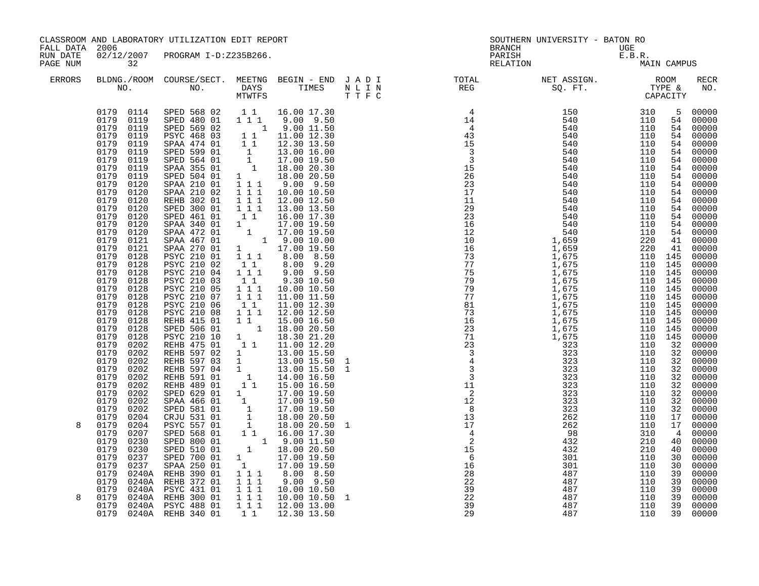CLASSROOM AND LABORATORY UTILIZATION EDIT REPORT
FALL DATA 2006
RUN DATE 02/12/2007 PROGRAM I-D:Z235B266.

SOUTHERN UNIVERSITY - BATON RO
BRANCH UGE
PARISH E.B.R.
RELATION MAIN CAMPUS

| ERRORS | BLDNG./ROOM NO. | COURSE/SECT. NO. | MEETNG DAYS MTWTFS | BEGIN - END TIMES | J A D I N L I N T T F C | TOTAL REG | NET ASSIGN. SQ. FT. | ROOM TYPE & CAPACITY | | RECR NO. |
|---|---|---|---|---|---|---|---|---|---|---|
| | 0179 0114 | SPED 568 02 | 1 1 | 16.00 17.30 | | 4 | 150 | 310 | 5 | 00000 |
| | 0179 0119 | SPED 480 01 | 1 1 1 | 9.00 9.50 | | 14 | 540 | 110 | 54 | 00000 |
| | 0179 0119 | SPED 569 02 | 1 | 9.00 11.50 | | 4 | 540 | 110 | 54 | 00000 |
| | 0179 0119 | PSYC 468 03 | 1 1 | 11.00 12.30 | | 43 | 540 | 110 | 54 | 00000 |
| | 0179 0119 | SPAA 474 01 | 1 1 | 12.30 13.50 | | 15 | 540 | 110 | 54 | 00000 |
| | 0179 0119 | SPED 599 01 | 1 | 13.00 16.00 | | 3 | 540 | 110 | 54 | 00000 |
| | 0179 0119 | SPED 564 01 | 1 | 17.00 19.50 | | 3 | 540 | 110 | 54 | 00000 |
| | 0179 0119 | SPAA 355 01 | 1 | 18.00 20.30 | | 15 | 540 | 110 | 54 | 00000 |
| | 0179 0119 | SPED 504 01 | 1 | 18.00 20.50 | | 26 | 540 | 110 | 54 | 00000 |
| | 0179 0120 | SPAA 210 01 | 1 1 1 | 9.00 9.50 | | 23 | 540 | 110 | 54 | 00000 |
| | 0179 0120 | SPAA 210 02 | 1 1 1 | 10.00 10.50 | | 17 | 540 | 110 | 54 | 00000 |
| | 0179 0120 | REHB 302 01 | 1 1 1 | 12.00 12.50 | | 11 | 540 | 110 | 54 | 00000 |
| | 0179 0120 | SPED 300 01 | 1 1 1 | 13.00 13.50 | | 29 | 540 | 110 | 54 | 00000 |
| | 0179 0120 | SPED 461 01 | 1 1 | 16.00 17.30 | | 23 | 540 | 110 | 54 | 00000 |
| | 0179 0120 | SPAA 340 01 | 1 | 17.00 19.50 | | 16 | 540 | 110 | 54 | 00000 |
| | 0179 0120 | SPAA 472 01 | 1 | 17.00 19.50 | | 12 | 540 | 110 | 54 | 00000 |
| | 0179 0121 | SPAA 467 01 | 1 | 9.00 10.00 | | 10 | 1,659 | 220 | 41 | 00000 |
| | 0179 0121 | SPAA 270 01 | 1 | 17.00 19.50 | | 16 | 1,659 | 220 | 41 | 00000 |
| | 0179 0128 | PSYC 210 01 | 1 1 1 | 8.00 8.50 | | 73 | 1,675 | 110 | 145 | 00000 |
| | 0179 0128 | PSYC 210 02 | 1 1 | 8.00 9.20 | | 77 | 1,675 | 110 | 145 | 00000 |
| | 0179 0128 | PSYC 210 04 | 1 1 1 | 9.00 9.50 | | 75 | 1,675 | 110 | 145 | 00000 |
| | 0179 0128 | PSYC 210 03 | 1 1 | 9.30 10.50 | | 79 | 1,675 | 110 | 145 | 00000 |
| | 0179 0128 | PSYC 210 05 | 1 1 1 | 10.00 10.50 | | 79 | 1,675 | 110 | 145 | 00000 |
| | 0179 0128 | PSYC 210 07 | 1 1 1 | 11.00 11.50 | | 77 | 1,675 | 110 | 145 | 00000 |
| | 0179 0128 | PSYC 210 06 | 1 1 | 11.00 12.30 | | 81 | 1,675 | 110 | 145 | 00000 |
| | 0179 0128 | PSYC 210 08 | 1 1 1 | 12.00 12.50 | | 73 | 1,675 | 110 | 145 | 00000 |
| | 0179 0128 | REHB 415 01 | 1 1 | 15.00 16.50 | | 16 | 1,675 | 110 | 145 | 00000 |
| | 0179 0128 | SPED 506 01 | 1 | 18.00 20.50 | | 23 | 1,675 | 110 | 145 | 00000 |
| | 0179 0128 | PSYC 210 10 | 1 | 18.30 21.20 | | 71 | 1,675 | 110 | 145 | 00000 |
| | 0179 0202 | REHB 475 01 | 1 1 | 11.00 12.20 | | 23 | 323 | 110 | 32 | 00000 |
| | 0179 0202 | REHB 597 02 | 1 | 13.00 15.50 | | 3 | 323 | 110 | 32 | 00000 |
| | 0179 0202 | REHB 597 03 | 1 | 13.00 15.50 | 1 | 4 | 323 | 110 | 32 | 00000 |
| | 0179 0202 | REHB 597 04 | 1 | 13.00 15.50 | 1 | 3 | 323 | 110 | 32 | 00000 |
| | 0179 0202 | REHB 591 01 | 1 | 14.00 16.50 | | 3 | 323 | 110 | 32 | 00000 |
| | 0179 0202 | REHB 489 01 | 1 1 | 15.00 16.50 | | 11 | 323 | 110 | 32 | 00000 |
| | 0179 0202 | SPED 629 01 | 1 | 17.00 19.50 | | 2 | 323 | 110 | 32 | 00000 |
| | 0179 0202 | SPAA 466 01 | 1 | 17.00 19.50 | | 12 | 323 | 110 | 32 | 00000 |
| | 0179 0202 | SPED 581 01 | 1 | 17.00 19.50 | | 8 | 323 | 110 | 32 | 00000 |
| | 0179 0204 | CRJU 531 01 | 1 | 18.00 20.50 | | 13 | 262 | 110 | 17 | 00000 |
| 8 | 0179 0204 | PSYC 557 01 | 1 | 18.00 20.50 | 1 | 17 | 262 | 110 | 17 | 00000 |
| | 0179 0207 | SPED 568 01 | 1 1 | 16.00 17.30 | | 4 | 98 | 310 | 4 | 00000 |
| | 0179 0230 | SPED 800 01 | 1 | 9.00 11.50 | | 2 | 432 | 210 | 40 | 00000 |
| | 0179 0230 | SPED 510 01 | 1 | 18.00 20.50 | | 15 | 432 | 210 | 40 | 00000 |
| | 0179 0237 | SPED 700 01 | 1 | 17.00 19.50 | | 6 | 301 | 110 | 30 | 00000 |
| | 0179 0237 | SPAA 250 01 | 1 | 17.00 19.50 | | 16 | 301 | 110 | 30 | 00000 |
| | 0179 0240A | REHB 390 01 | 1 1 1 | 8.00 8.50 | | 28 | 487 | 110 | 39 | 00000 |
| | 0179 0240A | REHB 372 01 | 1 1 1 | 9.00 9.50 | | 22 | 487 | 110 | 39 | 00000 |
| | 0179 0240A | PSYC 431 01 | 1 1 1 | 10.00 10.50 | | 39 | 487 | 110 | 39 | 00000 |
| 8 | 0179 0240A | REHB 300 01 | 1 1 1 | 10.00 10.50 | 1 | 22 | 487 | 110 | 39 | 00000 |
| | 0179 0240A | PSYC 488 01 | 1 1 1 | 12.00 13.00 | | 39 | 487 | 110 | 39 | 00000 |
| | 0179 0240A | REHB 340 01 | 1 1 | 12.30 13.50 | | 29 | 487 | 110 | 39 | 00000 |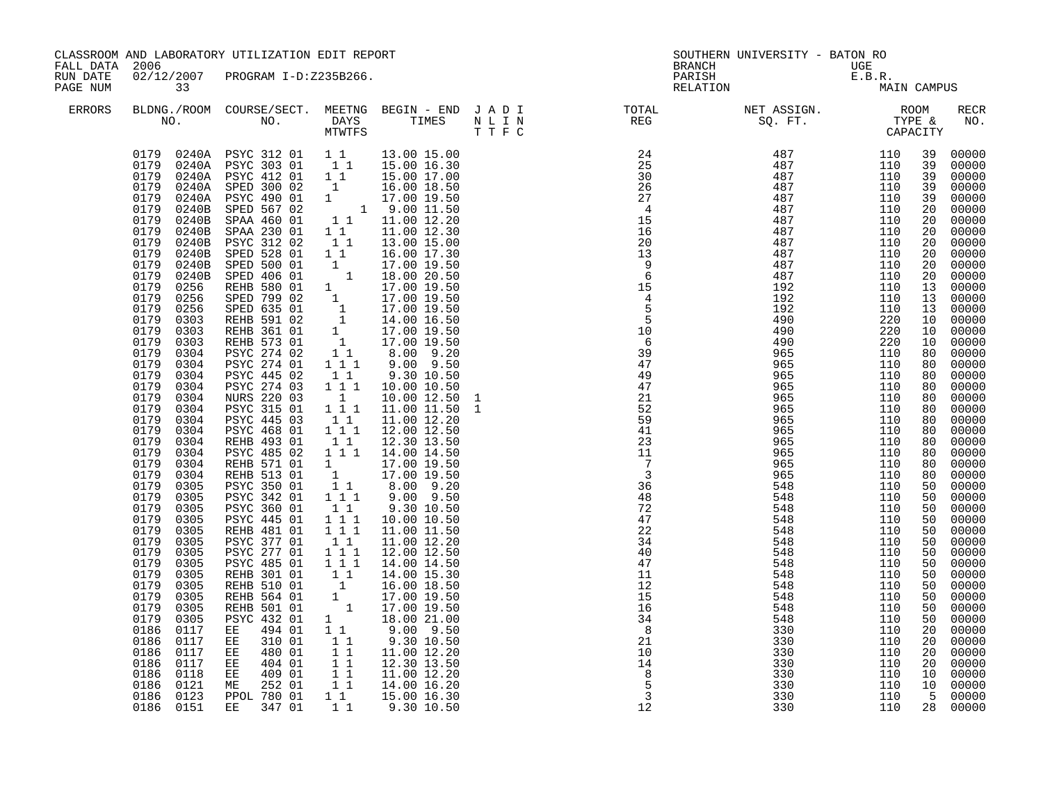CLASSROOM AND LABORATORY UTILIZATION EDIT REPORT — SOUTHERN UNIVERSITY - BATON RO

FALL DATA 2006 — BRANCH: UGE

RUN DATE 02/12/2007 PROGRAM I-D:Z235B266. — PARISH: E.B.R.

PAGE NUM 33 — RELATION: MAIN CAMPUS

| ERRORS | BLDNG./ROOM NO. | COURSE/SECT. NO. | MEETNG DAYS MTWTFS | BEGIN - END TIMES | J A D I / N L I N / T T F C | TOTAL REG | NET ASSIGN. SQ. FT. | ROOM TYPE & CAPACITY | | RECR NO. |
|---|---|---|---|---|---|---|---|---|---|---|
| | 0179 0240A | PSYC 312 01 | 1 1 | 13.00 15.00 | | 24 | 487 | 110 | 39 | 00000 |
| | 0179 0240A | PSYC 303 01 | 1 1 | 15.00 16.30 | | 25 | 487 | 110 | 39 | 00000 |
| | 0179 0240A | PSYC 412 01 | 1 1 | 15.00 17.00 | | 30 | 487 | 110 | 39 | 00000 |
| | 0179 0240A | SPED 300 02 | 1 | 16.00 18.50 | | 26 | 487 | 110 | 39 | 00000 |
| | 0179 0240A | PSYC 490 01 | 1 | 17.00 19.50 | | 27 | 487 | 110 | 39 | 00000 |
| | 0179 0240B | SPED 567 02 | 1 | 9.00 11.50 | | 4 | 487 | 110 | 20 | 00000 |
| | 0179 0240B | SPAA 460 01 | 1 1 | 11.00 12.20 | | 15 | 487 | 110 | 20 | 00000 |
| | 0179 0240B | SPAA 230 01 | 1 1 | 11.00 12.30 | | 16 | 487 | 110 | 20 | 00000 |
| | 0179 0240B | PSYC 312 02 | 1 1 | 13.00 15.00 | | 20 | 487 | 110 | 20 | 00000 |
| | 0179 0240B | SPED 528 01 | 1 1 | 16.00 17.30 | | 13 | 487 | 110 | 20 | 00000 |
| | 0179 0240B | SPED 500 01 | 1 | 17.00 19.50 | | 9 | 487 | 110 | 20 | 00000 |
| | 0179 0240B | SPED 406 01 | 1 | 18.00 20.50 | | 6 | 487 | 110 | 20 | 00000 |
| | 0179 0256 | REHB 580 01 | 1 | 17.00 19.50 | | 15 | 192 | 110 | 13 | 00000 |
| | 0179 0256 | SPED 799 02 | 1 | 17.00 19.50 | | 4 | 192 | 110 | 13 | 00000 |
| | 0179 0256 | SPED 635 01 | 1 | 17.00 19.50 | | 5 | 192 | 110 | 13 | 00000 |
| | 0179 0303 | REHB 591 02 | 1 | 14.00 16.50 | | 5 | 490 | 220 | 10 | 00000 |
| | 0179 0303 | REHB 361 01 | 1 | 17.00 19.50 | | 10 | 490 | 220 | 10 | 00000 |
| | 0179 0303 | REHB 573 01 | 1 | 17.00 19.50 | | 6 | 490 | 220 | 10 | 00000 |
| | 0179 0304 | PSYC 274 02 | 1 1 | 8.00 9.20 | | 39 | 965 | 110 | 80 | 00000 |
| | 0179 0304 | PSYC 274 01 | 1 1 1 | 9.00 9.50 | | 47 | 965 | 110 | 80 | 00000 |
| | 0179 0304 | PSYC 445 02 | 1 1 | 9.30 10.50 | | 49 | 965 | 110 | 80 | 00000 |
| | 0179 0304 | PSYC 274 03 | 1 1 1 | 10.00 10.50 | | 47 | 965 | 110 | 80 | 00000 |
| | 0179 0304 | NURS 220 03 | 1 | 10.00 12.50 | 1 | 21 | 965 | 110 | 80 | 00000 |
| | 0179 0304 | PSYC 315 01 | 1 1 1 | 11.00 11.50 | 1 | 52 | 965 | 110 | 80 | 00000 |
| | 0179 0304 | PSYC 445 03 | 1 1 | 11.00 12.20 | | 59 | 965 | 110 | 80 | 00000 |
| | 0179 0304 | PSYC 468 01 | 1 1 1 | 12.00 12.50 | | 41 | 965 | 110 | 80 | 00000 |
| | 0179 0304 | REHB 493 01 | 1 1 | 12.30 13.50 | | 23 | 965 | 110 | 80 | 00000 |
| | 0179 0304 | PSYC 485 02 | 1 1 1 | 14.00 14.50 | | 11 | 965 | 110 | 80 | 00000 |
| | 0179 0304 | REHB 571 01 | 1 | 17.00 19.50 | | 7 | 965 | 110 | 80 | 00000 |
| | 0179 0304 | REHB 513 01 | 1 | 17.00 19.50 | | 3 | 965 | 110 | 80 | 00000 |
| | 0179 0305 | PSYC 350 01 | 1 1 | 8.00 9.20 | | 36 | 548 | 110 | 50 | 00000 |
| | 0179 0305 | PSYC 342 01 | 1 1 1 | 9.00 9.50 | | 48 | 548 | 110 | 50 | 00000 |
| | 0179 0305 | PSYC 360 01 | 1 1 | 9.30 10.50 | | 72 | 548 | 110 | 50 | 00000 |
| | 0179 0305 | PSYC 445 01 | 1 1 1 | 10.00 10.50 | | 47 | 548 | 110 | 50 | 00000 |
| | 0179 0305 | REHB 481 01 | 1 1 1 | 11.00 11.50 | | 22 | 548 | 110 | 50 | 00000 |
| | 0179 0305 | PSYC 377 01 | 1 1 | 11.00 12.20 | | 34 | 548 | 110 | 50 | 00000 |
| | 0179 0305 | PSYC 277 01 | 1 1 1 | 12.00 12.50 | | 40 | 548 | 110 | 50 | 00000 |
| | 0179 0305 | PSYC 485 01 | 1 1 1 | 14.00 14.50 | | 47 | 548 | 110 | 50 | 00000 |
| | 0179 0305 | REHB 301 01 | 1 1 | 14.00 15.30 | | 11 | 548 | 110 | 50 | 00000 |
| | 0179 0305 | REHB 510 01 | 1 | 16.00 18.50 | | 12 | 548 | 110 | 50 | 00000 |
| | 0179 0305 | REHB 564 01 | 1 | 17.00 19.50 | | 15 | 548 | 110 | 50 | 00000 |
| | 0179 0305 | REHB 501 01 | 1 | 17.00 19.50 | | 16 | 548 | 110 | 50 | 00000 |
| | 0179 0305 | PSYC 432 01 | 1 | 18.00 21.00 | | 34 | 548 | 110 | 50 | 00000 |
| | 0186 0117 | EE 494 01 | 1 1 | 9.00 9.50 | | 8 | 330 | 110 | 20 | 00000 |
| | 0186 0117 | EE 310 01 | 1 1 | 9.30 10.50 | | 21 | 330 | 110 | 20 | 00000 |
| | 0186 0117 | EE 480 01 | 1 1 | 11.00 12.20 | | 10 | 330 | 110 | 20 | 00000 |
| | 0186 0117 | EE 404 01 | 1 1 | 12.30 13.50 | | 14 | 330 | 110 | 20 | 00000 |
| | 0186 0118 | EE 409 01 | 1 1 | 11.00 12.20 | | 8 | 330 | 110 | 10 | 00000 |
| | 0186 0121 | ME 252 01 | 1 1 | 14.00 16.20 | | 5 | 330 | 110 | 10 | 00000 |
| | 0186 0123 | PPOL 780 01 | 1 1 | 15.00 16.30 | | 3 | 330 | 110 | 5 | 00000 |
| | 0186 0151 | EE 347 01 | 1 1 | 9.30 10.50 | | 12 | 330 | 110 | 28 | 00000 |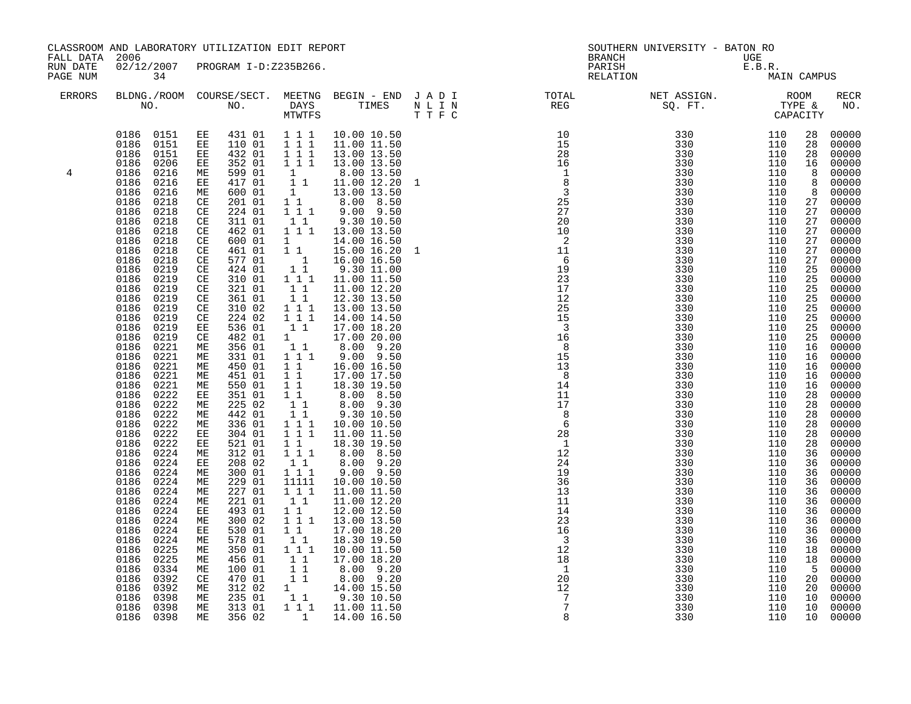CLASSROOM AND LABORATORY UTILIZATION EDIT REPORT
FALL DATA 2006
RUN DATE 02/12/2007 PROGRAM I-D:Z235B266.
PAGE NUM 34

SOUTHERN UNIVERSITY - BATON RO
BRANCH UGE
PARISH E.B.R.
RELATION MAIN CAMPUS

| ERRORS | BLDNG./ROOM NO. | COURSE/SECT. NO. | MEETNG DAYS MTWTFS | BEGIN - END TIMES | J A D I N L I N T T F C | TOTAL REG | NET ASSIGN. SQ. FT. | ROOM TYPE & CAPACITY | | RECR NO. |
|---|---|---|---|---|---|---|---|---|---|---|
| | 0186 0151 | EE 431 01 | 1 1 1 | 10.00 10.50 | | 10 | 330 | 110 | 28 | 00000 |
| | 0186 0151 | EE 110 01 | 1 1 1 | 11.00 11.50 | | 15 | 330 | 110 | 28 | 00000 |
| | 0186 0151 | EE 432 01 | 1 1 1 | 13.00 13.50 | | 28 | 330 | 110 | 28 | 00000 |
| | 0186 0206 | EE 352 01 | 1 1 1 | 13.00 13.50 | | 16 | 330 | 110 | 16 | 00000 |
| 4 | 0186 0216 | ME 599 01 | 1 | 8.00 13.50 | | 1 | 330 | 110 | 8 | 00000 |
| | 0186 0216 | EE 417 01 | 1 1 | 11.00 12.20 | 1 | 8 | 330 | 110 | 8 | 00000 |
| | 0186 0216 | ME 600 01 | 1 | 13.00 13.50 | | 3 | 330 | 110 | 8 | 00000 |
| | 0186 0218 | CE 201 01 | 1 1 | 8.00 8.50 | | 25 | 330 | 110 | 27 | 00000 |
| | 0186 0218 | CE 224 01 | 1 1 1 | 9.00 9.50 | | 27 | 330 | 110 | 27 | 00000 |
| | 0186 0218 | CE 311 01 | 1 1 | 9.30 10.50 | | 20 | 330 | 110 | 27 | 00000 |
| | 0186 0218 | CE 462 01 | 1 1 1 | 13.00 13.50 | | 10 | 330 | 110 | 27 | 00000 |
| | 0186 0218 | CE 600 01 | 1 | 14.00 16.50 | | 2 | 330 | 110 | 27 | 00000 |
| | 0186 0218 | CE 461 01 | 1 1 | 15.00 16.20 | 1 | 11 | 330 | 110 | 27 | 00000 |
| | 0186 0218 | CE 577 01 | 1 | 16.00 16.50 | | 6 | 330 | 110 | 27 | 00000 |
| | 0186 0219 | CE 424 01 | 1 1 | 9.30 11.00 | | 19 | 330 | 110 | 25 | 00000 |
| | 0186 0219 | CE 310 01 | 1 1 1 | 11.00 11.50 | | 23 | 330 | 110 | 25 | 00000 |
| | 0186 0219 | CE 321 01 | 1 1 | 11.00 12.20 | | 17 | 330 | 110 | 25 | 00000 |
| | 0186 0219 | CE 361 01 | 1 1 | 12.30 13.50 | | 12 | 330 | 110 | 25 | 00000 |
| | 0186 0219 | CE 310 02 | 1 1 1 | 13.00 13.50 | | 25 | 330 | 110 | 25 | 00000 |
| | 0186 0219 | CE 224 02 | 1 1 1 | 14.00 14.50 | | 15 | 330 | 110 | 25 | 00000 |
| | 0186 0219 | EE 536 01 | 1 1 | 17.00 18.20 | | 3 | 330 | 110 | 25 | 00000 |
| | 0186 0219 | CE 482 01 | 1 | 17.00 20.00 | | 16 | 330 | 110 | 25 | 00000 |
| | 0186 0221 | ME 356 01 | 1 1 | 8.00 9.20 | | 8 | 330 | 110 | 16 | 00000 |
| | 0186 0221 | ME 331 01 | 1 1 1 | 9.00 9.50 | | 15 | 330 | 110 | 16 | 00000 |
| | 0186 0221 | ME 450 01 | 1 1 | 16.00 16.50 | | 13 | 330 | 110 | 16 | 00000 |
| | 0186 0221 | ME 451 01 | 1 1 | 17.00 17.50 | | 8 | 330 | 110 | 16 | 00000 |
| | 0186 0221 | ME 550 01 | 1 1 | 18.30 19.50 | | 14 | 330 | 110 | 16 | 00000 |
| | 0186 0222 | EE 351 01 | 1 1 | 8.00 8.50 | | 11 | 330 | 110 | 28 | 00000 |
| | 0186 0222 | ME 225 02 | 1 1 | 8.00 9.30 | | 17 | 330 | 110 | 28 | 00000 |
| | 0186 0222 | ME 442 01 | 1 1 | 9.30 10.50 | | 8 | 330 | 110 | 28 | 00000 |
| | 0186 0222 | ME 336 01 | 1 1 1 | 10.00 10.50 | | 6 | 330 | 110 | 28 | 00000 |
| | 0186 0222 | EE 304 01 | 1 1 1 | 11.00 11.50 | | 28 | 330 | 110 | 28 | 00000 |
| | 0186 0222 | EE 521 01 | 1 1 | 18.30 19.50 | | 1 | 330 | 110 | 28 | 00000 |
| | 0186 0224 | ME 312 01 | 1 1 1 | 8.00 8.50 | | 12 | 330 | 110 | 36 | 00000 |
| | 0186 0224 | EE 208 02 | 1 1 | 8.00 9.20 | | 24 | 330 | 110 | 36 | 00000 |
| | 0186 0224 | ME 300 01 | 1 1 1 | 9.00 9.50 | | 19 | 330 | 110 | 36 | 00000 |
| | 0186 0224 | ME 229 01 | 11111 | 10.00 10.50 | | 36 | 330 | 110 | 36 | 00000 |
| | 0186 0224 | ME 227 01 | 1 1 1 | 11.00 11.50 | | 13 | 330 | 110 | 36 | 00000 |
| | 0186 0224 | ME 221 01 | 1 1 | 11.00 12.20 | | 11 | 330 | 110 | 36 | 00000 |
| | 0186 0224 | EE 493 01 | 1 1 | 12.00 12.50 | | 14 | 330 | 110 | 36 | 00000 |
| | 0186 0224 | ME 300 02 | 1 1 1 | 13.00 13.50 | | 23 | 330 | 110 | 36 | 00000 |
| | 0186 0224 | EE 530 01 | 1 1 | 17.00 18.20 | | 16 | 330 | 110 | 36 | 00000 |
| | 0186 0224 | ME 578 01 | 1 1 | 18.30 19.50 | | 3 | 330 | 110 | 36 | 00000 |
| | 0186 0225 | ME 350 01 | 1 1 1 | 10.00 11.50 | | 12 | 330 | 110 | 18 | 00000 |
| | 0186 0225 | ME 456 01 | 1 1 | 17.00 18.20 | | 18 | 330 | 110 | 18 | 00000 |
| | 0186 0334 | ME 100 01 | 1 1 | 8.00 9.20 | | 1 | 330 | 110 | 5 | 00000 |
| | 0186 0392 | CE 470 01 | 1 1 | 8.00 9.20 | | 20 | 330 | 110 | 20 | 00000 |
| | 0186 0392 | ME 312 02 | 1 | 14.00 15.50 | | 12 | 330 | 110 | 20 | 00000 |
| | 0186 0398 | ME 235 01 | 1 1 | 9.30 10.50 | | 7 | 330 | 110 | 10 | 00000 |
| | 0186 0398 | ME 313 01 | 1 1 1 | 11.00 11.50 | | 7 | 330 | 110 | 10 | 00000 |
| | 0186 0398 | ME 356 02 | 1 | 14.00 16.50 | | 8 | 330 | 110 | 10 | 00000 |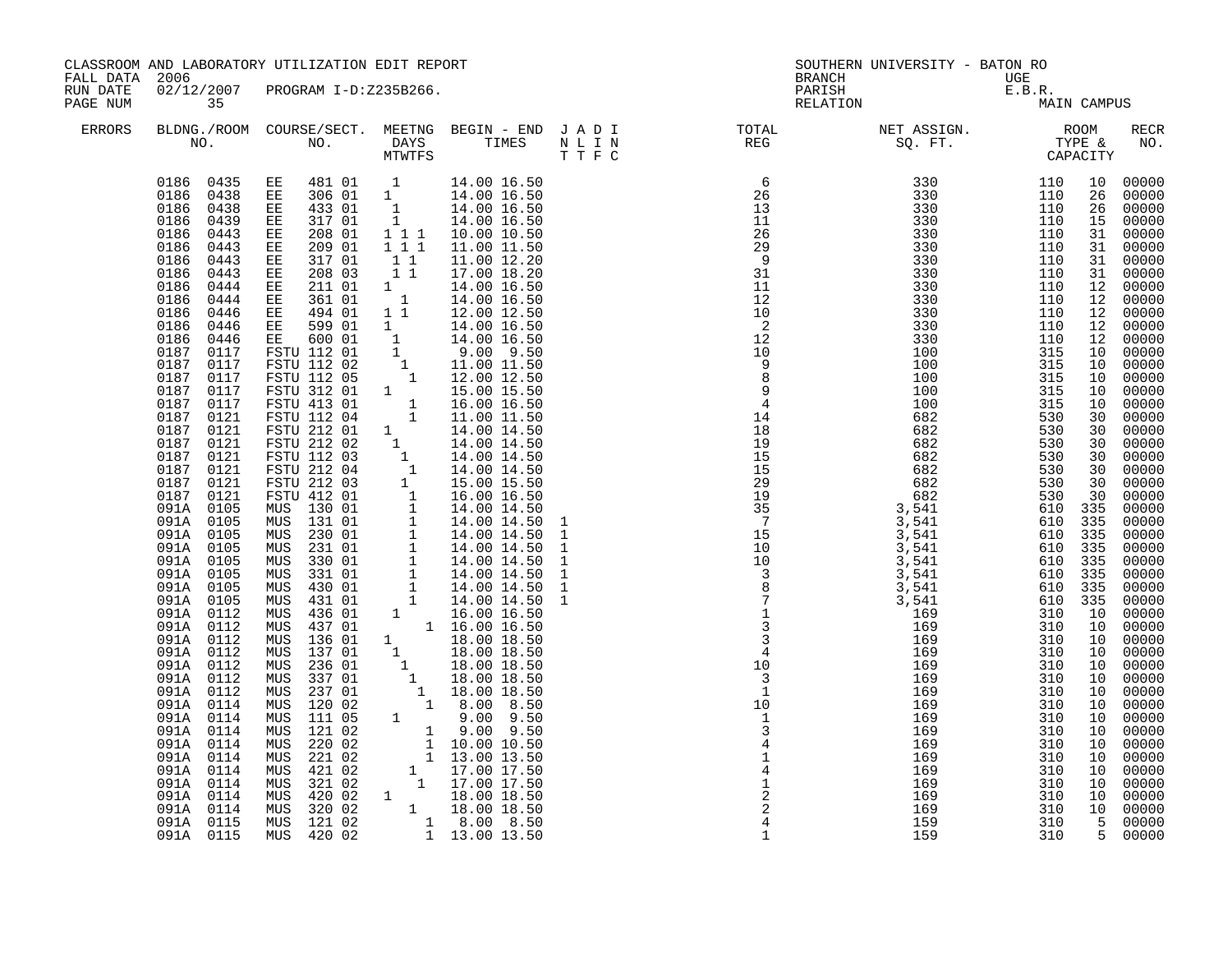CLASSROOM AND LABORATORY UTILIZATION EDIT REPORT
FALL DATA 2006
RUN DATE 02/12/2007 PROGRAM I-D:Z235B266.
PAGE NUM 35

SOUTHERN UNIVERSITY - BATON RO
BRANCH UGE
PARISH E.B.R.
RELATION MAIN CAMPUS

| ERRORS | BLDNG./ROOM NO. | COURSE/SECT. NO. | MEETNG DAYS MTWTFS | BEGIN - END TIMES | J A D I N L I N T T F C | TOTAL REG | NET ASSIGN. SQ. FT. | ROOM TYPE & CAPACITY | | RECR NO. |
|---|---|---|---|---|---|---|---|---|---|---|
| | 0186 0435 | EE 481 01 | 1 | 14.00 16.50 | | 6 | 330 | 110 | 10 | 00000 |
| | 0186 0438 | EE 306 01 | 1 | 14.00 16.50 | | 26 | 330 | 110 | 26 | 00000 |
| | 0186 0438 | EE 433 01 | 1 | 14.00 16.50 | | 13 | 330 | 110 | 26 | 00000 |
| | 0186 0439 | EE 317 01 | 1 | 14.00 16.50 | | 11 | 330 | 110 | 15 | 00000 |
| | 0186 0443 | EE 208 01 | 1 1 1 | 10.00 10.50 | | 26 | 330 | 110 | 31 | 00000 |
| | 0186 0443 | EE 209 01 | 1 1 1 | 11.00 11.50 | | 29 | 330 | 110 | 31 | 00000 |
| | 0186 0443 | EE 317 01 | 1 1 | 11.00 12.20 | | 9 | 330 | 110 | 31 | 00000 |
| | 0186 0443 | EE 208 03 | 1 1 | 17.00 18.20 | | 31 | 330 | 110 | 31 | 00000 |
| | 0186 0444 | EE 211 01 | 1 | 14.00 16.50 | | 11 | 330 | 110 | 12 | 00000 |
| | 0186 0444 | EE 361 01 | 1 | 14.00 16.50 | | 12 | 330 | 110 | 12 | 00000 |
| | 0186 0446 | EE 494 01 | 1 1 | 12.00 12.50 | | 10 | 330 | 110 | 12 | 00000 |
| | 0186 0446 | EE 599 01 | 1 | 14.00 16.50 | | 2 | 330 | 110 | 12 | 00000 |
| | 0186 0446 | EE 600 01 | 1 | 14.00 16.50 | | 12 | 330 | 110 | 12 | 00000 |
| | 0187 0117 | FSTU 112 01 | 1 | 9.00 9.50 | | 10 | 100 | 315 | 10 | 00000 |
| | 0187 0117 | FSTU 112 02 | 1 | 11.00 11.50 | | 9 | 100 | 315 | 10 | 00000 |
| | 0187 0117 | FSTU 112 05 | 1 | 12.00 12.50 | | 8 | 100 | 315 | 10 | 00000 |
| | 0187 0117 | FSTU 312 01 | 1 | 15.00 15.50 | | 9 | 100 | 315 | 10 | 00000 |
| | 0187 0117 | FSTU 413 01 | 1 | 16.00 16.50 | | 4 | 100 | 315 | 10 | 00000 |
| | 0187 0121 | FSTU 112 04 | 1 | 11.00 11.50 | | 14 | 682 | 530 | 30 | 00000 |
| | 0187 0121 | FSTU 212 01 | 1 | 14.00 14.50 | | 18 | 682 | 530 | 30 | 00000 |
| | 0187 0121 | FSTU 212 02 | 1 | 14.00 14.50 | | 19 | 682 | 530 | 30 | 00000 |
| | 0187 0121 | FSTU 112 03 | 1 | 14.00 14.50 | | 15 | 682 | 530 | 30 | 00000 |
| | 0187 0121 | FSTU 212 04 | 1 | 14.00 14.50 | | 15 | 682 | 530 | 30 | 00000 |
| | 0187 0121 | FSTU 212 03 | 1 | 15.00 15.50 | | 29 | 682 | 530 | 30 | 00000 |
| | 0187 0121 | FSTU 412 01 | 1 | 16.00 16.50 | | 19 | 682 | 530 | 30 | 00000 |
| | 091A 0105 | MUS 130 01 | 1 | 14.00 14.50 | | 35 | 3,541 | 610 | 335 | 00000 |
| | 091A 0105 | MUS 131 01 | 1 | 14.00 14.50 | 1 | 7 | 3,541 | 610 | 335 | 00000 |
| | 091A 0105 | MUS 230 01 | 1 | 14.00 14.50 | 1 | 15 | 3,541 | 610 | 335 | 00000 |
| | 091A 0105 | MUS 231 01 | 1 | 14.00 14.50 | 1 | 10 | 3,541 | 610 | 335 | 00000 |
| | 091A 0105 | MUS 330 01 | 1 | 14.00 14.50 | 1 | 10 | 3,541 | 610 | 335 | 00000 |
| | 091A 0105 | MUS 331 01 | 1 | 14.00 14.50 | 1 | 3 | 3,541 | 610 | 335 | 00000 |
| | 091A 0105 | MUS 430 01 | 1 | 14.00 14.50 | 1 | 8 | 3,541 | 610 | 335 | 00000 |
| | 091A 0105 | MUS 431 01 | 1 | 14.00 14.50 | 1 | 7 | 3,541 | 610 | 335 | 00000 |
| | 091A 0112 | MUS 436 01 | 1 | 16.00 16.50 | | 1 | 169 | 310 | 10 | 00000 |
| | 091A 0112 | MUS 437 01 | 1 | 16.00 16.50 | | 3 | 169 | 310 | 10 | 00000 |
| | 091A 0112 | MUS 136 01 | 1 | 18.00 18.50 | | 3 | 169 | 310 | 10 | 00000 |
| | 091A 0112 | MUS 137 01 | 1 | 18.00 18.50 | | 4 | 169 | 310 | 10 | 00000 |
| | 091A 0112 | MUS 236 01 | 1 | 18.00 18.50 | | 10 | 169 | 310 | 10 | 00000 |
| | 091A 0112 | MUS 337 01 | 1 | 18.00 18.50 | | 3 | 169 | 310 | 10 | 00000 |
| | 091A 0112 | MUS 237 01 | 1 | 18.00 18.50 | | 1 | 169 | 310 | 10 | 00000 |
| | 091A 0114 | MUS 120 02 | 1 | 8.00 8.50 | | 10 | 169 | 310 | 10 | 00000 |
| | 091A 0114 | MUS 111 05 | 1 | 9.00 9.50 | | 1 | 169 | 310 | 10 | 00000 |
| | 091A 0114 | MUS 121 02 | 1 | 9.00 9.50 | | 3 | 169 | 310 | 10 | 00000 |
| | 091A 0114 | MUS 220 02 | 1 | 10.00 10.50 | | 4 | 169 | 310 | 10 | 00000 |
| | 091A 0114 | MUS 221 02 | 1 | 13.00 13.50 | | 1 | 169 | 310 | 10 | 00000 |
| | 091A 0114 | MUS 421 02 | 1 | 17.00 17.50 | | 4 | 169 | 310 | 10 | 00000 |
| | 091A 0114 | MUS 321 02 | 1 | 17.00 17.50 | | 1 | 169 | 310 | 10 | 00000 |
| | 091A 0114 | MUS 420 02 | 1 | 18.00 18.50 | | 2 | 169 | 310 | 10 | 00000 |
| | 091A 0114 | MUS 320 02 | 1 | 18.00 18.50 | | 2 | 169 | 310 | 10 | 00000 |
| | 091A 0115 | MUS 121 02 | 1 | 8.00 8.50 | | 4 | 159 | 310 | 5 | 00000 |
| | 091A 0115 | MUS 420 02 | 1 | 13.00 13.50 | | 1 | 159 | 310 | 5 | 00000 |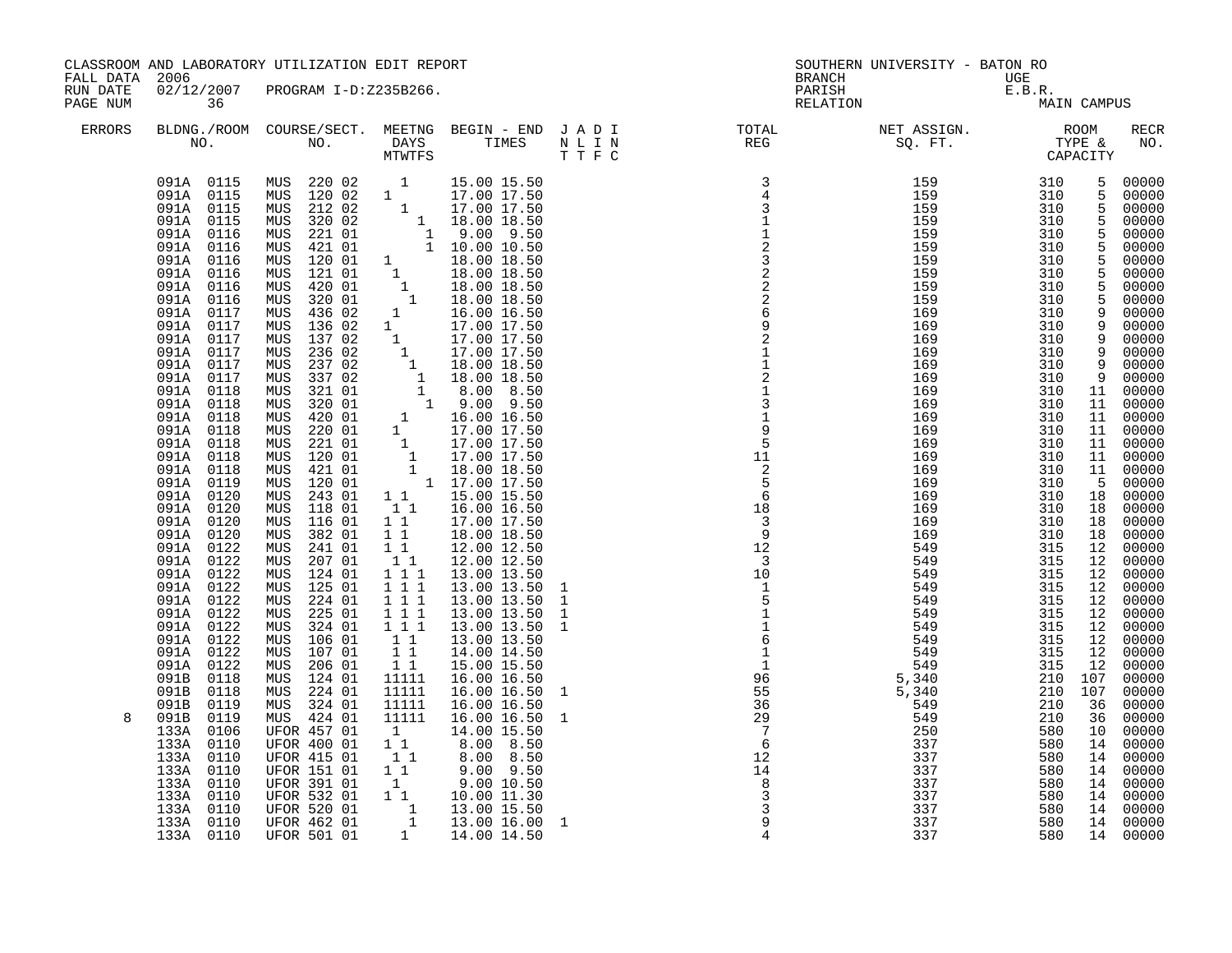CLASSROOM AND LABORATORY UTILIZATION EDIT REPORT
FALL DATA 2006
RUN DATE 02/12/2007 PROGRAM I-D:Z235B266.
PAGE NUM 36

SOUTHERN UNIVERSITY - BATON RO
BRANCH UGE
PARISH E.B.R.
RELATION MAIN CAMPUS

| ERRORS | BLDNG./ROOM NO. | COURSE/SECT. NO. | MEETNG DAYS MTWTFS | BEGIN - END TIMES | J A D I N L I N T T F C | TOTAL REG | NET ASSIGN. SQ. FT. | ROOM TYPE & CAPACITY | | RECR NO. |
|---|---|---|---|---|---|---|---|---|---|---|
| | 091A 0115 | MUS 220 02 | 1 | 15.00 15.50 | | 3 | 159 | 310 | 5 | 00000 |
| | 091A 0115 | MUS 120 02 | 1 | 17.00 17.50 | | 4 | 159 | 310 | 5 | 00000 |
| | 091A 0115 | MUS 212 02 | 1 | 17.00 17.50 | | 3 | 159 | 310 | 5 | 00000 |
| | 091A 0115 | MUS 320 02 | 1 | 18.00 18.50 | | 1 | 159 | 310 | 5 | 00000 |
| | 091A 0116 | MUS 221 01 | 1 | 9.00 9.50 | | 1 | 159 | 310 | 5 | 00000 |
| | 091A 0116 | MUS 421 01 | 1 | 10.00 10.50 | | 2 | 159 | 310 | 5 | 00000 |
| | 091A 0116 | MUS 120 01 | 1 | 18.00 18.50 | | 3 | 159 | 310 | 5 | 00000 |
| | 091A 0116 | MUS 121 01 | 1 | 18.00 18.50 | | 2 | 159 | 310 | 5 | 00000 |
| | 091A 0116 | MUS 420 01 | 1 | 18.00 18.50 | | 2 | 159 | 310 | 5 | 00000 |
| | 091A 0116 | MUS 320 01 | 1 | 18.00 18.50 | | 2 | 159 | 310 | 5 | 00000 |
| | 091A 0117 | MUS 436 02 | 1 | 16.00 16.50 | | 6 | 169 | 310 | 9 | 00000 |
| | 091A 0117 | MUS 136 02 | 1 | 17.00 17.50 | | 9 | 169 | 310 | 9 | 00000 |
| | 091A 0117 | MUS 137 02 | 1 | 17.00 17.50 | | 2 | 169 | 310 | 9 | 00000 |
| | 091A 0117 | MUS 236 02 | 1 | 17.00 17.50 | | 1 | 169 | 310 | 9 | 00000 |
| | 091A 0117 | MUS 237 02 | 1 | 18.00 18.50 | | 1 | 169 | 310 | 9 | 00000 |
| | 091A 0117 | MUS 337 02 | 1 | 18.00 18.50 | | 2 | 169 | 310 | 9 | 00000 |
| | 091A 0118 | MUS 321 01 | 1 | 8.00 8.50 | | 1 | 169 | 310 | 11 | 00000 |
| | 091A 0118 | MUS 320 01 | 1 | 9.00 9.50 | | 3 | 169 | 310 | 11 | 00000 |
| | 091A 0118 | MUS 420 01 | 1 | 16.00 16.50 | | 1 | 169 | 310 | 11 | 00000 |
| | 091A 0118 | MUS 220 01 | 1 | 17.00 17.50 | | 9 | 169 | 310 | 11 | 00000 |
| | 091A 0118 | MUS 221 01 | 1 | 17.00 17.50 | | 5 | 169 | 310 | 11 | 00000 |
| | 091A 0118 | MUS 120 01 | 1 | 17.00 17.50 | | 11 | 169 | 310 | 11 | 00000 |
| | 091A 0118 | MUS 421 01 | 1 | 18.00 18.50 | | 2 | 169 | 310 | 11 | 00000 |
| | 091A 0119 | MUS 120 01 | 1 | 17.00 17.50 | | 5 | 169 | 310 | 5 | 00000 |
| | 091A 0120 | MUS 243 01 | 1 1 | 15.00 15.50 | | 6 | 169 | 310 | 18 | 00000 |
| | 091A 0120 | MUS 118 01 | 1 1 | 16.00 16.50 | | 18 | 169 | 310 | 18 | 00000 |
| | 091A 0120 | MUS 116 01 | 1 1 | 17.00 17.50 | | 3 | 169 | 310 | 18 | 00000 |
| | 091A 0120 | MUS 382 01 | 1 1 | 18.00 18.50 | | 9 | 169 | 310 | 18 | 00000 |
| | 091A 0122 | MUS 241 01 | 1 1 | 12.00 12.50 | | 12 | 549 | 315 | 12 | 00000 |
| | 091A 0122 | MUS 207 01 | 1 1 | 12.00 12.50 | | 3 | 549 | 315 | 12 | 00000 |
| | 091A 0122 | MUS 124 01 | 1 1 1 | 13.00 13.50 | | 10 | 549 | 315 | 12 | 00000 |
| | 091A 0122 | MUS 125 01 | 1 1 1 | 13.00 13.50 | 1 | 1 | 549 | 315 | 12 | 00000 |
| | 091A 0122 | MUS 224 01 | 1 1 1 | 13.00 13.50 | 1 | 5 | 549 | 315 | 12 | 00000 |
| | 091A 0122 | MUS 225 01 | 1 1 1 | 13.00 13.50 | 1 | 1 | 549 | 315 | 12 | 00000 |
| | 091A 0122 | MUS 324 01 | 1 1 1 | 13.00 13.50 | 1 | 1 | 549 | 315 | 12 | 00000 |
| | 091A 0122 | MUS 106 01 | 1 1 | 13.00 13.50 | | 6 | 549 | 315 | 12 | 00000 |
| | 091A 0122 | MUS 107 01 | 1 1 | 14.00 14.50 | | 1 | 549 | 315 | 12 | 00000 |
| | 091A 0122 | MUS 206 01 | 1 1 | 15.00 15.50 | | 1 | 549 | 315 | 12 | 00000 |
| | 091B 0118 | MUS 124 01 | 11111 | 16.00 16.50 | | 96 | 5,340 | 210 | 107 | 00000 |
| | 091B 0118 | MUS 224 01 | 11111 | 16.00 16.50 | 1 | 55 | 5,340 | 210 | 107 | 00000 |
| | 091B 0119 | MUS 324 01 | 11111 | 16.00 16.50 | | 36 | 549 | 210 | 36 | 00000 |
| 8 | 091B 0119 | MUS 424 01 | 11111 | 16.00 16.50 | 1 | 29 | 549 | 210 | 36 | 00000 |
| | 133A 0106 | UFOR 457 01 | 1 | 14.00 15.50 | | 7 | 250 | 580 | 10 | 00000 |
| | 133A 0110 | UFOR 400 01 | 1 1 | 8.00 8.50 | | 6 | 337 | 580 | 14 | 00000 |
| | 133A 0110 | UFOR 415 01 | 1 1 | 8.00 8.50 | | 12 | 337 | 580 | 14 | 00000 |
| | 133A 0110 | UFOR 151 01 | 1 1 | 9.00 9.50 | | 14 | 337 | 580 | 14 | 00000 |
| | 133A 0110 | UFOR 391 01 | 1 | 9.00 10.50 | | 8 | 337 | 580 | 14 | 00000 |
| | 133A 0110 | UFOR 532 01 | 1 1 | 10.00 11.30 | | 3 | 337 | 580 | 14 | 00000 |
| | 133A 0110 | UFOR 520 01 | 1 | 13.00 15.50 | | 3 | 337 | 580 | 14 | 00000 |
| | 133A 0110 | UFOR 462 01 | 1 | 13.00 16.00 | 1 | 9 | 337 | 580 | 14 | 00000 |
| | 133A 0110 | UFOR 501 01 | 1 | 14.00 14.50 | | 4 | 337 | 580 | 14 | 00000 |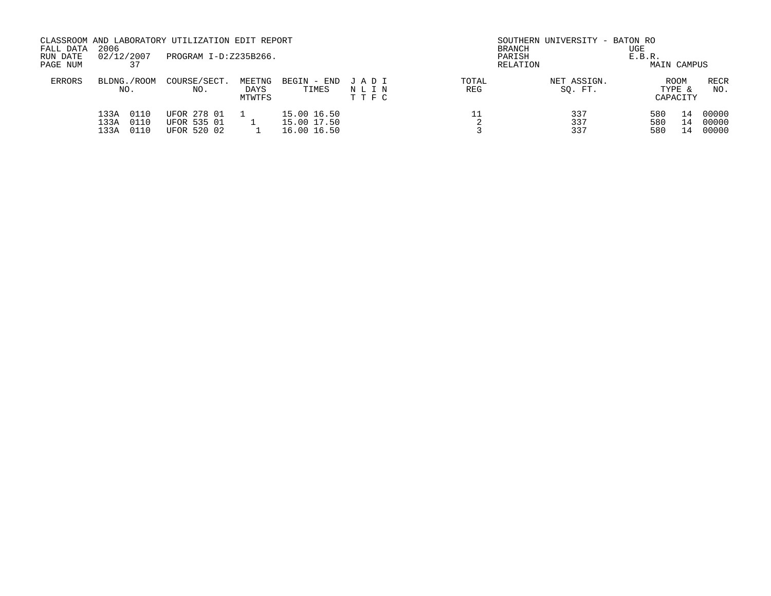CLASSROOM AND LABORATORY UTILIZATION EDIT REPORT
FALL DATA 2006
RUN DATE 02/12/2007 PROGRAM I-D:Z235B266.
PAGE NUM 37

SOUTHERN UNIVERSITY - BATON RO
BRANCH UGE
PARISH E.B.R.
RELATION MAIN CAMPUS

| ERRORS | BLDNG./ROOM NO. | COURSE/SECT. NO. | MEETNG DAYS MTWTFS | BEGIN - END TIMES | J A D I N L I N T T F C | TOTAL REG | NET ASSIGN. SQ. FT. | ROOM TYPE & CAPACITY | | RECR NO. |
|---|---|---|---|---|---|---|---|---|---|---|
| | 133A 0110 | UFOR 278 01 | 1 | 15.00 16.50 | | 11 | 337 | 580 | 14 | 00000 |
| | 133A 0110 | UFOR 535 01 | 1 | 15.00 17.50 | | 2 | 337 | 580 | 14 | 00000 |
| | 133A 0110 | UFOR 520 02 | 1 | 16.00 16.50 | | 3 | 337 | 580 | 14 | 00000 |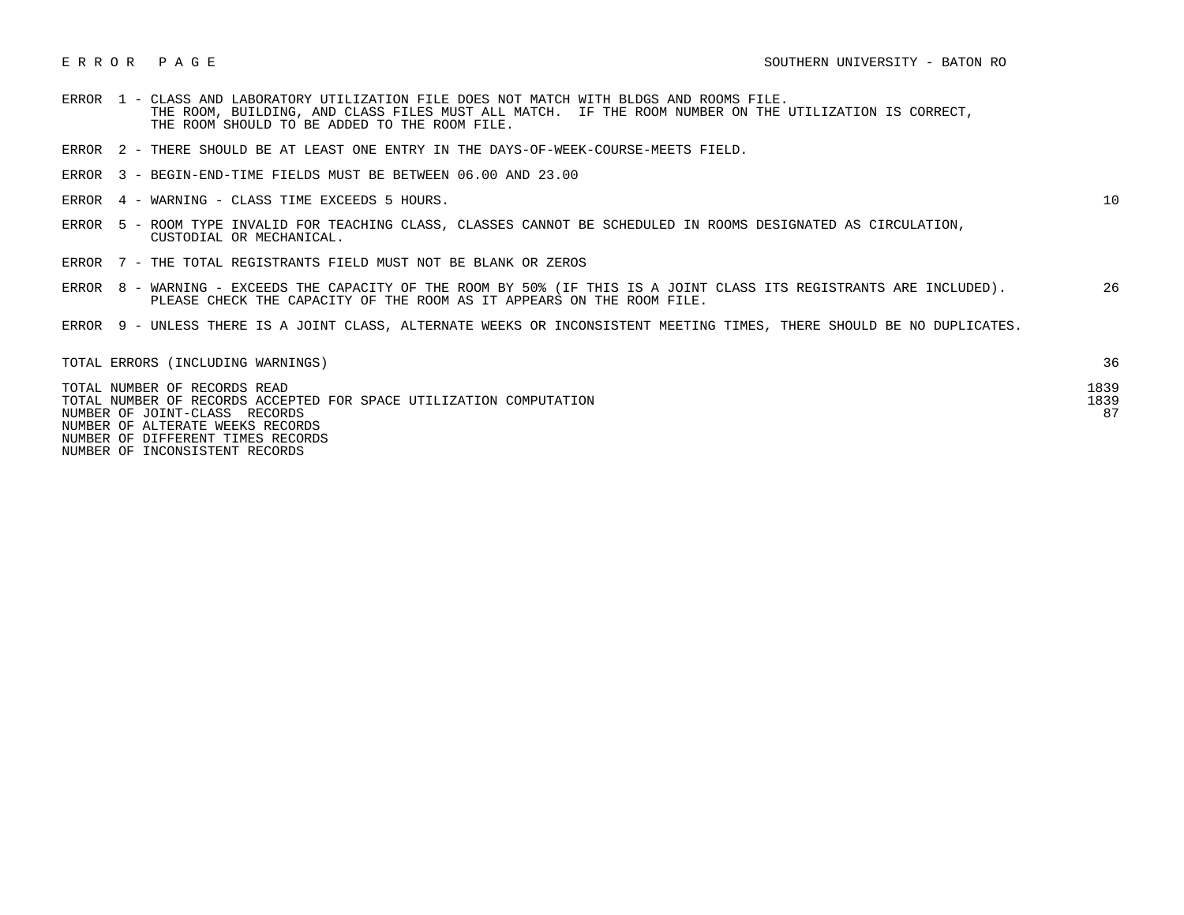E R R O R   P A G E

SOUTHERN UNIVERSITY - BATON RO

| | |
|---|---|
| ERROR 1 - CLASS AND LABORATORY UTILIZATION FILE DOES NOT MATCH WITH BLDGS AND ROOMS FILE. THE ROOM, BUILDING, AND CLASS FILES MUST ALL MATCH. IF THE ROOM NUMBER ON THE UTILIZATION IS CORRECT, THE ROOM SHOULD TO BE ADDED TO THE ROOM FILE. | |
| ERROR 2 - THERE SHOULD BE AT LEAST ONE ENTRY IN THE DAYS-OF-WEEK-COURSE-MEETS FIELD. | |
| ERROR 3 - BEGIN-END-TIME FIELDS MUST BE BETWEEN 06.00 AND 23.00 | |
| ERROR 4 - WARNING - CLASS TIME EXCEEDS 5 HOURS. | 10 |
| ERROR 5 - ROOM TYPE INVALID FOR TEACHING CLASS, CLASSES CANNOT BE SCHEDULED IN ROOMS DESIGNATED AS CIRCULATION, CUSTODIAL OR MECHANICAL. | |
| ERROR 7 - THE TOTAL REGISTRANTS FIELD MUST NOT BE BLANK OR ZEROS | |
| ERROR 8 - WARNING - EXCEEDS THE CAPACITY OF THE ROOM BY 50% (IF THIS IS A JOINT CLASS ITS REGISTRANTS ARE INCLUDED). PLEASE CHECK THE CAPACITY OF THE ROOM AS IT APPEARS ON THE ROOM FILE. | 26 |
| ERROR 9 - UNLESS THERE IS A JOINT CLASS, ALTERNATE WEEKS OR INCONSISTENT MEETING TIMES, THERE SHOULD BE NO DUPLICATES. | |
| TOTAL ERRORS (INCLUDING WARNINGS) | 36 |
| TOTAL NUMBER OF RECORDS READ | 1839 |
| TOTAL NUMBER OF RECORDS ACCEPTED FOR SPACE UTILIZATION COMPUTATION | 1839 |
| NUMBER OF JOINT-CLASS RECORDS | 87 |
| NUMBER OF ALTERATE WEEKS RECORDS | |
| NUMBER OF DIFFERENT TIMES RECORDS | |
| NUMBER OF INCONSISTENT RECORDS | |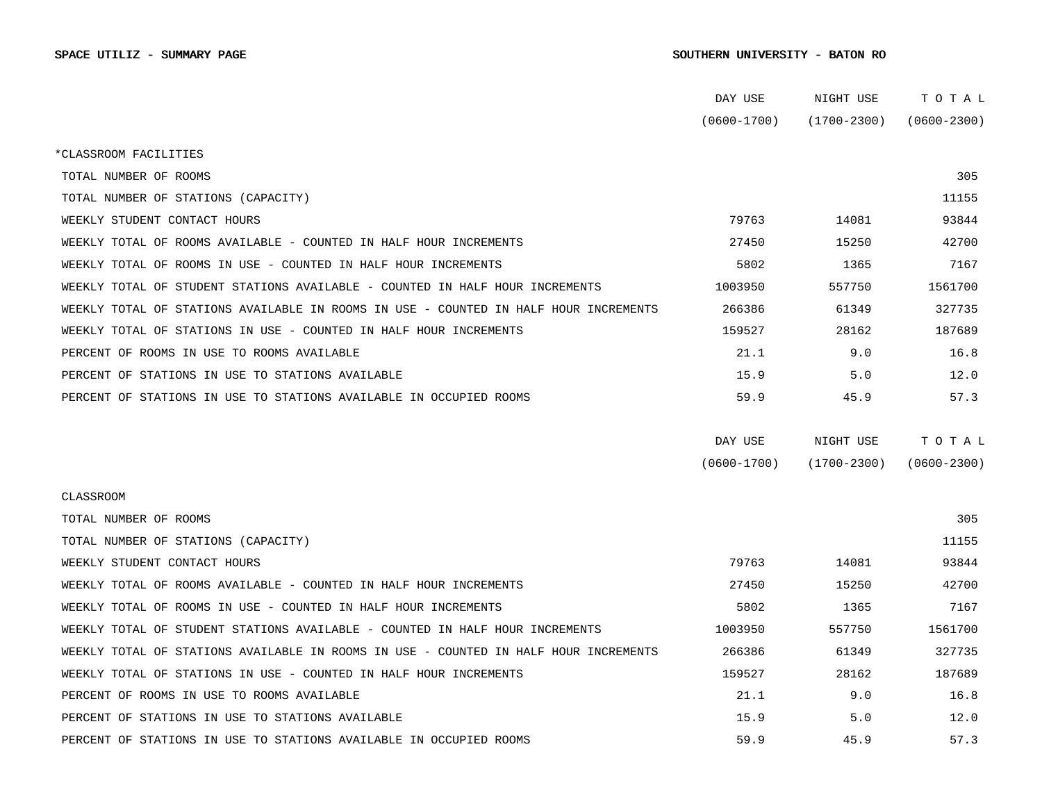**SPACE UTILIZ - SUMMARY PAGE** **SOUTHERN UNIVERSITY - BATON RO**

| | DAY USE (0600-1700) | NIGHT USE (1700-2300) | T O T A L (0600-2300) |
|---|---|---|---|
| *CLASSROOM FACILITIES | | | |
| TOTAL NUMBER OF ROOMS | | | 305 |
| TOTAL NUMBER OF STATIONS (CAPACITY) | | | 11155 |
| WEEKLY STUDENT CONTACT HOURS | 79763 | 14081 | 93844 |
| WEEKLY TOTAL OF ROOMS AVAILABLE - COUNTED IN HALF HOUR INCREMENTS | 27450 | 15250 | 42700 |
| WEEKLY TOTAL OF ROOMS IN USE - COUNTED IN HALF HOUR INCREMENTS | 5802 | 1365 | 7167 |
| WEEKLY TOTAL OF STUDENT STATIONS AVAILABLE - COUNTED IN HALF HOUR INCREMENTS | 1003950 | 557750 | 1561700 |
| WEEKLY TOTAL OF STATIONS AVAILABLE IN ROOMS IN USE - COUNTED IN HALF HOUR INCREMENTS | 266386 | 61349 | 327735 |
| WEEKLY TOTAL OF STATIONS IN USE - COUNTED IN HALF HOUR INCREMENTS | 159527 | 28162 | 187689 |
| PERCENT OF ROOMS IN USE TO ROOMS AVAILABLE | 21.1 | 9.0 | 16.8 |
| PERCENT OF STATIONS IN USE TO STATIONS AVAILABLE | 15.9 | 5.0 | 12.0 |
| PERCENT OF STATIONS IN USE TO STATIONS AVAILABLE IN OCCUPIED ROOMS | 59.9 | 45.9 | 57.3 |

| | DAY USE (0600-1700) | NIGHT USE (1700-2300) | T O T A L (0600-2300) |
|---|---|---|---|
| CLASSROOM | | | |
| TOTAL NUMBER OF ROOMS | | | 305 |
| TOTAL NUMBER OF STATIONS (CAPACITY) | | | 11155 |
| WEEKLY STUDENT CONTACT HOURS | 79763 | 14081 | 93844 |
| WEEKLY TOTAL OF ROOMS AVAILABLE - COUNTED IN HALF HOUR INCREMENTS | 27450 | 15250 | 42700 |
| WEEKLY TOTAL OF ROOMS IN USE - COUNTED IN HALF HOUR INCREMENTS | 5802 | 1365 | 7167 |
| WEEKLY TOTAL OF STUDENT STATIONS AVAILABLE - COUNTED IN HALF HOUR INCREMENTS | 1003950 | 557750 | 1561700 |
| WEEKLY TOTAL OF STATIONS AVAILABLE IN ROOMS IN USE - COUNTED IN HALF HOUR INCREMENTS | 266386 | 61349 | 327735 |
| WEEKLY TOTAL OF STATIONS IN USE - COUNTED IN HALF HOUR INCREMENTS | 159527 | 28162 | 187689 |
| PERCENT OF ROOMS IN USE TO ROOMS AVAILABLE | 21.1 | 9.0 | 16.8 |
| PERCENT OF STATIONS IN USE TO STATIONS AVAILABLE | 15.9 | 5.0 | 12.0 |
| PERCENT OF STATIONS IN USE TO STATIONS AVAILABLE IN OCCUPIED ROOMS | 59.9 | 45.9 | 57.3 |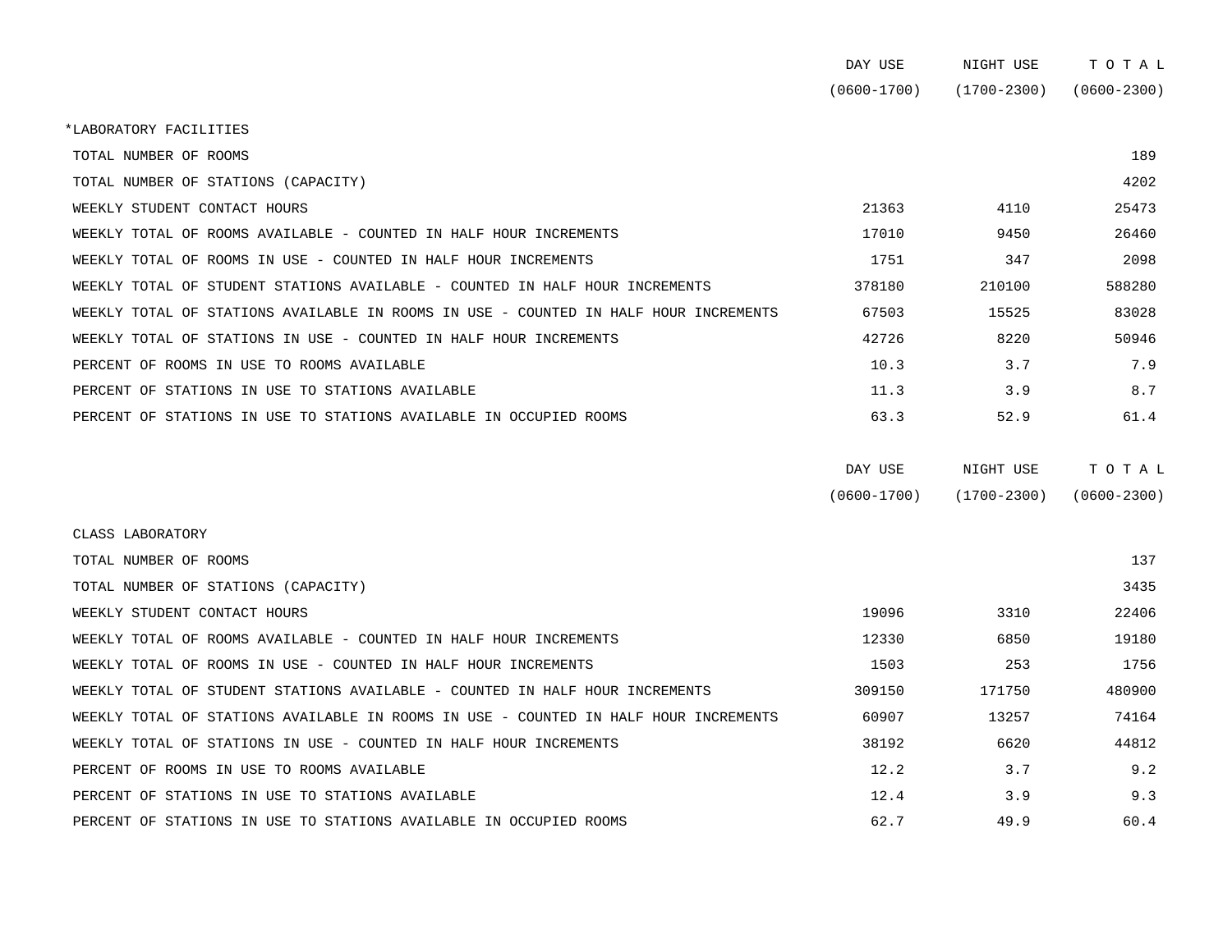| | DAY USE (0600-1700) | NIGHT USE (1700-2300) | T O T A L (0600-2300) |
|---|---|---|---|
| *LABORATORY FACILITIES | | | |
| TOTAL NUMBER OF ROOMS | | | 189 |
| TOTAL NUMBER OF STATIONS (CAPACITY) | | | 4202 |
| WEEKLY STUDENT CONTACT HOURS | 21363 | 4110 | 25473 |
| WEEKLY TOTAL OF ROOMS AVAILABLE - COUNTED IN HALF HOUR INCREMENTS | 17010 | 9450 | 26460 |
| WEEKLY TOTAL OF ROOMS IN USE - COUNTED IN HALF HOUR INCREMENTS | 1751 | 347 | 2098 |
| WEEKLY TOTAL OF STUDENT STATIONS AVAILABLE - COUNTED IN HALF HOUR INCREMENTS | 378180 | 210100 | 588280 |
| WEEKLY TOTAL OF STATIONS AVAILABLE IN ROOMS IN USE - COUNTED IN HALF HOUR INCREMENTS | 67503 | 15525 | 83028 |
| WEEKLY TOTAL OF STATIONS IN USE - COUNTED IN HALF HOUR INCREMENTS | 42726 | 8220 | 50946 |
| PERCENT OF ROOMS IN USE TO ROOMS AVAILABLE | 10.3 | 3.7 | 7.9 |
| PERCENT OF STATIONS IN USE TO STATIONS AVAILABLE | 11.3 | 3.9 | 8.7 |
| PERCENT OF STATIONS IN USE TO STATIONS AVAILABLE IN OCCUPIED ROOMS | 63.3 | 52.9 | 61.4 |

| | DAY USE (0600-1700) | NIGHT USE (1700-2300) | T O T A L (0600-2300) |
|---|---|---|---|
| CLASS LABORATORY | | | |
| TOTAL NUMBER OF ROOMS | | | 137 |
| TOTAL NUMBER OF STATIONS (CAPACITY) | | | 3435 |
| WEEKLY STUDENT CONTACT HOURS | 19096 | 3310 | 22406 |
| WEEKLY TOTAL OF ROOMS AVAILABLE - COUNTED IN HALF HOUR INCREMENTS | 12330 | 6850 | 19180 |
| WEEKLY TOTAL OF ROOMS IN USE - COUNTED IN HALF HOUR INCREMENTS | 1503 | 253 | 1756 |
| WEEKLY TOTAL OF STUDENT STATIONS AVAILABLE - COUNTED IN HALF HOUR INCREMENTS | 309150 | 171750 | 480900 |
| WEEKLY TOTAL OF STATIONS AVAILABLE IN ROOMS IN USE - COUNTED IN HALF HOUR INCREMENTS | 60907 | 13257 | 74164 |
| WEEKLY TOTAL OF STATIONS IN USE - COUNTED IN HALF HOUR INCREMENTS | 38192 | 6620 | 44812 |
| PERCENT OF ROOMS IN USE TO ROOMS AVAILABLE | 12.2 | 3.7 | 9.2 |
| PERCENT OF STATIONS IN USE TO STATIONS AVAILABLE | 12.4 | 3.9 | 9.3 |
| PERCENT OF STATIONS IN USE TO STATIONS AVAILABLE IN OCCUPIED ROOMS | 62.7 | 49.9 | 60.4 |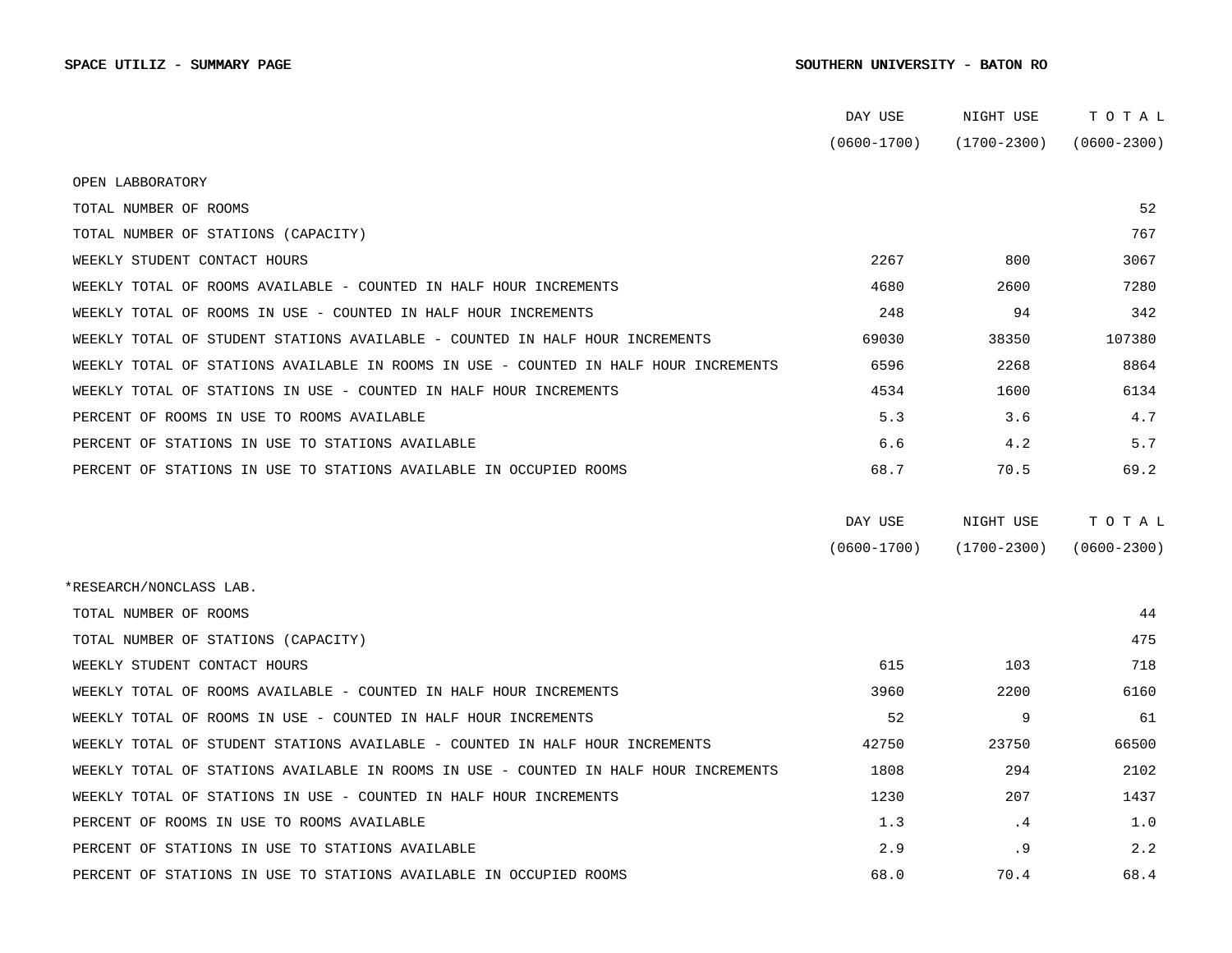**SPACE UTILIZ - SUMMARY PAGE** **SOUTHERN UNIVERSITY - BATON RO**

| | DAY USE (0600-1700) | NIGHT USE (1700-2300) | T O T A L (0600-2300) |
|---|---|---|---|
| OPEN LABBORATORY | | | |
| TOTAL NUMBER OF ROOMS | | | 52 |
| TOTAL NUMBER OF STATIONS (CAPACITY) | | | 767 |
| WEEKLY STUDENT CONTACT HOURS | 2267 | 800 | 3067 |
| WEEKLY TOTAL OF ROOMS AVAILABLE - COUNTED IN HALF HOUR INCREMENTS | 4680 | 2600 | 7280 |
| WEEKLY TOTAL OF ROOMS IN USE - COUNTED IN HALF HOUR INCREMENTS | 248 | 94 | 342 |
| WEEKLY TOTAL OF STUDENT STATIONS AVAILABLE - COUNTED IN HALF HOUR INCREMENTS | 69030 | 38350 | 107380 |
| WEEKLY TOTAL OF STATIONS AVAILABLE IN ROOMS IN USE - COUNTED IN HALF HOUR INCREMENTS | 6596 | 2268 | 8864 |
| WEEKLY TOTAL OF STATIONS IN USE - COUNTED IN HALF HOUR INCREMENTS | 4534 | 1600 | 6134 |
| PERCENT OF ROOMS IN USE TO ROOMS AVAILABLE | 5.3 | 3.6 | 4.7 |
| PERCENT OF STATIONS IN USE TO STATIONS AVAILABLE | 6.6 | 4.2 | 5.7 |
| PERCENT OF STATIONS IN USE TO STATIONS AVAILABLE IN OCCUPIED ROOMS | 68.7 | 70.5 | 69.2 |

| | DAY USE (0600-1700) | NIGHT USE (1700-2300) | T O T A L (0600-2300) |
|---|---|---|---|
| *RESEARCH/NONCLASS LAB. | | | |
| TOTAL NUMBER OF ROOMS | | | 44 |
| TOTAL NUMBER OF STATIONS (CAPACITY) | | | 475 |
| WEEKLY STUDENT CONTACT HOURS | 615 | 103 | 718 |
| WEEKLY TOTAL OF ROOMS AVAILABLE - COUNTED IN HALF HOUR INCREMENTS | 3960 | 2200 | 6160 |
| WEEKLY TOTAL OF ROOMS IN USE - COUNTED IN HALF HOUR INCREMENTS | 52 | 9 | 61 |
| WEEKLY TOTAL OF STUDENT STATIONS AVAILABLE - COUNTED IN HALF HOUR INCREMENTS | 42750 | 23750 | 66500 |
| WEEKLY TOTAL OF STATIONS AVAILABLE IN ROOMS IN USE - COUNTED IN HALF HOUR INCREMENTS | 1808 | 294 | 2102 |
| WEEKLY TOTAL OF STATIONS IN USE - COUNTED IN HALF HOUR INCREMENTS | 1230 | 207 | 1437 |
| PERCENT OF ROOMS IN USE TO ROOMS AVAILABLE | 1.3 | .4 | 1.0 |
| PERCENT OF STATIONS IN USE TO STATIONS AVAILABLE | 2.9 | .9 | 2.2 |
| PERCENT OF STATIONS IN USE TO STATIONS AVAILABLE IN OCCUPIED ROOMS | 68.0 | 70.4 | 68.4 |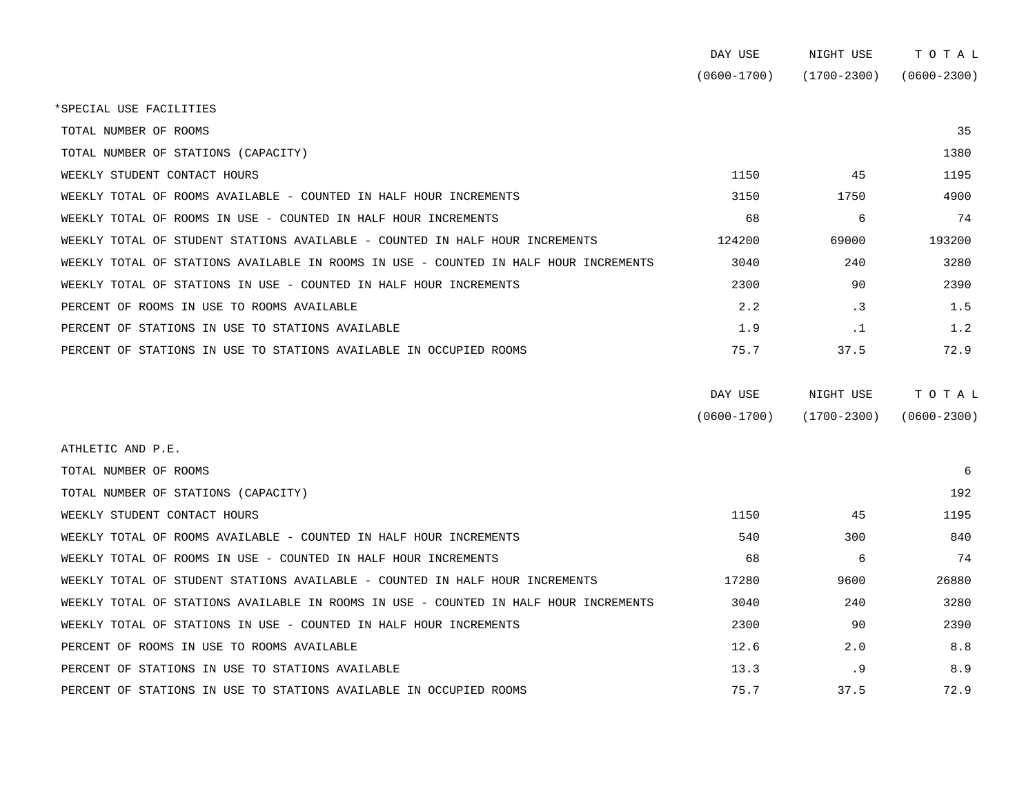| | DAY USE (0600-1700) | NIGHT USE (1700-2300) | T O T A L (0600-2300) |
|---|---|---|---|
| *SPECIAL USE FACILITIES | | | |
| TOTAL NUMBER OF ROOMS | | | 35 |
| TOTAL NUMBER OF STATIONS (CAPACITY) | | | 1380 |
| WEEKLY STUDENT CONTACT HOURS | 1150 | 45 | 1195 |
| WEEKLY TOTAL OF ROOMS AVAILABLE - COUNTED IN HALF HOUR INCREMENTS | 3150 | 1750 | 4900 |
| WEEKLY TOTAL OF ROOMS IN USE - COUNTED IN HALF HOUR INCREMENTS | 68 | 6 | 74 |
| WEEKLY TOTAL OF STUDENT STATIONS AVAILABLE - COUNTED IN HALF HOUR INCREMENTS | 124200 | 69000 | 193200 |
| WEEKLY TOTAL OF STATIONS AVAILABLE IN ROOMS IN USE - COUNTED IN HALF HOUR INCREMENTS | 3040 | 240 | 3280 |
| WEEKLY TOTAL OF STATIONS IN USE - COUNTED IN HALF HOUR INCREMENTS | 2300 | 90 | 2390 |
| PERCENT OF ROOMS IN USE TO ROOMS AVAILABLE | 2.2 | .3 | 1.5 |
| PERCENT OF STATIONS IN USE TO STATIONS AVAILABLE | 1.9 | .1 | 1.2 |
| PERCENT OF STATIONS IN USE TO STATIONS AVAILABLE IN OCCUPIED ROOMS | 75.7 | 37.5 | 72.9 |

| | DAY USE (0600-1700) | NIGHT USE (1700-2300) | T O T A L (0600-2300) |
|---|---|---|---|
| ATHLETIC AND P.E. | | | |
| TOTAL NUMBER OF ROOMS | | | 6 |
| TOTAL NUMBER OF STATIONS (CAPACITY) | | | 192 |
| WEEKLY STUDENT CONTACT HOURS | 1150 | 45 | 1195 |
| WEEKLY TOTAL OF ROOMS AVAILABLE - COUNTED IN HALF HOUR INCREMENTS | 540 | 300 | 840 |
| WEEKLY TOTAL OF ROOMS IN USE - COUNTED IN HALF HOUR INCREMENTS | 68 | 6 | 74 |
| WEEKLY TOTAL OF STUDENT STATIONS AVAILABLE - COUNTED IN HALF HOUR INCREMENTS | 17280 | 9600 | 26880 |
| WEEKLY TOTAL OF STATIONS AVAILABLE IN ROOMS IN USE - COUNTED IN HALF HOUR INCREMENTS | 3040 | 240 | 3280 |
| WEEKLY TOTAL OF STATIONS IN USE - COUNTED IN HALF HOUR INCREMENTS | 2300 | 90 | 2390 |
| PERCENT OF ROOMS IN USE TO ROOMS AVAILABLE | 12.6 | 2.0 | 8.8 |
| PERCENT OF STATIONS IN USE TO STATIONS AVAILABLE | 13.3 | .9 | 8.9 |
| PERCENT OF STATIONS IN USE TO STATIONS AVAILABLE IN OCCUPIED ROOMS | 75.7 | 37.5 | 72.9 |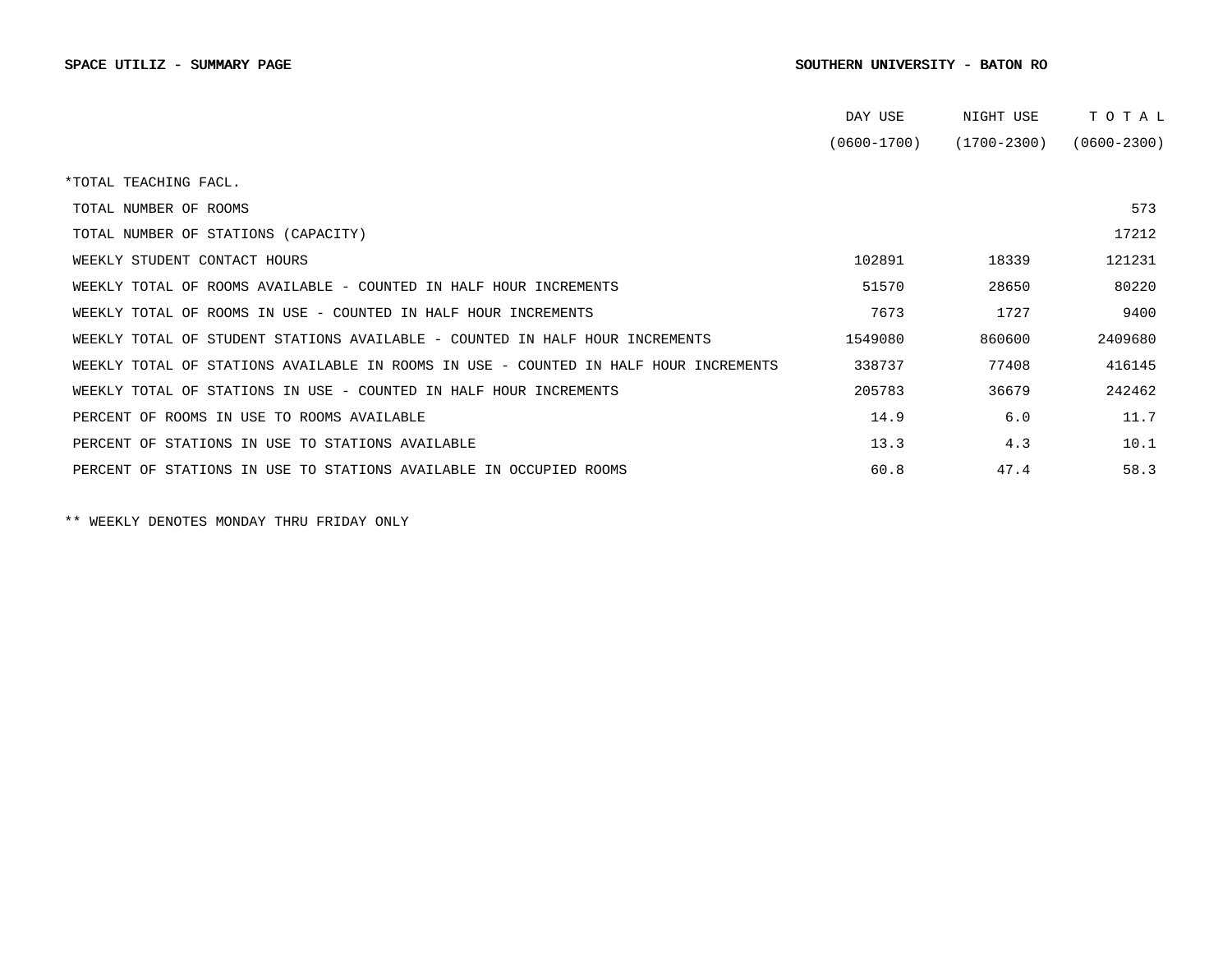**SPACE UTILIZ - SUMMARY PAGE** **SOUTHERN UNIVERSITY - BATON RO**

| | DAY USE (0600-1700) | NIGHT USE (1700-2300) | T O T A L (0600-2300) |
|---|---|---|---|
| *TOTAL TEACHING FACL. | | | |
| TOTAL NUMBER OF ROOMS | | | 573 |
| TOTAL NUMBER OF STATIONS (CAPACITY) | | | 17212 |
| WEEKLY STUDENT CONTACT HOURS | 102891 | 18339 | 121231 |
| WEEKLY TOTAL OF ROOMS AVAILABLE - COUNTED IN HALF HOUR INCREMENTS | 51570 | 28650 | 80220 |
| WEEKLY TOTAL OF ROOMS IN USE - COUNTED IN HALF HOUR INCREMENTS | 7673 | 1727 | 9400 |
| WEEKLY TOTAL OF STUDENT STATIONS AVAILABLE - COUNTED IN HALF HOUR INCREMENTS | 1549080 | 860600 | 2409680 |
| WEEKLY TOTAL OF STATIONS AVAILABLE IN ROOMS IN USE - COUNTED IN HALF HOUR INCREMENTS | 338737 | 77408 | 416145 |
| WEEKLY TOTAL OF STATIONS IN USE - COUNTED IN HALF HOUR INCREMENTS | 205783 | 36679 | 242462 |
| PERCENT OF ROOMS IN USE TO ROOMS AVAILABLE | 14.9 | 6.0 | 11.7 |
| PERCENT OF STATIONS IN USE TO STATIONS AVAILABLE | 13.3 | 4.3 | 10.1 |
| PERCENT OF STATIONS IN USE TO STATIONS AVAILABLE IN OCCUPIED ROOMS | 60.8 | 47.4 | 58.3 |

** WEEKLY DENOTES MONDAY THRU FRIDAY ONLY